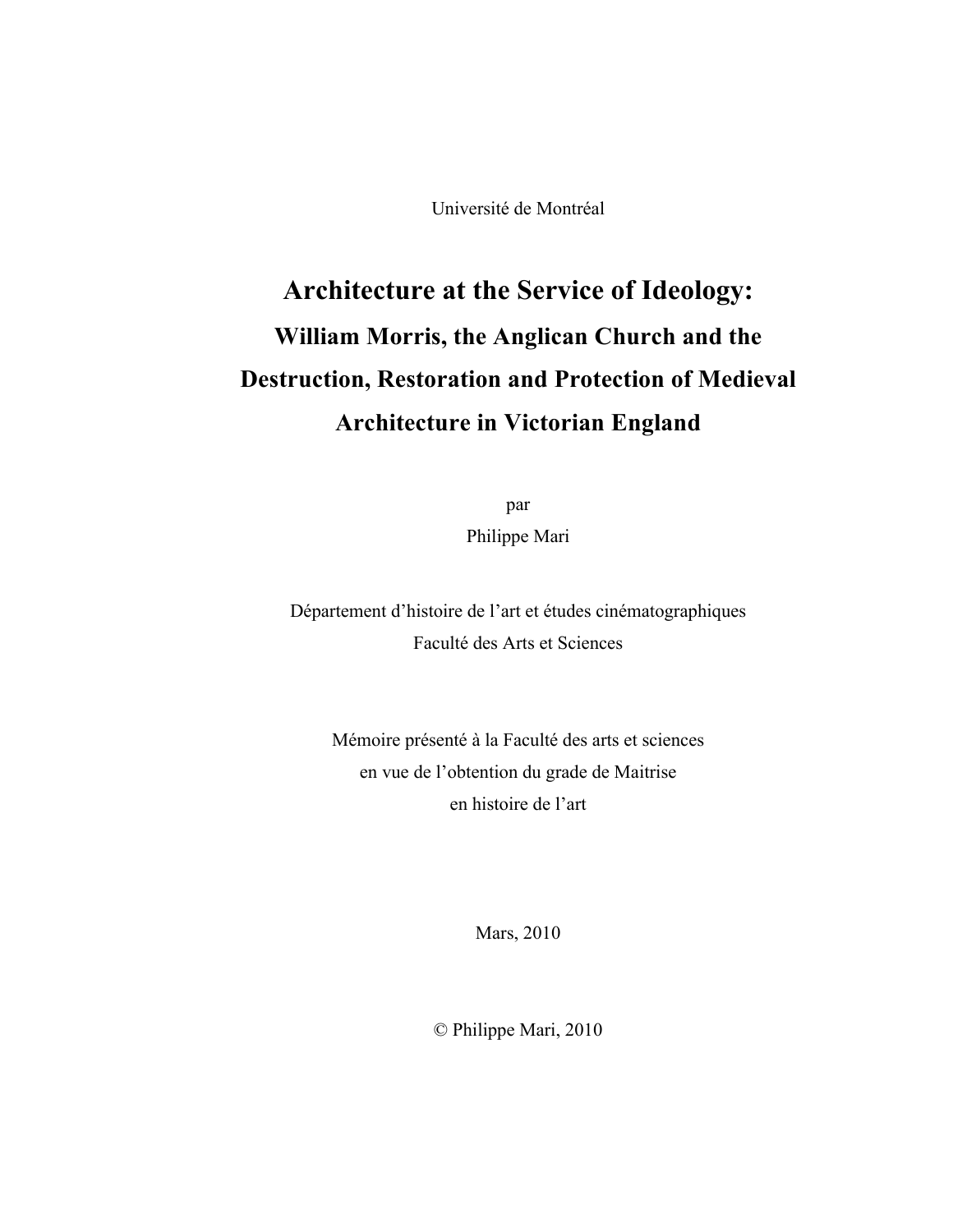Université de Montréal

# Architecture at the Service of Ideology:

## William Morris, the Anglican Church and the Destruction, Restoration and Protection of Medieval Architecture in Victorian England

par

Philippe Mari

Département d'histoire de l'art et études cinématographiques

Faculté des Arts et Sciences

Mémoire présenté à la Faculté des arts et sciences

en vue de l'obtention du grade de Maitrise

en histoire de l'art

Mars, 2010

© Philippe Mari, 2010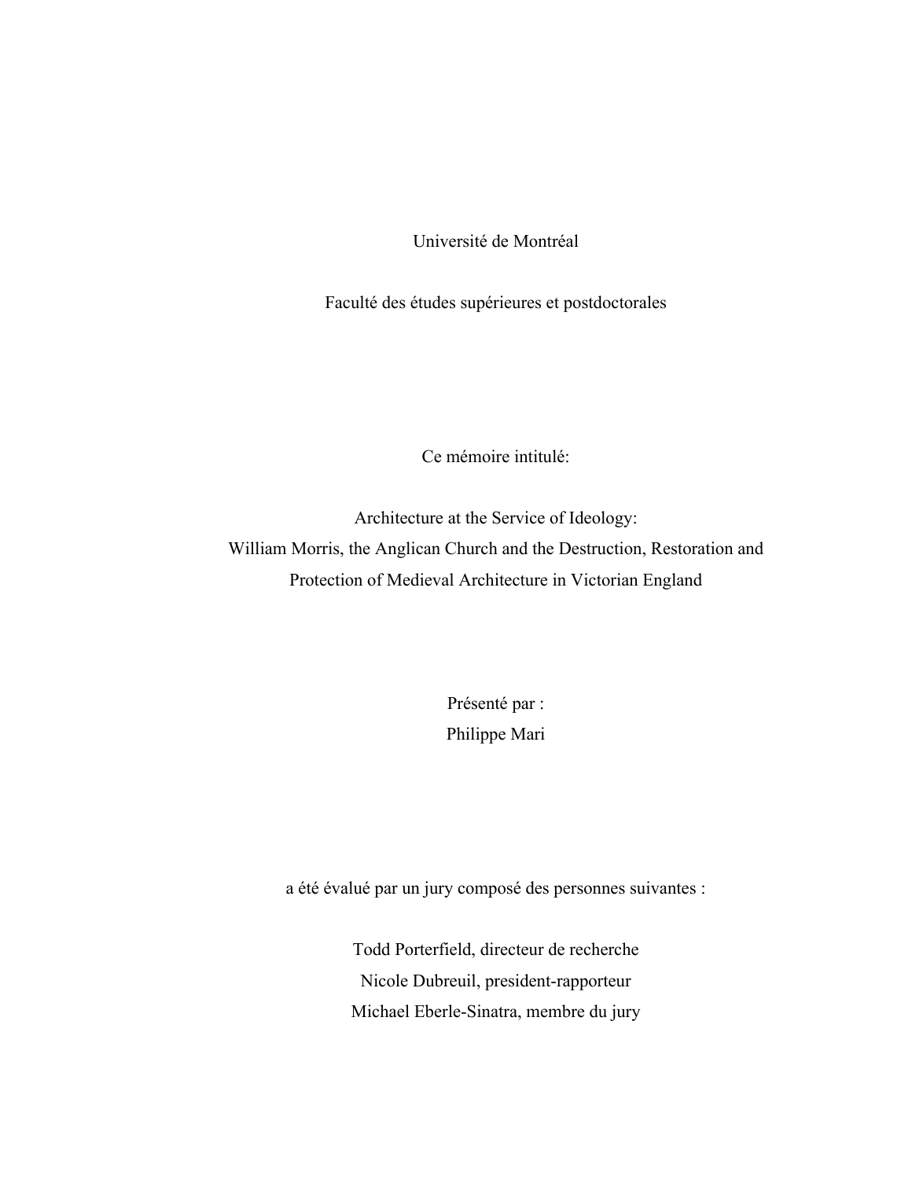Université de Montréal

Faculté des études supérieures et postdoctorales

Ce mémoire intitulé:

Architecture at the Service of Ideology:
William Morris, the Anglican Church and the Destruction, Restoration and Protection of Medieval Architecture in Victorian England

Présenté par :
Philippe Mari

a été évalué par un jury composé des personnes suivantes :

Todd Porterfield, directeur de recherche
Nicole Dubreuil, president-rapporteur
Michael Eberle-Sinatra, membre du jury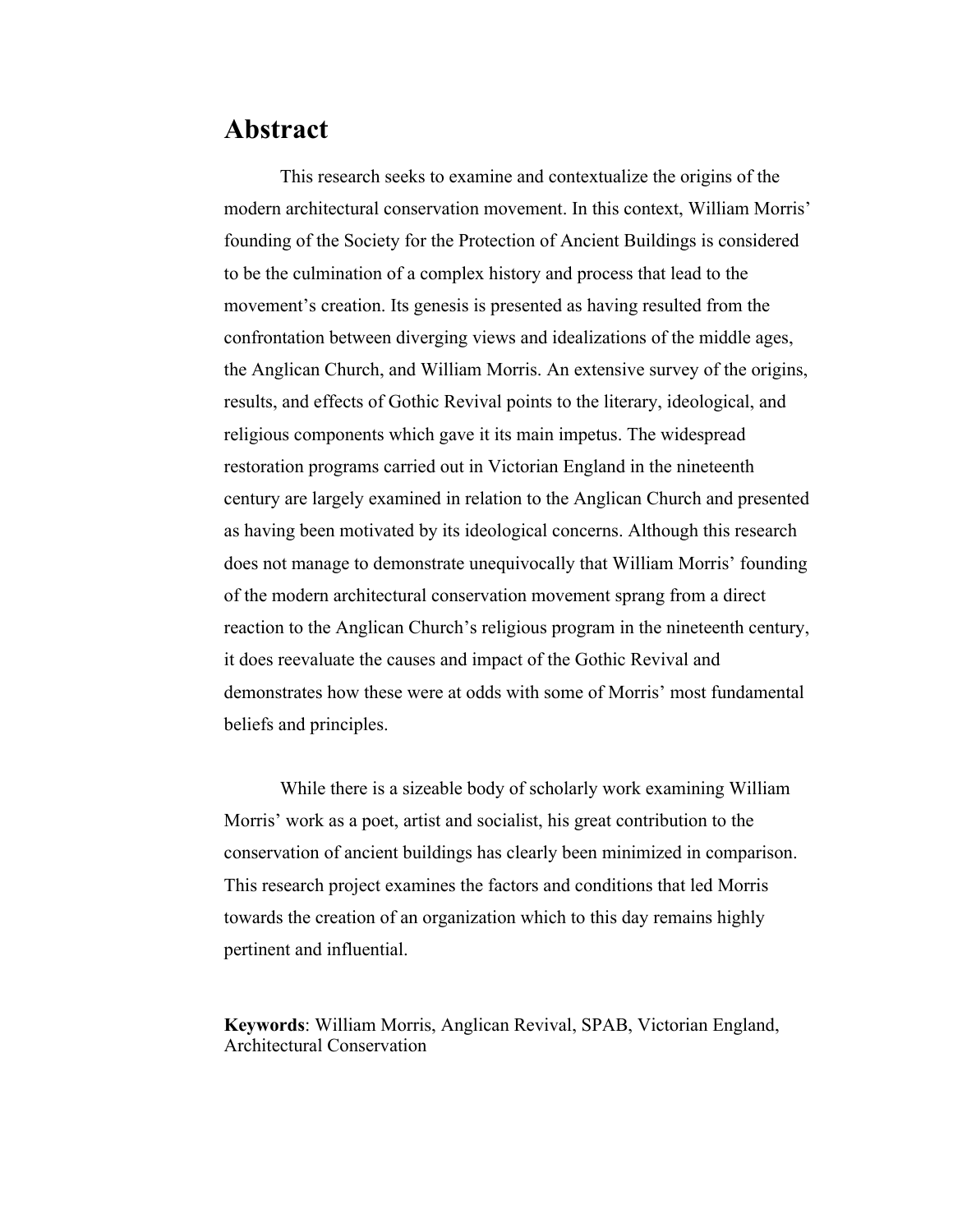# Abstract

This research seeks to examine and contextualize the origins of the modern architectural conservation movement. In this context, William Morris' founding of the Society for the Protection of Ancient Buildings is considered to be the culmination of a complex history and process that lead to the movement's creation. Its genesis is presented as having resulted from the confrontation between diverging views and idealizations of the middle ages, the Anglican Church, and William Morris. An extensive survey of the origins, results, and effects of Gothic Revival points to the literary, ideological, and religious components which gave it its main impetus. The widespread restoration programs carried out in Victorian England in the nineteenth century are largely examined in relation to the Anglican Church and presented as having been motivated by its ideological concerns. Although this research does not manage to demonstrate unequivocally that William Morris' founding of the modern architectural conservation movement sprang from a direct reaction to the Anglican Church's religious program in the nineteenth century, it does reevaluate the causes and impact of the Gothic Revival and demonstrates how these were at odds with some of Morris' most fundamental beliefs and principles.

While there is a sizeable body of scholarly work examining William Morris' work as a poet, artist and socialist, his great contribution to the conservation of ancient buildings has clearly been minimized in comparison. This research project examines the factors and conditions that led Morris towards the creation of an organization which to this day remains highly pertinent and influential.

**Keywords**: William Morris, Anglican Revival, SPAB, Victorian England, Architectural Conservation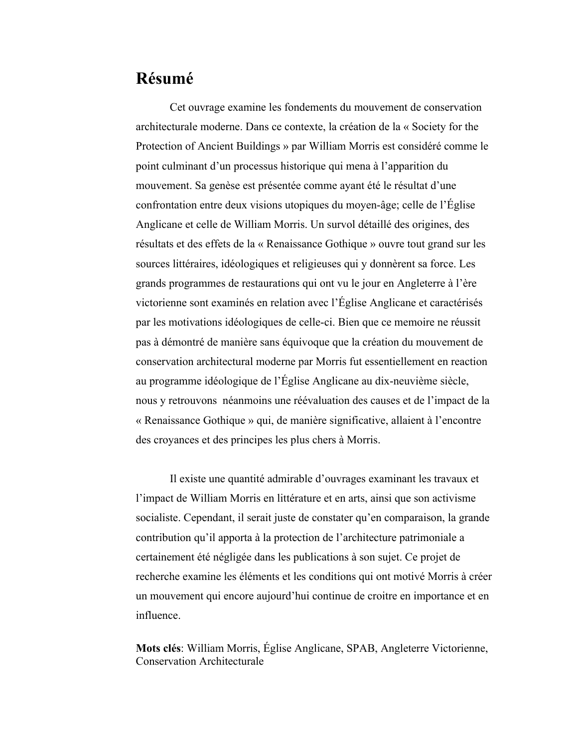# Résumé

Cet ouvrage examine les fondements du mouvement de conservation architecturale moderne. Dans ce contexte, la création de la « Society for the Protection of Ancient Buildings » par William Morris est considéré comme le point culminant d'un processus historique qui mena à l'apparition du mouvement. Sa genèse est présentée comme ayant été le résultat d'une confrontation entre deux visions utopiques du moyen-âge; celle de l'Église Anglicane et celle de William Morris. Un survol détaillé des origines, des résultats et des effets de la « Renaissance Gothique » ouvre tout grand sur les sources littéraires, idéologiques et religieuses qui y donnèrent sa force. Les grands programmes de restaurations qui ont vu le jour en Angleterre à l'ère victorienne sont examinés en relation avec l'Église Anglicane et caractérisés par les motivations idéologiques de celle-ci. Bien que ce memoire ne réussit pas à démontré de manière sans équivoque que la création du mouvement de conservation architectural moderne par Morris fut essentiellement en reaction au programme idéologique de l'Église Anglicane au dix-neuvième siècle, nous y retrouvons néanmoins une réévaluation des causes et de l'impact de la « Renaissance Gothique » qui, de manière significative, allaient à l'encontre des croyances et des principes les plus chers à Morris.

Il existe une quantité admirable d'ouvrages examinant les travaux et l'impact de William Morris en littérature et en arts, ainsi que son activisme socialiste. Cependant, il serait juste de constater qu'en comparaison, la grande contribution qu'il apporta à la protection de l'architecture patrimoniale a certainement été négligée dans les publications à son sujet. Ce projet de recherche examine les éléments et les conditions qui ont motivé Morris à créer un mouvement qui encore aujourd'hui continue de croitre en importance et en influence.

**Mots clés**: William Morris, Église Anglicane, SPAB, Angleterre Victorienne, Conservation Architecturale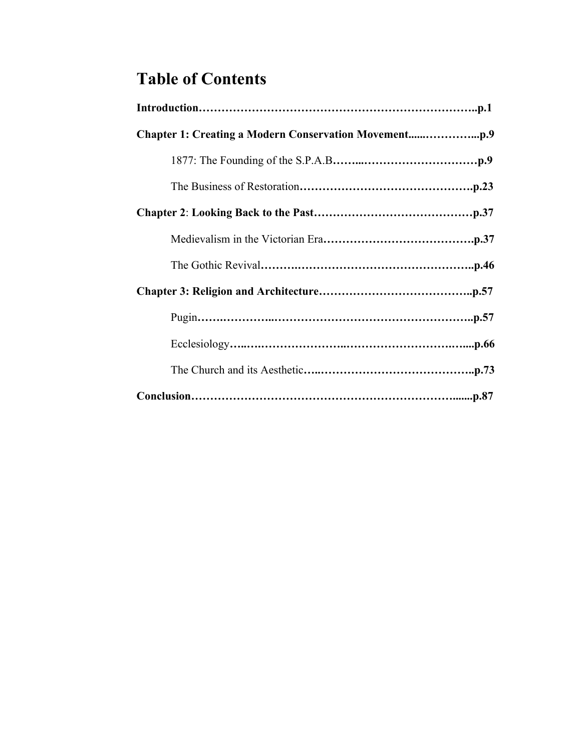# Table of Contents

**Introduction……………………………………………………………………..p.1**

**Chapter 1: Creating a Modern Conservation Movement......…………...p.9**

1877: The Founding of the S.P.A.B**……...…………………………p.9**

The Business of Restoration**……………………………………….p.23**

**Chapter 2**: **Looking Back to the Past……………………………………p.37**

Medievalism in the Victorian Era**………………………………….p.37**

The Gothic Revival**……….…………………………………………..p.46**

**Chapter 3: Religion and Architecture…………………………………..p.57**

Pugin**…….…………...……………………………………………..p.57**

Ecclesiology**…..….…………………..……………………….…....p.66**

The Church and its Aesthetic**…..…………………………………..p.73**

**Conclusion……………………………………………………………......p.87**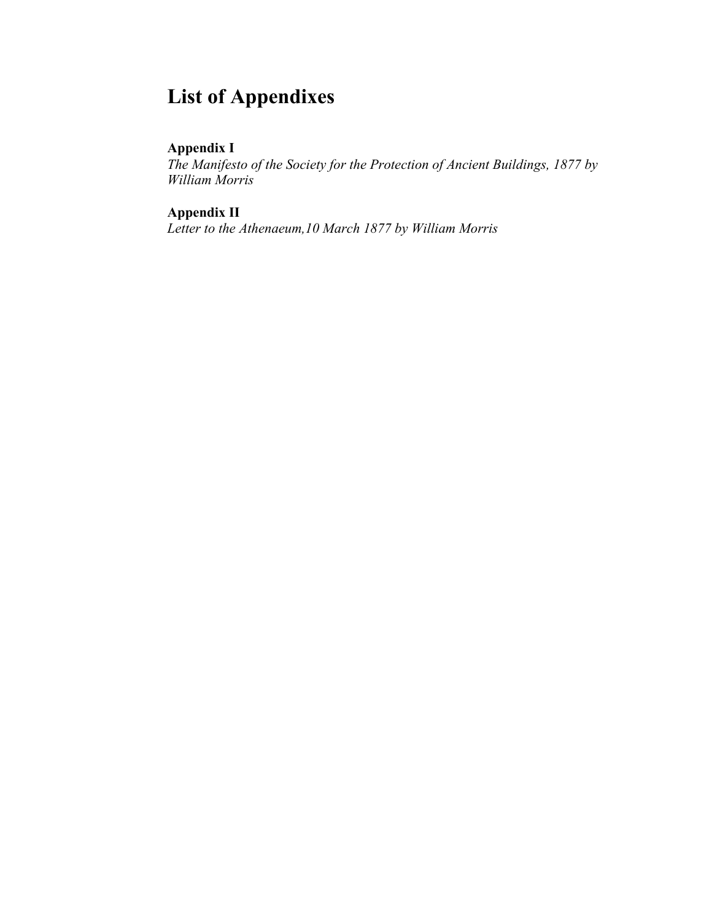# List of Appendixes

**Appendix I**
*The Manifesto of the Society for the Protection of Ancient Buildings, 1877 by William Morris*

**Appendix II**
*Letter to the Athenaeum,10 March 1877 by William Morris*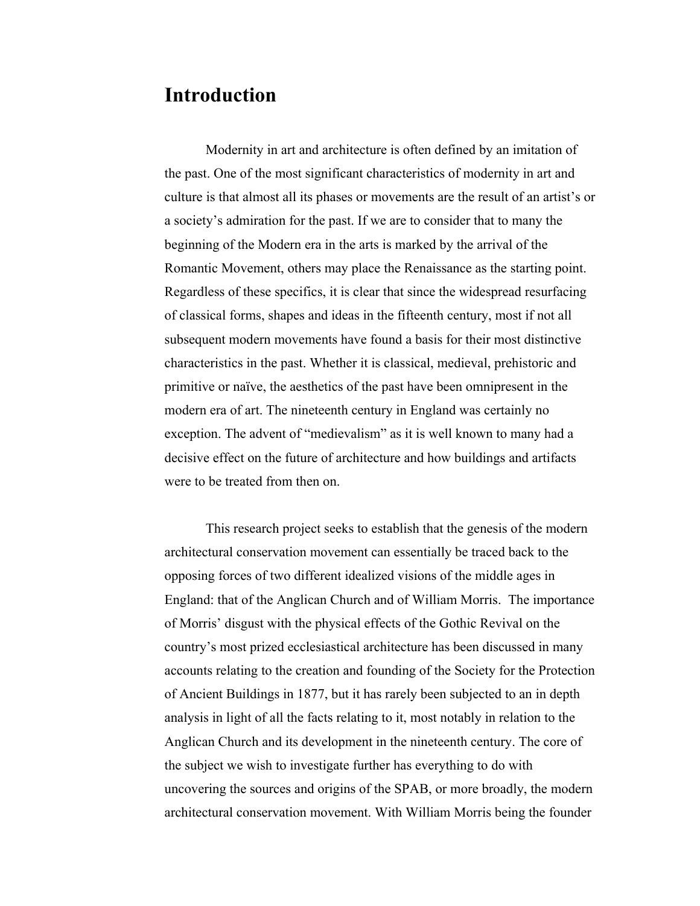# Introduction

Modernity in art and architecture is often defined by an imitation of the past. One of the most significant characteristics of modernity in art and culture is that almost all its phases or movements are the result of an artist's or a society's admiration for the past. If we are to consider that to many the beginning of the Modern era in the arts is marked by the arrival of the Romantic Movement, others may place the Renaissance as the starting point. Regardless of these specifics, it is clear that since the widespread resurfacing of classical forms, shapes and ideas in the fifteenth century, most if not all subsequent modern movements have found a basis for their most distinctive characteristics in the past. Whether it is classical, medieval, prehistoric and primitive or naïve, the aesthetics of the past have been omnipresent in the modern era of art. The nineteenth century in England was certainly no exception. The advent of "medievalism" as it is well known to many had a decisive effect on the future of architecture and how buildings and artifacts were to be treated from then on.

This research project seeks to establish that the genesis of the modern architectural conservation movement can essentially be traced back to the opposing forces of two different idealized visions of the middle ages in England: that of the Anglican Church and of William Morris. The importance of Morris' disgust with the physical effects of the Gothic Revival on the country's most prized ecclesiastical architecture has been discussed in many accounts relating to the creation and founding of the Society for the Protection of Ancient Buildings in 1877, but it has rarely been subjected to an in depth analysis in light of all the facts relating to it, most notably in relation to the Anglican Church and its development in the nineteenth century. The core of the subject we wish to investigate further has everything to do with uncovering the sources and origins of the SPAB, or more broadly, the modern architectural conservation movement. With William Morris being the founder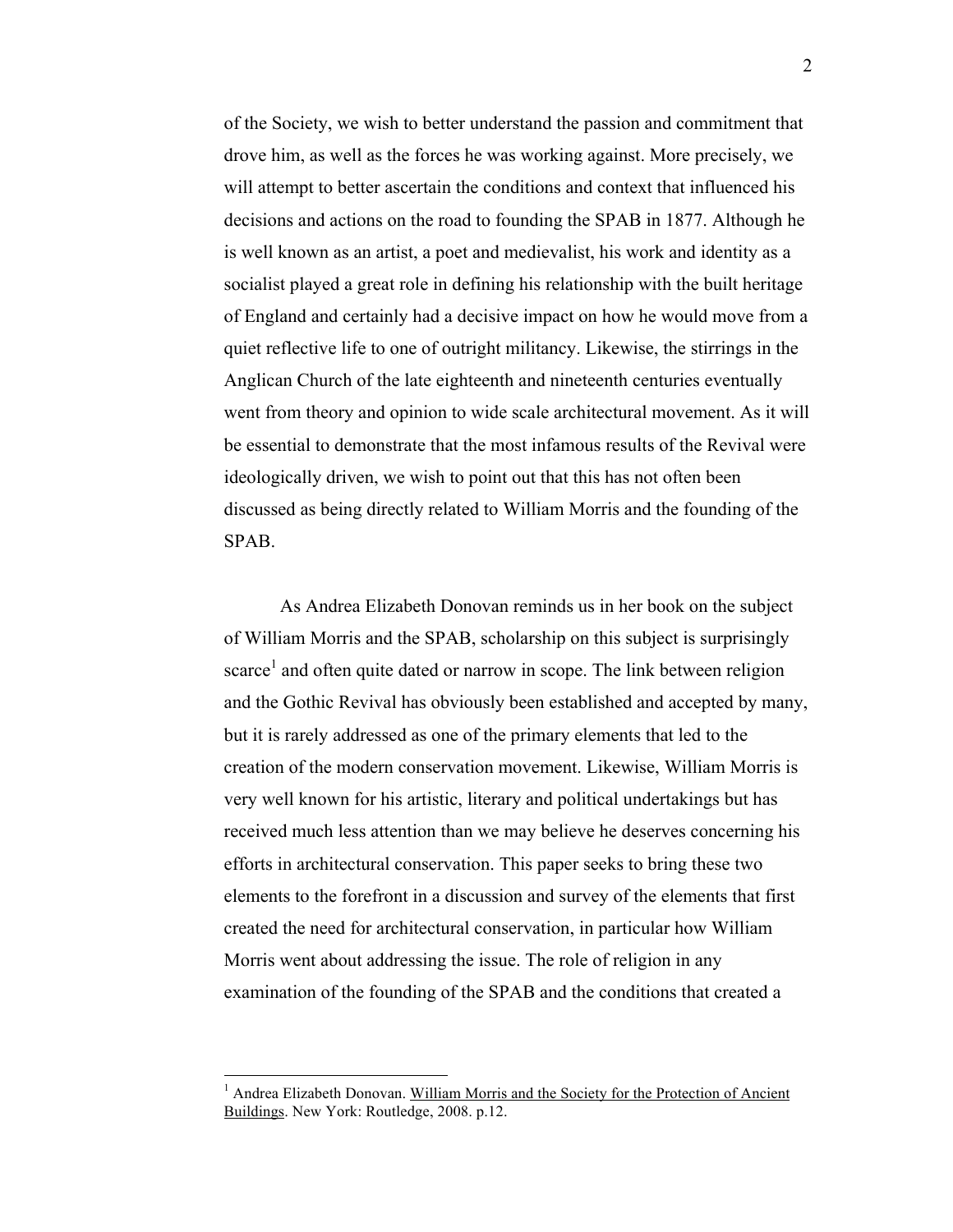of the Society, we wish to better understand the passion and commitment that drove him, as well as the forces he was working against. More precisely, we will attempt to better ascertain the conditions and context that influenced his decisions and actions on the road to founding the SPAB in 1877. Although he is well known as an artist, a poet and medievalist, his work and identity as a socialist played a great role in defining his relationship with the built heritage of England and certainly had a decisive impact on how he would move from a quiet reflective life to one of outright militancy. Likewise, the stirrings in the Anglican Church of the late eighteenth and nineteenth centuries eventually went from theory and opinion to wide scale architectural movement. As it will be essential to demonstrate that the most infamous results of the Revival were ideologically driven, we wish to point out that this has not often been discussed as being directly related to William Morris and the founding of the SPAB.

As Andrea Elizabeth Donovan reminds us in her book on the subject of William Morris and the SPAB, scholarship on this subject is surprisingly scarce[1] and often quite dated or narrow in scope. The link between religion and the Gothic Revival has obviously been established and accepted by many, but it is rarely addressed as one of the primary elements that led to the creation of the modern conservation movement. Likewise, William Morris is very well known for his artistic, literary and political undertakings but has received much less attention than we may believe he deserves concerning his efforts in architectural conservation. This paper seeks to bring these two elements to the forefront in a discussion and survey of the elements that first created the need for architectural conservation, in particular how William Morris went about addressing the issue. The role of religion in any examination of the founding of the SPAB and the conditions that created a

---

[1] Andrea Elizabeth Donovan. William Morris and the Society for the Protection of Ancient Buildings. New York: Routledge, 2008. p.12.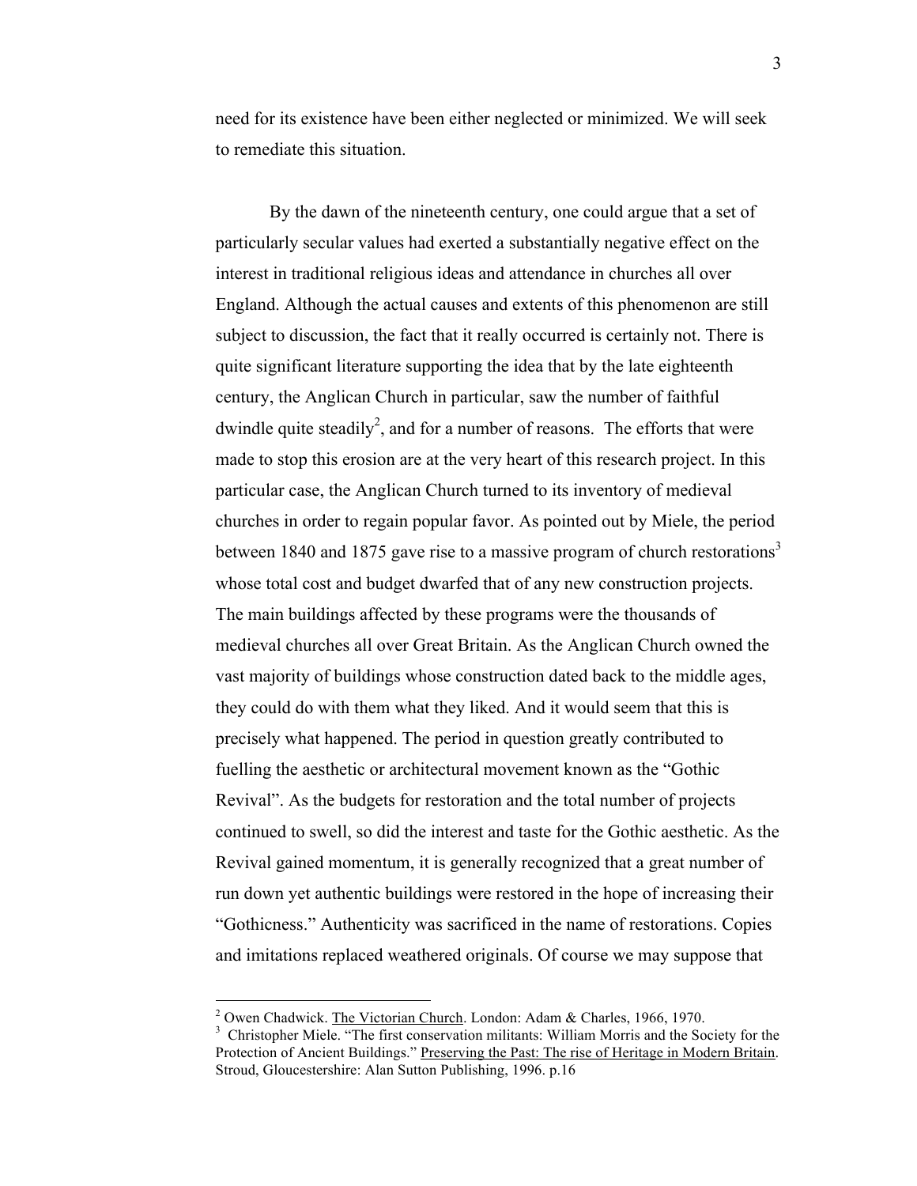need for its existence have been either neglected or minimized. We will seek to remediate this situation.

By the dawn of the nineteenth century, one could argue that a set of particularly secular values had exerted a substantially negative effect on the interest in traditional religious ideas and attendance in churches all over England. Although the actual causes and extents of this phenomenon are still subject to discussion, the fact that it really occurred is certainly not. There is quite significant literature supporting the idea that by the late eighteenth century, the Anglican Church in particular, saw the number of faithful dwindle quite steadily[2], and for a number of reasons. The efforts that were made to stop this erosion are at the very heart of this research project. In this particular case, the Anglican Church turned to its inventory of medieval churches in order to regain popular favor. As pointed out by Miele, the period between 1840 and 1875 gave rise to a massive program of church restorations[3] whose total cost and budget dwarfed that of any new construction projects. The main buildings affected by these programs were the thousands of medieval churches all over Great Britain. As the Anglican Church owned the vast majority of buildings whose construction dated back to the middle ages, they could do with them what they liked. And it would seem that this is precisely what happened. The period in question greatly contributed to fuelling the aesthetic or architectural movement known as the "Gothic Revival". As the budgets for restoration and the total number of projects continued to swell, so did the interest and taste for the Gothic aesthetic. As the Revival gained momentum, it is generally recognized that a great number of run down yet authentic buildings were restored in the hope of increasing their "Gothicness." Authenticity was sacrificed in the name of restorations. Copies and imitations replaced weathered originals. Of course we may suppose that

---

[2] Owen Chadwick. The Victorian Church. London: Adam & Charles, 1966, 1970.

[3] Christopher Miele. "The first conservation militants: William Morris and the Society for the Protection of Ancient Buildings." Preserving the Past: The rise of Heritage in Modern Britain. Stroud, Gloucestershire: Alan Sutton Publishing, 1996. p.16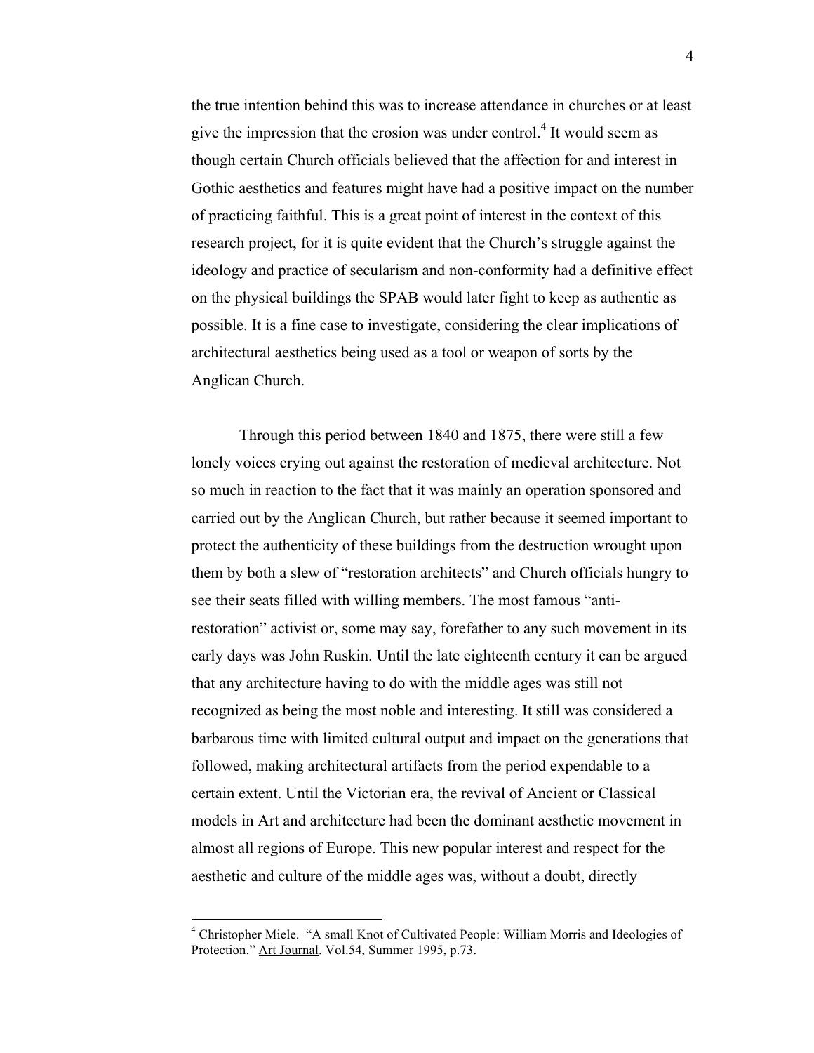the true intention behind this was to increase attendance in churches or at least give the impression that the erosion was under control.[4] It would seem as though certain Church officials believed that the affection for and interest in Gothic aesthetics and features might have had a positive impact on the number of practicing faithful. This is a great point of interest in the context of this research project, for it is quite evident that the Church's struggle against the ideology and practice of secularism and non-conformity had a definitive effect on the physical buildings the SPAB would later fight to keep as authentic as possible. It is a fine case to investigate, considering the clear implications of architectural aesthetics being used as a tool or weapon of sorts by the Anglican Church.

Through this period between 1840 and 1875, there were still a few lonely voices crying out against the restoration of medieval architecture. Not so much in reaction to the fact that it was mainly an operation sponsored and carried out by the Anglican Church, but rather because it seemed important to protect the authenticity of these buildings from the destruction wrought upon them by both a slew of "restoration architects" and Church officials hungry to see their seats filled with willing members. The most famous "anti-restoration" activist or, some may say, forefather to any such movement in its early days was John Ruskin. Until the late eighteenth century it can be argued that any architecture having to do with the middle ages was still not recognized as being the most noble and interesting. It still was considered a barbarous time with limited cultural output and impact on the generations that followed, making architectural artifacts from the period expendable to a certain extent. Until the Victorian era, the revival of Ancient or Classical models in Art and architecture had been the dominant aesthetic movement in almost all regions of Europe. This new popular interest and respect for the aesthetic and culture of the middle ages was, without a doubt, directly

---

[4] Christopher Miele. "A small Knot of Cultivated People: William Morris and Ideologies of Protection." Art Journal. Vol.54, Summer 1995, p.73.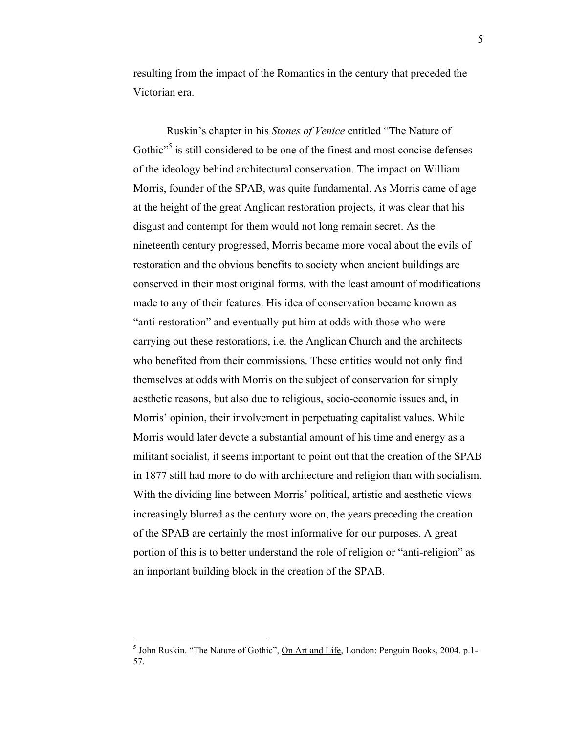resulting from the impact of the Romantics in the century that preceded the Victorian era.

Ruskin's chapter in his *Stones of Venice* entitled "The Nature of Gothic"[5] is still considered to be one of the finest and most concise defenses of the ideology behind architectural conservation. The impact on William Morris, founder of the SPAB, was quite fundamental. As Morris came of age at the height of the great Anglican restoration projects, it was clear that his disgust and contempt for them would not long remain secret. As the nineteenth century progressed, Morris became more vocal about the evils of restoration and the obvious benefits to society when ancient buildings are conserved in their most original forms, with the least amount of modifications made to any of their features. His idea of conservation became known as "anti-restoration" and eventually put him at odds with those who were carrying out these restorations, i.e. the Anglican Church and the architects who benefited from their commissions. These entities would not only find themselves at odds with Morris on the subject of conservation for simply aesthetic reasons, but also due to religious, socio-economic issues and, in Morris' opinion, their involvement in perpetuating capitalist values. While Morris would later devote a substantial amount of his time and energy as a militant socialist, it seems important to point out that the creation of the SPAB in 1877 still had more to do with architecture and religion than with socialism. With the dividing line between Morris' political, artistic and aesthetic views increasingly blurred as the century wore on, the years preceding the creation of the SPAB are certainly the most informative for our purposes. A great portion of this is to better understand the role of religion or "anti-religion" as an important building block in the creation of the SPAB.

---

[5] John Ruskin. "The Nature of Gothic", On Art and Life, London: Penguin Books, 2004. p.1-57.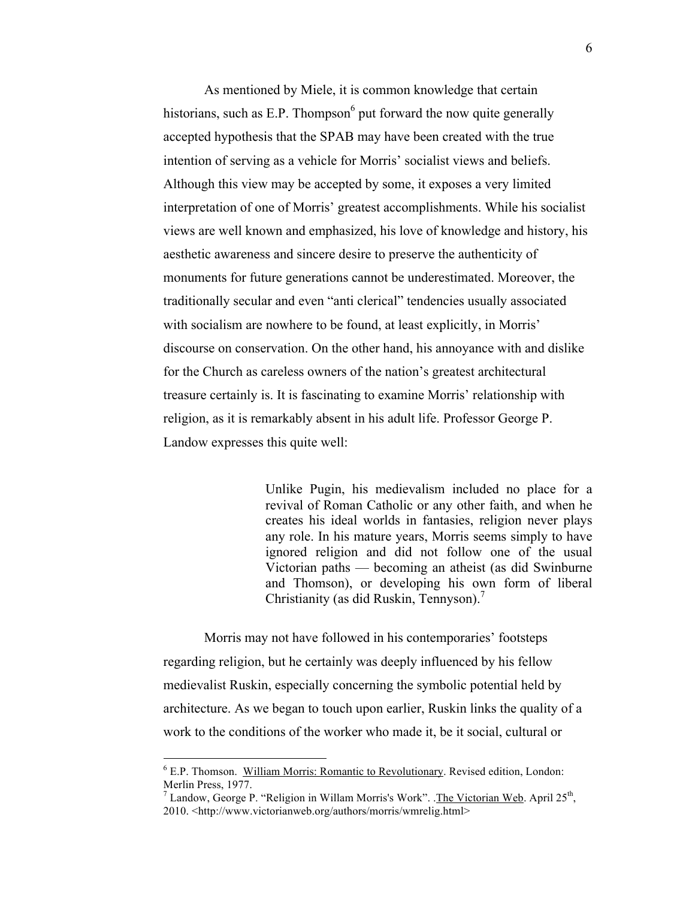As mentioned by Miele, it is common knowledge that certain historians, such as E.P. Thompson[6] put forward the now quite generally accepted hypothesis that the SPAB may have been created with the true intention of serving as a vehicle for Morris' socialist views and beliefs. Although this view may be accepted by some, it exposes a very limited interpretation of one of Morris' greatest accomplishments. While his socialist views are well known and emphasized, his love of knowledge and history, his aesthetic awareness and sincere desire to preserve the authenticity of monuments for future generations cannot be underestimated. Moreover, the traditionally secular and even "anti clerical" tendencies usually associated with socialism are nowhere to be found, at least explicitly, in Morris' discourse on conservation. On the other hand, his annoyance with and dislike for the Church as careless owners of the nation's greatest architectural treasure certainly is. It is fascinating to examine Morris' relationship with religion, as it is remarkably absent in his adult life. Professor George P. Landow expresses this quite well:

> Unlike Pugin, his medievalism included no place for a revival of Roman Catholic or any other faith, and when he creates his ideal worlds in fantasies, religion never plays any role. In his mature years, Morris seems simply to have ignored religion and did not follow one of the usual Victorian paths — becoming an atheist (as did Swinburne and Thomson), or developing his own form of liberal Christianity (as did Ruskin, Tennyson).[7]

Morris may not have followed in his contemporaries' footsteps regarding religion, but he certainly was deeply influenced by his fellow medievalist Ruskin, especially concerning the symbolic potential held by architecture. As we began to touch upon earlier, Ruskin links the quality of a work to the conditions of the worker who made it, be it social, cultural or

---

[6] E.P. Thomson. William Morris: Romantic to Revolutionary. Revised edition, London: Merlin Press, 1977.

[7] Landow, George P. "Religion in Willam Morris's Work". .The Victorian Web. April 25th, 2010. <http://www.victorianweb.org/authors/morris/wmrelig.html>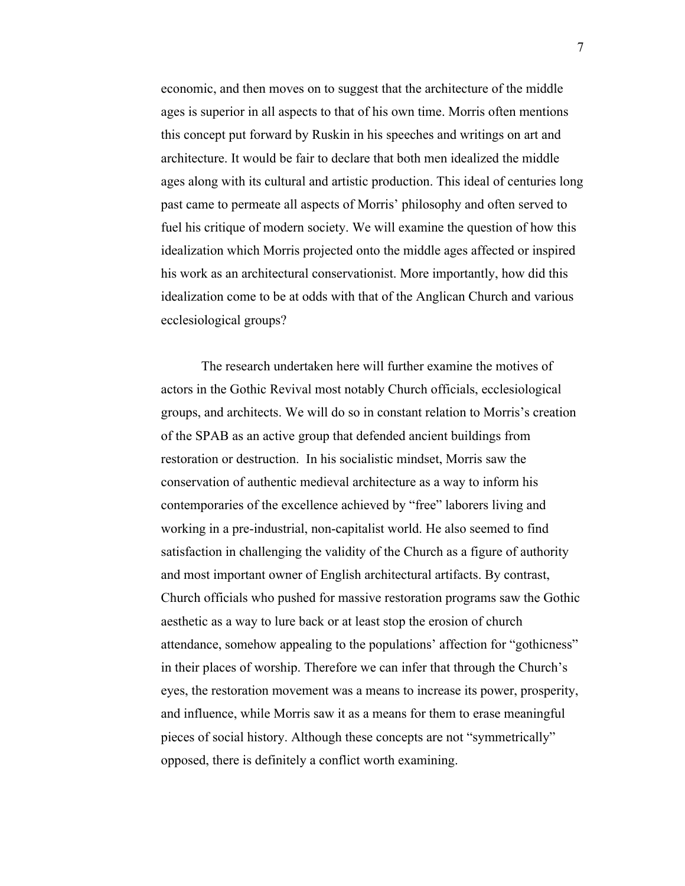economic, and then moves on to suggest that the architecture of the middle ages is superior in all aspects to that of his own time. Morris often mentions this concept put forward by Ruskin in his speeches and writings on art and architecture. It would be fair to declare that both men idealized the middle ages along with its cultural and artistic production. This ideal of centuries long past came to permeate all aspects of Morris' philosophy and often served to fuel his critique of modern society. We will examine the question of how this idealization which Morris projected onto the middle ages affected or inspired his work as an architectural conservationist. More importantly, how did this idealization come to be at odds with that of the Anglican Church and various ecclesiological groups?

The research undertaken here will further examine the motives of actors in the Gothic Revival most notably Church officials, ecclesiological groups, and architects. We will do so in constant relation to Morris's creation of the SPAB as an active group that defended ancient buildings from restoration or destruction. In his socialistic mindset, Morris saw the conservation of authentic medieval architecture as a way to inform his contemporaries of the excellence achieved by "free" laborers living and working in a pre-industrial, non-capitalist world. He also seemed to find satisfaction in challenging the validity of the Church as a figure of authority and most important owner of English architectural artifacts. By contrast, Church officials who pushed for massive restoration programs saw the Gothic aesthetic as a way to lure back or at least stop the erosion of church attendance, somehow appealing to the populations' affection for "gothicness" in their places of worship. Therefore we can infer that through the Church's eyes, the restoration movement was a means to increase its power, prosperity, and influence, while Morris saw it as a means for them to erase meaningful pieces of social history. Although these concepts are not "symmetrically" opposed, there is definitely a conflict worth examining.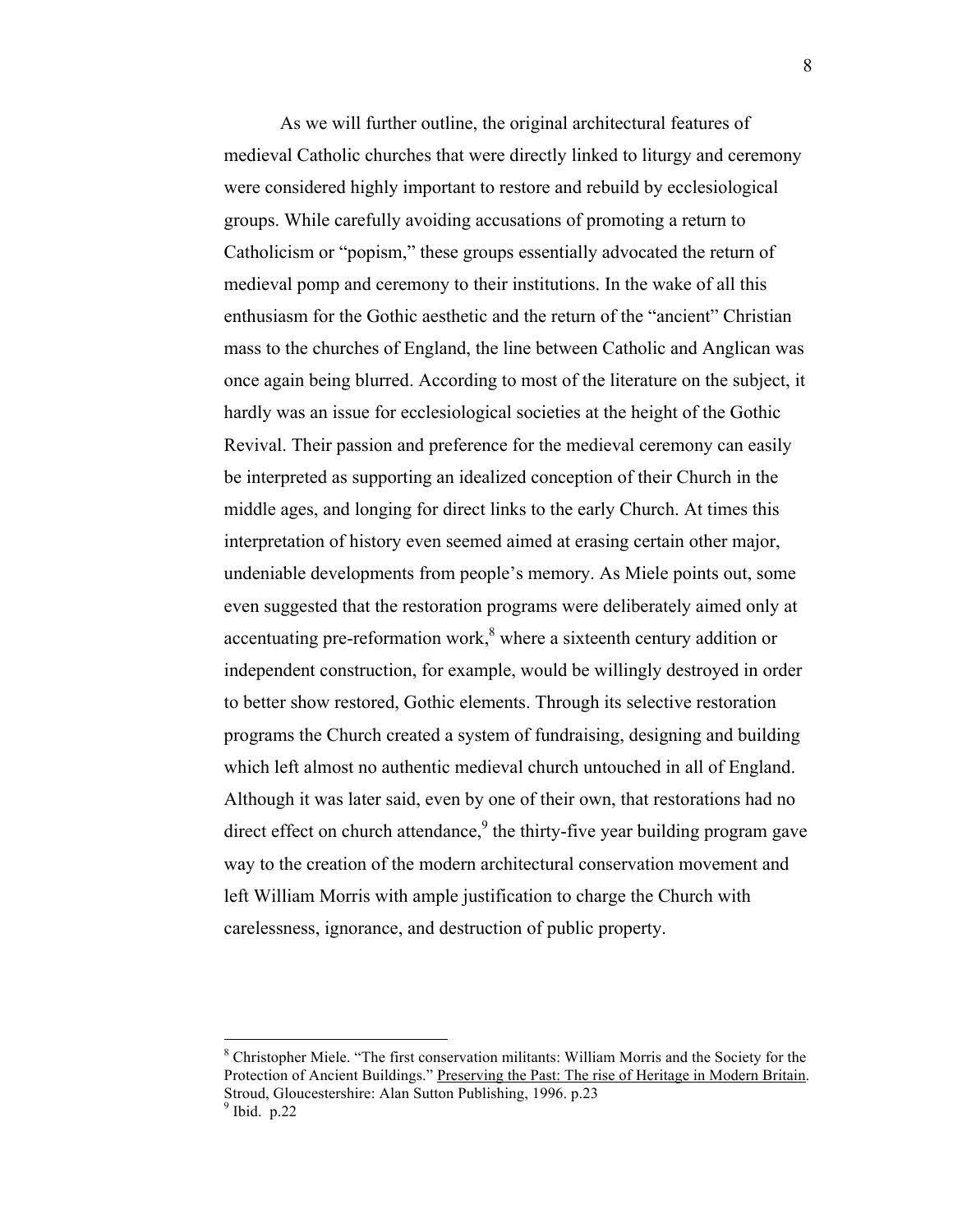As we will further outline, the original architectural features of medieval Catholic churches that were directly linked to liturgy and ceremony were considered highly important to restore and rebuild by ecclesiological groups. While carefully avoiding accusations of promoting a return to Catholicism or "popism," these groups essentially advocated the return of medieval pomp and ceremony to their institutions. In the wake of all this enthusiasm for the Gothic aesthetic and the return of the "ancient" Christian mass to the churches of England, the line between Catholic and Anglican was once again being blurred. According to most of the literature on the subject, it hardly was an issue for ecclesiological societies at the height of the Gothic Revival. Their passion and preference for the medieval ceremony can easily be interpreted as supporting an idealized conception of their Church in the middle ages, and longing for direct links to the early Church. At times this interpretation of history even seemed aimed at erasing certain other major, undeniable developments from people's memory. As Miele points out, some even suggested that the restoration programs were deliberately aimed only at accentuating pre-reformation work,[8] where a sixteenth century addition or independent construction, for example, would be willingly destroyed in order to better show restored, Gothic elements. Through its selective restoration programs the Church created a system of fundraising, designing and building which left almost no authentic medieval church untouched in all of England. Although it was later said, even by one of their own, that restorations had no direct effect on church attendance,[9] the thirty-five year building program gave way to the creation of the modern architectural conservation movement and left William Morris with ample justification to charge the Church with carelessness, ignorance, and destruction of public property.

---

[8] Christopher Miele. "The first conservation militants: William Morris and the Society for the Protection of Ancient Buildings." Preserving the Past: The rise of Heritage in Modern Britain. Stroud, Gloucestershire: Alan Sutton Publishing, 1996. p.23

[9] Ibid. p.22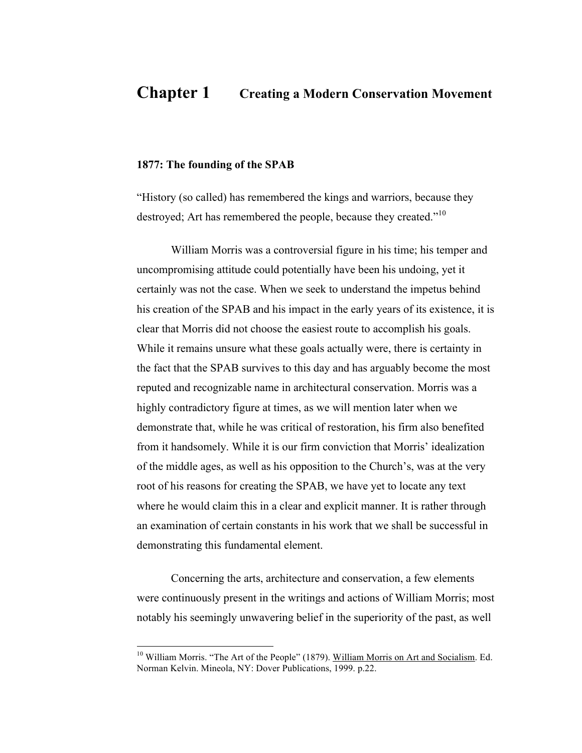# Chapter 1 Creating a Modern Conservation Movement

## 1877: The founding of the SPAB

"History (so called) has remembered the kings and warriors, because they destroyed; Art has remembered the people, because they created."[10]

William Morris was a controversial figure in his time; his temper and uncompromising attitude could potentially have been his undoing, yet it certainly was not the case. When we seek to understand the impetus behind his creation of the SPAB and his impact in the early years of its existence, it is clear that Morris did not choose the easiest route to accomplish his goals. While it remains unsure what these goals actually were, there is certainty in the fact that the SPAB survives to this day and has arguably become the most reputed and recognizable name in architectural conservation. Morris was a highly contradictory figure at times, as we will mention later when we demonstrate that, while he was critical of restoration, his firm also benefited from it handsomely. While it is our firm conviction that Morris' idealization of the middle ages, as well as his opposition to the Church's, was at the very root of his reasons for creating the SPAB, we have yet to locate any text where he would claim this in a clear and explicit manner. It is rather through an examination of certain constants in his work that we shall be successful in demonstrating this fundamental element.

Concerning the arts, architecture and conservation, a few elements were continuously present in the writings and actions of William Morris; most notably his seemingly unwavering belief in the superiority of the past, as well

---

[10] William Morris. "The Art of the People" (1879). William Morris on Art and Socialism. Ed. Norman Kelvin. Mineola, NY: Dover Publications, 1999. p.22.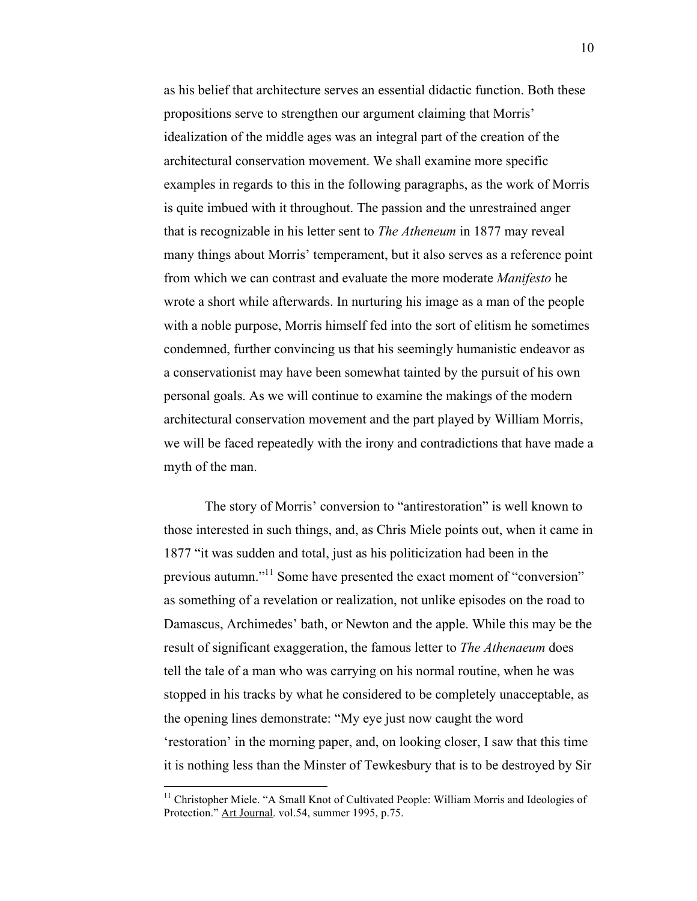as his belief that architecture serves an essential didactic function. Both these propositions serve to strengthen our argument claiming that Morris' idealization of the middle ages was an integral part of the creation of the architectural conservation movement. We shall examine more specific examples in regards to this in the following paragraphs, as the work of Morris is quite imbued with it throughout. The passion and the unrestrained anger that is recognizable in his letter sent to *The Atheneum* in 1877 may reveal many things about Morris' temperament, but it also serves as a reference point from which we can contrast and evaluate the more moderate *Manifesto* he wrote a short while afterwards. In nurturing his image as a man of the people with a noble purpose, Morris himself fed into the sort of elitism he sometimes condemned, further convincing us that his seemingly humanistic endeavor as a conservationist may have been somewhat tainted by the pursuit of his own personal goals. As we will continue to examine the makings of the modern architectural conservation movement and the part played by William Morris, we will be faced repeatedly with the irony and contradictions that have made a myth of the man.

The story of Morris' conversion to "antirestoration" is well known to those interested in such things, and, as Chris Miele points out, when it came in 1877 "it was sudden and total, just as his politicization had been in the previous autumn."[11] Some have presented the exact moment of "conversion" as something of a revelation or realization, not unlike episodes on the road to Damascus, Archimedes' bath, or Newton and the apple. While this may be the result of significant exaggeration, the famous letter to *The Athenaeum* does tell the tale of a man who was carrying on his normal routine, when he was stopped in his tracks by what he considered to be completely unacceptable, as the opening lines demonstrate: "My eye just now caught the word 'restoration' in the morning paper, and, on looking closer, I saw that this time it is nothing less than the Minster of Tewkesbury that is to be destroyed by Sir

[11] Christopher Miele. "A Small Knot of Cultivated People: William Morris and Ideologies of Protection." Art Journal. vol.54, summer 1995, p.75.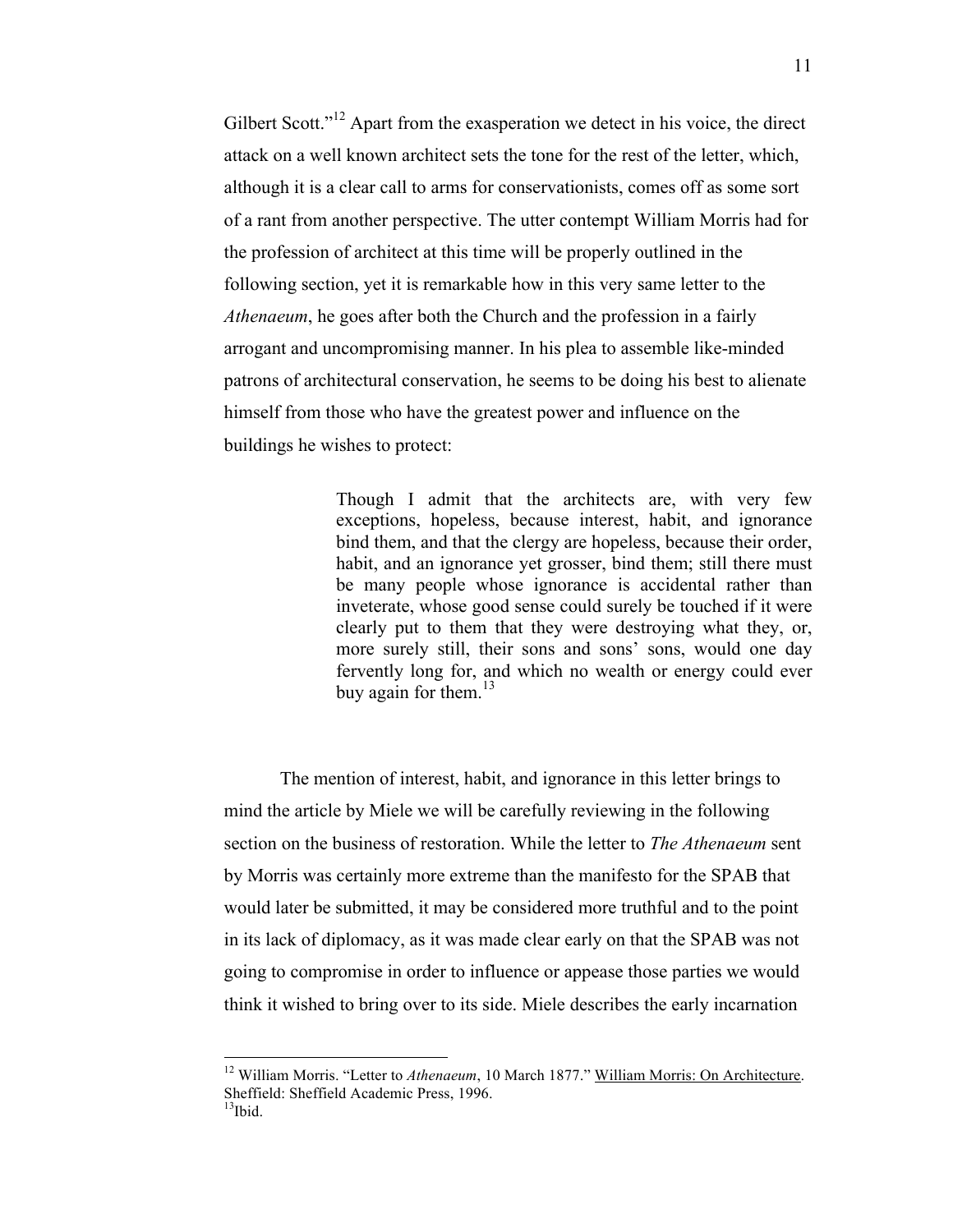Gilbert Scott."[12] Apart from the exasperation we detect in his voice, the direct attack on a well known architect sets the tone for the rest of the letter, which, although it is a clear call to arms for conservationists, comes off as some sort of a rant from another perspective. The utter contempt William Morris had for the profession of architect at this time will be properly outlined in the following section, yet it is remarkable how in this very same letter to the *Athenaeum*, he goes after both the Church and the profession in a fairly arrogant and uncompromising manner. In his plea to assemble like-minded patrons of architectural conservation, he seems to be doing his best to alienate himself from those who have the greatest power and influence on the buildings he wishes to protect:

> Though I admit that the architects are, with very few exceptions, hopeless, because interest, habit, and ignorance bind them, and that the clergy are hopeless, because their order, habit, and an ignorance yet grosser, bind them; still there must be many people whose ignorance is accidental rather than inveterate, whose good sense could surely be touched if it were clearly put to them that they were destroying what they, or, more surely still, their sons and sons' sons, would one day fervently long for, and which no wealth or energy could ever buy again for them.[13]

The mention of interest, habit, and ignorance in this letter brings to mind the article by Miele we will be carefully reviewing in the following section on the business of restoration. While the letter to *The Athenaeum* sent by Morris was certainly more extreme than the manifesto for the SPAB that would later be submitted, it may be considered more truthful and to the point in its lack of diplomacy, as it was made clear early on that the SPAB was not going to compromise in order to influence or appease those parties we would think it wished to bring over to its side. Miele describes the early incarnation

---

[12] William Morris. "Letter to *Athenaeum*, 10 March 1877." William Morris: On Architecture. Sheffield: Sheffield Academic Press, 1996.

[13] Ibid.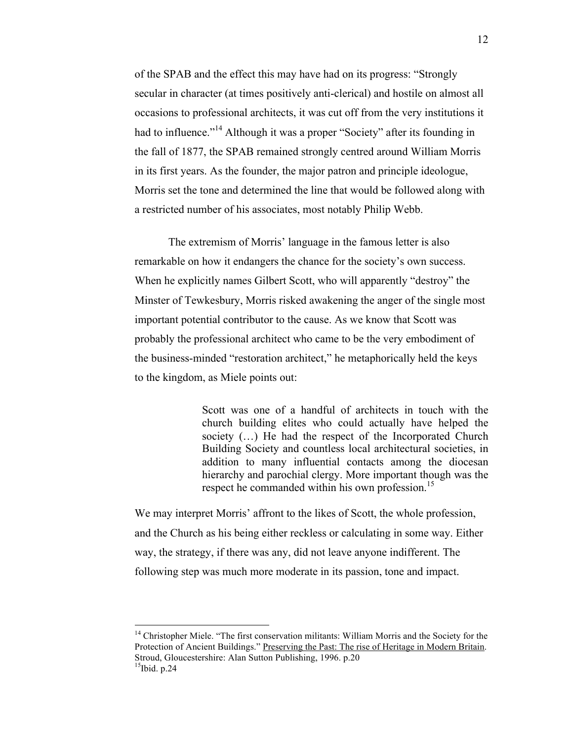of the SPAB and the effect this may have had on its progress: "Strongly secular in character (at times positively anti-clerical) and hostile on almost all occasions to professional architects, it was cut off from the very institutions it had to influence."[14] Although it was a proper "Society" after its founding in the fall of 1877, the SPAB remained strongly centred around William Morris in its first years. As the founder, the major patron and principle ideologue, Morris set the tone and determined the line that would be followed along with a restricted number of his associates, most notably Philip Webb.

The extremism of Morris' language in the famous letter is also remarkable on how it endangers the chance for the society's own success. When he explicitly names Gilbert Scott, who will apparently "destroy" the Minster of Tewkesbury, Morris risked awakening the anger of the single most important potential contributor to the cause. As we know that Scott was probably the professional architect who came to be the very embodiment of the business-minded "restoration architect," he metaphorically held the keys to the kingdom, as Miele points out:

> Scott was one of a handful of architects in touch with the church building elites who could actually have helped the society (…) He had the respect of the Incorporated Church Building Society and countless local architectural societies, in addition to many influential contacts among the diocesan hierarchy and parochial clergy. More important though was the respect he commanded within his own profession.[15]

We may interpret Morris' affront to the likes of Scott, the whole profession, and the Church as his being either reckless or calculating in some way. Either way, the strategy, if there was any, did not leave anyone indifferent. The following step was much more moderate in its passion, tone and impact.

---

[14] Christopher Miele. "The first conservation militants: William Morris and the Society for the Protection of Ancient Buildings." Preserving the Past: The rise of Heritage in Modern Britain. Stroud, Gloucestershire: Alan Sutton Publishing, 1996. p.20

[15] Ibid. p.24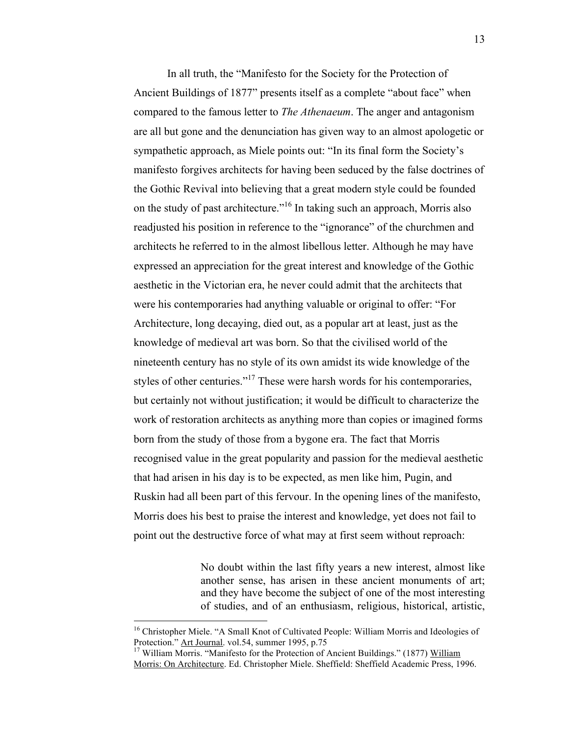In all truth, the "Manifesto for the Society for the Protection of Ancient Buildings of 1877" presents itself as a complete "about face" when compared to the famous letter to *The Athenaeum*. The anger and antagonism are all but gone and the denunciation has given way to an almost apologetic or sympathetic approach, as Miele points out: "In its final form the Society's manifesto forgives architects for having been seduced by the false doctrines of the Gothic Revival into believing that a great modern style could be founded on the study of past architecture."[16] In taking such an approach, Morris also readjusted his position in reference to the "ignorance" of the churchmen and architects he referred to in the almost libellous letter. Although he may have expressed an appreciation for the great interest and knowledge of the Gothic aesthetic in the Victorian era, he never could admit that the architects that were his contemporaries had anything valuable or original to offer: "For Architecture, long decaying, died out, as a popular art at least, just as the knowledge of medieval art was born. So that the civilised world of the nineteenth century has no style of its own amidst its wide knowledge of the styles of other centuries."[17] These were harsh words for his contemporaries, but certainly not without justification; it would be difficult to characterize the work of restoration architects as anything more than copies or imagined forms born from the study of those from a bygone era. The fact that Morris recognised value in the great popularity and passion for the medieval aesthetic that had arisen in his day is to be expected, as men like him, Pugin, and Ruskin had all been part of this fervour. In the opening lines of the manifesto, Morris does his best to praise the interest and knowledge, yet does not fail to point out the destructive force of what may at first seem without reproach:

> No doubt within the last fifty years a new interest, almost like another sense, has arisen in these ancient monuments of art; and they have become the subject of one of the most interesting of studies, and of an enthusiasm, religious, historical, artistic,

---

[16] Christopher Miele. "A Small Knot of Cultivated People: William Morris and Ideologies of Protection." Art Journal. vol.54, summer 1995, p.75

[17] William Morris. "Manifesto for the Protection of Ancient Buildings." (1877) William Morris: On Architecture. Ed. Christopher Miele. Sheffield: Sheffield Academic Press, 1996.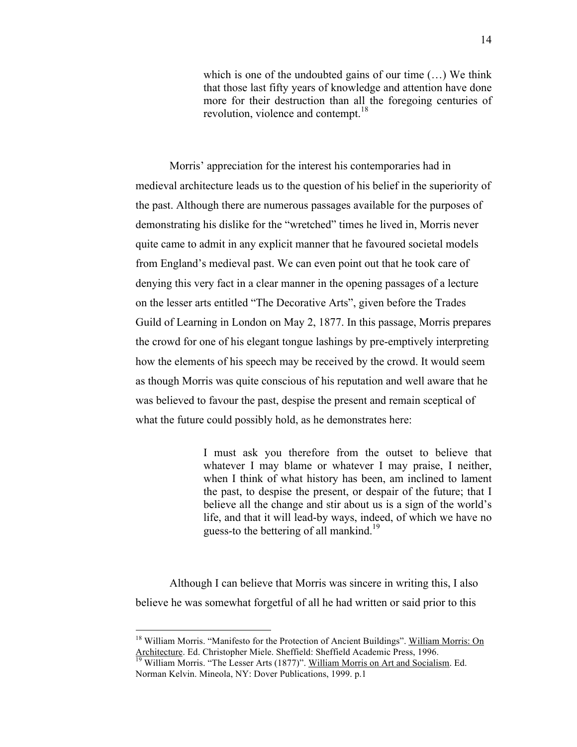> which is one of the undoubted gains of our time (…) We think that those last fifty years of knowledge and attention have done more for their destruction than all the foregoing centuries of revolution, violence and contempt.[18]

Morris' appreciation for the interest his contemporaries had in medieval architecture leads us to the question of his belief in the superiority of the past. Although there are numerous passages available for the purposes of demonstrating his dislike for the "wretched" times he lived in, Morris never quite came to admit in any explicit manner that he favoured societal models from England's medieval past. We can even point out that he took care of denying this very fact in a clear manner in the opening passages of a lecture on the lesser arts entitled "The Decorative Arts", given before the Trades Guild of Learning in London on May 2, 1877. In this passage, Morris prepares the crowd for one of his elegant tongue lashings by pre-emptively interpreting how the elements of his speech may be received by the crowd. It would seem as though Morris was quite conscious of his reputation and well aware that he was believed to favour the past, despise the present and remain sceptical of what the future could possibly hold, as he demonstrates here:

> I must ask you therefore from the outset to believe that whatever I may blame or whatever I may praise, I neither, when I think of what history has been, am inclined to lament the past, to despise the present, or despair of the future; that I believe all the change and stir about us is a sign of the world's life, and that it will lead-by ways, indeed, of which we have no guess-to the bettering of all mankind.[19]

Although I can believe that Morris was sincere in writing this, I also believe he was somewhat forgetful of all he had written or said prior to this

---

[18] William Morris. "Manifesto for the Protection of Ancient Buildings". William Morris: On Architecture. Ed. Christopher Miele. Sheffield: Sheffield Academic Press, 1996.

[19] William Morris. "The Lesser Arts (1877)". William Morris on Art and Socialism. Ed. Norman Kelvin. Mineola, NY: Dover Publications, 1999. p.1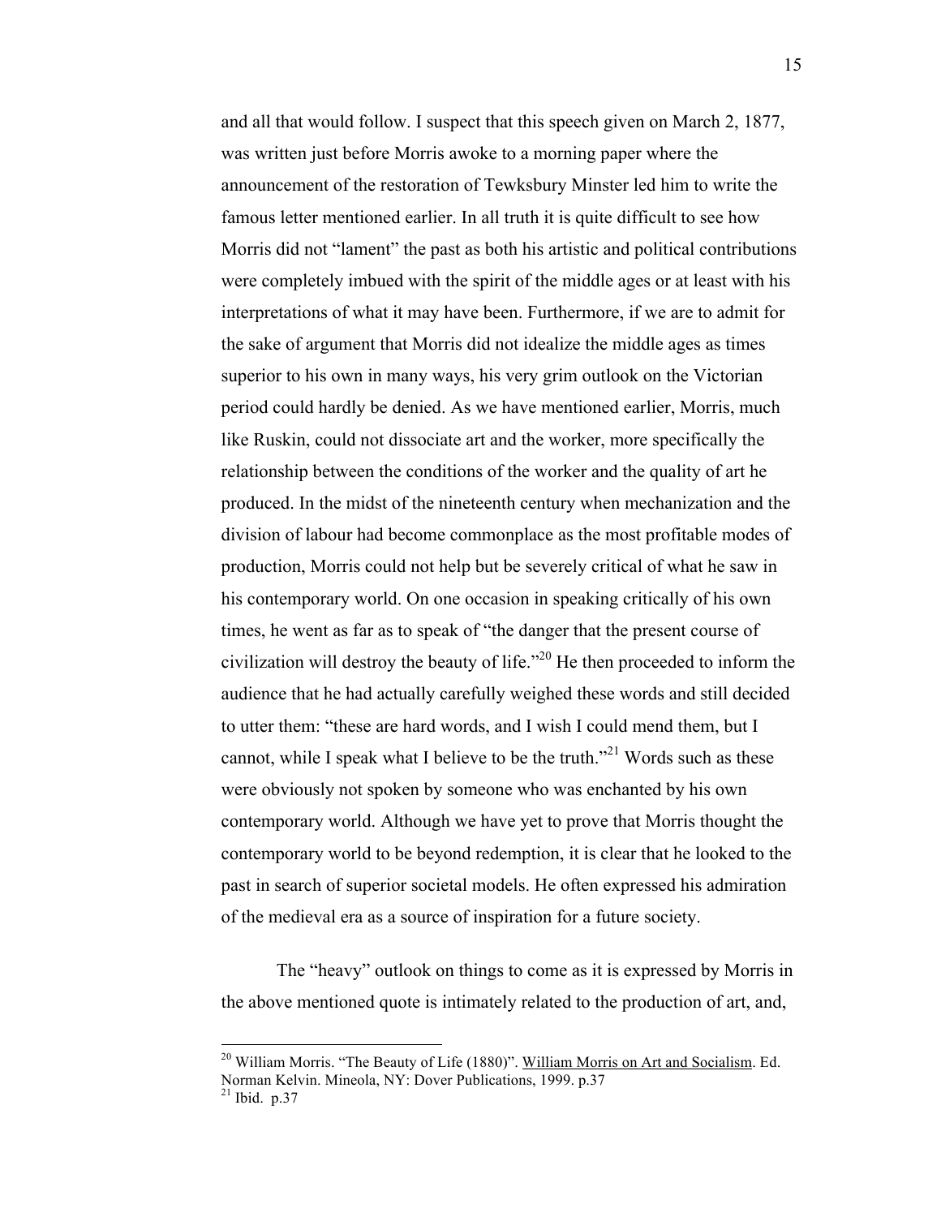and all that would follow. I suspect that this speech given on March 2, 1877, was written just before Morris awoke to a morning paper where the announcement of the restoration of Tewksbury Minster led him to write the famous letter mentioned earlier. In all truth it is quite difficult to see how Morris did not "lament" the past as both his artistic and political contributions were completely imbued with the spirit of the middle ages or at least with his interpretations of what it may have been. Furthermore, if we are to admit for the sake of argument that Morris did not idealize the middle ages as times superior to his own in many ways, his very grim outlook on the Victorian period could hardly be denied. As we have mentioned earlier, Morris, much like Ruskin, could not dissociate art and the worker, more specifically the relationship between the conditions of the worker and the quality of art he produced. In the midst of the nineteenth century when mechanization and the division of labour had become commonplace as the most profitable modes of production, Morris could not help but be severely critical of what he saw in his contemporary world. On one occasion in speaking critically of his own times, he went as far as to speak of "the danger that the present course of civilization will destroy the beauty of life."[20] He then proceeded to inform the audience that he had actually carefully weighed these words and still decided to utter them: "these are hard words, and I wish I could mend them, but I cannot, while I speak what I believe to be the truth."[21] Words such as these were obviously not spoken by someone who was enchanted by his own contemporary world. Although we have yet to prove that Morris thought the contemporary world to be beyond redemption, it is clear that he looked to the past in search of superior societal models. He often expressed his admiration of the medieval era as a source of inspiration for a future society.

The "heavy" outlook on things to come as it is expressed by Morris in the above mentioned quote is intimately related to the production of art, and,

---

[20] William Morris. "The Beauty of Life (1880)". William Morris on Art and Socialism. Ed. Norman Kelvin. Mineola, NY: Dover Publications, 1999. p.37

[21] Ibid. p.37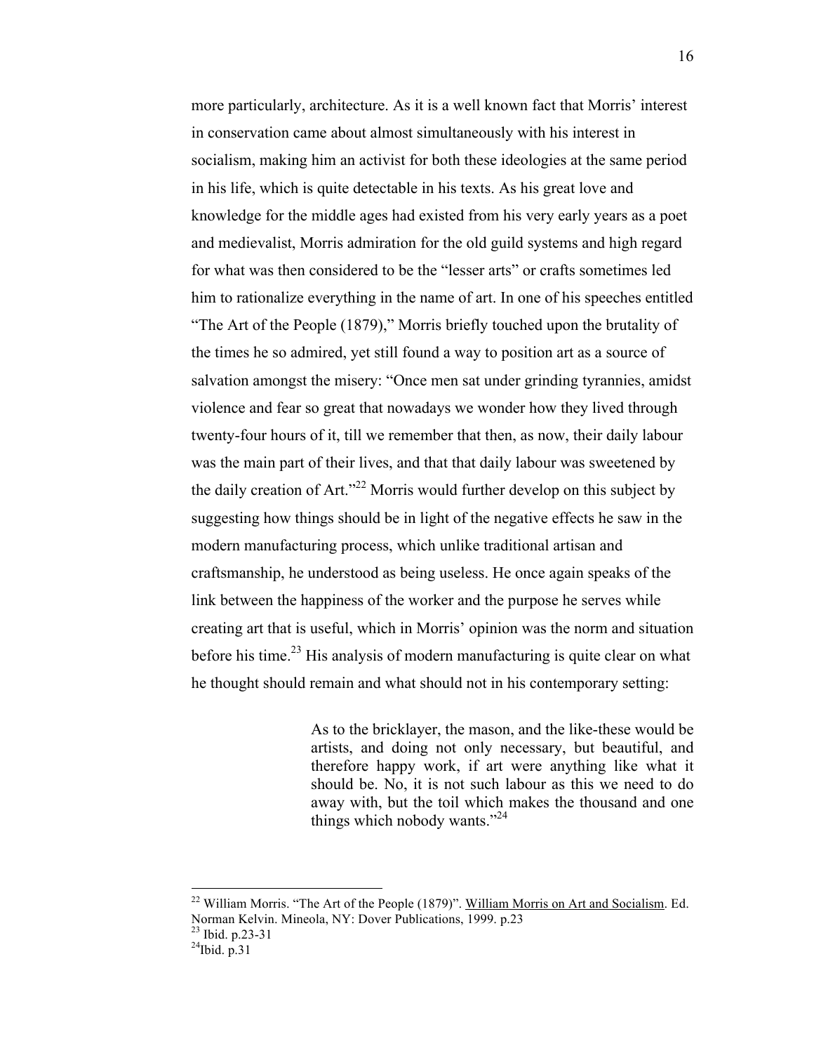more particularly, architecture. As it is a well known fact that Morris' interest in conservation came about almost simultaneously with his interest in socialism, making him an activist for both these ideologies at the same period in his life, which is quite detectable in his texts. As his great love and knowledge for the middle ages had existed from his very early years as a poet and medievalist, Morris admiration for the old guild systems and high regard for what was then considered to be the "lesser arts" or crafts sometimes led him to rationalize everything in the name of art. In one of his speeches entitled "The Art of the People (1879)," Morris briefly touched upon the brutality of the times he so admired, yet still found a way to position art as a source of salvation amongst the misery: "Once men sat under grinding tyrannies, amidst violence and fear so great that nowadays we wonder how they lived through twenty-four hours of it, till we remember that then, as now, their daily labour was the main part of their lives, and that that daily labour was sweetened by the daily creation of Art."[22] Morris would further develop on this subject by suggesting how things should be in light of the negative effects he saw in the modern manufacturing process, which unlike traditional artisan and craftsmanship, he understood as being useless. He once again speaks of the link between the happiness of the worker and the purpose he serves while creating art that is useful, which in Morris' opinion was the norm and situation before his time.[23] His analysis of modern manufacturing is quite clear on what he thought should remain and what should not in his contemporary setting:

> As to the bricklayer, the mason, and the like-these would be artists, and doing not only necessary, but beautiful, and therefore happy work, if art were anything like what it should be. No, it is not such labour as this we need to do away with, but the toil which makes the thousand and one things which nobody wants."[24]

---

[22] William Morris. "The Art of the People (1879)". William Morris on Art and Socialism. Ed. Norman Kelvin. Mineola, NY: Dover Publications, 1999. p.23

[23] Ibid. p.23-31

[24] Ibid. p.31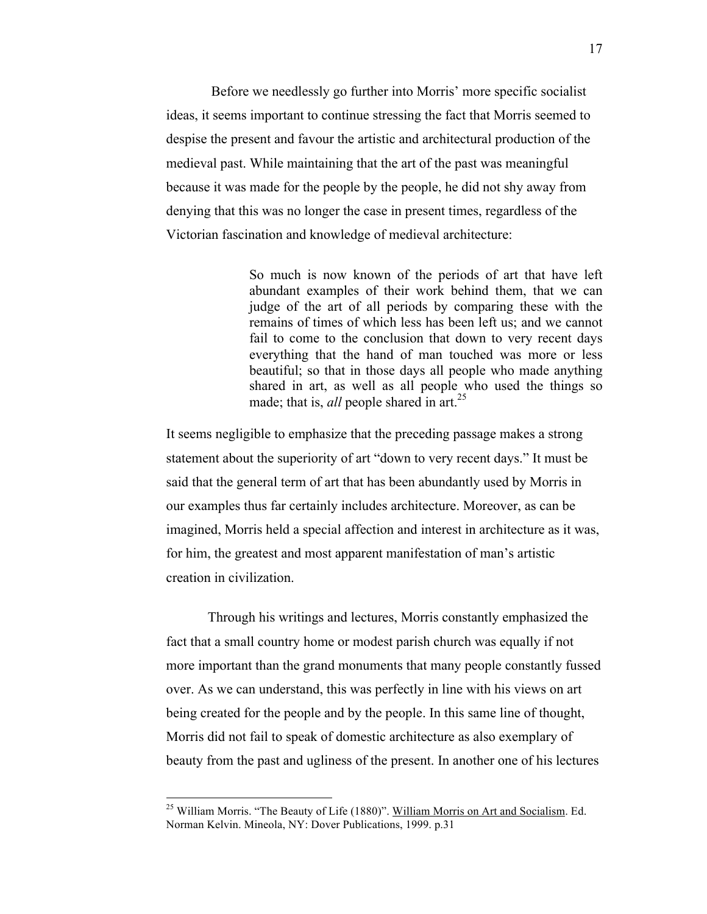Before we needlessly go further into Morris' more specific socialist ideas, it seems important to continue stressing the fact that Morris seemed to despise the present and favour the artistic and architectural production of the medieval past. While maintaining that the art of the past was meaningful because it was made for the people by the people, he did not shy away from denying that this was no longer the case in present times, regardless of the Victorian fascination and knowledge of medieval architecture:

> So much is now known of the periods of art that have left abundant examples of their work behind them, that we can judge of the art of all periods by comparing these with the remains of times of which less has been left us; and we cannot fail to come to the conclusion that down to very recent days everything that the hand of man touched was more or less beautiful; so that in those days all people who made anything shared in art, as well as all people who used the things so made; that is, *all* people shared in art.[25]

It seems negligible to emphasize that the preceding passage makes a strong statement about the superiority of art "down to very recent days." It must be said that the general term of art that has been abundantly used by Morris in our examples thus far certainly includes architecture. Moreover, as can be imagined, Morris held a special affection and interest in architecture as it was, for him, the greatest and most apparent manifestation of man's artistic creation in civilization.

Through his writings and lectures, Morris constantly emphasized the fact that a small country home or modest parish church was equally if not more important than the grand monuments that many people constantly fussed over. As we can understand, this was perfectly in line with his views on art being created for the people and by the people. In this same line of thought, Morris did not fail to speak of domestic architecture as also exemplary of beauty from the past and ugliness of the present. In another one of his lectures

---

[25] William Morris. "The Beauty of Life (1880)". William Morris on Art and Socialism. Ed. Norman Kelvin. Mineola, NY: Dover Publications, 1999. p.31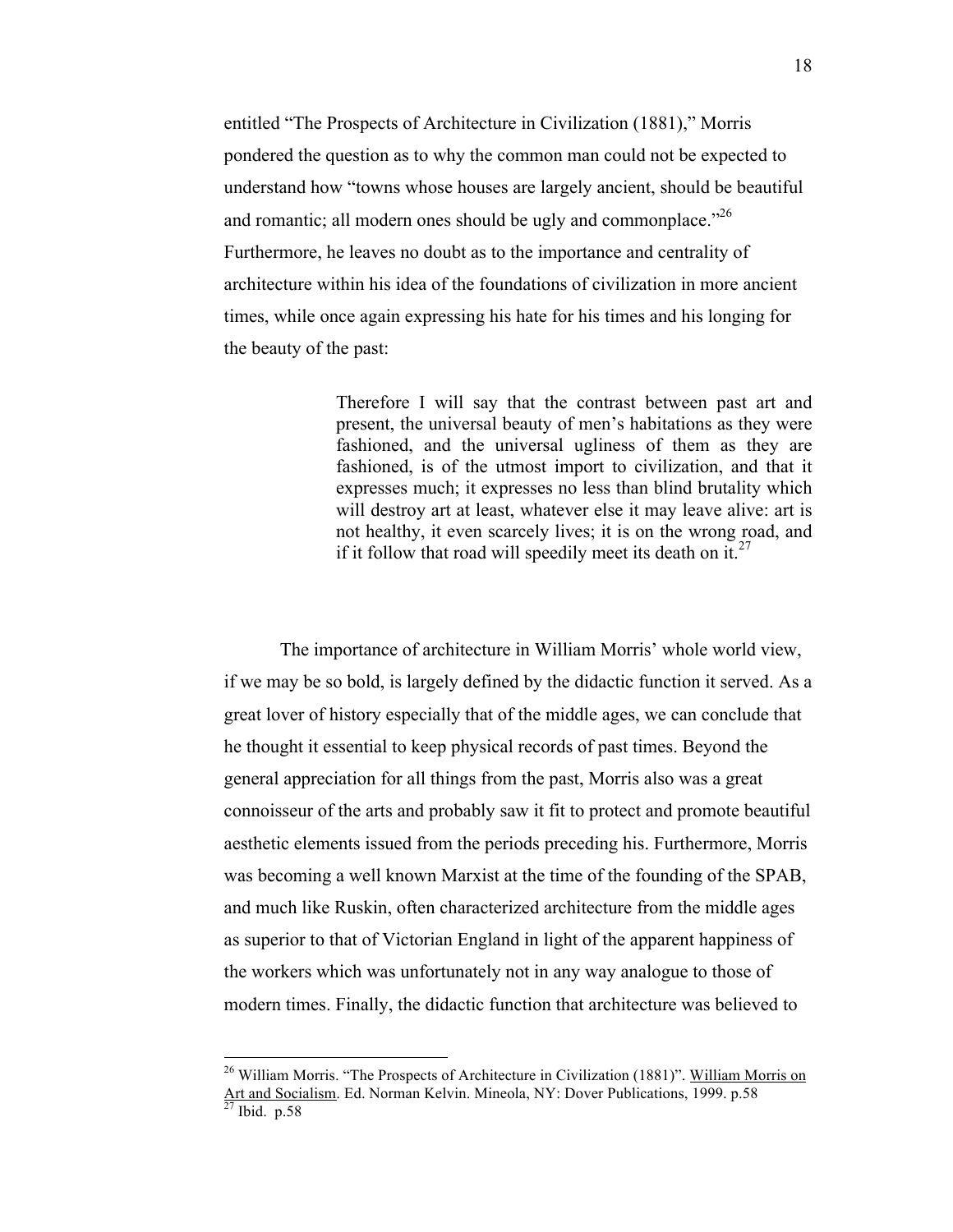entitled "The Prospects of Architecture in Civilization (1881)," Morris pondered the question as to why the common man could not be expected to understand how "towns whose houses are largely ancient, should be beautiful and romantic; all modern ones should be ugly and commonplace."[26] Furthermore, he leaves no doubt as to the importance and centrality of architecture within his idea of the foundations of civilization in more ancient times, while once again expressing his hate for his times and his longing for the beauty of the past:

> Therefore I will say that the contrast between past art and present, the universal beauty of men's habitations as they were fashioned, and the universal ugliness of them as they are fashioned, is of the utmost import to civilization, and that it expresses much; it expresses no less than blind brutality which will destroy art at least, whatever else it may leave alive: art is not healthy, it even scarcely lives; it is on the wrong road, and if it follow that road will speedily meet its death on it.[27]

The importance of architecture in William Morris' whole world view, if we may be so bold, is largely defined by the didactic function it served. As a great lover of history especially that of the middle ages, we can conclude that he thought it essential to keep physical records of past times. Beyond the general appreciation for all things from the past, Morris also was a great connoisseur of the arts and probably saw it fit to protect and promote beautiful aesthetic elements issued from the periods preceding his. Furthermore, Morris was becoming a well known Marxist at the time of the founding of the SPAB, and much like Ruskin, often characterized architecture from the middle ages as superior to that of Victorian England in light of the apparent happiness of the workers which was unfortunately not in any way analogue to those of modern times. Finally, the didactic function that architecture was believed to

---

[26] William Morris. "The Prospects of Architecture in Civilization (1881)". William Morris on Art and Socialism. Ed. Norman Kelvin. Mineola, NY: Dover Publications, 1999. p.58

[27] Ibid. p.58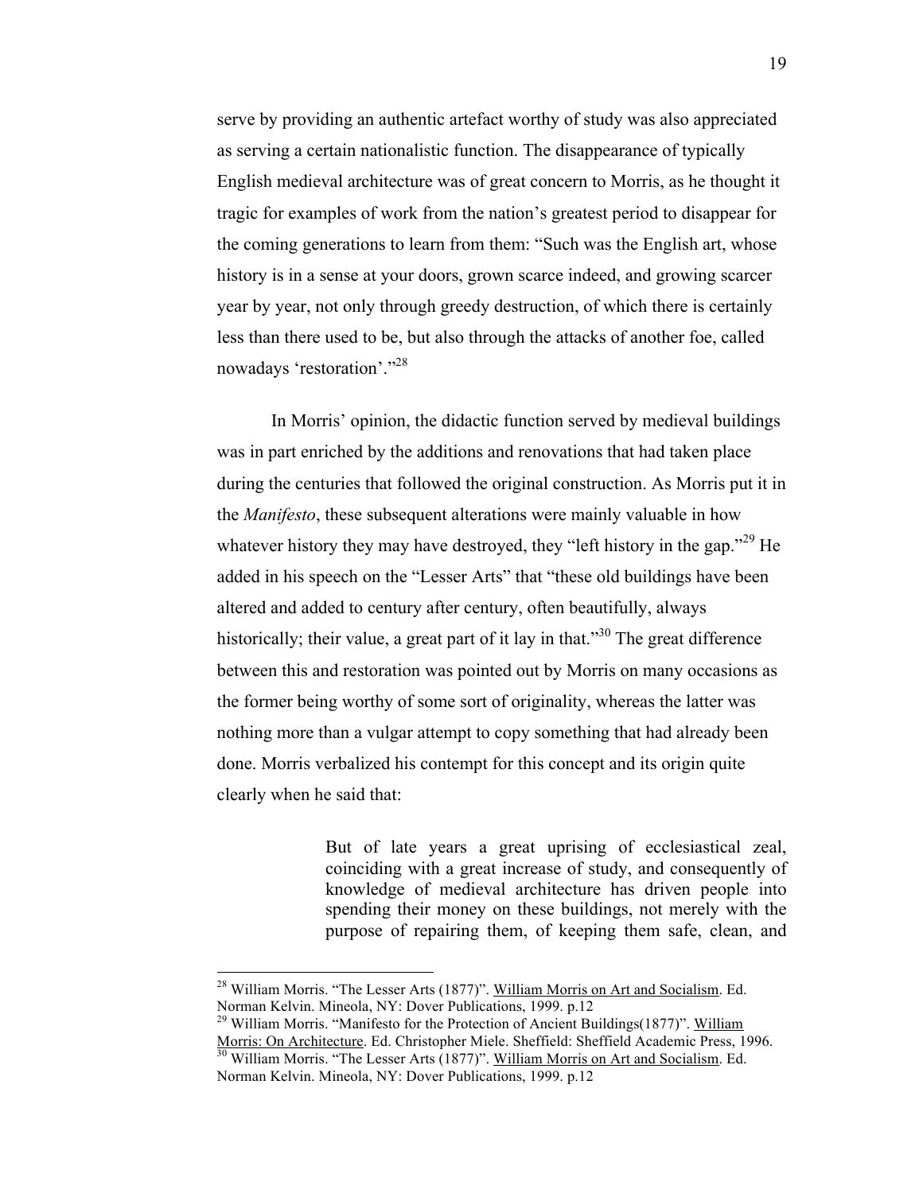serve by providing an authentic artefact worthy of study was also appreciated as serving a certain nationalistic function. The disappearance of typically English medieval architecture was of great concern to Morris, as he thought it tragic for examples of work from the nation's greatest period to disappear for the coming generations to learn from them: "Such was the English art, whose history is in a sense at your doors, grown scarce indeed, and growing scarcer year by year, not only through greedy destruction, of which there is certainly less than there used to be, but also through the attacks of another foe, called nowadays 'restoration'."[28]

In Morris' opinion, the didactic function served by medieval buildings was in part enriched by the additions and renovations that had taken place during the centuries that followed the original construction. As Morris put it in the *Manifesto*, these subsequent alterations were mainly valuable in how whatever history they may have destroyed, they "left history in the gap."[29] He added in his speech on the "Lesser Arts" that "these old buildings have been altered and added to century after century, often beautifully, always historically; their value, a great part of it lay in that."[30] The great difference between this and restoration was pointed out by Morris on many occasions as the former being worthy of some sort of originality, whereas the latter was nothing more than a vulgar attempt to copy something that had already been done. Morris verbalized his contempt for this concept and its origin quite clearly when he said that:

> But of late years a great uprising of ecclesiastical zeal, coinciding with a great increase of study, and consequently of knowledge of medieval architecture has driven people into spending their money on these buildings, not merely with the purpose of repairing them, of keeping them safe, clean, and

---

[28] William Morris. "The Lesser Arts (1877)". William Morris on Art and Socialism. Ed. Norman Kelvin. Mineola, NY: Dover Publications, 1999. p.12

[29] William Morris. "Manifesto for the Protection of Ancient Buildings(1877)". William Morris: On Architecture. Ed. Christopher Miele. Sheffield: Sheffield Academic Press, 1996.

[30] William Morris. "The Lesser Arts (1877)". William Morris on Art and Socialism. Ed. Norman Kelvin. Mineola, NY: Dover Publications, 1999. p.12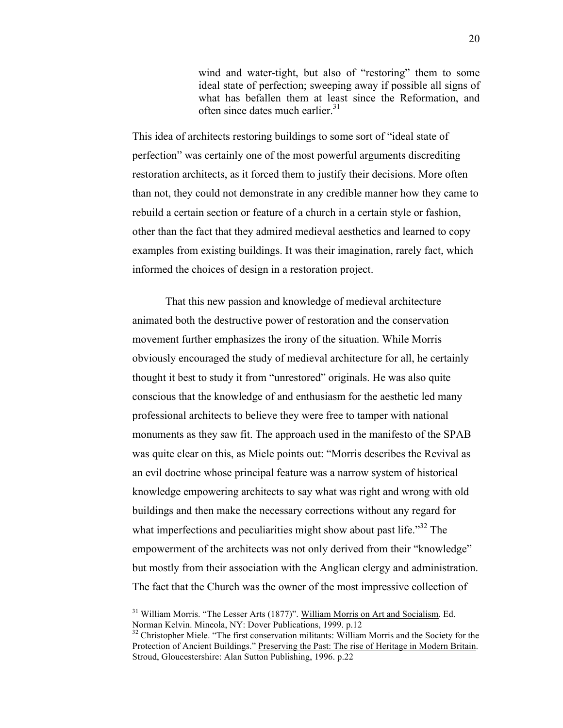> wind and water-tight, but also of "restoring" them to some ideal state of perfection; sweeping away if possible all signs of what has befallen them at least since the Reformation, and often since dates much earlier.[31]

This idea of architects restoring buildings to some sort of "ideal state of perfection" was certainly one of the most powerful arguments discrediting restoration architects, as it forced them to justify their decisions. More often than not, they could not demonstrate in any credible manner how they came to rebuild a certain section or feature of a church in a certain style or fashion, other than the fact that they admired medieval aesthetics and learned to copy examples from existing buildings. It was their imagination, rarely fact, which informed the choices of design in a restoration project.

That this new passion and knowledge of medieval architecture animated both the destructive power of restoration and the conservation movement further emphasizes the irony of the situation. While Morris obviously encouraged the study of medieval architecture for all, he certainly thought it best to study it from "unrestored" originals. He was also quite conscious that the knowledge of and enthusiasm for the aesthetic led many professional architects to believe they were free to tamper with national monuments as they saw fit. The approach used in the manifesto of the SPAB was quite clear on this, as Miele points out: "Morris describes the Revival as an evil doctrine whose principal feature was a narrow system of historical knowledge empowering architects to say what was right and wrong with old buildings and then make the necessary corrections without any regard for what imperfections and peculiarities might show about past life."[32] The empowerment of the architects was not only derived from their "knowledge" but mostly from their association with the Anglican clergy and administration. The fact that the Church was the owner of the most impressive collection of

---

[31] William Morris. "The Lesser Arts (1877)". William Morris on Art and Socialism. Ed. Norman Kelvin. Mineola, NY: Dover Publications, 1999. p.12

[32] Christopher Miele. "The first conservation militants: William Morris and the Society for the Protection of Ancient Buildings." Preserving the Past: The rise of Heritage in Modern Britain. Stroud, Gloucestershire: Alan Sutton Publishing, 1996. p.22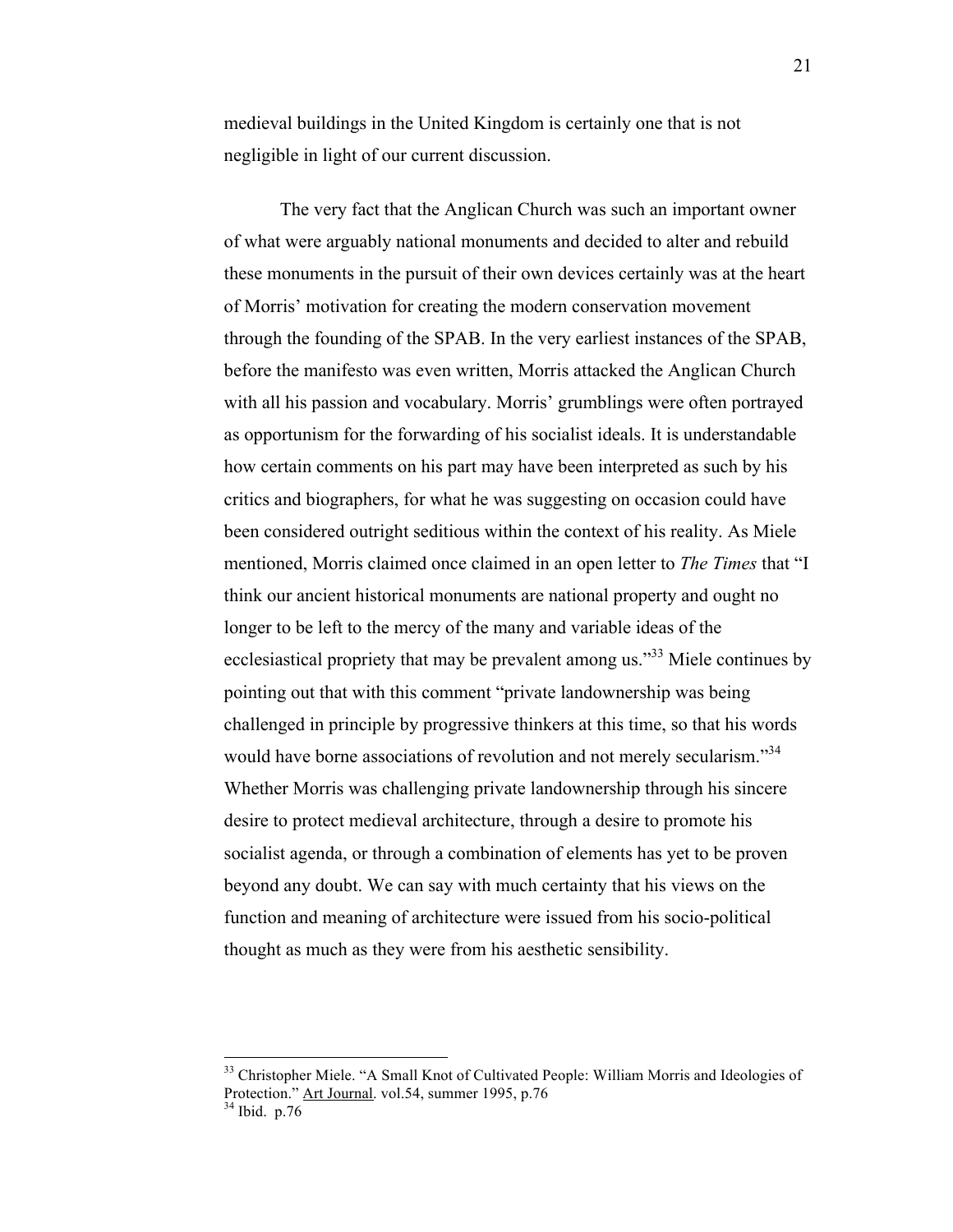medieval buildings in the United Kingdom is certainly one that is not negligible in light of our current discussion.

The very fact that the Anglican Church was such an important owner of what were arguably national monuments and decided to alter and rebuild these monuments in the pursuit of their own devices certainly was at the heart of Morris' motivation for creating the modern conservation movement through the founding of the SPAB. In the very earliest instances of the SPAB, before the manifesto was even written, Morris attacked the Anglican Church with all his passion and vocabulary. Morris' grumblings were often portrayed as opportunism for the forwarding of his socialist ideals. It is understandable how certain comments on his part may have been interpreted as such by his critics and biographers, for what he was suggesting on occasion could have been considered outright seditious within the context of his reality. As Miele mentioned, Morris claimed once claimed in an open letter to *The Times* that "I think our ancient historical monuments are national property and ought no longer to be left to the mercy of the many and variable ideas of the ecclesiastical propriety that may be prevalent among us."[33] Miele continues by pointing out that with this comment "private landownership was being challenged in principle by progressive thinkers at this time, so that his words would have borne associations of revolution and not merely secularism."[34] Whether Morris was challenging private landownership through his sincere desire to protect medieval architecture, through a desire to promote his socialist agenda, or through a combination of elements has yet to be proven beyond any doubt. We can say with much certainty that his views on the function and meaning of architecture were issued from his socio-political thought as much as they were from his aesthetic sensibility.

---

[33] Christopher Miele. "A Small Knot of Cultivated People: William Morris and Ideologies of Protection." Art Journal. vol.54, summer 1995, p.76

[34] Ibid. p.76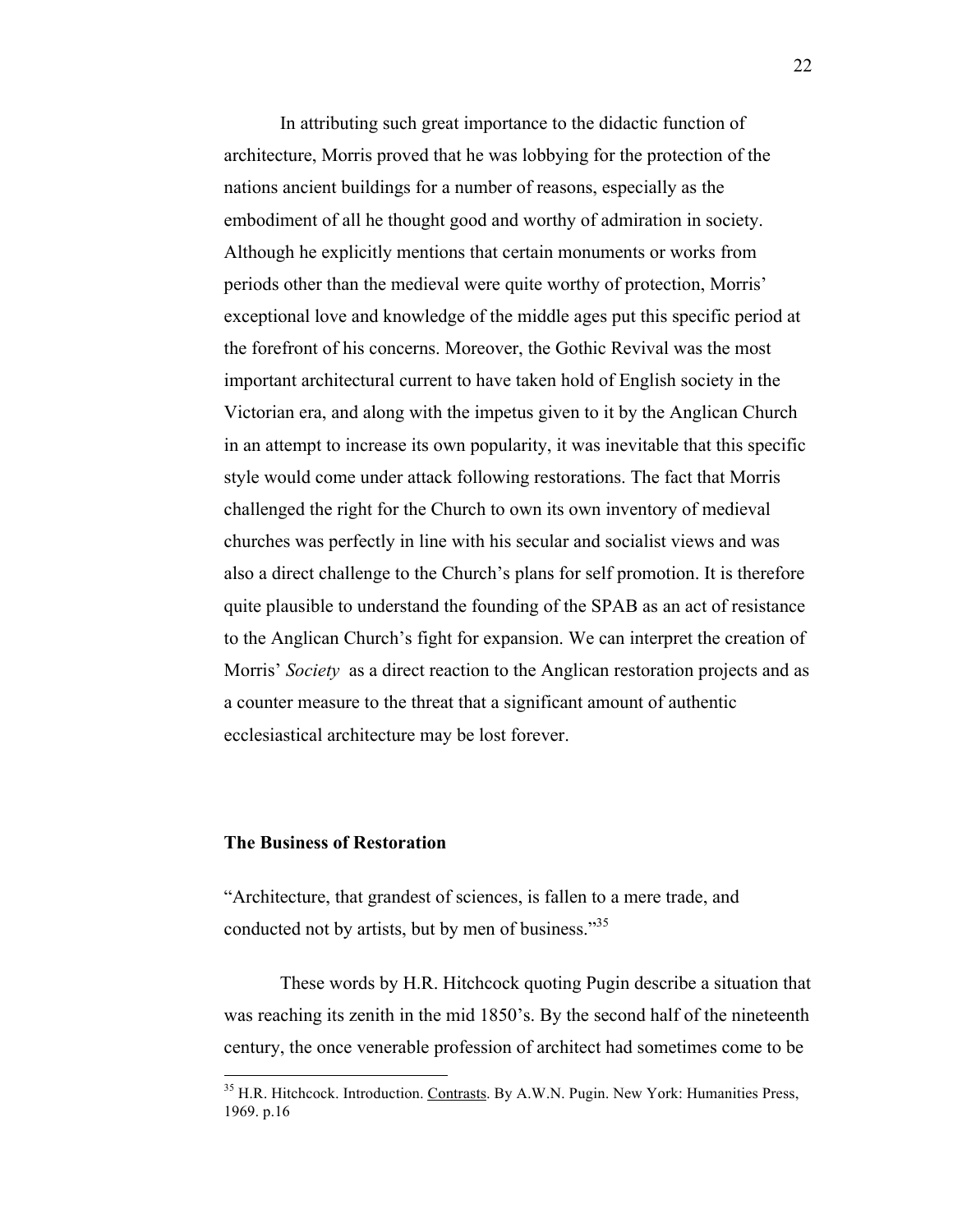In attributing such great importance to the didactic function of architecture, Morris proved that he was lobbying for the protection of the nations ancient buildings for a number of reasons, especially as the embodiment of all he thought good and worthy of admiration in society. Although he explicitly mentions that certain monuments or works from periods other than the medieval were quite worthy of protection, Morris' exceptional love and knowledge of the middle ages put this specific period at the forefront of his concerns. Moreover, the Gothic Revival was the most important architectural current to have taken hold of English society in the Victorian era, and along with the impetus given to it by the Anglican Church in an attempt to increase its own popularity, it was inevitable that this specific style would come under attack following restorations. The fact that Morris challenged the right for the Church to own its own inventory of medieval churches was perfectly in line with his secular and socialist views and was also a direct challenge to the Church's plans for self promotion. It is therefore quite plausible to understand the founding of the SPAB as an act of resistance to the Anglican Church's fight for expansion. We can interpret the creation of Morris' *Society* as a direct reaction to the Anglican restoration projects and as a counter measure to the threat that a significant amount of authentic ecclesiastical architecture may be lost forever.

**The Business of Restoration**

"Architecture, that grandest of sciences, is fallen to a mere trade, and conducted not by artists, but by men of business."[35]

These words by H.R. Hitchcock quoting Pugin describe a situation that was reaching its zenith in the mid 1850's. By the second half of the nineteenth century, the once venerable profession of architect had sometimes come to be

[35] H.R. Hitchcock. Introduction. Contrasts. By A.W.N. Pugin. New York: Humanities Press, 1969. p.16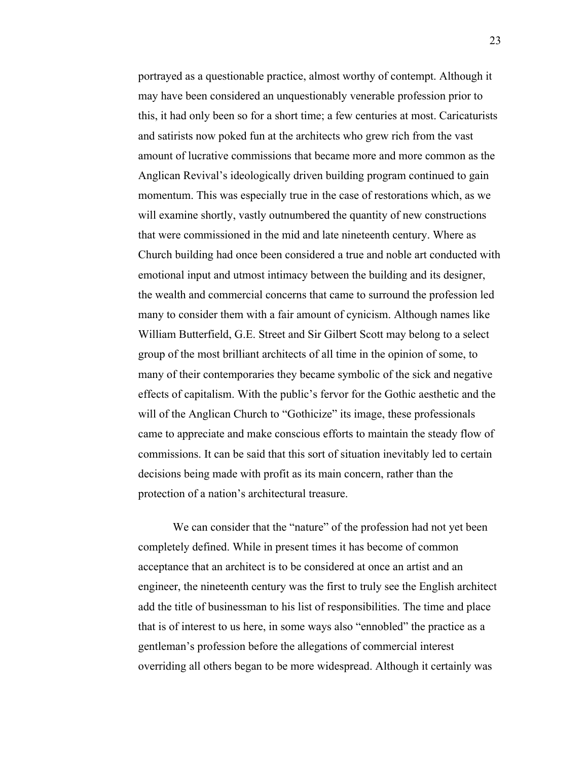portrayed as a questionable practice, almost worthy of contempt. Although it may have been considered an unquestionably venerable profession prior to this, it had only been so for a short time; a few centuries at most. Caricaturists and satirists now poked fun at the architects who grew rich from the vast amount of lucrative commissions that became more and more common as the Anglican Revival's ideologically driven building program continued to gain momentum. This was especially true in the case of restorations which, as we will examine shortly, vastly outnumbered the quantity of new constructions that were commissioned in the mid and late nineteenth century. Where as Church building had once been considered a true and noble art conducted with emotional input and utmost intimacy between the building and its designer, the wealth and commercial concerns that came to surround the profession led many to consider them with a fair amount of cynicism. Although names like William Butterfield, G.E. Street and Sir Gilbert Scott may belong to a select group of the most brilliant architects of all time in the opinion of some, to many of their contemporaries they became symbolic of the sick and negative effects of capitalism. With the public's fervor for the Gothic aesthetic and the will of the Anglican Church to "Gothicize" its image, these professionals came to appreciate and make conscious efforts to maintain the steady flow of commissions. It can be said that this sort of situation inevitably led to certain decisions being made with profit as its main concern, rather than the protection of a nation's architectural treasure.

We can consider that the "nature" of the profession had not yet been completely defined. While in present times it has become of common acceptance that an architect is to be considered at once an artist and an engineer, the nineteenth century was the first to truly see the English architect add the title of businessman to his list of responsibilities. The time and place that is of interest to us here, in some ways also "ennobled" the practice as a gentleman's profession before the allegations of commercial interest overriding all others began to be more widespread. Although it certainly was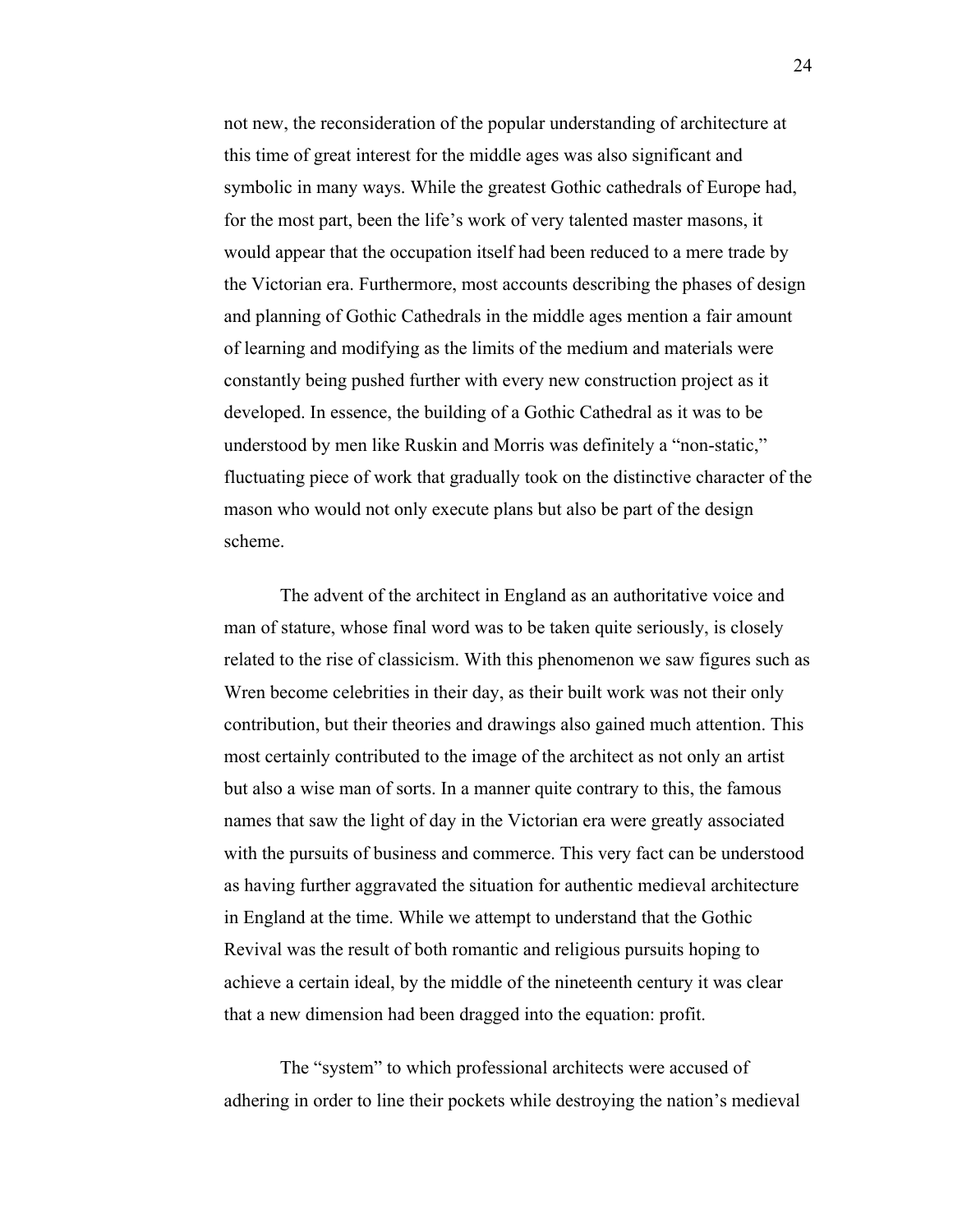not new, the reconsideration of the popular understanding of architecture at this time of great interest for the middle ages was also significant and symbolic in many ways. While the greatest Gothic cathedrals of Europe had, for the most part, been the life's work of very talented master masons, it would appear that the occupation itself had been reduced to a mere trade by the Victorian era. Furthermore, most accounts describing the phases of design and planning of Gothic Cathedrals in the middle ages mention a fair amount of learning and modifying as the limits of the medium and materials were constantly being pushed further with every new construction project as it developed. In essence, the building of a Gothic Cathedral as it was to be understood by men like Ruskin and Morris was definitely a "non-static," fluctuating piece of work that gradually took on the distinctive character of the mason who would not only execute plans but also be part of the design scheme.

The advent of the architect in England as an authoritative voice and man of stature, whose final word was to be taken quite seriously, is closely related to the rise of classicism. With this phenomenon we saw figures such as Wren become celebrities in their day, as their built work was not their only contribution, but their theories and drawings also gained much attention. This most certainly contributed to the image of the architect as not only an artist but also a wise man of sorts. In a manner quite contrary to this, the famous names that saw the light of day in the Victorian era were greatly associated with the pursuits of business and commerce. This very fact can be understood as having further aggravated the situation for authentic medieval architecture in England at the time. While we attempt to understand that the Gothic Revival was the result of both romantic and religious pursuits hoping to achieve a certain ideal, by the middle of the nineteenth century it was clear that a new dimension had been dragged into the equation: profit.

The "system" to which professional architects were accused of adhering in order to line their pockets while destroying the nation's medieval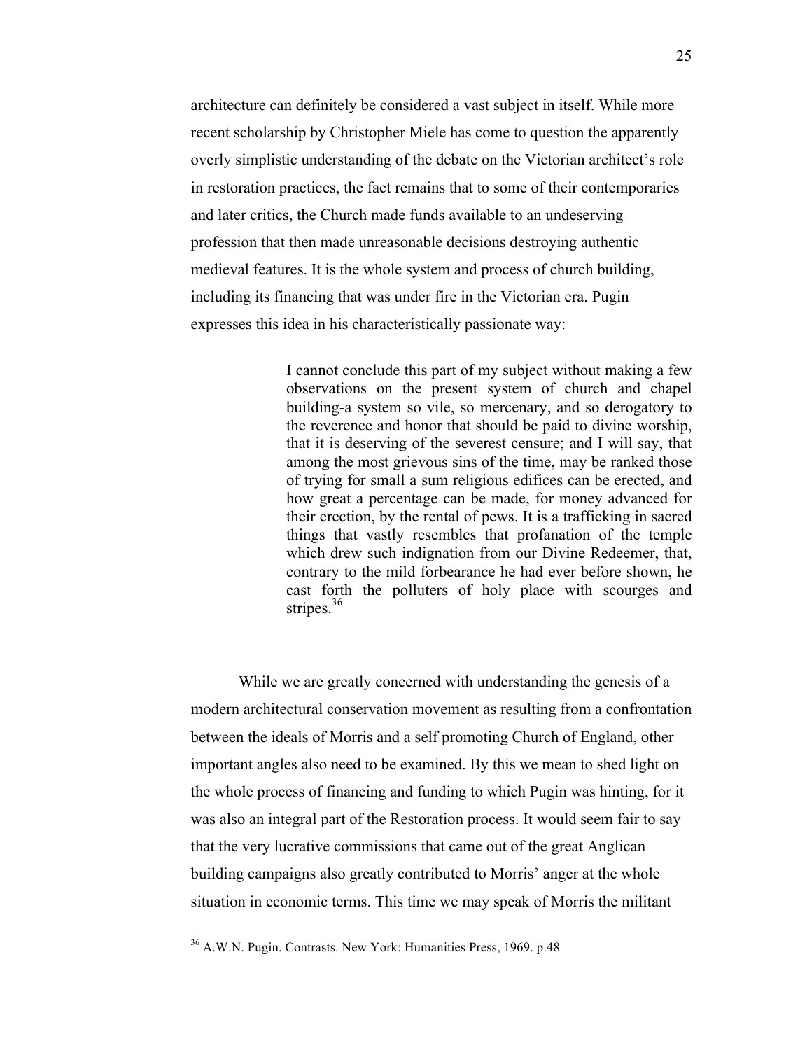architecture can definitely be considered a vast subject in itself. While more recent scholarship by Christopher Miele has come to question the apparently overly simplistic understanding of the debate on the Victorian architect's role in restoration practices, the fact remains that to some of their contemporaries and later critics, the Church made funds available to an undeserving profession that then made unreasonable decisions destroying authentic medieval features. It is the whole system and process of church building, including its financing that was under fire in the Victorian era. Pugin expresses this idea in his characteristically passionate way:

> I cannot conclude this part of my subject without making a few observations on the present system of church and chapel building-a system so vile, so mercenary, and so derogatory to the reverence and honor that should be paid to divine worship, that it is deserving of the severest censure; and I will say, that among the most grievous sins of the time, may be ranked those of trying for small a sum religious edifices can be erected, and how great a percentage can be made, for money advanced for their erection, by the rental of pews. It is a trafficking in sacred things that vastly resembles that profanation of the temple which drew such indignation from our Divine Redeemer, that, contrary to the mild forbearance he had ever before shown, he cast forth the polluters of holy place with scourges and stripes.[36]

While we are greatly concerned with understanding the genesis of a modern architectural conservation movement as resulting from a confrontation between the ideals of Morris and a self promoting Church of England, other important angles also need to be examined. By this we mean to shed light on the whole process of financing and funding to which Pugin was hinting, for it was also an integral part of the Restoration process. It would seem fair to say that the very lucrative commissions that came out of the great Anglican building campaigns also greatly contributed to Morris' anger at the whole situation in economic terms. This time we may speak of Morris the militant

---

[36] A.W.N. Pugin. Contrasts. New York: Humanities Press, 1969. p.48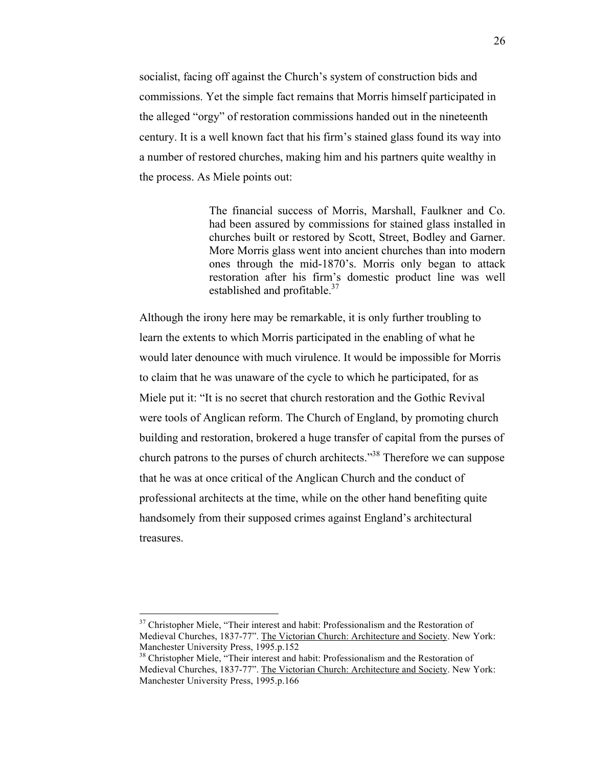socialist, facing off against the Church's system of construction bids and commissions. Yet the simple fact remains that Morris himself participated in the alleged "orgy" of restoration commissions handed out in the nineteenth century. It is a well known fact that his firm's stained glass found its way into a number of restored churches, making him and his partners quite wealthy in the process. As Miele points out:

> The financial success of Morris, Marshall, Faulkner and Co. had been assured by commissions for stained glass installed in churches built or restored by Scott, Street, Bodley and Garner. More Morris glass went into ancient churches than into modern ones through the mid-1870's. Morris only began to attack restoration after his firm's domestic product line was well established and profitable.[37]

Although the irony here may be remarkable, it is only further troubling to learn the extents to which Morris participated in the enabling of what he would later denounce with much virulence. It would be impossible for Morris to claim that he was unaware of the cycle to which he participated, for as Miele put it: "It is no secret that church restoration and the Gothic Revival were tools of Anglican reform. The Church of England, by promoting church building and restoration, brokered a huge transfer of capital from the purses of church patrons to the purses of church architects."[38] Therefore we can suppose that he was at once critical of the Anglican Church and the conduct of professional architects at the time, while on the other hand benefiting quite handsomely from their supposed crimes against England's architectural treasures.

---

[37] Christopher Miele, "Their interest and habit: Professionalism and the Restoration of Medieval Churches, 1837-77". The Victorian Church: Architecture and Society. New York: Manchester University Press, 1995.p.152

[38] Christopher Miele, "Their interest and habit: Professionalism and the Restoration of Medieval Churches, 1837-77". The Victorian Church: Architecture and Society. New York: Manchester University Press, 1995.p.166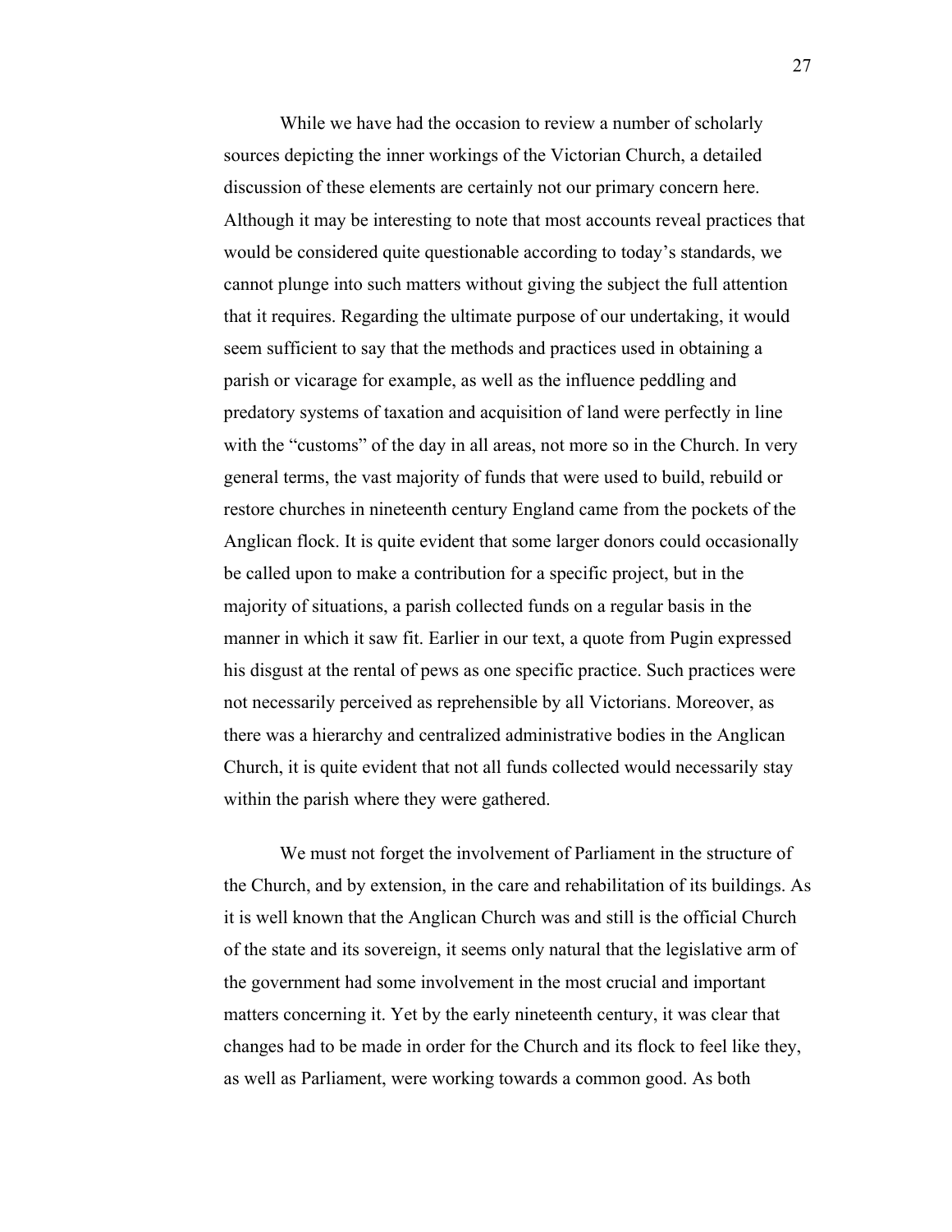While we have had the occasion to review a number of scholarly sources depicting the inner workings of the Victorian Church, a detailed discussion of these elements are certainly not our primary concern here. Although it may be interesting to note that most accounts reveal practices that would be considered quite questionable according to today's standards, we cannot plunge into such matters without giving the subject the full attention that it requires. Regarding the ultimate purpose of our undertaking, it would seem sufficient to say that the methods and practices used in obtaining a parish or vicarage for example, as well as the influence peddling and predatory systems of taxation and acquisition of land were perfectly in line with the "customs" of the day in all areas, not more so in the Church. In very general terms, the vast majority of funds that were used to build, rebuild or restore churches in nineteenth century England came from the pockets of the Anglican flock. It is quite evident that some larger donors could occasionally be called upon to make a contribution for a specific project, but in the majority of situations, a parish collected funds on a regular basis in the manner in which it saw fit. Earlier in our text, a quote from Pugin expressed his disgust at the rental of pews as one specific practice. Such practices were not necessarily perceived as reprehensible by all Victorians. Moreover, as there was a hierarchy and centralized administrative bodies in the Anglican Church, it is quite evident that not all funds collected would necessarily stay within the parish where they were gathered.

We must not forget the involvement of Parliament in the structure of the Church, and by extension, in the care and rehabilitation of its buildings. As it is well known that the Anglican Church was and still is the official Church of the state and its sovereign, it seems only natural that the legislative arm of the government had some involvement in the most crucial and important matters concerning it. Yet by the early nineteenth century, it was clear that changes had to be made in order for the Church and its flock to feel like they, as well as Parliament, were working towards a common good. As both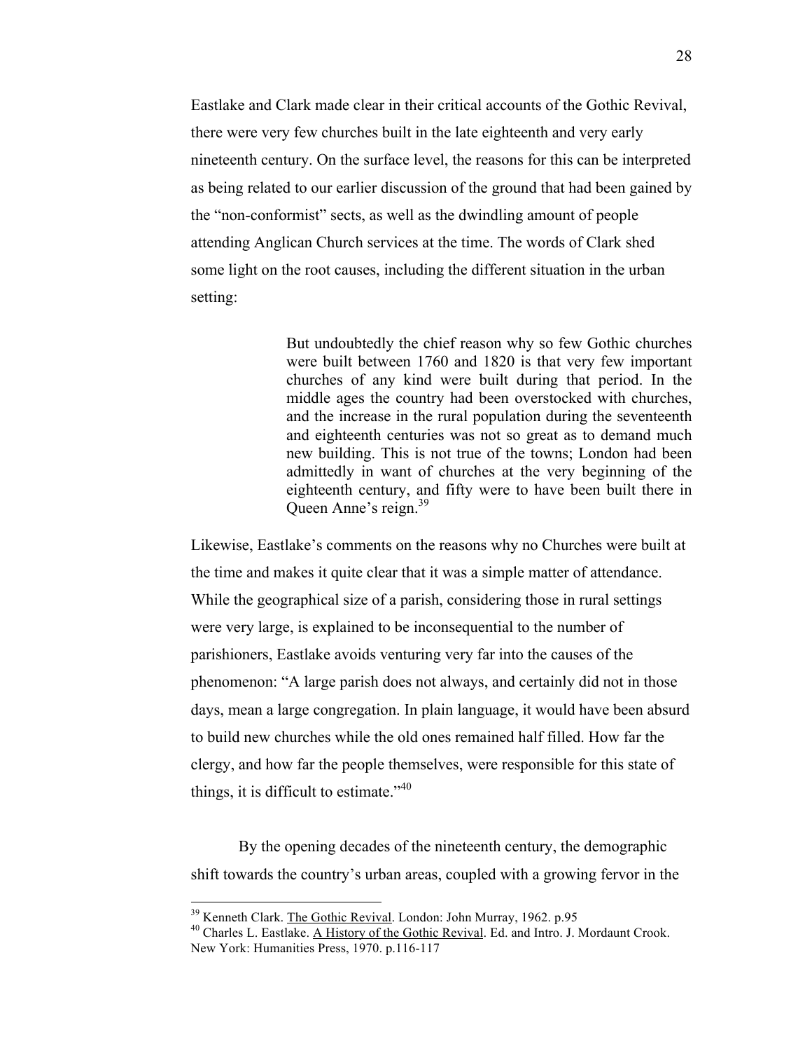Eastlake and Clark made clear in their critical accounts of the Gothic Revival, there were very few churches built in the late eighteenth and very early nineteenth century. On the surface level, the reasons for this can be interpreted as being related to our earlier discussion of the ground that had been gained by the "non-conformist" sects, as well as the dwindling amount of people attending Anglican Church services at the time. The words of Clark shed some light on the root causes, including the different situation in the urban setting:

> But undoubtedly the chief reason why so few Gothic churches were built between 1760 and 1820 is that very few important churches of any kind were built during that period. In the middle ages the country had been overstocked with churches, and the increase in the rural population during the seventeenth and eighteenth centuries was not so great as to demand much new building. This is not true of the towns; London had been admittedly in want of churches at the very beginning of the eighteenth century, and fifty were to have been built there in Queen Anne's reign.[39]

Likewise, Eastlake's comments on the reasons why no Churches were built at the time and makes it quite clear that it was a simple matter of attendance. While the geographical size of a parish, considering those in rural settings were very large, is explained to be inconsequential to the number of parishioners, Eastlake avoids venturing very far into the causes of the phenomenon: "A large parish does not always, and certainly did not in those days, mean a large congregation. In plain language, it would have been absurd to build new churches while the old ones remained half filled. How far the clergy, and how far the people themselves, were responsible for this state of things, it is difficult to estimate."[40]

By the opening decades of the nineteenth century, the demographic shift towards the country's urban areas, coupled with a growing fervor in the

---

[39] Kenneth Clark. The Gothic Revival. London: John Murray, 1962. p.95

[40] Charles L. Eastlake. A History of the Gothic Revival. Ed. and Intro. J. Mordaunt Crook. New York: Humanities Press, 1970. p.116-117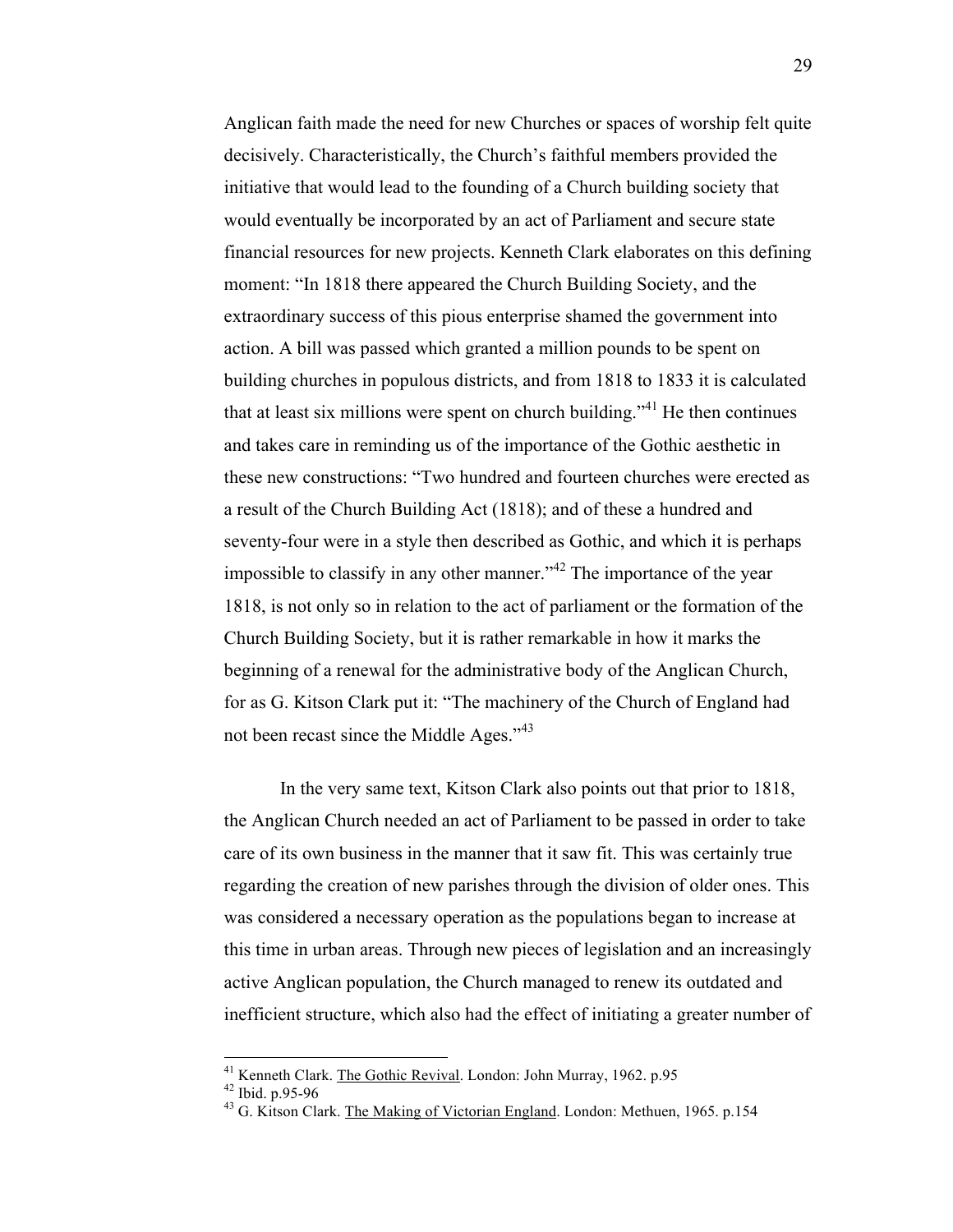Anglican faith made the need for new Churches or spaces of worship felt quite decisively. Characteristically, the Church's faithful members provided the initiative that would lead to the founding of a Church building society that would eventually be incorporated by an act of Parliament and secure state financial resources for new projects. Kenneth Clark elaborates on this defining moment: "In 1818 there appeared the Church Building Society, and the extraordinary success of this pious enterprise shamed the government into action. A bill was passed which granted a million pounds to be spent on building churches in populous districts, and from 1818 to 1833 it is calculated that at least six millions were spent on church building."[41] He then continues and takes care in reminding us of the importance of the Gothic aesthetic in these new constructions: "Two hundred and fourteen churches were erected as a result of the Church Building Act (1818); and of these a hundred and seventy-four were in a style then described as Gothic, and which it is perhaps impossible to classify in any other manner."[42] The importance of the year 1818, is not only so in relation to the act of parliament or the formation of the Church Building Society, but it is rather remarkable in how it marks the beginning of a renewal for the administrative body of the Anglican Church, for as G. Kitson Clark put it: "The machinery of the Church of England had not been recast since the Middle Ages."[43]

In the very same text, Kitson Clark also points out that prior to 1818, the Anglican Church needed an act of Parliament to be passed in order to take care of its own business in the manner that it saw fit. This was certainly true regarding the creation of new parishes through the division of older ones. This was considered a necessary operation as the populations began to increase at this time in urban areas. Through new pieces of legislation and an increasingly active Anglican population, the Church managed to renew its outdated and inefficient structure, which also had the effect of initiating a greater number of

---

[41] Kenneth Clark. The Gothic Revival. London: John Murray, 1962. p.95

[42] Ibid. p.95-96

[43] G. Kitson Clark. The Making of Victorian England. London: Methuen, 1965. p.154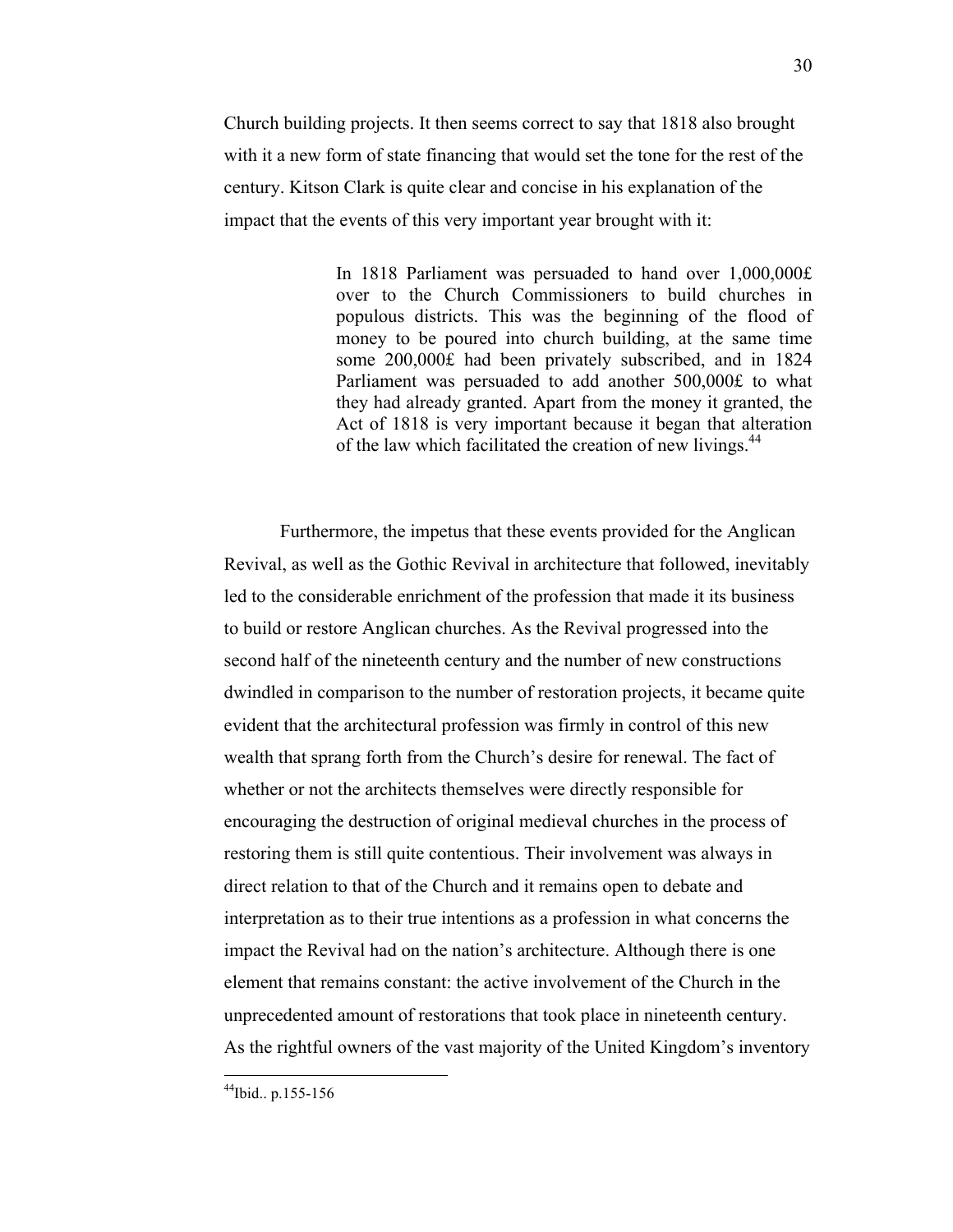Church building projects. It then seems correct to say that 1818 also brought with it a new form of state financing that would set the tone for the rest of the century. Kitson Clark is quite clear and concise in his explanation of the impact that the events of this very important year brought with it:

> In 1818 Parliament was persuaded to hand over 1,000,000£ over to the Church Commissioners to build churches in populous districts. This was the beginning of the flood of money to be poured into church building, at the same time some 200,000£ had been privately subscribed, and in 1824 Parliament was persuaded to add another 500,000£ to what they had already granted. Apart from the money it granted, the Act of 1818 is very important because it began that alteration of the law which facilitated the creation of new livings.[44]

Furthermore, the impetus that these events provided for the Anglican Revival, as well as the Gothic Revival in architecture that followed, inevitably led to the considerable enrichment of the profession that made it its business to build or restore Anglican churches. As the Revival progressed into the second half of the nineteenth century and the number of new constructions dwindled in comparison to the number of restoration projects, it became quite evident that the architectural profession was firmly in control of this new wealth that sprang forth from the Church's desire for renewal. The fact of whether or not the architects themselves were directly responsible for encouraging the destruction of original medieval churches in the process of restoring them is still quite contentious. Their involvement was always in direct relation to that of the Church and it remains open to debate and interpretation as to their true intentions as a profession in what concerns the impact the Revival had on the nation's architecture. Although there is one element that remains constant: the active involvement of the Church in the unprecedented amount of restorations that took place in nineteenth century. As the rightful owners of the vast majority of the United Kingdom's inventory

[44] Ibid.. p.155-156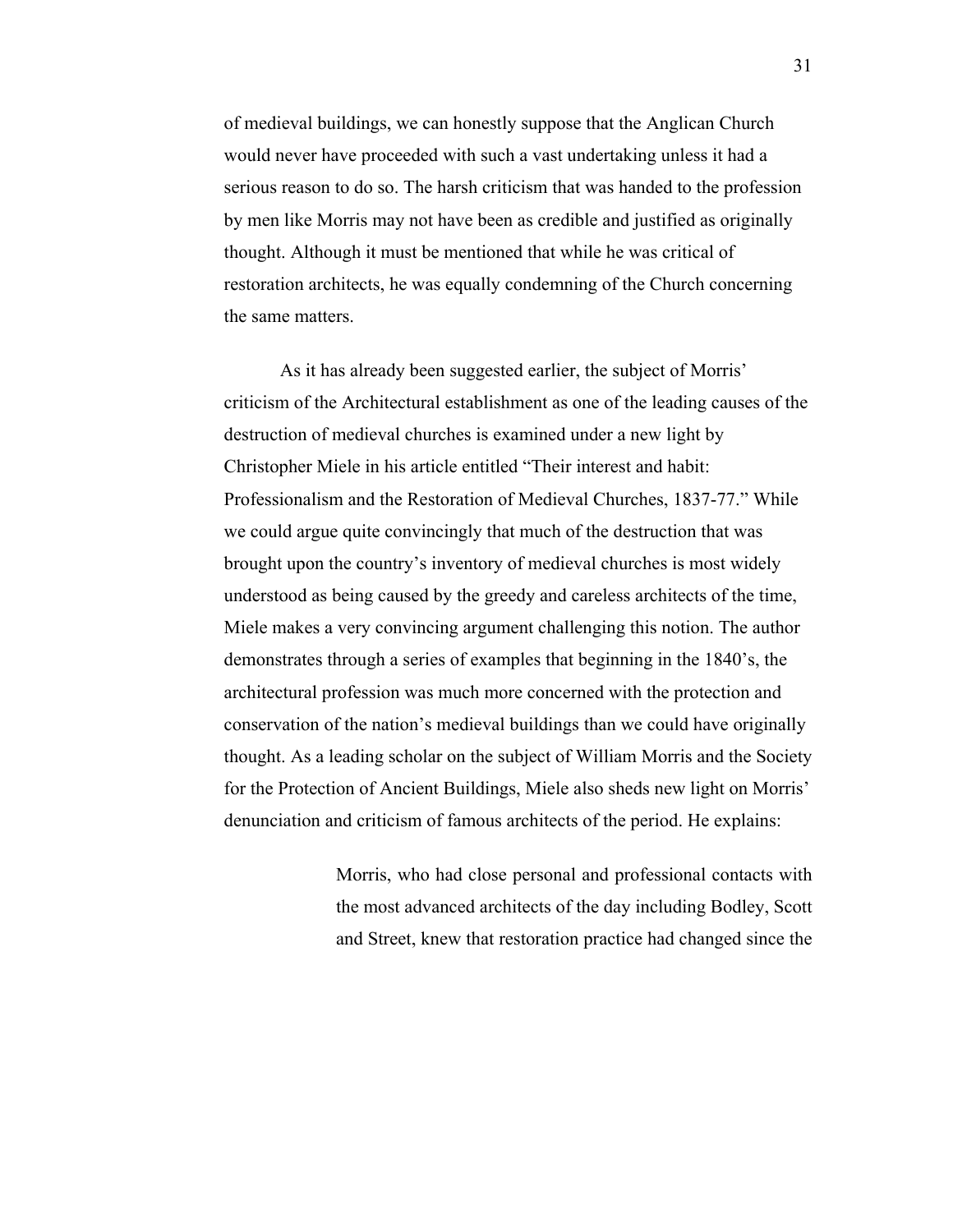of medieval buildings, we can honestly suppose that the Anglican Church would never have proceeded with such a vast undertaking unless it had a serious reason to do so. The harsh criticism that was handed to the profession by men like Morris may not have been as credible and justified as originally thought. Although it must be mentioned that while he was critical of restoration architects, he was equally condemning of the Church concerning the same matters.

As it has already been suggested earlier, the subject of Morris' criticism of the Architectural establishment as one of the leading causes of the destruction of medieval churches is examined under a new light by Christopher Miele in his article entitled "Their interest and habit: Professionalism and the Restoration of Medieval Churches, 1837-77." While we could argue quite convincingly that much of the destruction that was brought upon the country's inventory of medieval churches is most widely understood as being caused by the greedy and careless architects of the time, Miele makes a very convincing argument challenging this notion. The author demonstrates through a series of examples that beginning in the 1840's, the architectural profession was much more concerned with the protection and conservation of the nation's medieval buildings than we could have originally thought. As a leading scholar on the subject of William Morris and the Society for the Protection of Ancient Buildings, Miele also sheds new light on Morris' denunciation and criticism of famous architects of the period. He explains:

> Morris, who had close personal and professional contacts with the most advanced architects of the day including Bodley, Scott and Street, knew that restoration practice had changed since the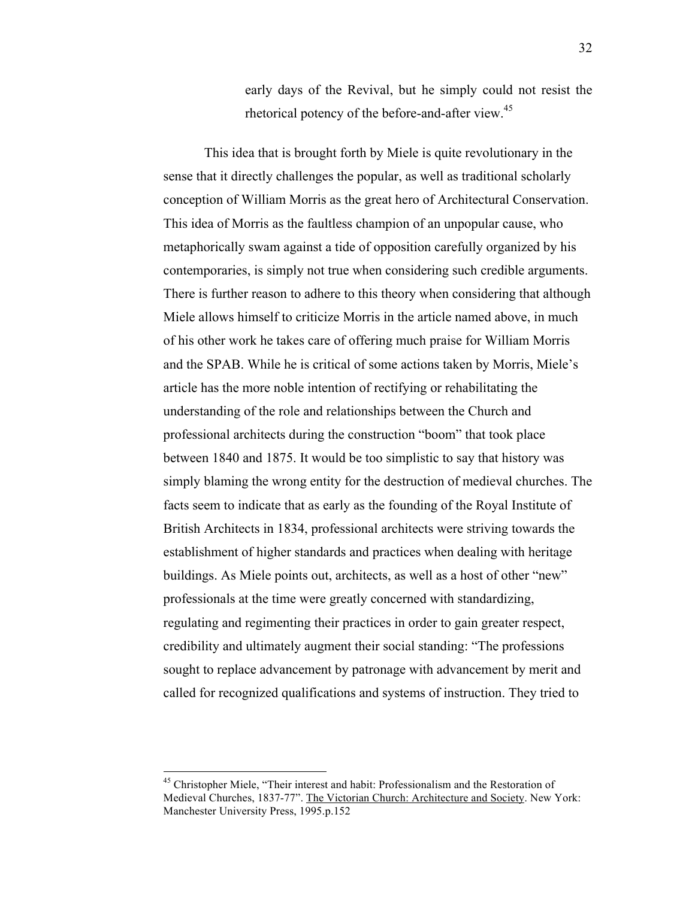> early days of the Revival, but he simply could not resist the rhetorical potency of the before-and-after view.[45]

This idea that is brought forth by Miele is quite revolutionary in the sense that it directly challenges the popular, as well as traditional scholarly conception of William Morris as the great hero of Architectural Conservation. This idea of Morris as the faultless champion of an unpopular cause, who metaphorically swam against a tide of opposition carefully organized by his contemporaries, is simply not true when considering such credible arguments. There is further reason to adhere to this theory when considering that although Miele allows himself to criticize Morris in the article named above, in much of his other work he takes care of offering much praise for William Morris and the SPAB. While he is critical of some actions taken by Morris, Miele's article has the more noble intention of rectifying or rehabilitating the understanding of the role and relationships between the Church and professional architects during the construction "boom" that took place between 1840 and 1875. It would be too simplistic to say that history was simply blaming the wrong entity for the destruction of medieval churches. The facts seem to indicate that as early as the founding of the Royal Institute of British Architects in 1834, professional architects were striving towards the establishment of higher standards and practices when dealing with heritage buildings. As Miele points out, architects, as well as a host of other "new" professionals at the time were greatly concerned with standardizing, regulating and regimenting their practices in order to gain greater respect, credibility and ultimately augment their social standing: "The professions sought to replace advancement by patronage with advancement by merit and called for recognized qualifications and systems of instruction. They tried to

---

[45] Christopher Miele, "Their interest and habit: Professionalism and the Restoration of Medieval Churches, 1837-77". The Victorian Church: Architecture and Society. New York: Manchester University Press, 1995.p.152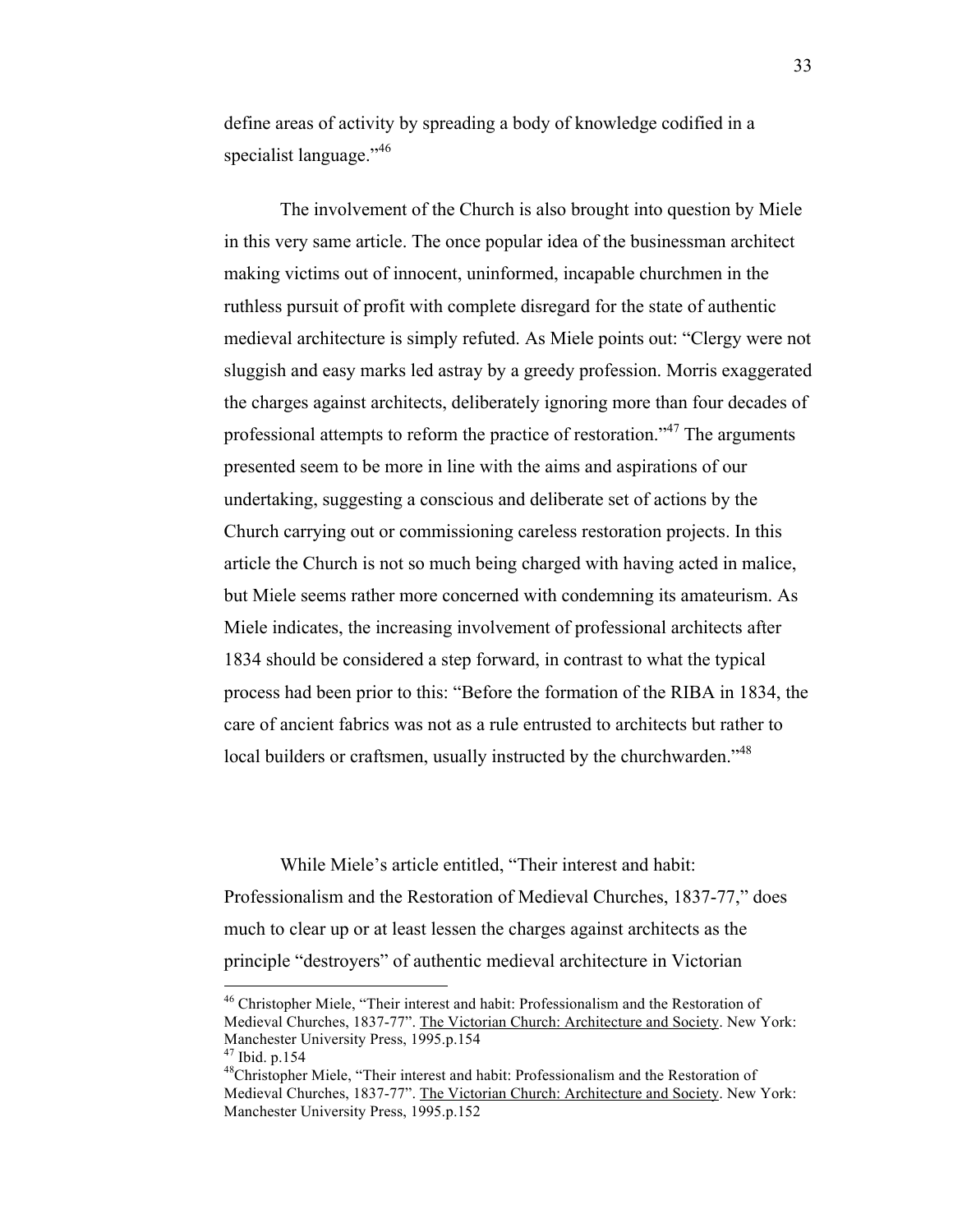define areas of activity by spreading a body of knowledge codified in a specialist language."[46]

The involvement of the Church is also brought into question by Miele in this very same article. The once popular idea of the businessman architect making victims out of innocent, uninformed, incapable churchmen in the ruthless pursuit of profit with complete disregard for the state of authentic medieval architecture is simply refuted. As Miele points out: "Clergy were not sluggish and easy marks led astray by a greedy profession. Morris exaggerated the charges against architects, deliberately ignoring more than four decades of professional attempts to reform the practice of restoration."[47] The arguments presented seem to be more in line with the aims and aspirations of our undertaking, suggesting a conscious and deliberate set of actions by the Church carrying out or commissioning careless restoration projects. In this article the Church is not so much being charged with having acted in malice, but Miele seems rather more concerned with condemning its amateurism. As Miele indicates, the increasing involvement of professional architects after 1834 should be considered a step forward, in contrast to what the typical process had been prior to this: "Before the formation of the RIBA in 1834, the care of ancient fabrics was not as a rule entrusted to architects but rather to local builders or craftsmen, usually instructed by the churchwarden."[48]

While Miele's article entitled, "Their interest and habit: Professionalism and the Restoration of Medieval Churches, 1837-77," does much to clear up or at least lessen the charges against architects as the principle "destroyers" of authentic medieval architecture in Victorian

---

[46] Christopher Miele, "Their interest and habit: Professionalism and the Restoration of Medieval Churches, 1837-77". The Victorian Church: Architecture and Society. New York: Manchester University Press, 1995.p.154

[47] Ibid. p.154

[48] Christopher Miele, "Their interest and habit: Professionalism and the Restoration of Medieval Churches, 1837-77". The Victorian Church: Architecture and Society. New York: Manchester University Press, 1995.p.152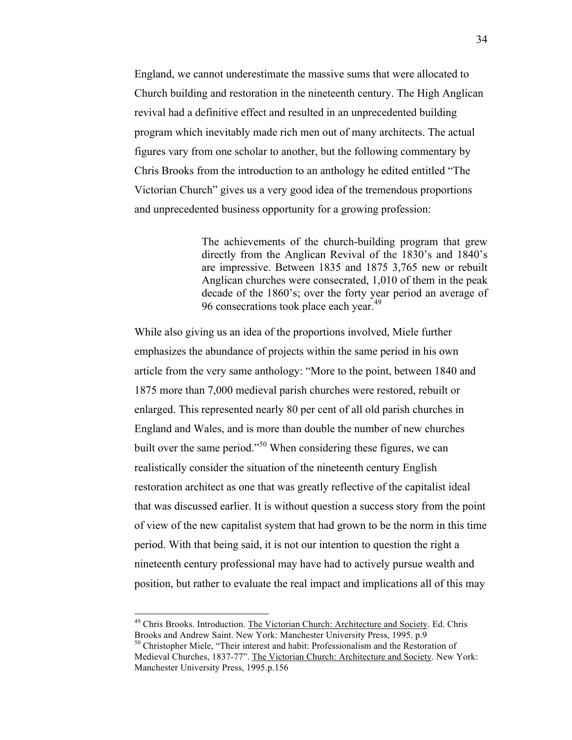England, we cannot underestimate the massive sums that were allocated to Church building and restoration in the nineteenth century. The High Anglican revival had a definitive effect and resulted in an unprecedented building program which inevitably made rich men out of many architects. The actual figures vary from one scholar to another, but the following commentary by Chris Brooks from the introduction to an anthology he edited entitled "The Victorian Church" gives us a very good idea of the tremendous proportions and unprecedented business opportunity for a growing profession:

> The achievements of the church-building program that grew directly from the Anglican Revival of the 1830's and 1840's are impressive. Between 1835 and 1875 3,765 new or rebuilt Anglican churches were consecrated, 1,010 of them in the peak decade of the 1860's; over the forty year period an average of 96 consecrations took place each year.[49]

While also giving us an idea of the proportions involved, Miele further emphasizes the abundance of projects within the same period in his own article from the very same anthology: "More to the point, between 1840 and 1875 more than 7,000 medieval parish churches were restored, rebuilt or enlarged. This represented nearly 80 per cent of all old parish churches in England and Wales, and is more than double the number of new churches built over the same period."[50] When considering these figures, we can realistically consider the situation of the nineteenth century English restoration architect as one that was greatly reflective of the capitalist ideal that was discussed earlier. It is without question a success story from the point of view of the new capitalist system that had grown to be the norm in this time period. With that being said, it is not our intention to question the right a nineteenth century professional may have had to actively pursue wealth and position, but rather to evaluate the real impact and implications all of this may

---

[49] Chris Brooks. Introduction. The Victorian Church: Architecture and Society. Ed. Chris Brooks and Andrew Saint. New York: Manchester University Press, 1995. p.9

[50] Christopher Miele, "Their interest and habit: Professionalism and the Restoration of Medieval Churches, 1837-77". The Victorian Church: Architecture and Society. New York: Manchester University Press, 1995.p.156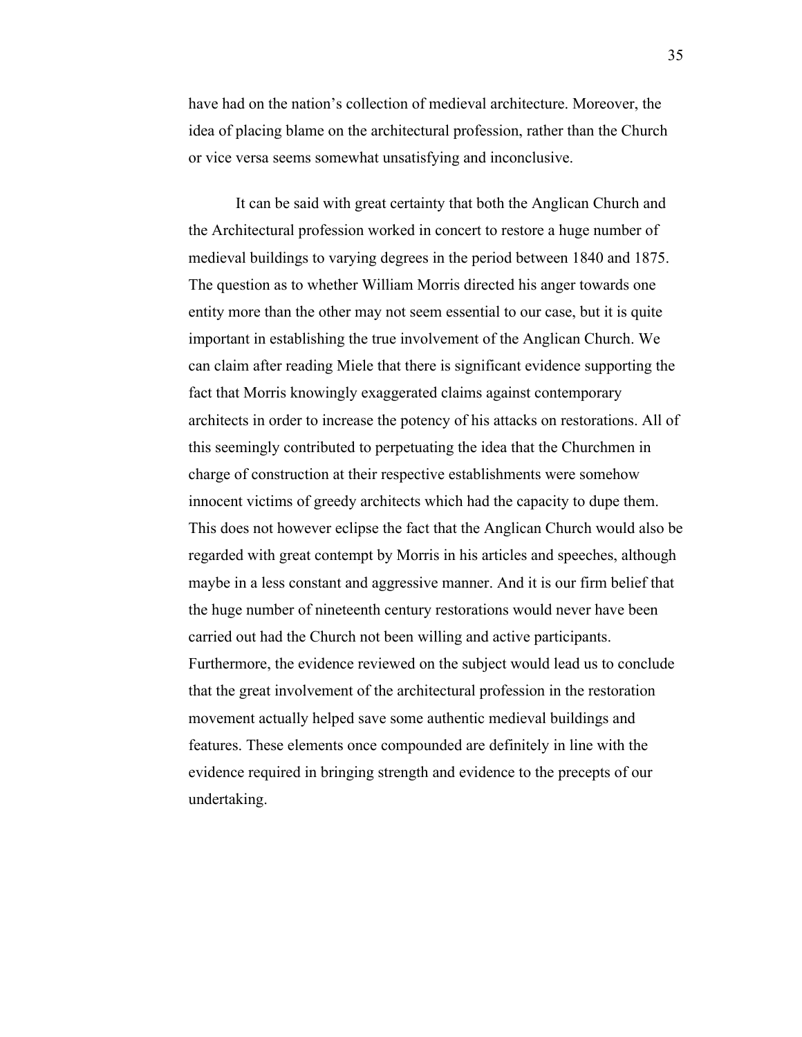have had on the nation's collection of medieval architecture. Moreover, the idea of placing blame on the architectural profession, rather than the Church or vice versa seems somewhat unsatisfying and inconclusive.

It can be said with great certainty that both the Anglican Church and the Architectural profession worked in concert to restore a huge number of medieval buildings to varying degrees in the period between 1840 and 1875. The question as to whether William Morris directed his anger towards one entity more than the other may not seem essential to our case, but it is quite important in establishing the true involvement of the Anglican Church. We can claim after reading Miele that there is significant evidence supporting the fact that Morris knowingly exaggerated claims against contemporary architects in order to increase the potency of his attacks on restorations. All of this seemingly contributed to perpetuating the idea that the Churchmen in charge of construction at their respective establishments were somehow innocent victims of greedy architects which had the capacity to dupe them. This does not however eclipse the fact that the Anglican Church would also be regarded with great contempt by Morris in his articles and speeches, although maybe in a less constant and aggressive manner. And it is our firm belief that the huge number of nineteenth century restorations would never have been carried out had the Church not been willing and active participants. Furthermore, the evidence reviewed on the subject would lead us to conclude that the great involvement of the architectural profession in the restoration movement actually helped save some authentic medieval buildings and features. These elements once compounded are definitely in line with the evidence required in bringing strength and evidence to the precepts of our undertaking.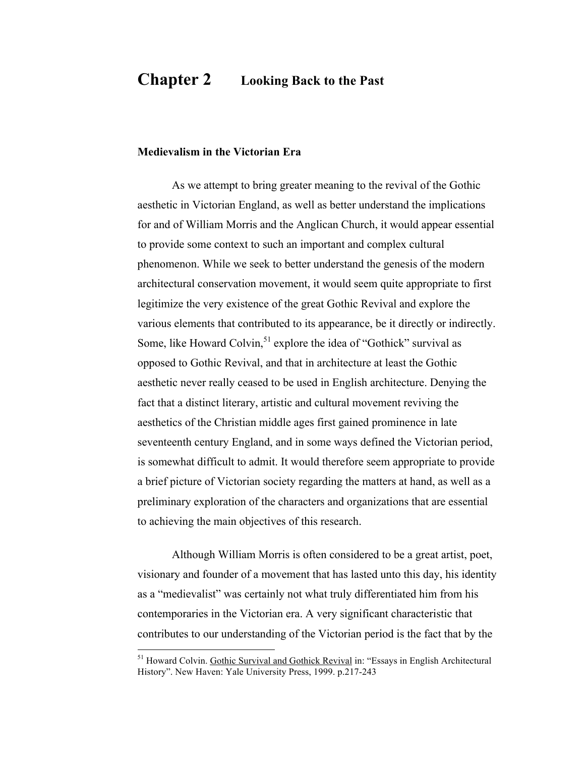# Chapter 2 Looking Back to the Past

## Medievalism in the Victorian Era

As we attempt to bring greater meaning to the revival of the Gothic aesthetic in Victorian England, as well as better understand the implications for and of William Morris and the Anglican Church, it would appear essential to provide some context to such an important and complex cultural phenomenon. While we seek to better understand the genesis of the modern architectural conservation movement, it would seem quite appropriate to first legitimize the very existence of the great Gothic Revival and explore the various elements that contributed to its appearance, be it directly or indirectly. Some, like Howard Colvin,[51] explore the idea of "Gothick" survival as opposed to Gothic Revival, and that in architecture at least the Gothic aesthetic never really ceased to be used in English architecture. Denying the fact that a distinct literary, artistic and cultural movement reviving the aesthetics of the Christian middle ages first gained prominence in late seventeenth century England, and in some ways defined the Victorian period, is somewhat difficult to admit. It would therefore seem appropriate to provide a brief picture of Victorian society regarding the matters at hand, as well as a preliminary exploration of the characters and organizations that are essential to achieving the main objectives of this research.

Although William Morris is often considered to be a great artist, poet, visionary and founder of a movement that has lasted unto this day, his identity as a "medievalist" was certainly not what truly differentiated him from his contemporaries in the Victorian era. A very significant characteristic that contributes to our understanding of the Victorian period is the fact that by the

---

[51] Howard Colvin. Gothic Survival and Gothick Revival in: "Essays in English Architectural History". New Haven: Yale University Press, 1999. p.217-243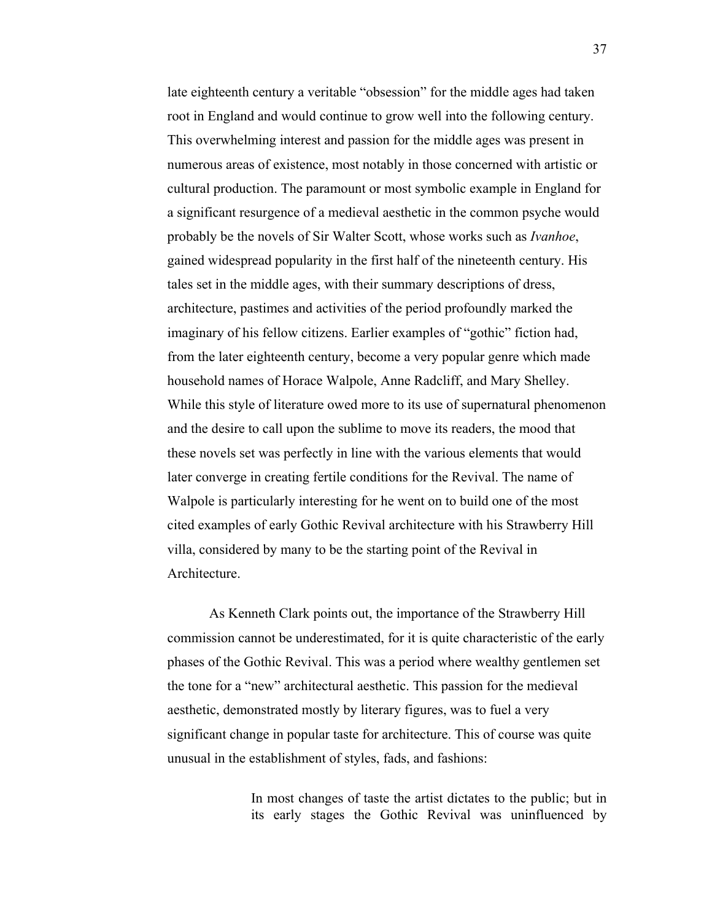late eighteenth century a veritable "obsession" for the middle ages had taken root in England and would continue to grow well into the following century. This overwhelming interest and passion for the middle ages was present in numerous areas of existence, most notably in those concerned with artistic or cultural production. The paramount or most symbolic example in England for a significant resurgence of a medieval aesthetic in the common psyche would probably be the novels of Sir Walter Scott, whose works such as *Ivanhoe*, gained widespread popularity in the first half of the nineteenth century. His tales set in the middle ages, with their summary descriptions of dress, architecture, pastimes and activities of the period profoundly marked the imaginary of his fellow citizens. Earlier examples of "gothic" fiction had, from the later eighteenth century, become a very popular genre which made household names of Horace Walpole, Anne Radcliff, and Mary Shelley. While this style of literature owed more to its use of supernatural phenomenon and the desire to call upon the sublime to move its readers, the mood that these novels set was perfectly in line with the various elements that would later converge in creating fertile conditions for the Revival. The name of Walpole is particularly interesting for he went on to build one of the most cited examples of early Gothic Revival architecture with his Strawberry Hill villa, considered by many to be the starting point of the Revival in Architecture.

As Kenneth Clark points out, the importance of the Strawberry Hill commission cannot be underestimated, for it is quite characteristic of the early phases of the Gothic Revival. This was a period where wealthy gentlemen set the tone for a "new" architectural aesthetic. This passion for the medieval aesthetic, demonstrated mostly by literary figures, was to fuel a very significant change in popular taste for architecture. This of course was quite unusual in the establishment of styles, fads, and fashions:

> In most changes of taste the artist dictates to the public; but in its early stages the Gothic Revival was uninfluenced by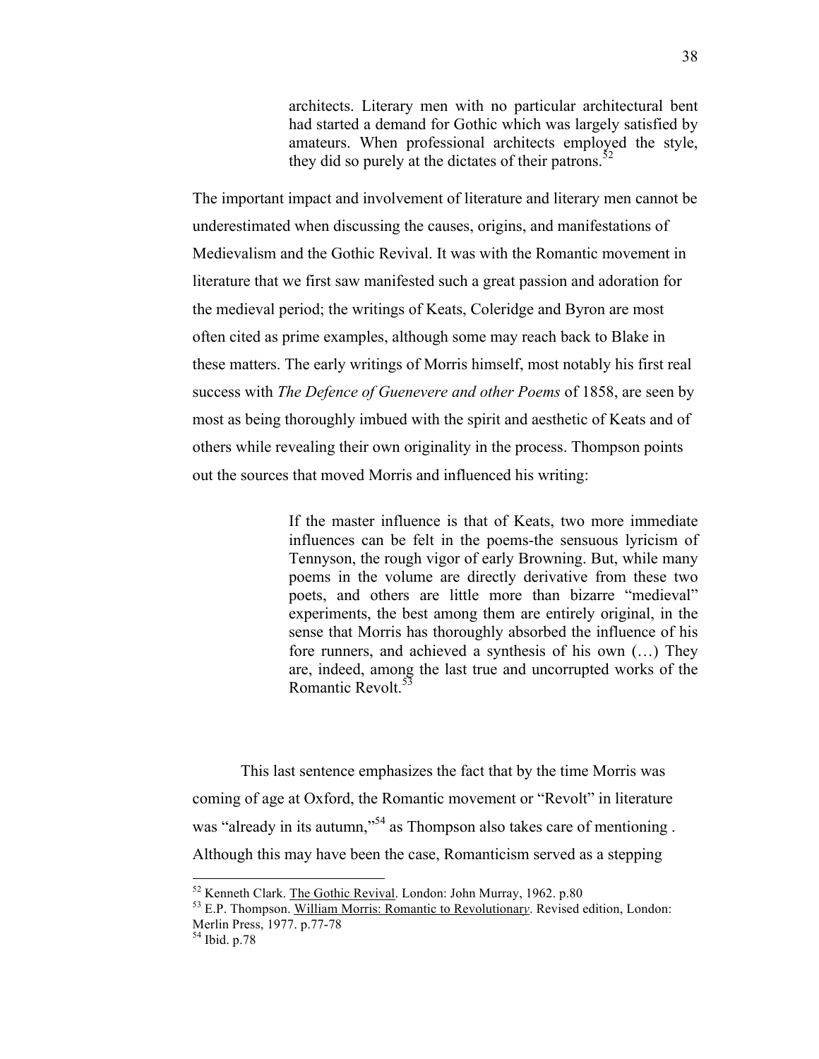> architects. Literary men with no particular architectural bent had started a demand for Gothic which was largely satisfied by amateurs. When professional architects employed the style, they did so purely at the dictates of their patrons.[52]

The important impact and involvement of literature and literary men cannot be underestimated when discussing the causes, origins, and manifestations of Medievalism and the Gothic Revival. It was with the Romantic movement in literature that we first saw manifested such a great passion and adoration for the medieval period; the writings of Keats, Coleridge and Byron are most often cited as prime examples, although some may reach back to Blake in these matters. The early writings of Morris himself, most notably his first real success with *The Defence of Guenevere and other Poems* of 1858, are seen by most as being thoroughly imbued with the spirit and aesthetic of Keats and of others while revealing their own originality in the process. Thompson points out the sources that moved Morris and influenced his writing:

> If the master influence is that of Keats, two more immediate influences can be felt in the poems-the sensuous lyricism of Tennyson, the rough vigor of early Browning. But, while many poems in the volume are directly derivative from these two poets, and others are little more than bizarre "medieval" experiments, the best among them are entirely original, in the sense that Morris has thoroughly absorbed the influence of his fore runners, and achieved a synthesis of his own (…) They are, indeed, among the last true and uncorrupted works of the Romantic Revolt.[53]

This last sentence emphasizes the fact that by the time Morris was coming of age at Oxford, the Romantic movement or "Revolt" in literature was "already in its autumn,"[54] as Thompson also takes care of mentioning . Although this may have been the case, Romanticism served as a stepping

---

[52] Kenneth Clark. The Gothic Revival. London: John Murray, 1962. p.80

[53] E.P. Thompson. William Morris: Romantic to Revolutionary. Revised edition, London: Merlin Press, 1977. p.77-78

[54] Ibid. p.78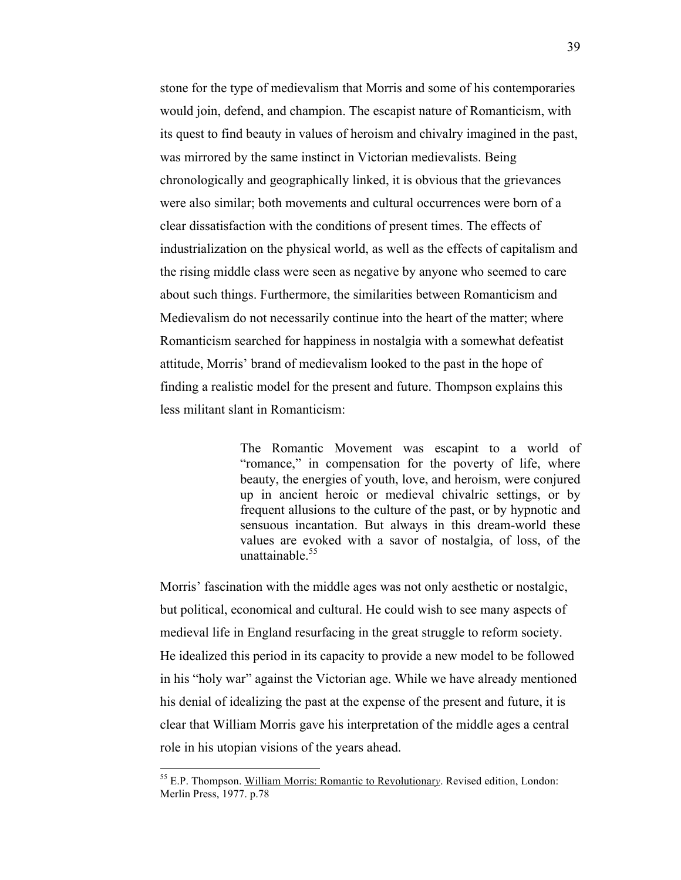stone for the type of medievalism that Morris and some of his contemporaries would join, defend, and champion. The escapist nature of Romanticism, with its quest to find beauty in values of heroism and chivalry imagined in the past, was mirrored by the same instinct in Victorian medievalists. Being chronologically and geographically linked, it is obvious that the grievances were also similar; both movements and cultural occurrences were born of a clear dissatisfaction with the conditions of present times. The effects of industrialization on the physical world, as well as the effects of capitalism and the rising middle class were seen as negative by anyone who seemed to care about such things. Furthermore, the similarities between Romanticism and Medievalism do not necessarily continue into the heart of the matter; where Romanticism searched for happiness in nostalgia with a somewhat defeatist attitude, Morris' brand of medievalism looked to the past in the hope of finding a realistic model for the present and future. Thompson explains this less militant slant in Romanticism:

> The Romantic Movement was escapint to a world of "romance," in compensation for the poverty of life, where beauty, the energies of youth, love, and heroism, were conjured up in ancient heroic or medieval chivalric settings, or by frequent allusions to the culture of the past, or by hypnotic and sensuous incantation. But always in this dream-world these values are evoked with a savor of nostalgia, of loss, of the unattainable.[55]

Morris' fascination with the middle ages was not only aesthetic or nostalgic, but political, economical and cultural. He could wish to see many aspects of medieval life in England resurfacing in the great struggle to reform society. He idealized this period in its capacity to provide a new model to be followed in his "holy war" against the Victorian age. While we have already mentioned his denial of idealizing the past at the expense of the present and future, it is clear that William Morris gave his interpretation of the middle ages a central role in his utopian visions of the years ahead.

---

[55] E.P. Thompson. William Morris: Romantic to Revolutionary. Revised edition, London: Merlin Press, 1977. p.78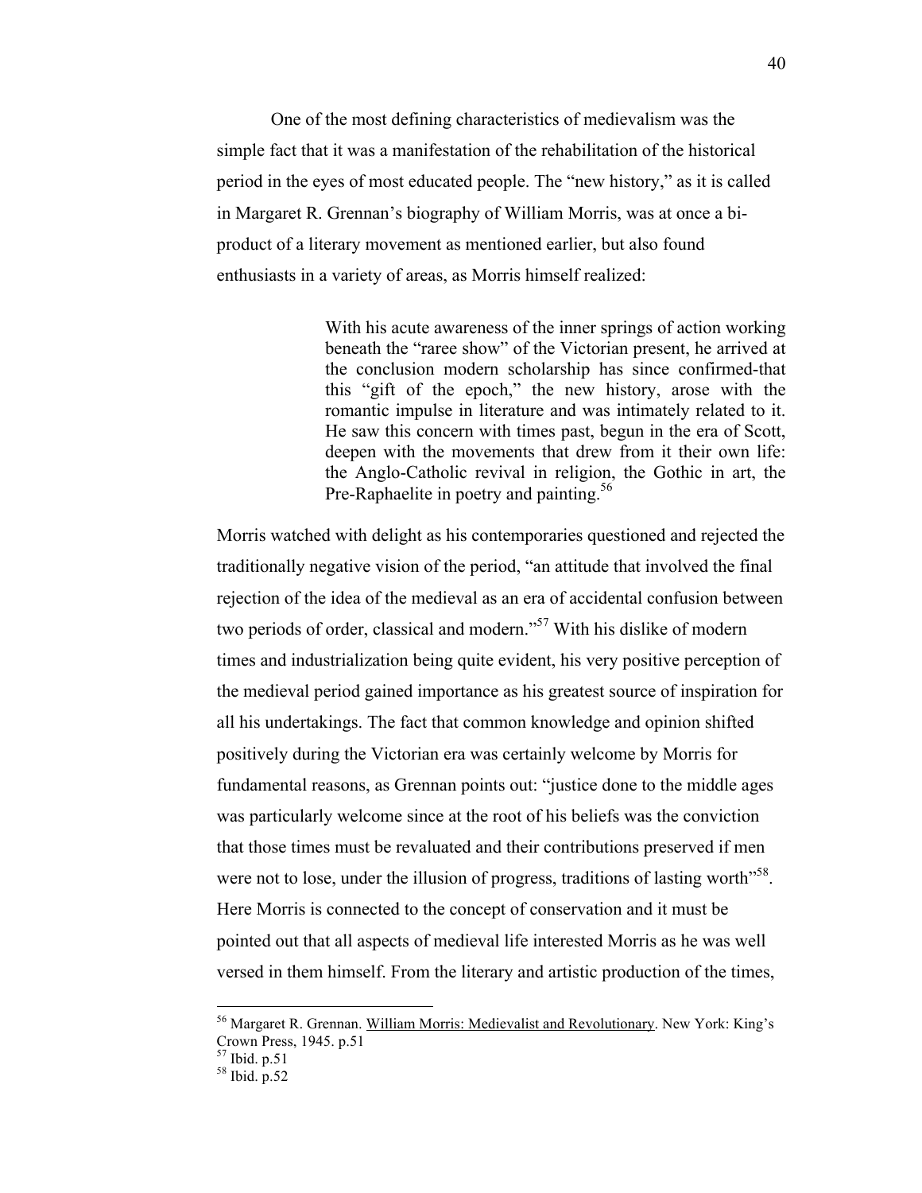One of the most defining characteristics of medievalism was the simple fact that it was a manifestation of the rehabilitation of the historical period in the eyes of most educated people. The "new history," as it is called in Margaret R. Grennan's biography of William Morris, was at once a bi-product of a literary movement as mentioned earlier, but also found enthusiasts in a variety of areas, as Morris himself realized:

> With his acute awareness of the inner springs of action working beneath the "raree show" of the Victorian present, he arrived at the conclusion modern scholarship has since confirmed-that this "gift of the epoch," the new history, arose with the romantic impulse in literature and was intimately related to it. He saw this concern with times past, begun in the era of Scott, deepen with the movements that drew from it their own life: the Anglo-Catholic revival in religion, the Gothic in art, the Pre-Raphaelite in poetry and painting.[56]

Morris watched with delight as his contemporaries questioned and rejected the traditionally negative vision of the period, "an attitude that involved the final rejection of the idea of the medieval as an era of accidental confusion between two periods of order, classical and modern."[57] With his dislike of modern times and industrialization being quite evident, his very positive perception of the medieval period gained importance as his greatest source of inspiration for all his undertakings. The fact that common knowledge and opinion shifted positively during the Victorian era was certainly welcome by Morris for fundamental reasons, as Grennan points out: "justice done to the middle ages was particularly welcome since at the root of his beliefs was the conviction that those times must be revaluated and their contributions preserved if men were not to lose, under the illusion of progress, traditions of lasting worth"[58]. Here Morris is connected to the concept of conservation and it must be pointed out that all aspects of medieval life interested Morris as he was well versed in them himself. From the literary and artistic production of the times,

---

[56] Margaret R. Grennan. William Morris: Medievalist and Revolutionary. New York: King's Crown Press, 1945. p.51

[57] Ibid. p.51

[58] Ibid. p.52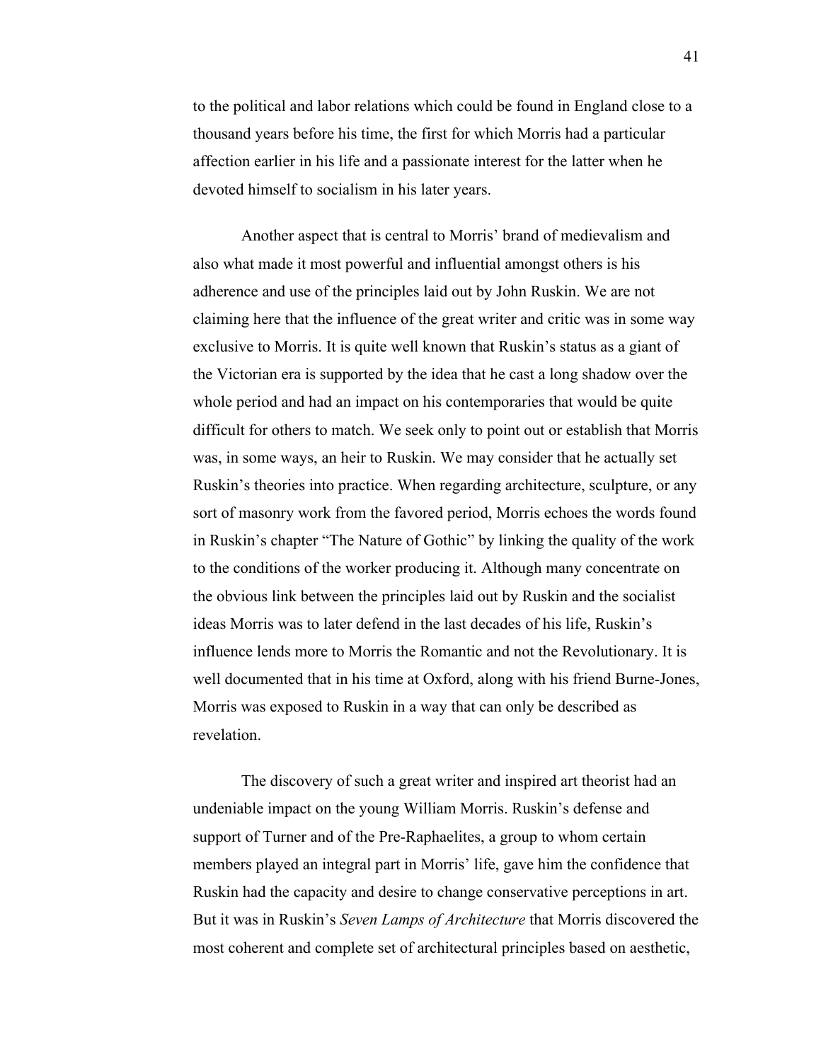to the political and labor relations which could be found in England close to a thousand years before his time, the first for which Morris had a particular affection earlier in his life and a passionate interest for the latter when he devoted himself to socialism in his later years.

Another aspect that is central to Morris' brand of medievalism and also what made it most powerful and influential amongst others is his adherence and use of the principles laid out by John Ruskin. We are not claiming here that the influence of the great writer and critic was in some way exclusive to Morris. It is quite well known that Ruskin's status as a giant of the Victorian era is supported by the idea that he cast a long shadow over the whole period and had an impact on his contemporaries that would be quite difficult for others to match. We seek only to point out or establish that Morris was, in some ways, an heir to Ruskin. We may consider that he actually set Ruskin's theories into practice. When regarding architecture, sculpture, or any sort of masonry work from the favored period, Morris echoes the words found in Ruskin's chapter "The Nature of Gothic" by linking the quality of the work to the conditions of the worker producing it. Although many concentrate on the obvious link between the principles laid out by Ruskin and the socialist ideas Morris was to later defend in the last decades of his life, Ruskin's influence lends more to Morris the Romantic and not the Revolutionary. It is well documented that in his time at Oxford, along with his friend Burne-Jones, Morris was exposed to Ruskin in a way that can only be described as revelation.

The discovery of such a great writer and inspired art theorist had an undeniable impact on the young William Morris. Ruskin's defense and support of Turner and of the Pre-Raphaelites, a group to whom certain members played an integral part in Morris' life, gave him the confidence that Ruskin had the capacity and desire to change conservative perceptions in art. But it was in Ruskin's *Seven Lamps of Architecture* that Morris discovered the most coherent and complete set of architectural principles based on aesthetic,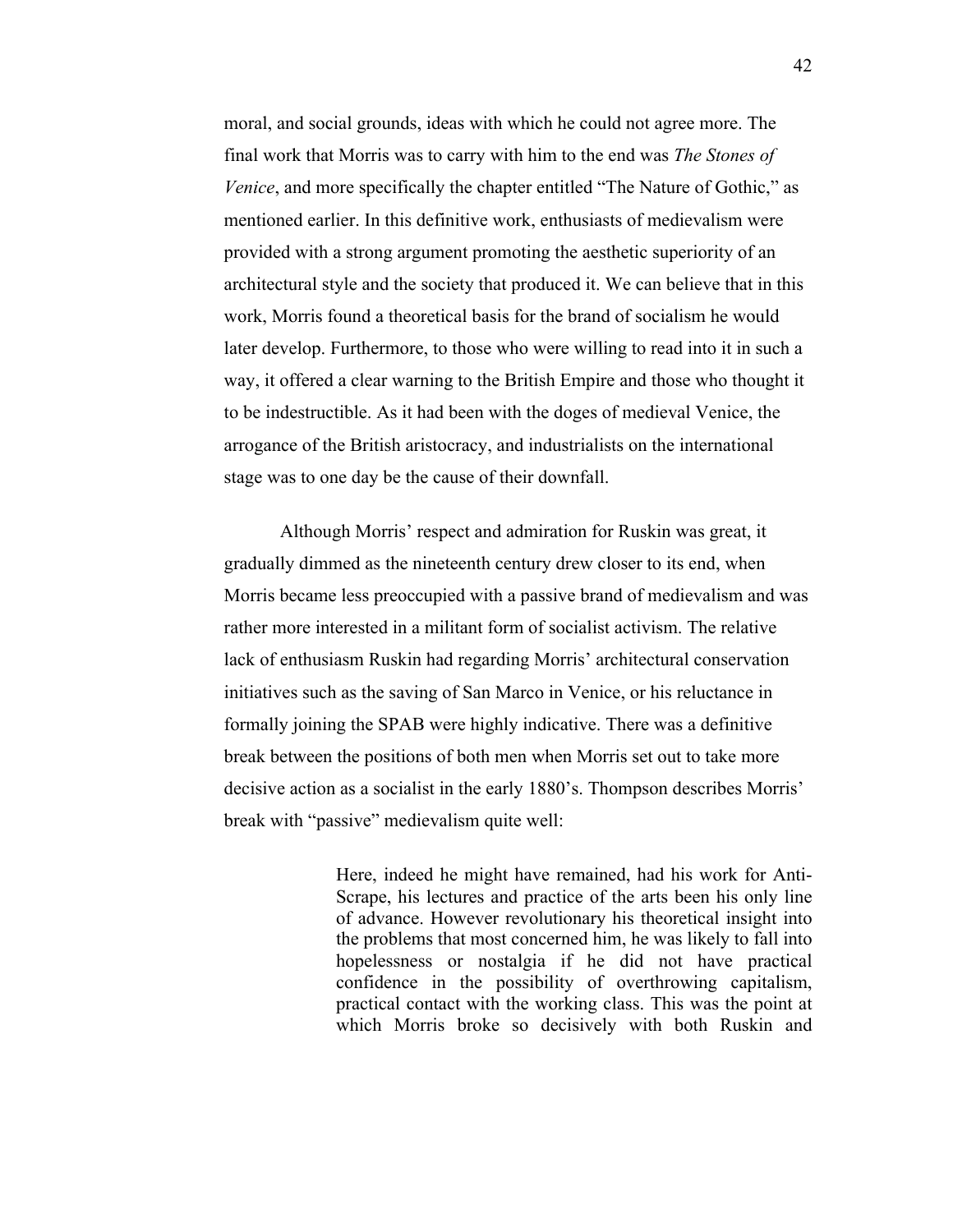moral, and social grounds, ideas with which he could not agree more. The final work that Morris was to carry with him to the end was *The Stones of Venice*, and more specifically the chapter entitled "The Nature of Gothic," as mentioned earlier. In this definitive work, enthusiasts of medievalism were provided with a strong argument promoting the aesthetic superiority of an architectural style and the society that produced it. We can believe that in this work, Morris found a theoretical basis for the brand of socialism he would later develop. Furthermore, to those who were willing to read into it in such a way, it offered a clear warning to the British Empire and those who thought it to be indestructible. As it had been with the doges of medieval Venice, the arrogance of the British aristocracy, and industrialists on the international stage was to one day be the cause of their downfall.

Although Morris' respect and admiration for Ruskin was great, it gradually dimmed as the nineteenth century drew closer to its end, when Morris became less preoccupied with a passive brand of medievalism and was rather more interested in a militant form of socialist activism. The relative lack of enthusiasm Ruskin had regarding Morris' architectural conservation initiatives such as the saving of San Marco in Venice, or his reluctance in formally joining the SPAB were highly indicative. There was a definitive break between the positions of both men when Morris set out to take more decisive action as a socialist in the early 1880's. Thompson describes Morris' break with "passive" medievalism quite well:

> Here, indeed he might have remained, had his work for Anti-Scrape, his lectures and practice of the arts been his only line of advance. However revolutionary his theoretical insight into the problems that most concerned him, he was likely to fall into hopelessness or nostalgia if he did not have practical confidence in the possibility of overthrowing capitalism, practical contact with the working class. This was the point at which Morris broke so decisively with both Ruskin and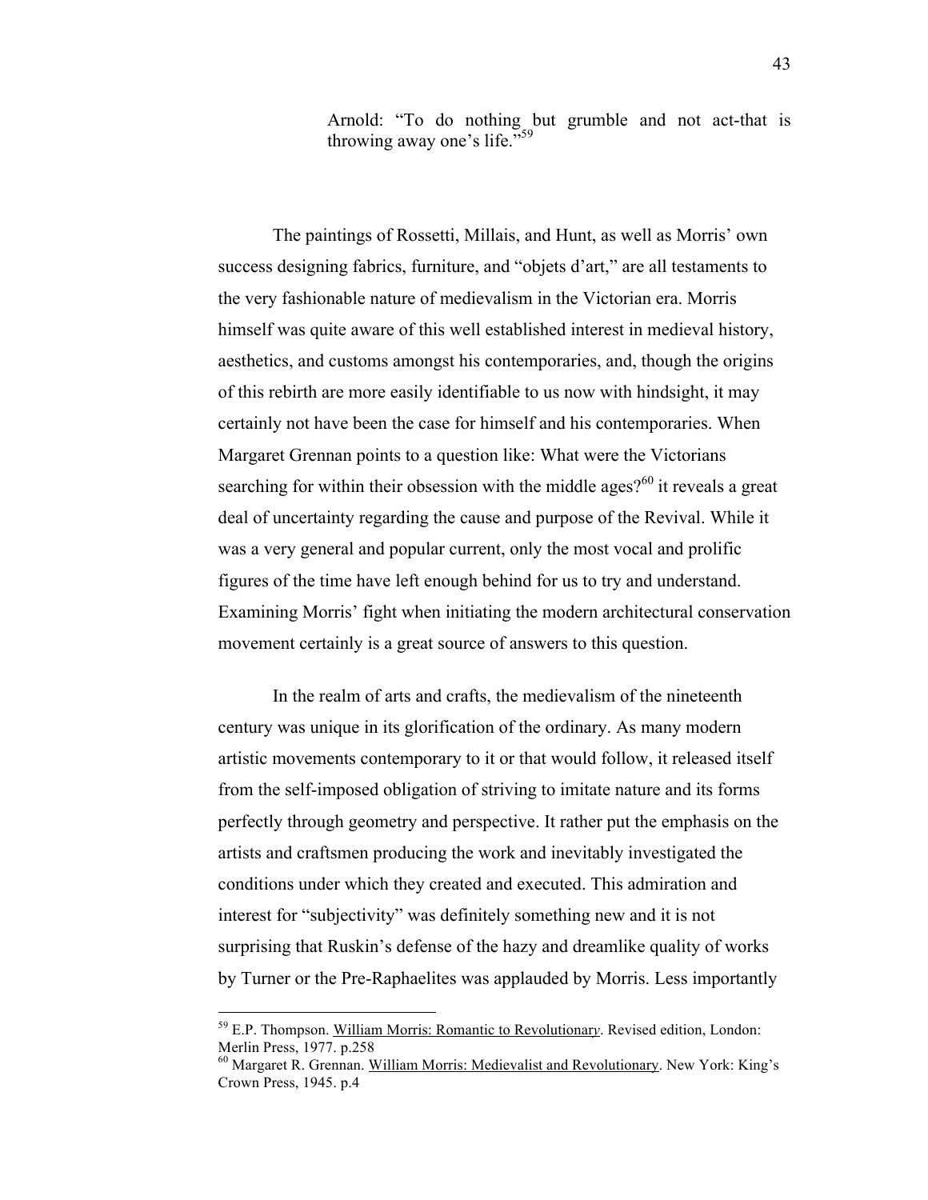> Arnold: "To do nothing but grumble and not act-that is throwing away one's life."[59]

The paintings of Rossetti, Millais, and Hunt, as well as Morris' own success designing fabrics, furniture, and "objets d'art," are all testaments to the very fashionable nature of medievalism in the Victorian era. Morris himself was quite aware of this well established interest in medieval history, aesthetics, and customs amongst his contemporaries, and, though the origins of this rebirth are more easily identifiable to us now with hindsight, it may certainly not have been the case for himself and his contemporaries. When Margaret Grennan points to a question like: What were the Victorians searching for within their obsession with the middle ages?[60] it reveals a great deal of uncertainty regarding the cause and purpose of the Revival. While it was a very general and popular current, only the most vocal and prolific figures of the time have left enough behind for us to try and understand. Examining Morris' fight when initiating the modern architectural conservation movement certainly is a great source of answers to this question.

In the realm of arts and crafts, the medievalism of the nineteenth century was unique in its glorification of the ordinary. As many modern artistic movements contemporary to it or that would follow, it released itself from the self-imposed obligation of striving to imitate nature and its forms perfectly through geometry and perspective. It rather put the emphasis on the artists and craftsmen producing the work and inevitably investigated the conditions under which they created and executed. This admiration and interest for "subjectivity" was definitely something new and it is not surprising that Ruskin's defense of the hazy and dreamlike quality of works by Turner or the Pre-Raphaelites was applauded by Morris. Less importantly

---

[59] E.P. Thompson. William Morris: Romantic to Revolutionary. Revised edition, London: Merlin Press, 1977. p.258

[60] Margaret R. Grennan. William Morris: Medievalist and Revolutionary. New York: King's Crown Press, 1945. p.4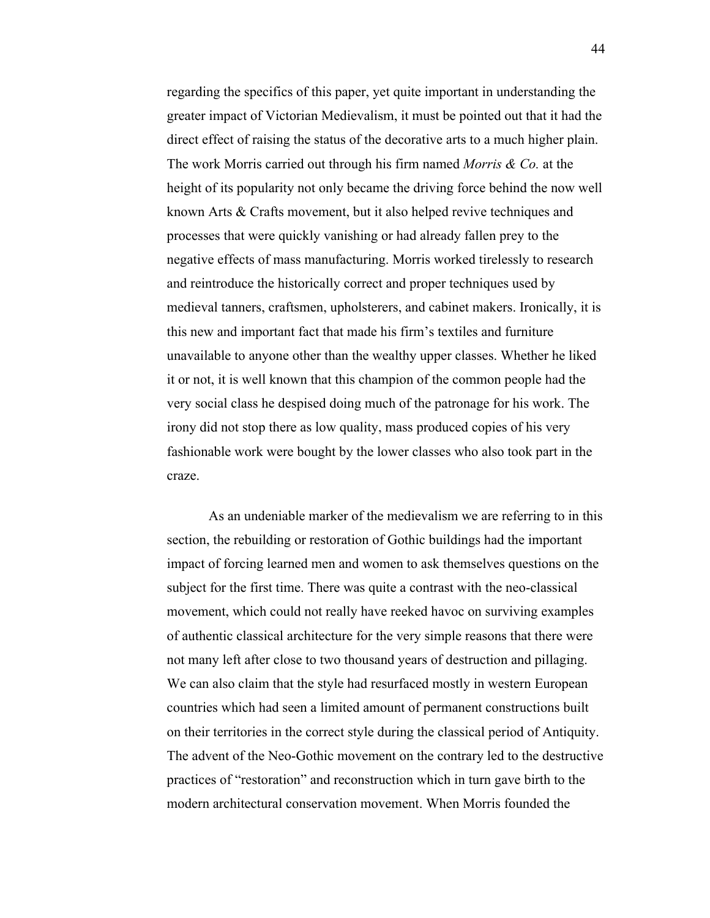regarding the specifics of this paper, yet quite important in understanding the greater impact of Victorian Medievalism, it must be pointed out that it had the direct effect of raising the status of the decorative arts to a much higher plain. The work Morris carried out through his firm named *Morris & Co.* at the height of its popularity not only became the driving force behind the now well known Arts & Crafts movement, but it also helped revive techniques and processes that were quickly vanishing or had already fallen prey to the negative effects of mass manufacturing. Morris worked tirelessly to research and reintroduce the historically correct and proper techniques used by medieval tanners, craftsmen, upholsterers, and cabinet makers. Ironically, it is this new and important fact that made his firm's textiles and furniture unavailable to anyone other than the wealthy upper classes. Whether he liked it or not, it is well known that this champion of the common people had the very social class he despised doing much of the patronage for his work. The irony did not stop there as low quality, mass produced copies of his very fashionable work were bought by the lower classes who also took part in the craze.

As an undeniable marker of the medievalism we are referring to in this section, the rebuilding or restoration of Gothic buildings had the important impact of forcing learned men and women to ask themselves questions on the subject for the first time. There was quite a contrast with the neo-classical movement, which could not really have reeked havoc on surviving examples of authentic classical architecture for the very simple reasons that there were not many left after close to two thousand years of destruction and pillaging. We can also claim that the style had resurfaced mostly in western European countries which had seen a limited amount of permanent constructions built on their territories in the correct style during the classical period of Antiquity. The advent of the Neo-Gothic movement on the contrary led to the destructive practices of "restoration" and reconstruction which in turn gave birth to the modern architectural conservation movement. When Morris founded the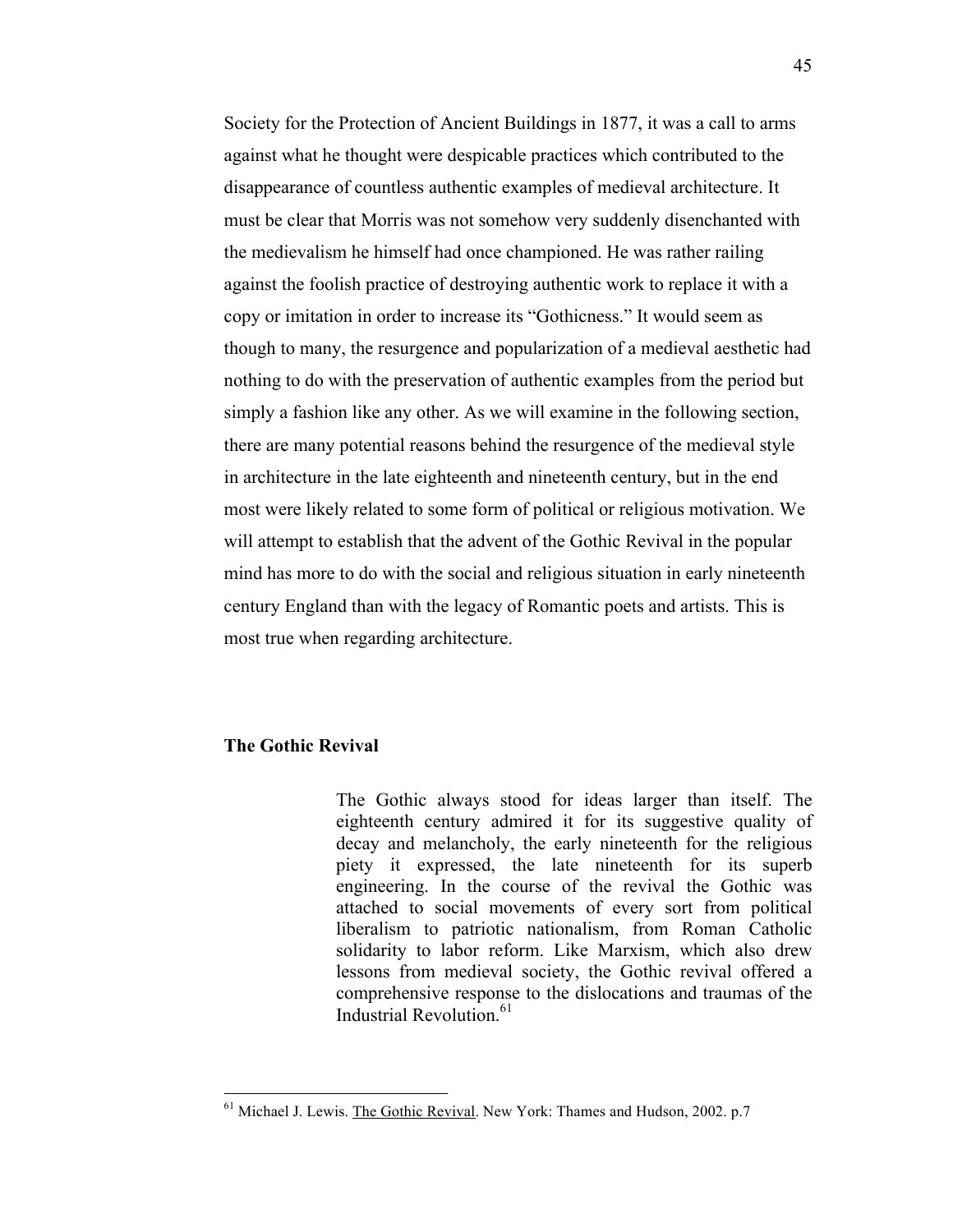Society for the Protection of Ancient Buildings in 1877, it was a call to arms against what he thought were despicable practices which contributed to the disappearance of countless authentic examples of medieval architecture. It must be clear that Morris was not somehow very suddenly disenchanted with the medievalism he himself had once championed. He was rather railing against the foolish practice of destroying authentic work to replace it with a copy or imitation in order to increase its "Gothicness." It would seem as though to many, the resurgence and popularization of a medieval aesthetic had nothing to do with the preservation of authentic examples from the period but simply a fashion like any other. As we will examine in the following section, there are many potential reasons behind the resurgence of the medieval style in architecture in the late eighteenth and nineteenth century, but in the end most were likely related to some form of political or religious motivation. We will attempt to establish that the advent of the Gothic Revival in the popular mind has more to do with the social and religious situation in early nineteenth century England than with the legacy of Romantic poets and artists. This is most true when regarding architecture.

## The Gothic Revival

> The Gothic always stood for ideas larger than itself. The eighteenth century admired it for its suggestive quality of decay and melancholy, the early nineteenth for the religious piety it expressed, the late nineteenth for its superb engineering. In the course of the revival the Gothic was attached to social movements of every sort from political liberalism to patriotic nationalism, from Roman Catholic solidarity to labor reform. Like Marxism, which also drew lessons from medieval society, the Gothic revival offered a comprehensive response to the dislocations and traumas of the Industrial Revolution.[61]

[61] Michael J. Lewis. The Gothic Revival. New York: Thames and Hudson, 2002. p.7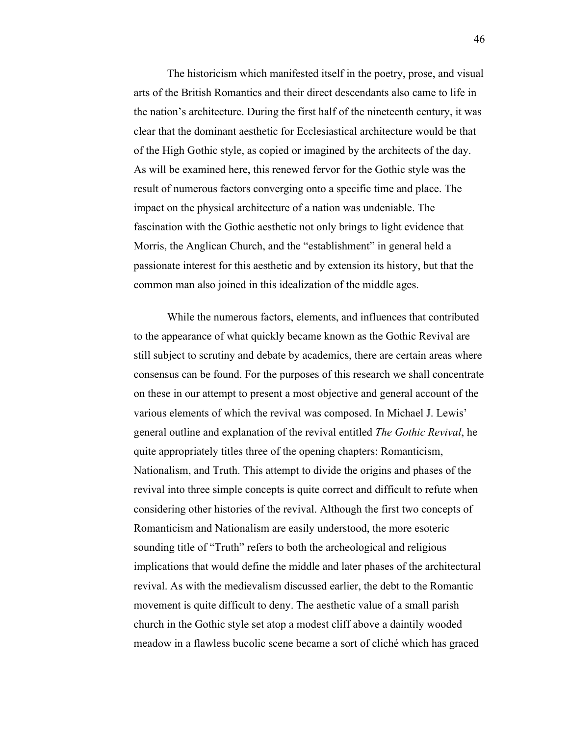The historicism which manifested itself in the poetry, prose, and visual arts of the British Romantics and their direct descendants also came to life in the nation's architecture. During the first half of the nineteenth century, it was clear that the dominant aesthetic for Ecclesiastical architecture would be that of the High Gothic style, as copied or imagined by the architects of the day. As will be examined here, this renewed fervor for the Gothic style was the result of numerous factors converging onto a specific time and place. The impact on the physical architecture of a nation was undeniable. The fascination with the Gothic aesthetic not only brings to light evidence that Morris, the Anglican Church, and the "establishment" in general held a passionate interest for this aesthetic and by extension its history, but that the common man also joined in this idealization of the middle ages.

While the numerous factors, elements, and influences that contributed to the appearance of what quickly became known as the Gothic Revival are still subject to scrutiny and debate by academics, there are certain areas where consensus can be found. For the purposes of this research we shall concentrate on these in our attempt to present a most objective and general account of the various elements of which the revival was composed. In Michael J. Lewis' general outline and explanation of the revival entitled *The Gothic Revival*, he quite appropriately titles three of the opening chapters: Romanticism, Nationalism, and Truth. This attempt to divide the origins and phases of the revival into three simple concepts is quite correct and difficult to refute when considering other histories of the revival. Although the first two concepts of Romanticism and Nationalism are easily understood, the more esoteric sounding title of "Truth" refers to both the archeological and religious implications that would define the middle and later phases of the architectural revival. As with the medievalism discussed earlier, the debt to the Romantic movement is quite difficult to deny. The aesthetic value of a small parish church in the Gothic style set atop a modest cliff above a daintily wooded meadow in a flawless bucolic scene became a sort of cliché which has graced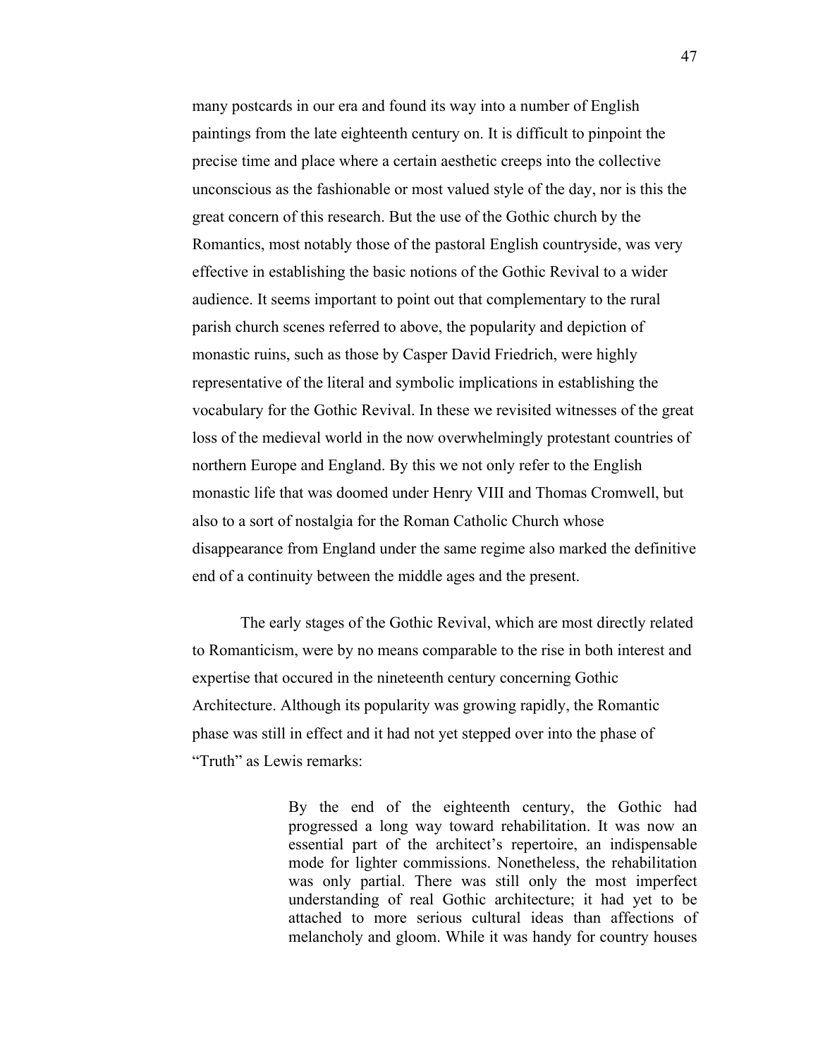many postcards in our era and found its way into a number of English paintings from the late eighteenth century on. It is difficult to pinpoint the precise time and place where a certain aesthetic creeps into the collective unconscious as the fashionable or most valued style of the day, nor is this the great concern of this research. But the use of the Gothic church by the Romantics, most notably those of the pastoral English countryside, was very effective in establishing the basic notions of the Gothic Revival to a wider audience. It seems important to point out that complementary to the rural parish church scenes referred to above, the popularity and depiction of monastic ruins, such as those by Casper David Friedrich, were highly representative of the literal and symbolic implications in establishing the vocabulary for the Gothic Revival. In these we revisited witnesses of the great loss of the medieval world in the now overwhelmingly protestant countries of northern Europe and England. By this we not only refer to the English monastic life that was doomed under Henry VIII and Thomas Cromwell, but also to a sort of nostalgia for the Roman Catholic Church whose disappearance from England under the same regime also marked the definitive end of a continuity between the middle ages and the present.

The early stages of the Gothic Revival, which are most directly related to Romanticism, were by no means comparable to the rise in both interest and expertise that occured in the nineteenth century concerning Gothic Architecture. Although its popularity was growing rapidly, the Romantic phase was still in effect and it had not yet stepped over into the phase of "Truth" as Lewis remarks:

> By the end of the eighteenth century, the Gothic had progressed a long way toward rehabilitation. It was now an essential part of the architect's repertoire, an indispensable mode for lighter commissions. Nonetheless, the rehabilitation was only partial. There was still only the most imperfect understanding of real Gothic architecture; it had yet to be attached to more serious cultural ideas than affections of melancholy and gloom. While it was handy for country houses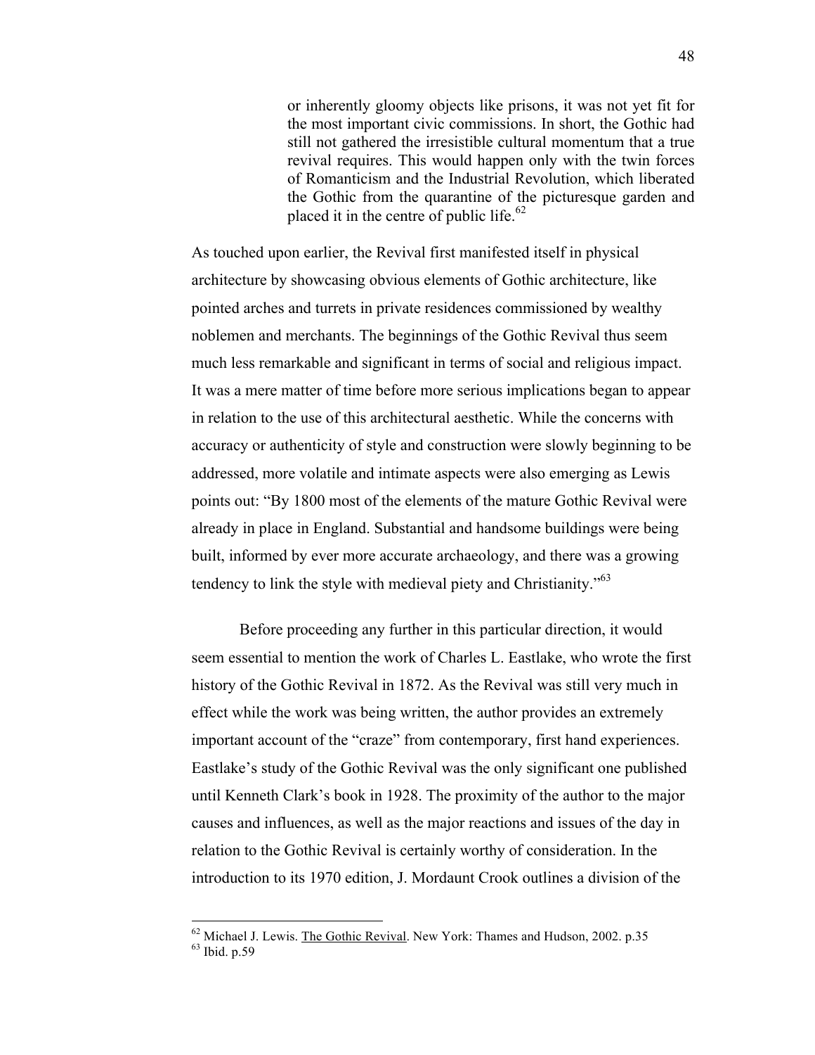> or inherently gloomy objects like prisons, it was not yet fit for the most important civic commissions. In short, the Gothic had still not gathered the irresistible cultural momentum that a true revival requires. This would happen only with the twin forces of Romanticism and the Industrial Revolution, which liberated the Gothic from the quarantine of the picturesque garden and placed it in the centre of public life.[62]

As touched upon earlier, the Revival first manifested itself in physical architecture by showcasing obvious elements of Gothic architecture, like pointed arches and turrets in private residences commissioned by wealthy noblemen and merchants. The beginnings of the Gothic Revival thus seem much less remarkable and significant in terms of social and religious impact. It was a mere matter of time before more serious implications began to appear in relation to the use of this architectural aesthetic. While the concerns with accuracy or authenticity of style and construction were slowly beginning to be addressed, more volatile and intimate aspects were also emerging as Lewis points out: "By 1800 most of the elements of the mature Gothic Revival were already in place in England. Substantial and handsome buildings were being built, informed by ever more accurate archaeology, and there was a growing tendency to link the style with medieval piety and Christianity."[63]

Before proceeding any further in this particular direction, it would seem essential to mention the work of Charles L. Eastlake, who wrote the first history of the Gothic Revival in 1872. As the Revival was still very much in effect while the work was being written, the author provides an extremely important account of the "craze" from contemporary, first hand experiences. Eastlake's study of the Gothic Revival was the only significant one published until Kenneth Clark's book in 1928. The proximity of the author to the major causes and influences, as well as the major reactions and issues of the day in relation to the Gothic Revival is certainly worthy of consideration. In the introduction to its 1970 edition, J. Mordaunt Crook outlines a division of the

---

[62] Michael J. Lewis. The Gothic Revival. New York: Thames and Hudson, 2002. p.35

[63] Ibid. p.59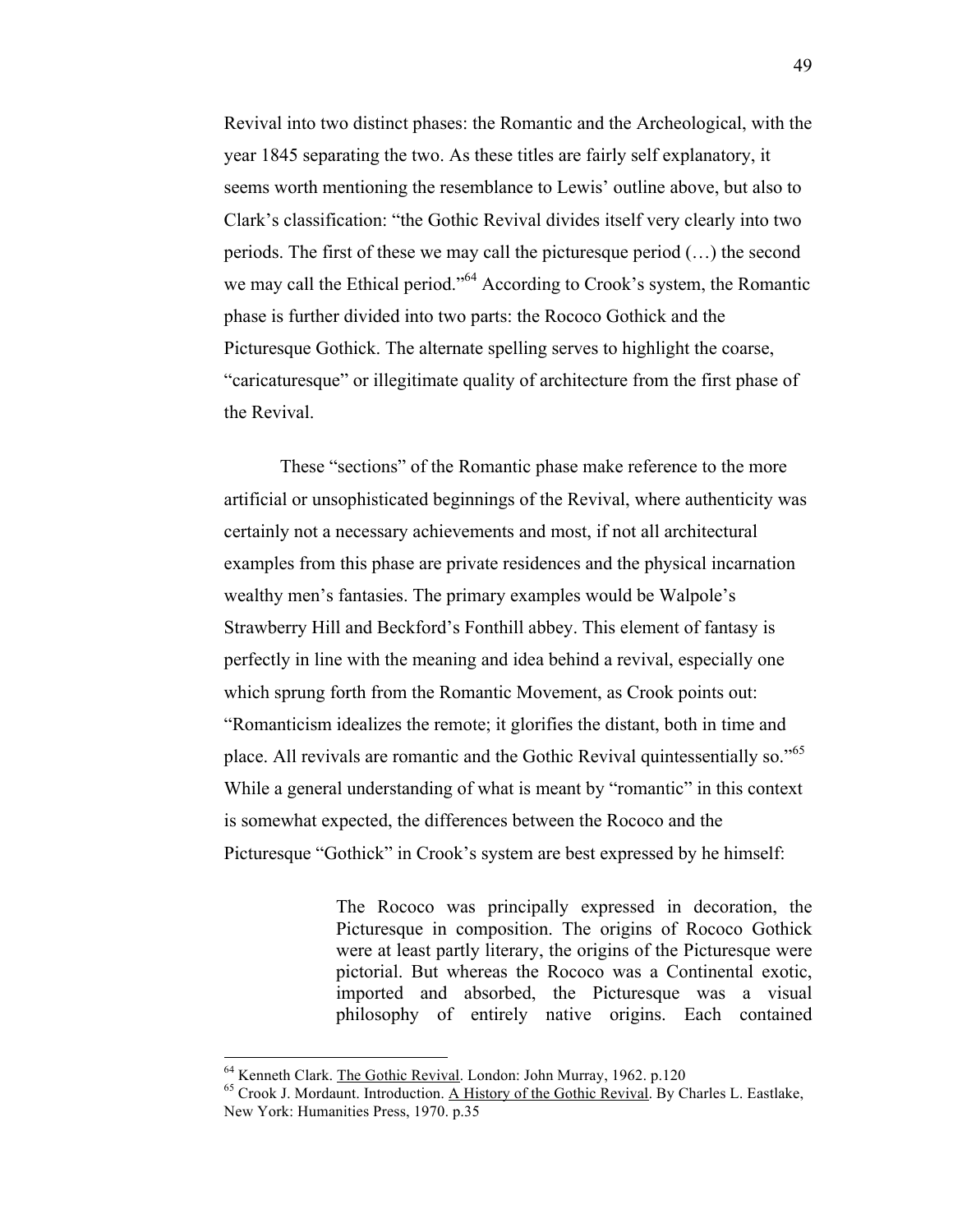Revival into two distinct phases: the Romantic and the Archeological, with the year 1845 separating the two. As these titles are fairly self explanatory, it seems worth mentioning the resemblance to Lewis' outline above, but also to Clark's classification: "the Gothic Revival divides itself very clearly into two periods. The first of these we may call the picturesque period (…) the second we may call the Ethical period."[64] According to Crook's system, the Romantic phase is further divided into two parts: the Rococo Gothick and the Picturesque Gothick. The alternate spelling serves to highlight the coarse, "caricaturesque" or illegitimate quality of architecture from the first phase of the Revival.

These "sections" of the Romantic phase make reference to the more artificial or unsophisticated beginnings of the Revival, where authenticity was certainly not a necessary achievements and most, if not all architectural examples from this phase are private residences and the physical incarnation wealthy men's fantasies. The primary examples would be Walpole's Strawberry Hill and Beckford's Fonthill abbey. This element of fantasy is perfectly in line with the meaning and idea behind a revival, especially one which sprung forth from the Romantic Movement, as Crook points out: "Romanticism idealizes the remote; it glorifies the distant, both in time and place. All revivals are romantic and the Gothic Revival quintessentially so."[65] While a general understanding of what is meant by "romantic" in this context is somewhat expected, the differences between the Rococo and the Picturesque "Gothick" in Crook's system are best expressed by he himself:

> The Rococo was principally expressed in decoration, the Picturesque in composition. The origins of Rococo Gothick were at least partly literary, the origins of the Picturesque were pictorial. But whereas the Rococo was a Continental exotic, imported and absorbed, the Picturesque was a visual philosophy of entirely native origins. Each contained

---

[64] Kenneth Clark. The Gothic Revival. London: John Murray, 1962. p.120

[65] Crook J. Mordaunt. Introduction. A History of the Gothic Revival. By Charles L. Eastlake, New York: Humanities Press, 1970. p.35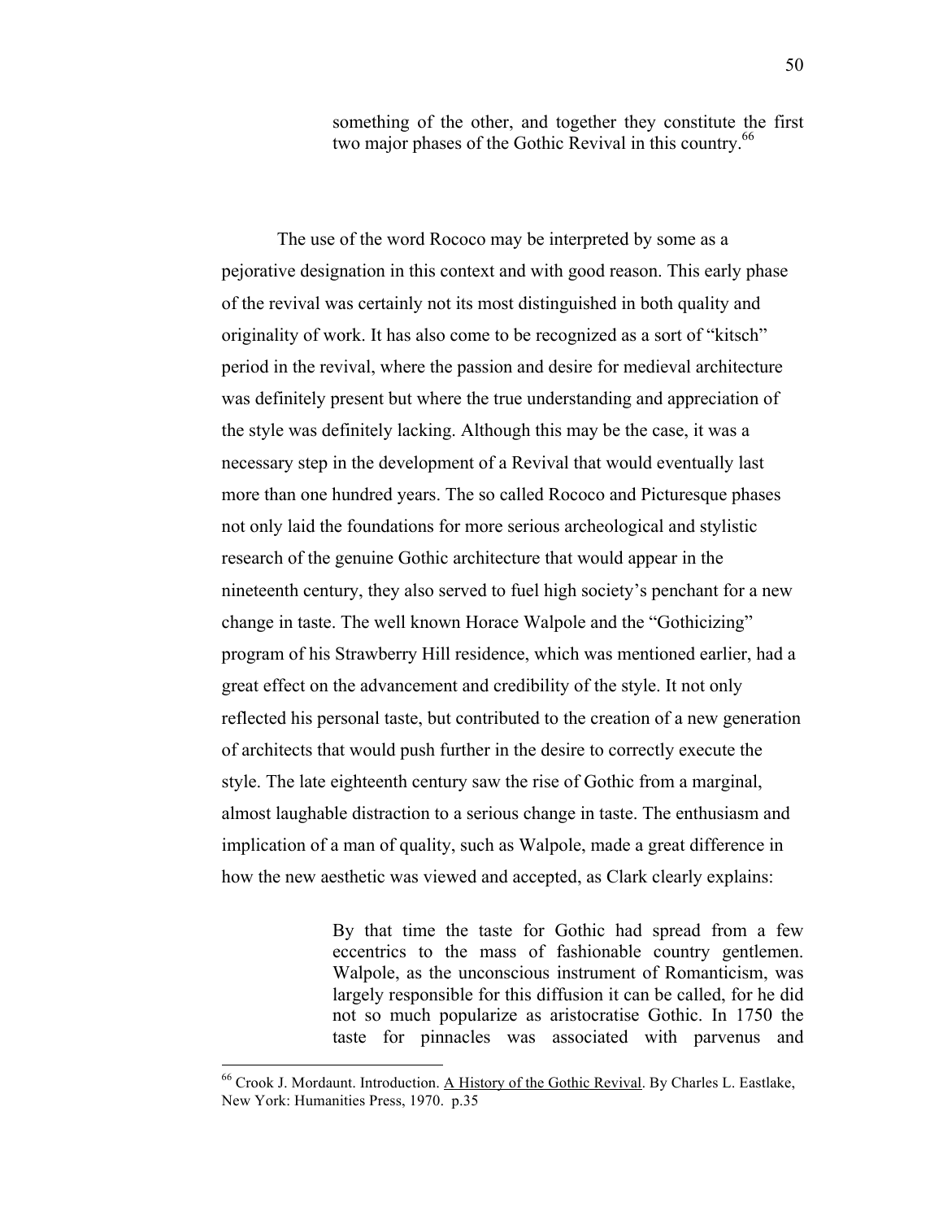> something of the other, and together they constitute the first two major phases of the Gothic Revival in this country.[66]

The use of the word Rococo may be interpreted by some as a pejorative designation in this context and with good reason. This early phase of the revival was certainly not its most distinguished in both quality and originality of work. It has also come to be recognized as a sort of "kitsch" period in the revival, where the passion and desire for medieval architecture was definitely present but where the true understanding and appreciation of the style was definitely lacking. Although this may be the case, it was a necessary step in the development of a Revival that would eventually last more than one hundred years. The so called Rococo and Picturesque phases not only laid the foundations for more serious archeological and stylistic research of the genuine Gothic architecture that would appear in the nineteenth century, they also served to fuel high society's penchant for a new change in taste. The well known Horace Walpole and the "Gothicizing" program of his Strawberry Hill residence, which was mentioned earlier, had a great effect on the advancement and credibility of the style. It not only reflected his personal taste, but contributed to the creation of a new generation of architects that would push further in the desire to correctly execute the style. The late eighteenth century saw the rise of Gothic from a marginal, almost laughable distraction to a serious change in taste. The enthusiasm and implication of a man of quality, such as Walpole, made a great difference in how the new aesthetic was viewed and accepted, as Clark clearly explains:

> By that time the taste for Gothic had spread from a few eccentrics to the mass of fashionable country gentlemen. Walpole, as the unconscious instrument of Romanticism, was largely responsible for this diffusion it can be called, for he did not so much popularize as aristocratise Gothic. In 1750 the taste for pinnacles was associated with parvenus and

---

[66] Crook J. Mordaunt. Introduction. A History of the Gothic Revival. By Charles L. Eastlake, New York: Humanities Press, 1970. p.35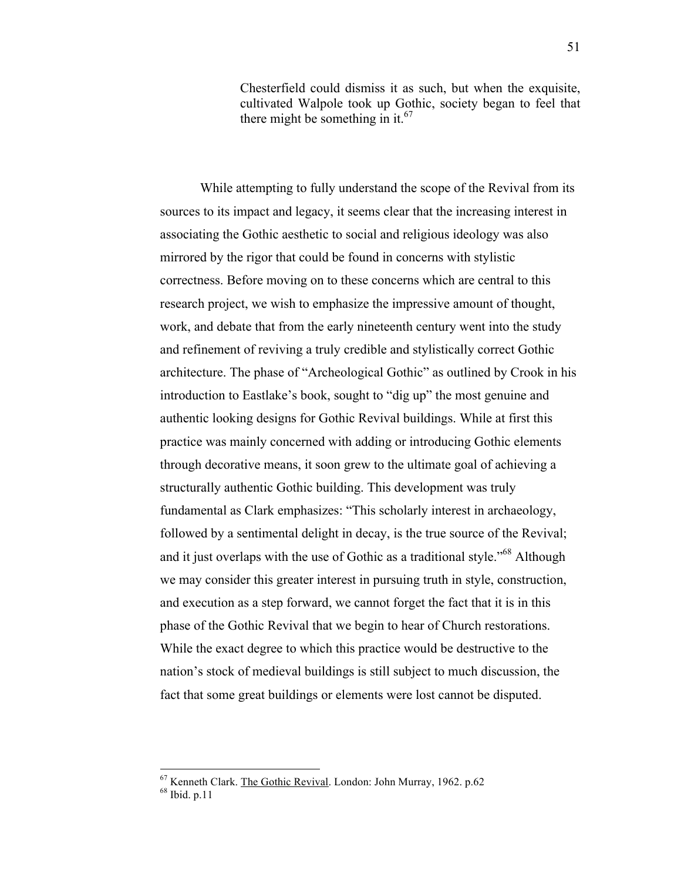> Chesterfield could dismiss it as such, but when the exquisite, cultivated Walpole took up Gothic, society began to feel that there might be something in it.[67]

While attempting to fully understand the scope of the Revival from its sources to its impact and legacy, it seems clear that the increasing interest in associating the Gothic aesthetic to social and religious ideology was also mirrored by the rigor that could be found in concerns with stylistic correctness. Before moving on to these concerns which are central to this research project, we wish to emphasize the impressive amount of thought, work, and debate that from the early nineteenth century went into the study and refinement of reviving a truly credible and stylistically correct Gothic architecture. The phase of "Archeological Gothic" as outlined by Crook in his introduction to Eastlake's book, sought to "dig up" the most genuine and authentic looking designs for Gothic Revival buildings. While at first this practice was mainly concerned with adding or introducing Gothic elements through decorative means, it soon grew to the ultimate goal of achieving a structurally authentic Gothic building. This development was truly fundamental as Clark emphasizes: "This scholarly interest in archaeology, followed by a sentimental delight in decay, is the true source of the Revival; and it just overlaps with the use of Gothic as a traditional style."[68] Although we may consider this greater interest in pursuing truth in style, construction, and execution as a step forward, we cannot forget the fact that it is in this phase of the Gothic Revival that we begin to hear of Church restorations. While the exact degree to which this practice would be destructive to the nation's stock of medieval buildings is still subject to much discussion, the fact that some great buildings or elements were lost cannot be disputed.

---

[67] Kenneth Clark. The Gothic Revival. London: John Murray, 1962. p.62

[68] Ibid. p.11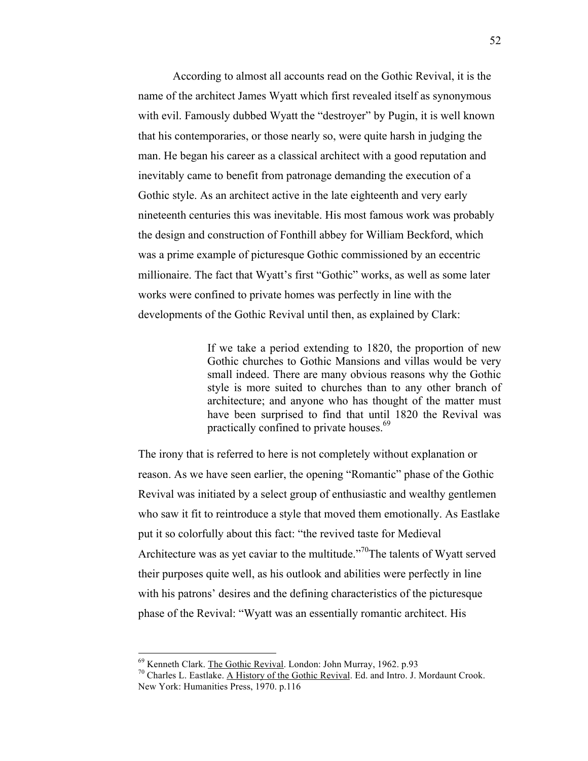According to almost all accounts read on the Gothic Revival, it is the name of the architect James Wyatt which first revealed itself as synonymous with evil. Famously dubbed Wyatt the "destroyer" by Pugin, it is well known that his contemporaries, or those nearly so, were quite harsh in judging the man. He began his career as a classical architect with a good reputation and inevitably came to benefit from patronage demanding the execution of a Gothic style. As an architect active in the late eighteenth and very early nineteenth centuries this was inevitable. His most famous work was probably the design and construction of Fonthill abbey for William Beckford, which was a prime example of picturesque Gothic commissioned by an eccentric millionaire. The fact that Wyatt's first "Gothic" works, as well as some later works were confined to private homes was perfectly in line with the developments of the Gothic Revival until then, as explained by Clark:

> If we take a period extending to 1820, the proportion of new Gothic churches to Gothic Mansions and villas would be very small indeed. There are many obvious reasons why the Gothic style is more suited to churches than to any other branch of architecture; and anyone who has thought of the matter must have been surprised to find that until 1820 the Revival was practically confined to private houses.[69]

The irony that is referred to here is not completely without explanation or reason. As we have seen earlier, the opening "Romantic" phase of the Gothic Revival was initiated by a select group of enthusiastic and wealthy gentlemen who saw it fit to reintroduce a style that moved them emotionally. As Eastlake put it so colorfully about this fact: "the revived taste for Medieval Architecture was as yet caviar to the multitude."[70]The talents of Wyatt served their purposes quite well, as his outlook and abilities were perfectly in line with his patrons' desires and the defining characteristics of the picturesque phase of the Revival: "Wyatt was an essentially romantic architect. His

---

[69] Kenneth Clark. The Gothic Revival. London: John Murray, 1962. p.93

[70] Charles L. Eastlake. A History of the Gothic Revival. Ed. and Intro. J. Mordaunt Crook. New York: Humanities Press, 1970. p.116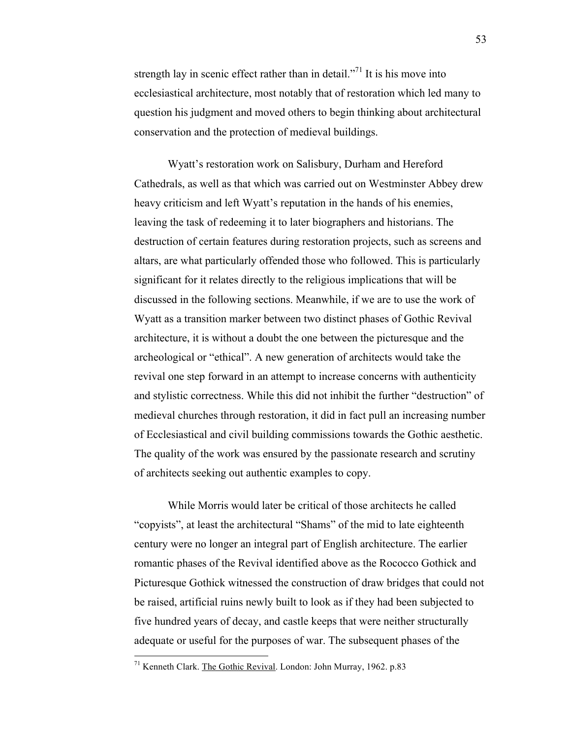strength lay in scenic effect rather than in detail."[71] It is his move into ecclesiastical architecture, most notably that of restoration which led many to question his judgment and moved others to begin thinking about architectural conservation and the protection of medieval buildings.

Wyatt's restoration work on Salisbury, Durham and Hereford Cathedrals, as well as that which was carried out on Westminster Abbey drew heavy criticism and left Wyatt's reputation in the hands of his enemies, leaving the task of redeeming it to later biographers and historians. The destruction of certain features during restoration projects, such as screens and altars, are what particularly offended those who followed. This is particularly significant for it relates directly to the religious implications that will be discussed in the following sections. Meanwhile, if we are to use the work of Wyatt as a transition marker between two distinct phases of Gothic Revival architecture, it is without a doubt the one between the picturesque and the archeological or "ethical". A new generation of architects would take the revival one step forward in an attempt to increase concerns with authenticity and stylistic correctness. While this did not inhibit the further "destruction" of medieval churches through restoration, it did in fact pull an increasing number of Ecclesiastical and civil building commissions towards the Gothic aesthetic. The quality of the work was ensured by the passionate research and scrutiny of architects seeking out authentic examples to copy.

While Morris would later be critical of those architects he called "copyists", at least the architectural "Shams" of the mid to late eighteenth century were no longer an integral part of English architecture. The earlier romantic phases of the Revival identified above as the Rococco Gothick and Picturesque Gothick witnessed the construction of draw bridges that could not be raised, artificial ruins newly built to look as if they had been subjected to five hundred years of decay, and castle keeps that were neither structurally adequate or useful for the purposes of war. The subsequent phases of the

---

[71] Kenneth Clark. The Gothic Revival. London: John Murray, 1962. p.83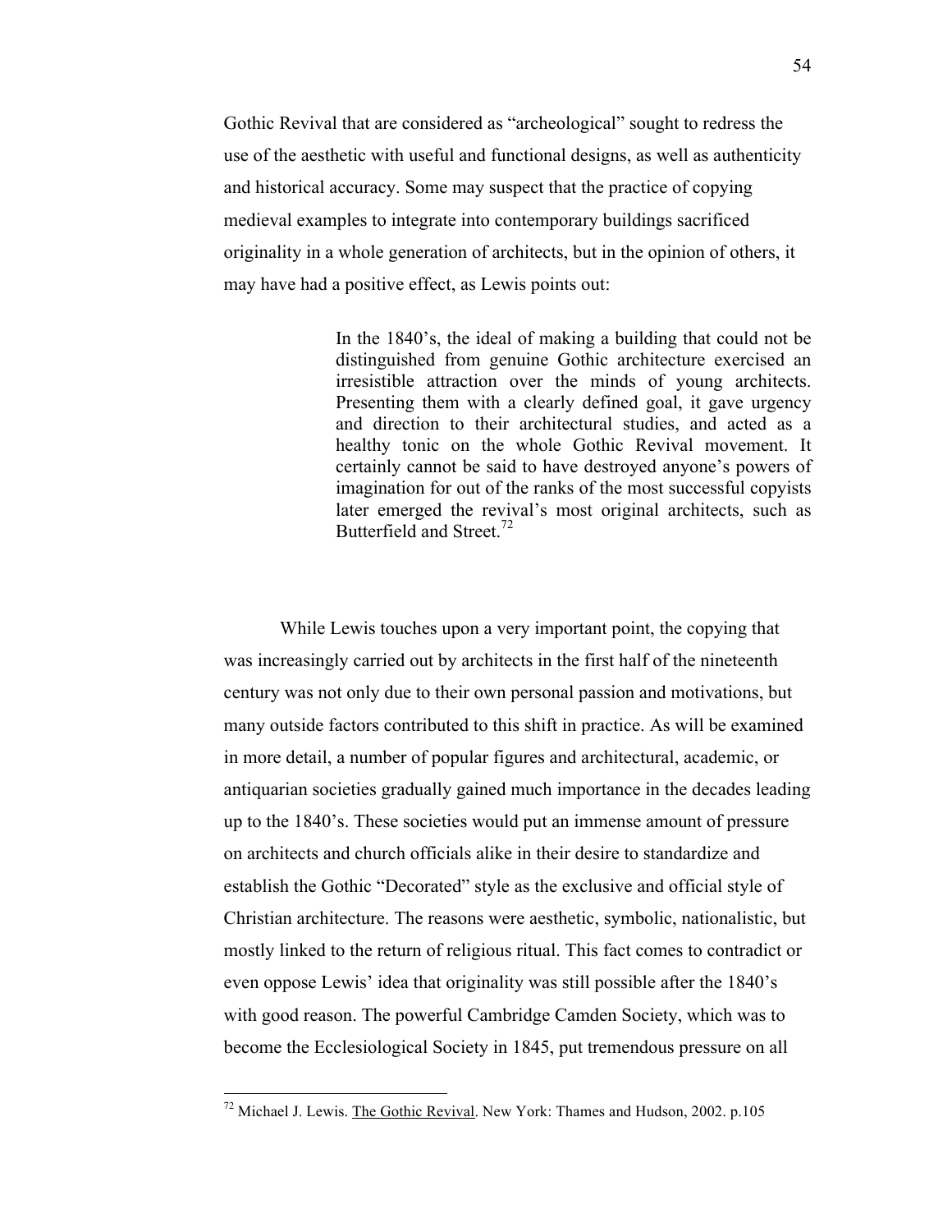Gothic Revival that are considered as "archeological" sought to redress the use of the aesthetic with useful and functional designs, as well as authenticity and historical accuracy. Some may suspect that the practice of copying medieval examples to integrate into contemporary buildings sacrificed originality in a whole generation of architects, but in the opinion of others, it may have had a positive effect, as Lewis points out:

> In the 1840's, the ideal of making a building that could not be distinguished from genuine Gothic architecture exercised an irresistible attraction over the minds of young architects. Presenting them with a clearly defined goal, it gave urgency and direction to their architectural studies, and acted as a healthy tonic on the whole Gothic Revival movement. It certainly cannot be said to have destroyed anyone's powers of imagination for out of the ranks of the most successful copyists later emerged the revival's most original architects, such as Butterfield and Street.[72]

While Lewis touches upon a very important point, the copying that was increasingly carried out by architects in the first half of the nineteenth century was not only due to their own personal passion and motivations, but many outside factors contributed to this shift in practice. As will be examined in more detail, a number of popular figures and architectural, academic, or antiquarian societies gradually gained much importance in the decades leading up to the 1840's. These societies would put an immense amount of pressure on architects and church officials alike in their desire to standardize and establish the Gothic "Decorated" style as the exclusive and official style of Christian architecture. The reasons were aesthetic, symbolic, nationalistic, but mostly linked to the return of religious ritual. This fact comes to contradict or even oppose Lewis' idea that originality was still possible after the 1840's with good reason. The powerful Cambridge Camden Society, which was to become the Ecclesiological Society in 1845, put tremendous pressure on all

---

[72] Michael J. Lewis. The Gothic Revival. New York: Thames and Hudson, 2002. p.105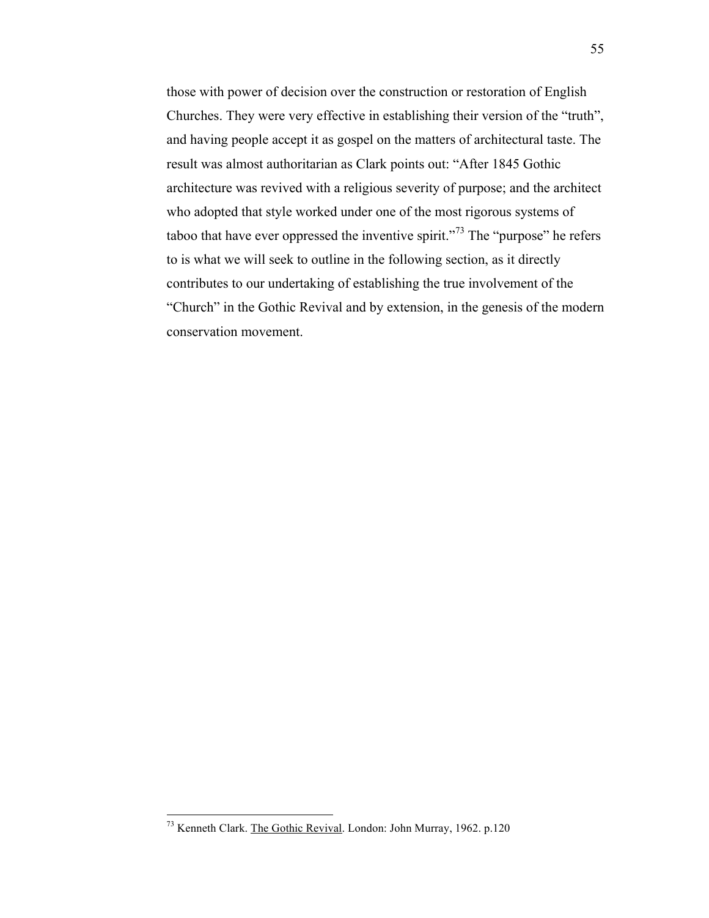those with power of decision over the construction or restoration of English Churches. They were very effective in establishing their version of the "truth", and having people accept it as gospel on the matters of architectural taste. The result was almost authoritarian as Clark points out: "After 1845 Gothic architecture was revived with a religious severity of purpose; and the architect who adopted that style worked under one of the most rigorous systems of taboo that have ever oppressed the inventive spirit."[73] The "purpose" he refers to is what we will seek to outline in the following section, as it directly contributes to our undertaking of establishing the true involvement of the "Church" in the Gothic Revival and by extension, in the genesis of the modern conservation movement.

---

[73] Kenneth Clark. The Gothic Revival. London: John Murray, 1962. p.120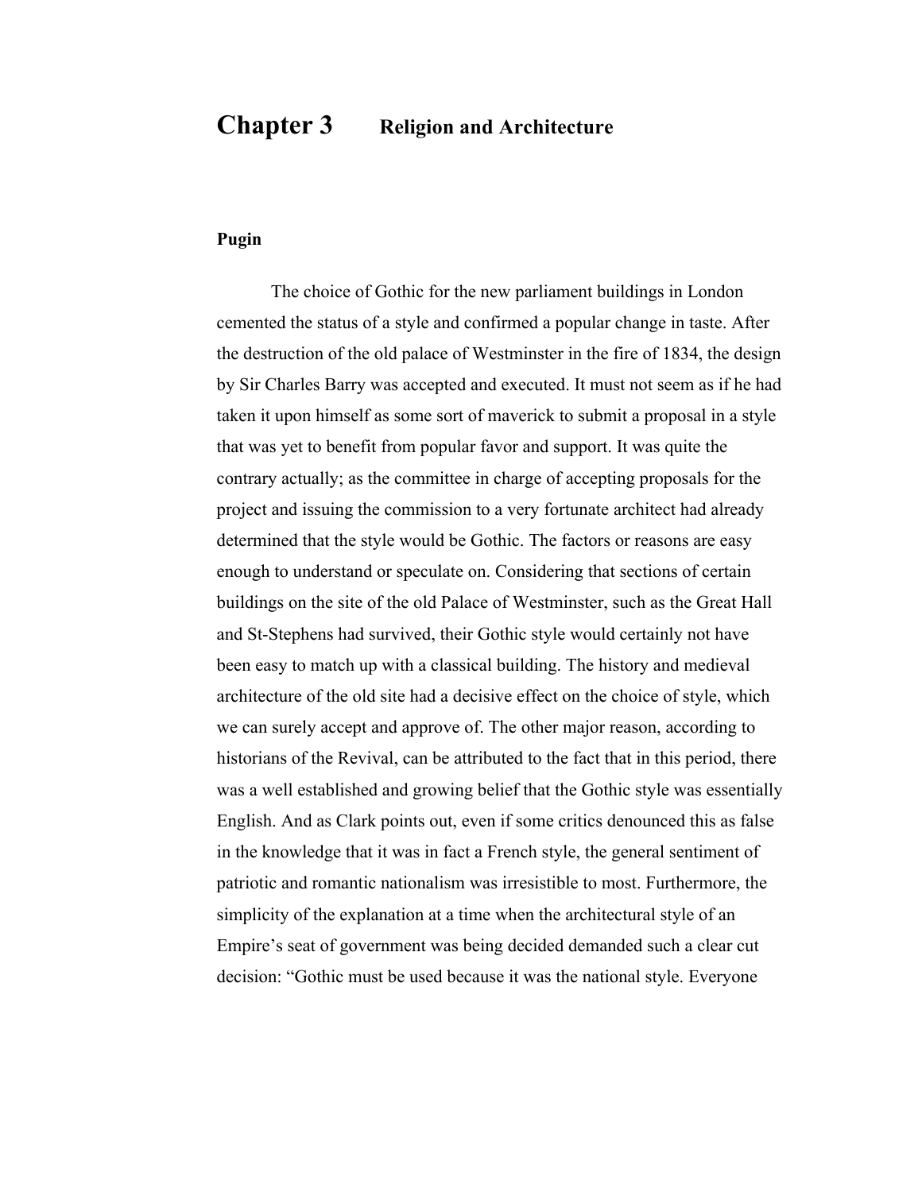# Chapter 3 Religion and Architecture

### Pugin

The choice of Gothic for the new parliament buildings in London cemented the status of a style and confirmed a popular change in taste. After the destruction of the old palace of Westminster in the fire of 1834, the design by Sir Charles Barry was accepted and executed. It must not seem as if he had taken it upon himself as some sort of maverick to submit a proposal in a style that was yet to benefit from popular favor and support. It was quite the contrary actually; as the committee in charge of accepting proposals for the project and issuing the commission to a very fortunate architect had already determined that the style would be Gothic. The factors or reasons are easy enough to understand or speculate on. Considering that sections of certain buildings on the site of the old Palace of Westminster, such as the Great Hall and St-Stephens had survived, their Gothic style would certainly not have been easy to match up with a classical building. The history and medieval architecture of the old site had a decisive effect on the choice of style, which we can surely accept and approve of. The other major reason, according to historians of the Revival, can be attributed to the fact that in this period, there was a well established and growing belief that the Gothic style was essentially English. And as Clark points out, even if some critics denounced this as false in the knowledge that it was in fact a French style, the general sentiment of patriotic and romantic nationalism was irresistible to most. Furthermore, the simplicity of the explanation at a time when the architectural style of an Empire's seat of government was being decided demanded such a clear cut decision: "Gothic must be used because it was the national style. Everyone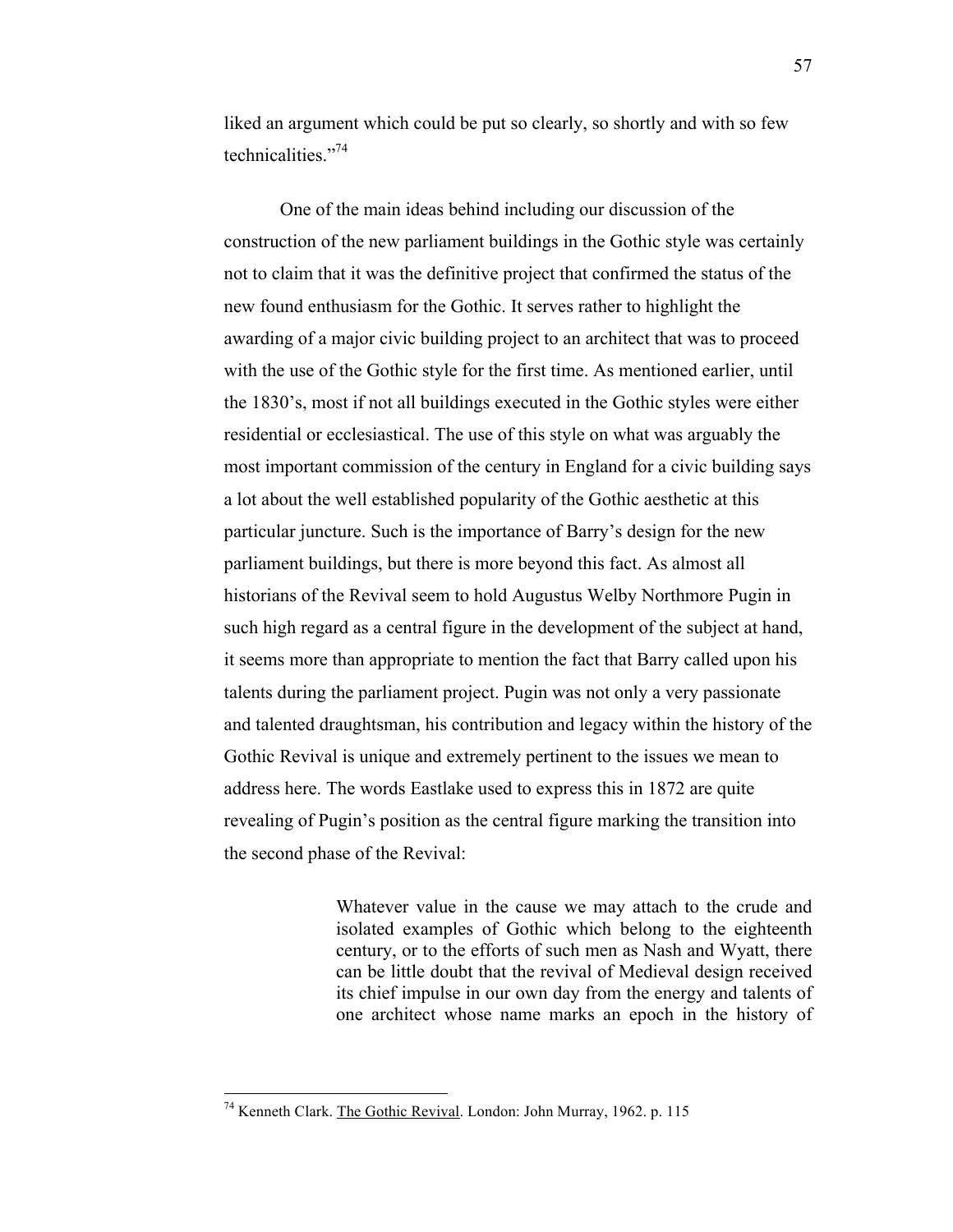liked an argument which could be put so clearly, so shortly and with so few technicalities."[74]

One of the main ideas behind including our discussion of the construction of the new parliament buildings in the Gothic style was certainly not to claim that it was the definitive project that confirmed the status of the new found enthusiasm for the Gothic. It serves rather to highlight the awarding of a major civic building project to an architect that was to proceed with the use of the Gothic style for the first time. As mentioned earlier, until the 1830's, most if not all buildings executed in the Gothic styles were either residential or ecclesiastical. The use of this style on what was arguably the most important commission of the century in England for a civic building says a lot about the well established popularity of the Gothic aesthetic at this particular juncture. Such is the importance of Barry's design for the new parliament buildings, but there is more beyond this fact. As almost all historians of the Revival seem to hold Augustus Welby Northmore Pugin in such high regard as a central figure in the development of the subject at hand, it seems more than appropriate to mention the fact that Barry called upon his talents during the parliament project. Pugin was not only a very passionate and talented draughtsman, his contribution and legacy within the history of the Gothic Revival is unique and extremely pertinent to the issues we mean to address here. The words Eastlake used to express this in 1872 are quite revealing of Pugin's position as the central figure marking the transition into the second phase of the Revival:

> Whatever value in the cause we may attach to the crude and isolated examples of Gothic which belong to the eighteenth century, or to the efforts of such men as Nash and Wyatt, there can be little doubt that the revival of Medieval design received its chief impulse in our own day from the energy and talents of one architect whose name marks an epoch in the history of

---

[74] Kenneth Clark. The Gothic Revival. London: John Murray, 1962. p. 115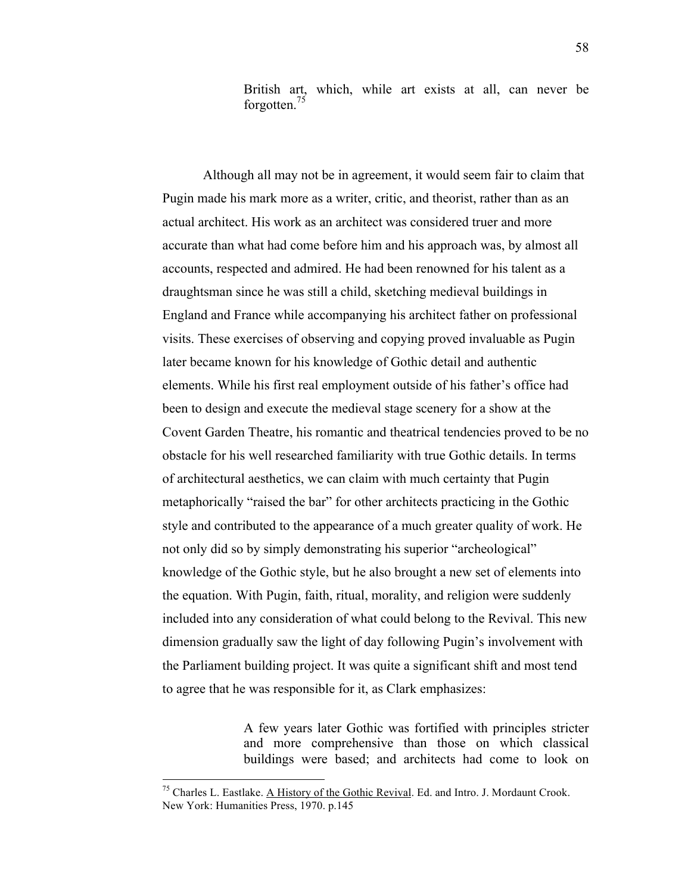> British art, which, while art exists at all, can never be forgotten.[75]

Although all may not be in agreement, it would seem fair to claim that Pugin made his mark more as a writer, critic, and theorist, rather than as an actual architect. His work as an architect was considered truer and more accurate than what had come before him and his approach was, by almost all accounts, respected and admired. He had been renowned for his talent as a draughtsman since he was still a child, sketching medieval buildings in England and France while accompanying his architect father on professional visits. These exercises of observing and copying proved invaluable as Pugin later became known for his knowledge of Gothic detail and authentic elements. While his first real employment outside of his father's office had been to design and execute the medieval stage scenery for a show at the Covent Garden Theatre, his romantic and theatrical tendencies proved to be no obstacle for his well researched familiarity with true Gothic details. In terms of architectural aesthetics, we can claim with much certainty that Pugin metaphorically "raised the bar" for other architects practicing in the Gothic style and contributed to the appearance of a much greater quality of work. He not only did so by simply demonstrating his superior "archeological" knowledge of the Gothic style, but he also brought a new set of elements into the equation. With Pugin, faith, ritual, morality, and religion were suddenly included into any consideration of what could belong to the Revival. This new dimension gradually saw the light of day following Pugin's involvement with the Parliament building project. It was quite a significant shift and most tend to agree that he was responsible for it, as Clark emphasizes:

> A few years later Gothic was fortified with principles stricter and more comprehensive than those on which classical buildings were based; and architects had come to look on

[75] Charles L. Eastlake. A History of the Gothic Revival. Ed. and Intro. J. Mordaunt Crook. New York: Humanities Press, 1970. p.145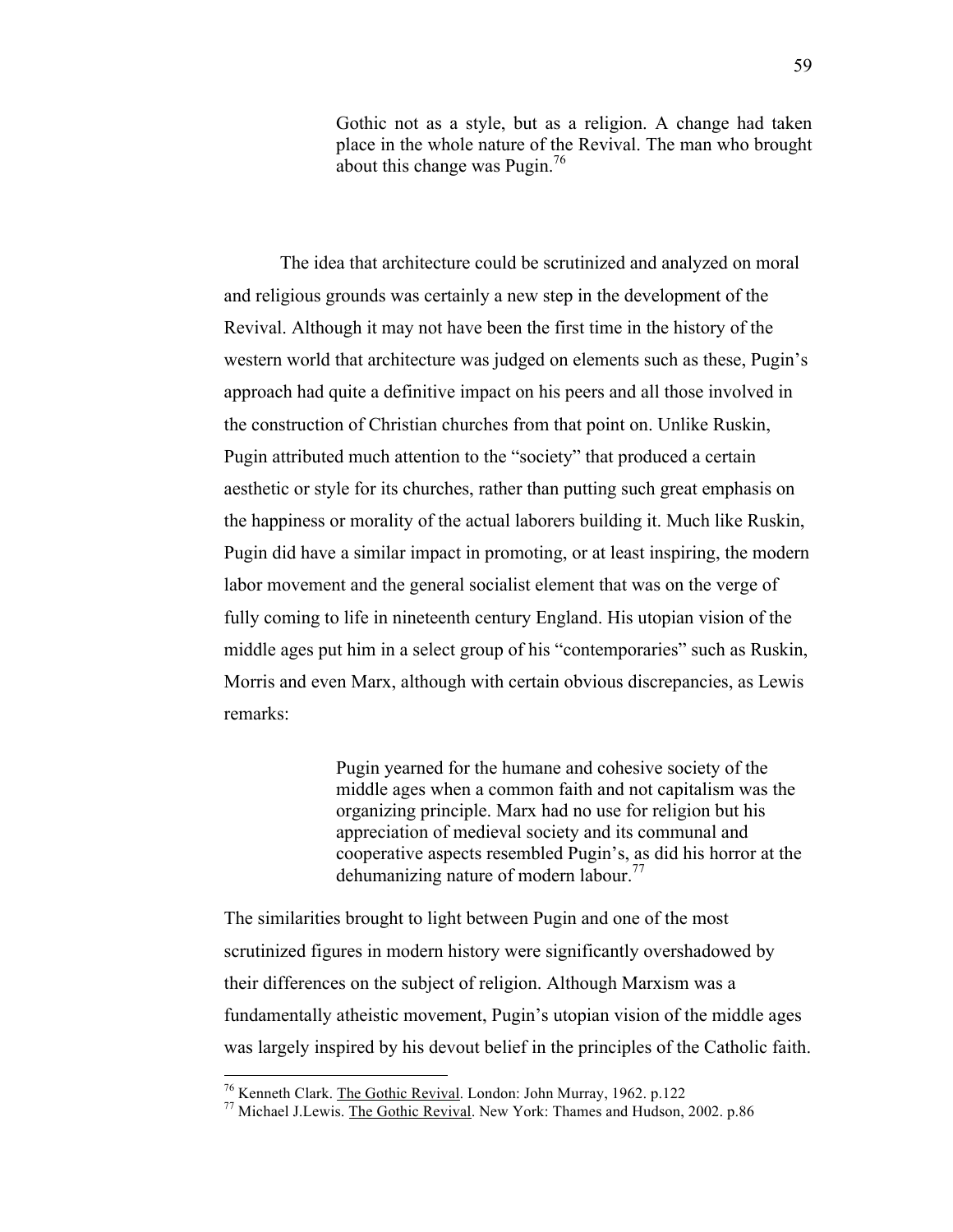> Gothic not as a style, but as a religion. A change had taken place in the whole nature of the Revival. The man who brought about this change was Pugin.[76]

The idea that architecture could be scrutinized and analyzed on moral and religious grounds was certainly a new step in the development of the Revival. Although it may not have been the first time in the history of the western world that architecture was judged on elements such as these, Pugin's approach had quite a definitive impact on his peers and all those involved in the construction of Christian churches from that point on. Unlike Ruskin, Pugin attributed much attention to the "society" that produced a certain aesthetic or style for its churches, rather than putting such great emphasis on the happiness or morality of the actual laborers building it. Much like Ruskin, Pugin did have a similar impact in promoting, or at least inspiring, the modern labor movement and the general socialist element that was on the verge of fully coming to life in nineteenth century England. His utopian vision of the middle ages put him in a select group of his "contemporaries" such as Ruskin, Morris and even Marx, although with certain obvious discrepancies, as Lewis remarks:

> Pugin yearned for the humane and cohesive society of the middle ages when a common faith and not capitalism was the organizing principle. Marx had no use for religion but his appreciation of medieval society and its communal and cooperative aspects resembled Pugin's, as did his horror at the dehumanizing nature of modern labour.[77]

The similarities brought to light between Pugin and one of the most scrutinized figures in modern history were significantly overshadowed by their differences on the subject of religion. Although Marxism was a fundamentally atheistic movement, Pugin's utopian vision of the middle ages was largely inspired by his devout belief in the principles of the Catholic faith.

---

[76] Kenneth Clark. The Gothic Revival. London: John Murray, 1962. p.122

[77] Michael J.Lewis. The Gothic Revival. New York: Thames and Hudson, 2002. p.86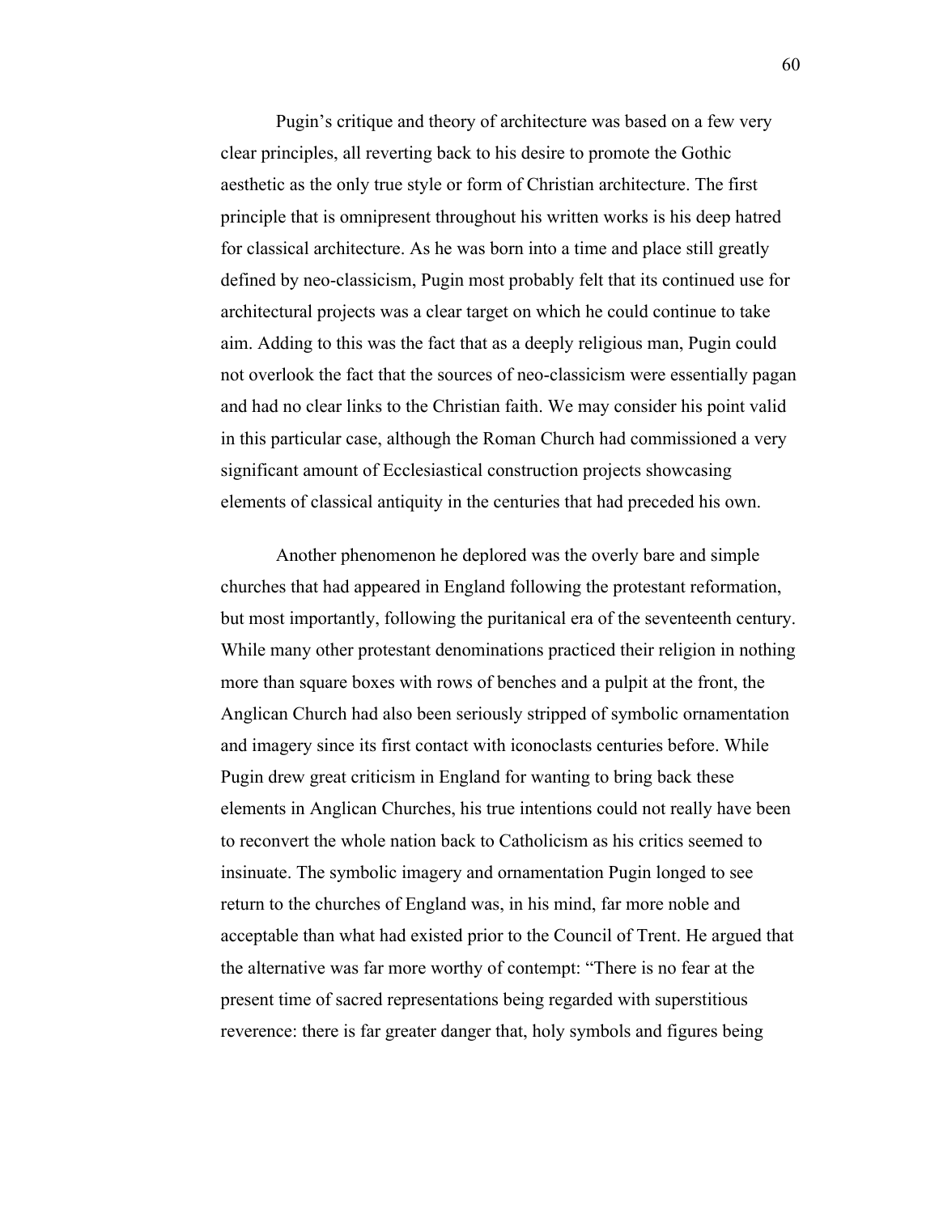Pugin's critique and theory of architecture was based on a few very clear principles, all reverting back to his desire to promote the Gothic aesthetic as the only true style or form of Christian architecture. The first principle that is omnipresent throughout his written works is his deep hatred for classical architecture. As he was born into a time and place still greatly defined by neo-classicism, Pugin most probably felt that its continued use for architectural projects was a clear target on which he could continue to take aim. Adding to this was the fact that as a deeply religious man, Pugin could not overlook the fact that the sources of neo-classicism were essentially pagan and had no clear links to the Christian faith. We may consider his point valid in this particular case, although the Roman Church had commissioned a very significant amount of Ecclesiastical construction projects showcasing elements of classical antiquity in the centuries that had preceded his own.

Another phenomenon he deplored was the overly bare and simple churches that had appeared in England following the protestant reformation, but most importantly, following the puritanical era of the seventeenth century. While many other protestant denominations practiced their religion in nothing more than square boxes with rows of benches and a pulpit at the front, the Anglican Church had also been seriously stripped of symbolic ornamentation and imagery since its first contact with iconoclasts centuries before. While Pugin drew great criticism in England for wanting to bring back these elements in Anglican Churches, his true intentions could not really have been to reconvert the whole nation back to Catholicism as his critics seemed to insinuate. The symbolic imagery and ornamentation Pugin longed to see return to the churches of England was, in his mind, far more noble and acceptable than what had existed prior to the Council of Trent. He argued that the alternative was far more worthy of contempt: "There is no fear at the present time of sacred representations being regarded with superstitious reverence: there is far greater danger that, holy symbols and figures being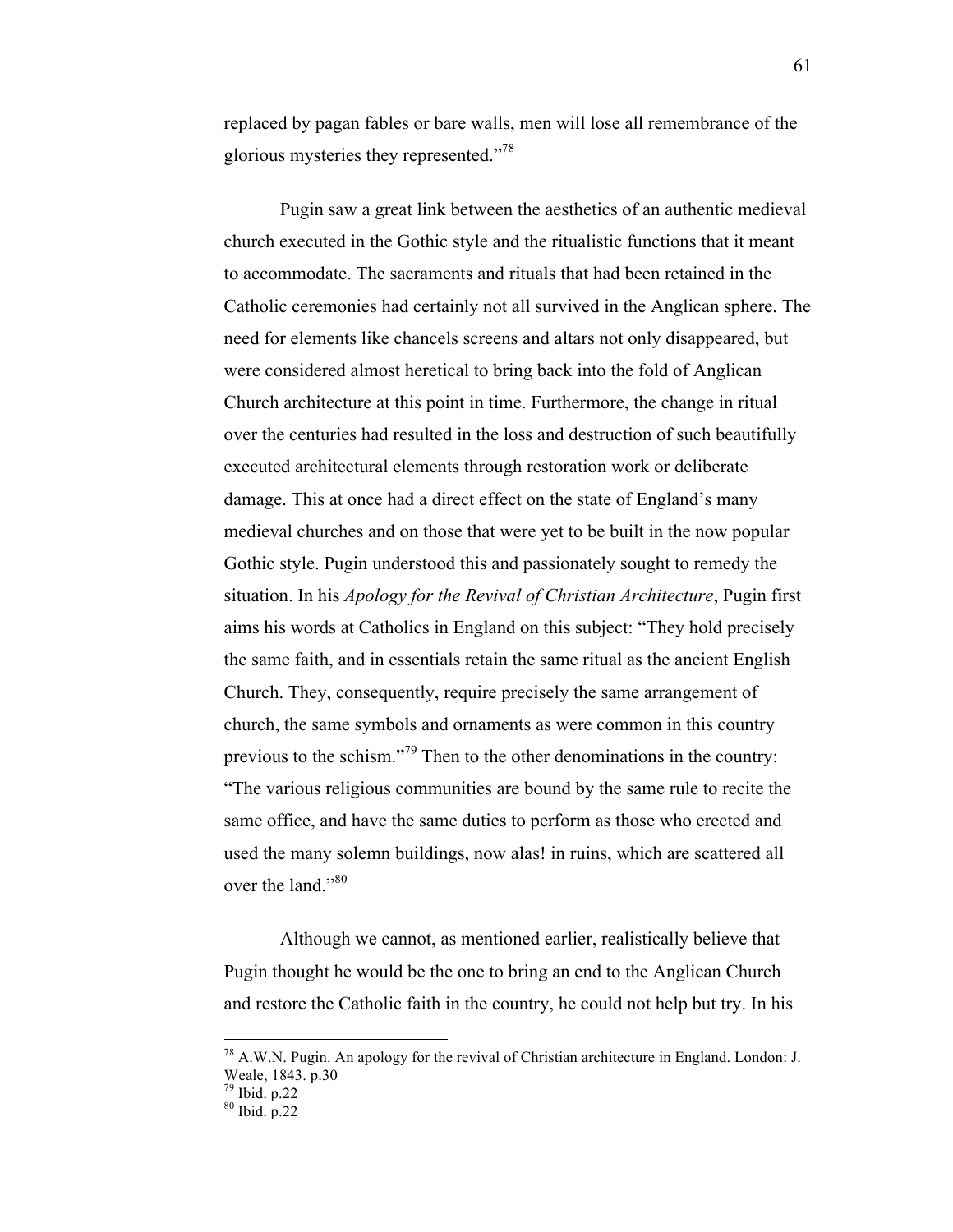replaced by pagan fables or bare walls, men will lose all remembrance of the glorious mysteries they represented."[78]

Pugin saw a great link between the aesthetics of an authentic medieval church executed in the Gothic style and the ritualistic functions that it meant to accommodate. The sacraments and rituals that had been retained in the Catholic ceremonies had certainly not all survived in the Anglican sphere. The need for elements like chancels screens and altars not only disappeared, but were considered almost heretical to bring back into the fold of Anglican Church architecture at this point in time. Furthermore, the change in ritual over the centuries had resulted in the loss and destruction of such beautifully executed architectural elements through restoration work or deliberate damage. This at once had a direct effect on the state of England's many medieval churches and on those that were yet to be built in the now popular Gothic style. Pugin understood this and passionately sought to remedy the situation. In his *Apology for the Revival of Christian Architecture*, Pugin first aims his words at Catholics in England on this subject: "They hold precisely the same faith, and in essentials retain the same ritual as the ancient English Church. They, consequently, require precisely the same arrangement of church, the same symbols and ornaments as were common in this country previous to the schism."[79] Then to the other denominations in the country: "The various religious communities are bound by the same rule to recite the same office, and have the same duties to perform as those who erected and used the many solemn buildings, now alas! in ruins, which are scattered all over the land."[80]

Although we cannot, as mentioned earlier, realistically believe that Pugin thought he would be the one to bring an end to the Anglican Church and restore the Catholic faith in the country, he could not help but try. In his

---

[78] A.W.N. Pugin. An apology for the revival of Christian architecture in England. London: J. Weale, 1843. p.30

[79] Ibid. p.22

[80] Ibid. p.22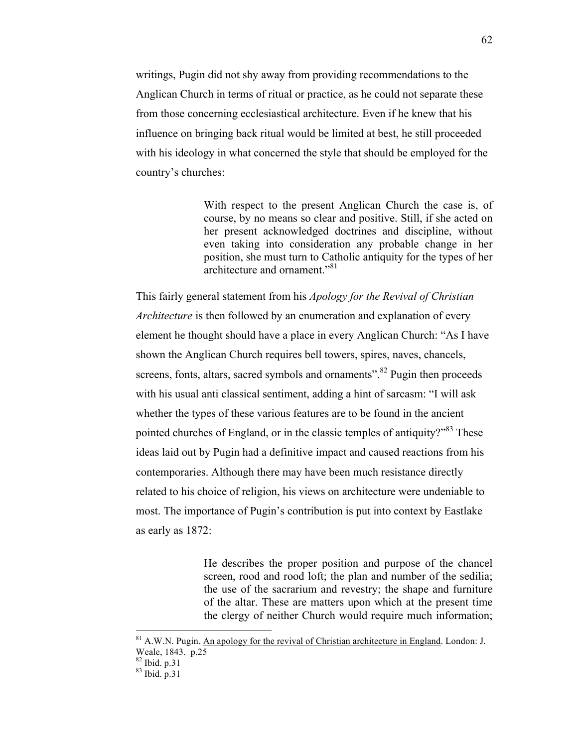writings, Pugin did not shy away from providing recommendations to the Anglican Church in terms of ritual or practice, as he could not separate these from those concerning ecclesiastical architecture. Even if he knew that his influence on bringing back ritual would be limited at best, he still proceeded with his ideology in what concerned the style that should be employed for the country's churches:

> With respect to the present Anglican Church the case is, of course, by no means so clear and positive. Still, if she acted on her present acknowledged doctrines and discipline, without even taking into consideration any probable change in her position, she must turn to Catholic antiquity for the types of her architecture and ornament."[81]

This fairly general statement from his *Apology for the Revival of Christian Architecture* is then followed by an enumeration and explanation of every element he thought should have a place in every Anglican Church: "As I have shown the Anglican Church requires bell towers, spires, naves, chancels, screens, fonts, altars, sacred symbols and ornaments".[82] Pugin then proceeds with his usual anti classical sentiment, adding a hint of sarcasm: "I will ask whether the types of these various features are to be found in the ancient pointed churches of England, or in the classic temples of antiquity?"[83] These ideas laid out by Pugin had a definitive impact and caused reactions from his contemporaries. Although there may have been much resistance directly related to his choice of religion, his views on architecture were undeniable to most. The importance of Pugin's contribution is put into context by Eastlake as early as 1872:

> He describes the proper position and purpose of the chancel screen, rood and rood loft; the plan and number of the sedilia; the use of the sacrarium and revestry; the shape and furniture of the altar. These are matters upon which at the present time the clergy of neither Church would require much information;

---

[81] A.W.N. Pugin. An apology for the revival of Christian architecture in England. London: J. Weale, 1843. p.25

[82] Ibid. p.31

[83] Ibid. p.31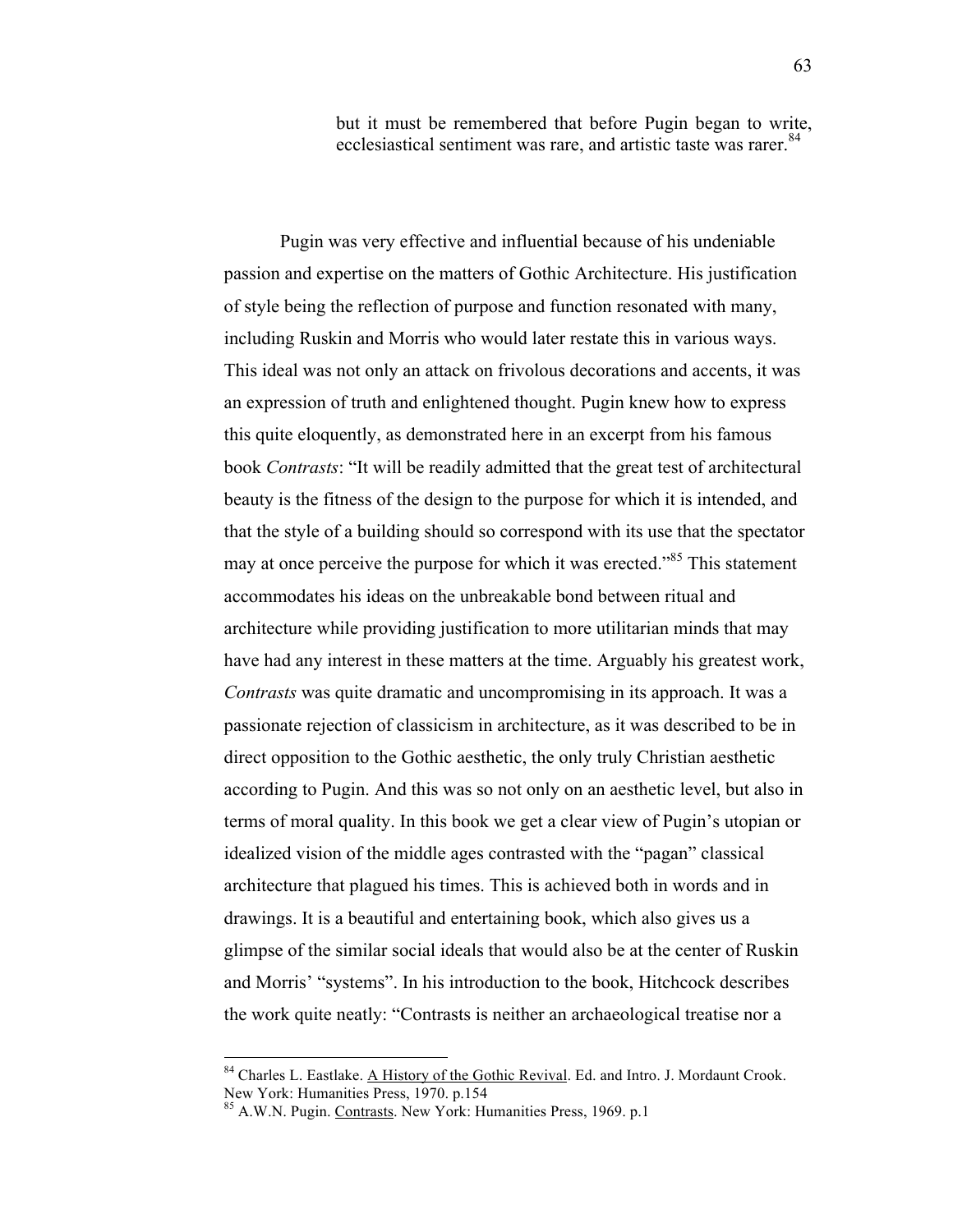> but it must be remembered that before Pugin began to write, ecclesiastical sentiment was rare, and artistic taste was rarer.[84]

Pugin was very effective and influential because of his undeniable passion and expertise on the matters of Gothic Architecture. His justification of style being the reflection of purpose and function resonated with many, including Ruskin and Morris who would later restate this in various ways. This ideal was not only an attack on frivolous decorations and accents, it was an expression of truth and enlightened thought. Pugin knew how to express this quite eloquently, as demonstrated here in an excerpt from his famous book *Contrasts*: "It will be readily admitted that the great test of architectural beauty is the fitness of the design to the purpose for which it is intended, and that the style of a building should so correspond with its use that the spectator may at once perceive the purpose for which it was erected."[85] This statement accommodates his ideas on the unbreakable bond between ritual and architecture while providing justification to more utilitarian minds that may have had any interest in these matters at the time. Arguably his greatest work, *Contrasts* was quite dramatic and uncompromising in its approach. It was a passionate rejection of classicism in architecture, as it was described to be in direct opposition to the Gothic aesthetic, the only truly Christian aesthetic according to Pugin. And this was so not only on an aesthetic level, but also in terms of moral quality. In this book we get a clear view of Pugin's utopian or idealized vision of the middle ages contrasted with the "pagan" classical architecture that plagued his times. This is achieved both in words and in drawings. It is a beautiful and entertaining book, which also gives us a glimpse of the similar social ideals that would also be at the center of Ruskin and Morris' "systems". In his introduction to the book, Hitchcock describes the work quite neatly: "Contrasts is neither an archaeological treatise nor a

---

[84] Charles L. Eastlake. A History of the Gothic Revival. Ed. and Intro. J. Mordaunt Crook. New York: Humanities Press, 1970. p.154

[85] A.W.N. Pugin. Contrasts. New York: Humanities Press, 1969. p.1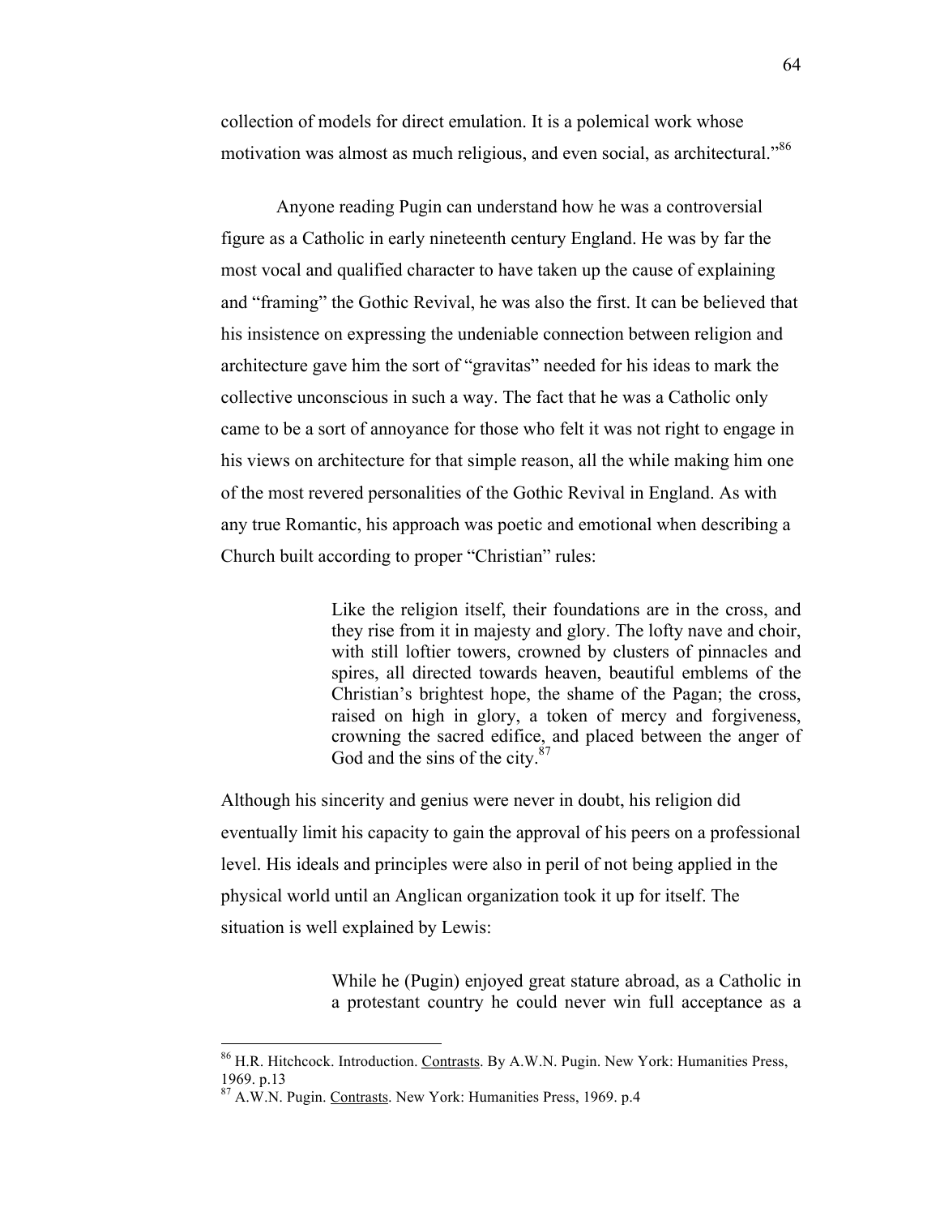collection of models for direct emulation. It is a polemical work whose motivation was almost as much religious, and even social, as architectural."[86]

Anyone reading Pugin can understand how he was a controversial figure as a Catholic in early nineteenth century England. He was by far the most vocal and qualified character to have taken up the cause of explaining and "framing" the Gothic Revival, he was also the first. It can be believed that his insistence on expressing the undeniable connection between religion and architecture gave him the sort of "gravitas" needed for his ideas to mark the collective unconscious in such a way. The fact that he was a Catholic only came to be a sort of annoyance for those who felt it was not right to engage in his views on architecture for that simple reason, all the while making him one of the most revered personalities of the Gothic Revival in England. As with any true Romantic, his approach was poetic and emotional when describing a Church built according to proper "Christian" rules:

> Like the religion itself, their foundations are in the cross, and they rise from it in majesty and glory. The lofty nave and choir, with still loftier towers, crowned by clusters of pinnacles and spires, all directed towards heaven, beautiful emblems of the Christian's brightest hope, the shame of the Pagan; the cross, raised on high in glory, a token of mercy and forgiveness, crowning the sacred edifice, and placed between the anger of God and the sins of the city.[87]

Although his sincerity and genius were never in doubt, his religion did eventually limit his capacity to gain the approval of his peers on a professional level. His ideals and principles were also in peril of not being applied in the physical world until an Anglican organization took it up for itself. The situation is well explained by Lewis:

> While he (Pugin) enjoyed great stature abroad, as a Catholic in a protestant country he could never win full acceptance as a

---

[86] H.R. Hitchcock. Introduction. Contrasts. By A.W.N. Pugin. New York: Humanities Press, 1969. p.13

[87] A.W.N. Pugin. Contrasts. New York: Humanities Press, 1969. p.4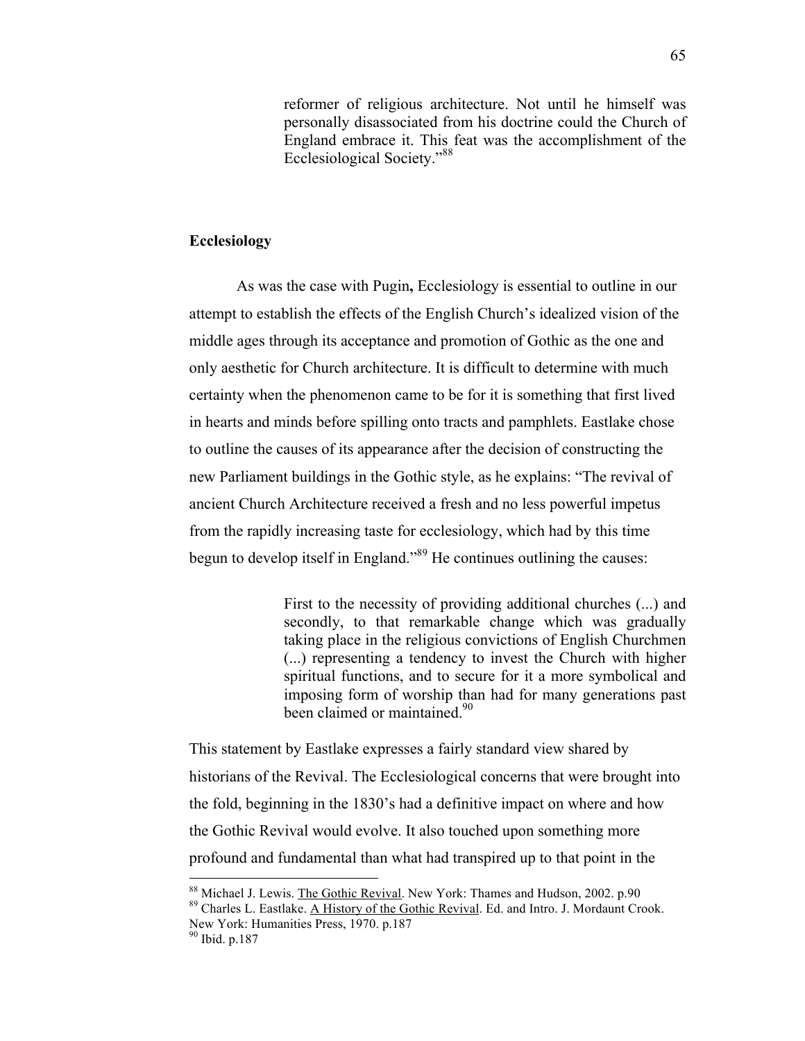> reformer of religious architecture. Not until he himself was personally disassociated from his doctrine could the Church of England embrace it. This feat was the accomplishment of the Ecclesiological Society."[88]

**Ecclesiology**

As was the case with Pugin**,** Ecclesiology is essential to outline in our attempt to establish the effects of the English Church's idealized vision of the middle ages through its acceptance and promotion of Gothic as the one and only aesthetic for Church architecture. It is difficult to determine with much certainty when the phenomenon came to be for it is something that first lived in hearts and minds before spilling onto tracts and pamphlets. Eastlake chose to outline the causes of its appearance after the decision of constructing the new Parliament buildings in the Gothic style, as he explains: "The revival of ancient Church Architecture received a fresh and no less powerful impetus from the rapidly increasing taste for ecclesiology, which had by this time begun to develop itself in England."[89] He continues outlining the causes:

> First to the necessity of providing additional churches (...) and secondly, to that remarkable change which was gradually taking place in the religious convictions of English Churchmen (...) representing a tendency to invest the Church with higher spiritual functions, and to secure for it a more symbolical and imposing form of worship than had for many generations past been claimed or maintained.[90]

This statement by Eastlake expresses a fairly standard view shared by historians of the Revival. The Ecclesiological concerns that were brought into the fold, beginning in the 1830's had a definitive impact on where and how the Gothic Revival would evolve. It also touched upon something more profound and fundamental than what had transpired up to that point in the

---

[88] Michael J. Lewis. The Gothic Revival. New York: Thames and Hudson, 2002. p.90

[89] Charles L. Eastlake. A History of the Gothic Revival. Ed. and Intro. J. Mordaunt Crook. New York: Humanities Press, 1970. p.187

[90] Ibid. p.187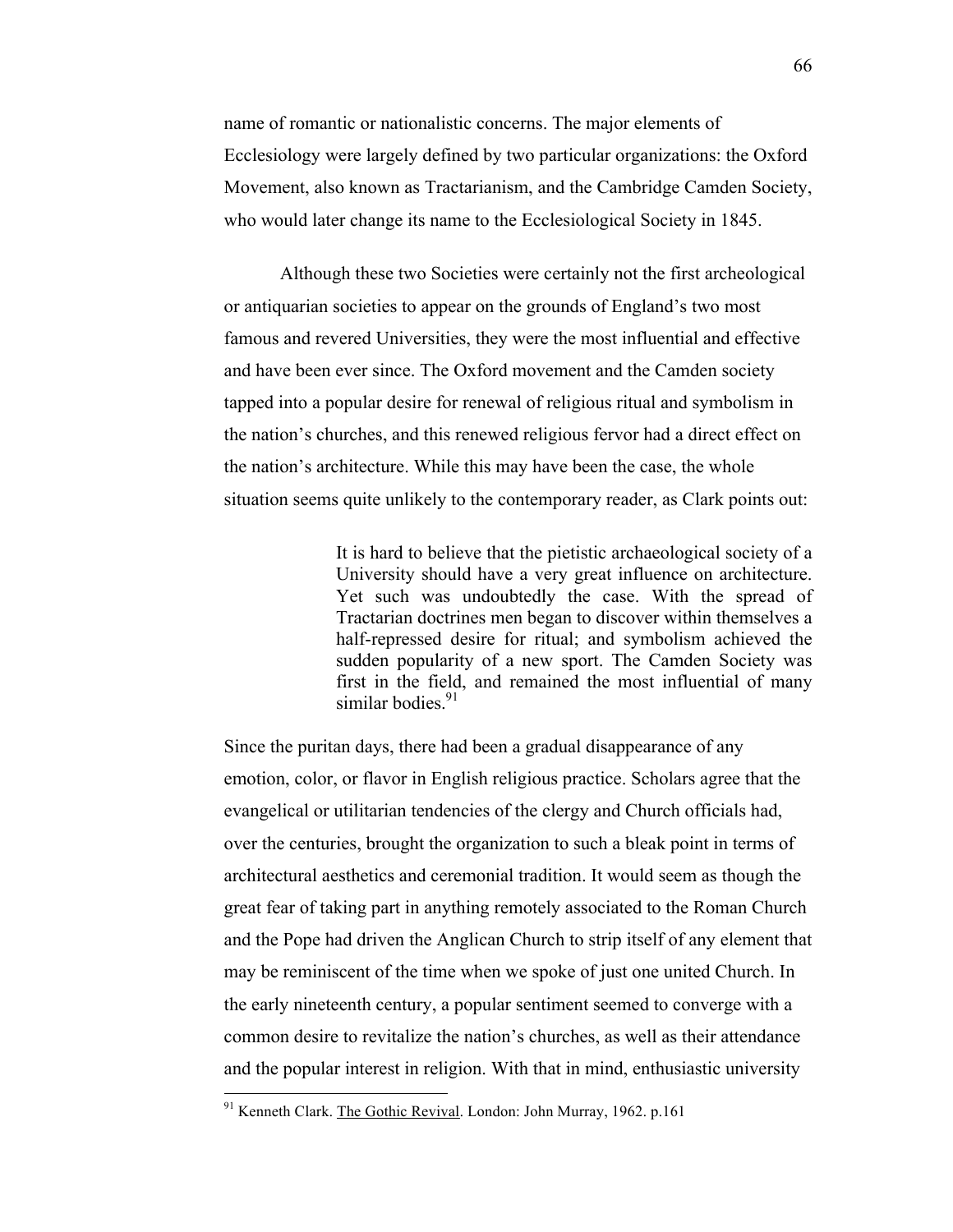name of romantic or nationalistic concerns. The major elements of Ecclesiology were largely defined by two particular organizations: the Oxford Movement, also known as Tractarianism, and the Cambridge Camden Society, who would later change its name to the Ecclesiological Society in 1845.

Although these two Societies were certainly not the first archeological or antiquarian societies to appear on the grounds of England's two most famous and revered Universities, they were the most influential and effective and have been ever since. The Oxford movement and the Camden society tapped into a popular desire for renewal of religious ritual and symbolism in the nation's churches, and this renewed religious fervor had a direct effect on the nation's architecture. While this may have been the case, the whole situation seems quite unlikely to the contemporary reader, as Clark points out:

> It is hard to believe that the pietistic archaeological society of a University should have a very great influence on architecture. Yet such was undoubtedly the case. With the spread of Tractarian doctrines men began to discover within themselves a half-repressed desire for ritual; and symbolism achieved the sudden popularity of a new sport. The Camden Society was first in the field, and remained the most influential of many similar bodies.[91]

Since the puritan days, there had been a gradual disappearance of any emotion, color, or flavor in English religious practice. Scholars agree that the evangelical or utilitarian tendencies of the clergy and Church officials had, over the centuries, brought the organization to such a bleak point in terms of architectural aesthetics and ceremonial tradition. It would seem as though the great fear of taking part in anything remotely associated to the Roman Church and the Pope had driven the Anglican Church to strip itself of any element that may be reminiscent of the time when we spoke of just one united Church. In the early nineteenth century, a popular sentiment seemed to converge with a common desire to revitalize the nation's churches, as well as their attendance and the popular interest in religion. With that in mind, enthusiastic university

---

[91] Kenneth Clark. The Gothic Revival. London: John Murray, 1962. p.161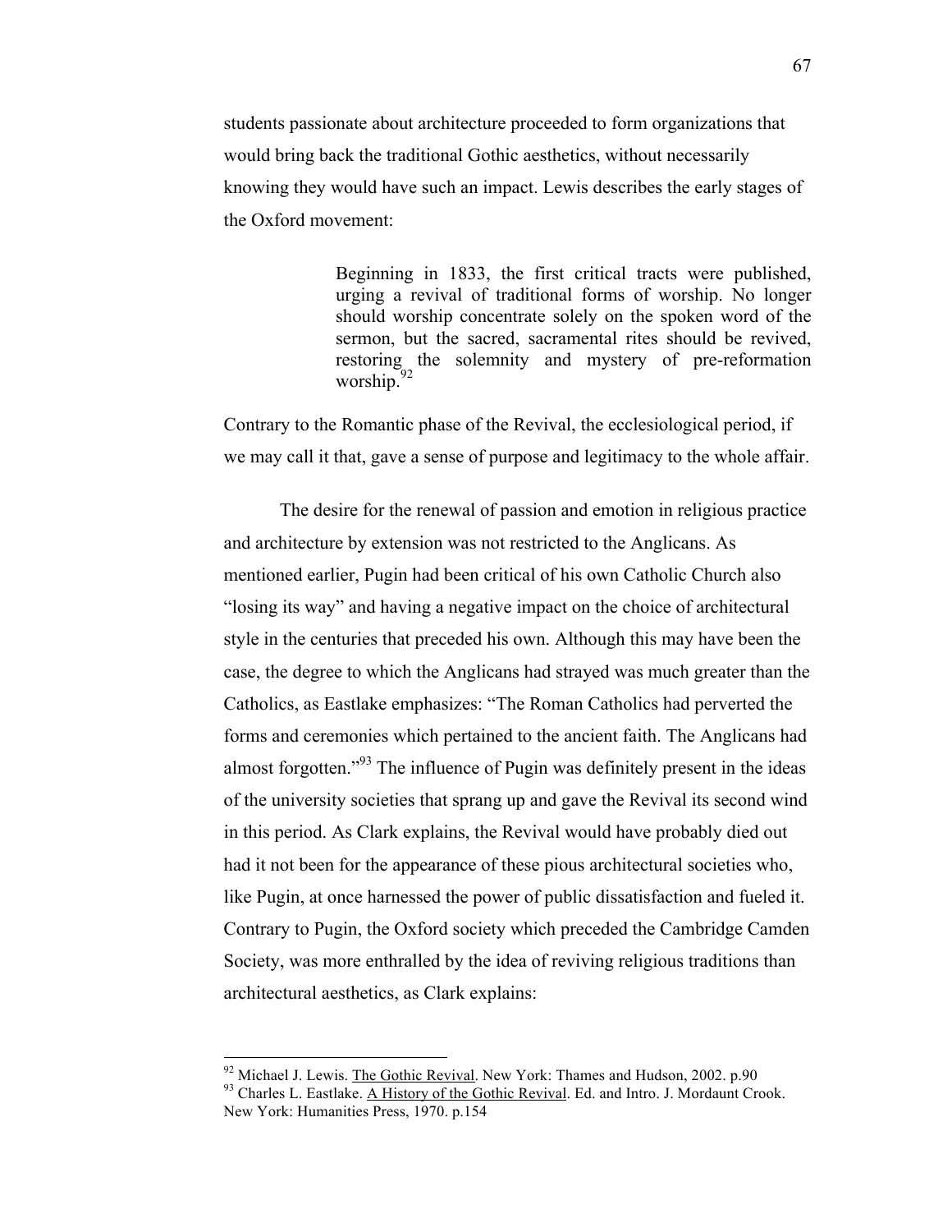students passionate about architecture proceeded to form organizations that would bring back the traditional Gothic aesthetics, without necessarily knowing they would have such an impact. Lewis describes the early stages of the Oxford movement:

> Beginning in 1833, the first critical tracts were published, urging a revival of traditional forms of worship. No longer should worship concentrate solely on the spoken word of the sermon, but the sacred, sacramental rites should be revived, restoring the solemnity and mystery of pre-reformation worship.[92]

Contrary to the Romantic phase of the Revival, the ecclesiological period, if we may call it that, gave a sense of purpose and legitimacy to the whole affair.

The desire for the renewal of passion and emotion in religious practice and architecture by extension was not restricted to the Anglicans. As mentioned earlier, Pugin had been critical of his own Catholic Church also "losing its way" and having a negative impact on the choice of architectural style in the centuries that preceded his own. Although this may have been the case, the degree to which the Anglicans had strayed was much greater than the Catholics, as Eastlake emphasizes: "The Roman Catholics had perverted the forms and ceremonies which pertained to the ancient faith. The Anglicans had almost forgotten."[93] The influence of Pugin was definitely present in the ideas of the university societies that sprang up and gave the Revival its second wind in this period. As Clark explains, the Revival would have probably died out had it not been for the appearance of these pious architectural societies who, like Pugin, at once harnessed the power of public dissatisfaction and fueled it. Contrary to Pugin, the Oxford society which preceded the Cambridge Camden Society, was more enthralled by the idea of reviving religious traditions than architectural aesthetics, as Clark explains:

---

[92] Michael J. Lewis. The Gothic Revival. New York: Thames and Hudson, 2002. p.90

[93] Charles L. Eastlake. A History of the Gothic Revival. Ed. and Intro. J. Mordaunt Crook. New York: Humanities Press, 1970. p.154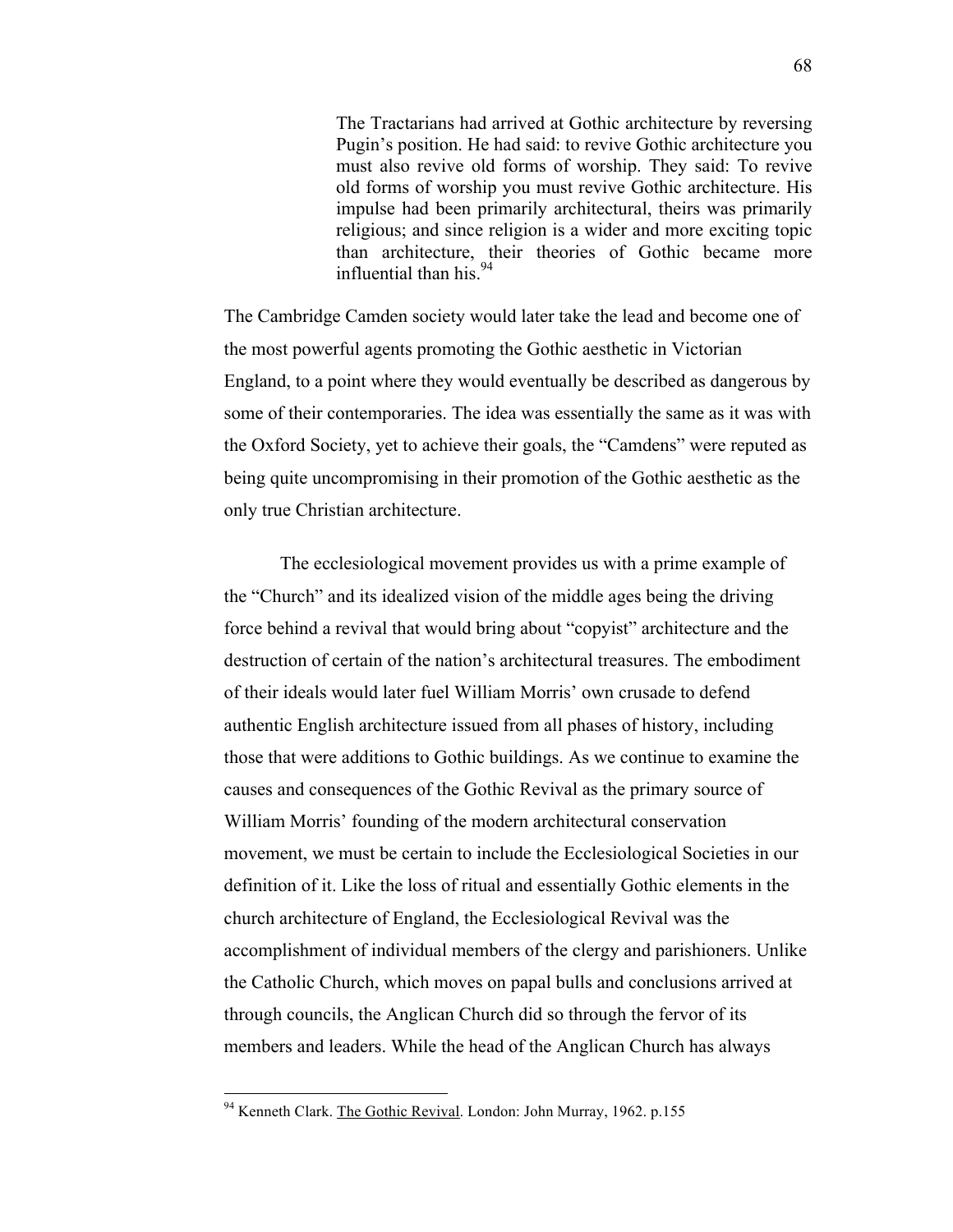> The Tractarians had arrived at Gothic architecture by reversing Pugin's position. He had said: to revive Gothic architecture you must also revive old forms of worship. They said: To revive old forms of worship you must revive Gothic architecture. His impulse had been primarily architectural, theirs was primarily religious; and since religion is a wider and more exciting topic than architecture, their theories of Gothic became more influential than his.[94]

The Cambridge Camden society would later take the lead and become one of the most powerful agents promoting the Gothic aesthetic in Victorian England, to a point where they would eventually be described as dangerous by some of their contemporaries. The idea was essentially the same as it was with the Oxford Society, yet to achieve their goals, the "Camdens" were reputed as being quite uncompromising in their promotion of the Gothic aesthetic as the only true Christian architecture.

The ecclesiological movement provides us with a prime example of the "Church" and its idealized vision of the middle ages being the driving force behind a revival that would bring about "copyist" architecture and the destruction of certain of the nation's architectural treasures. The embodiment of their ideals would later fuel William Morris' own crusade to defend authentic English architecture issued from all phases of history, including those that were additions to Gothic buildings. As we continue to examine the causes and consequences of the Gothic Revival as the primary source of William Morris' founding of the modern architectural conservation movement, we must be certain to include the Ecclesiological Societies in our definition of it. Like the loss of ritual and essentially Gothic elements in the church architecture of England, the Ecclesiological Revival was the accomplishment of individual members of the clergy and parishioners. Unlike the Catholic Church, which moves on papal bulls and conclusions arrived at through councils, the Anglican Church did so through the fervor of its members and leaders. While the head of the Anglican Church has always

[94] Kenneth Clark. The Gothic Revival. London: John Murray, 1962. p.155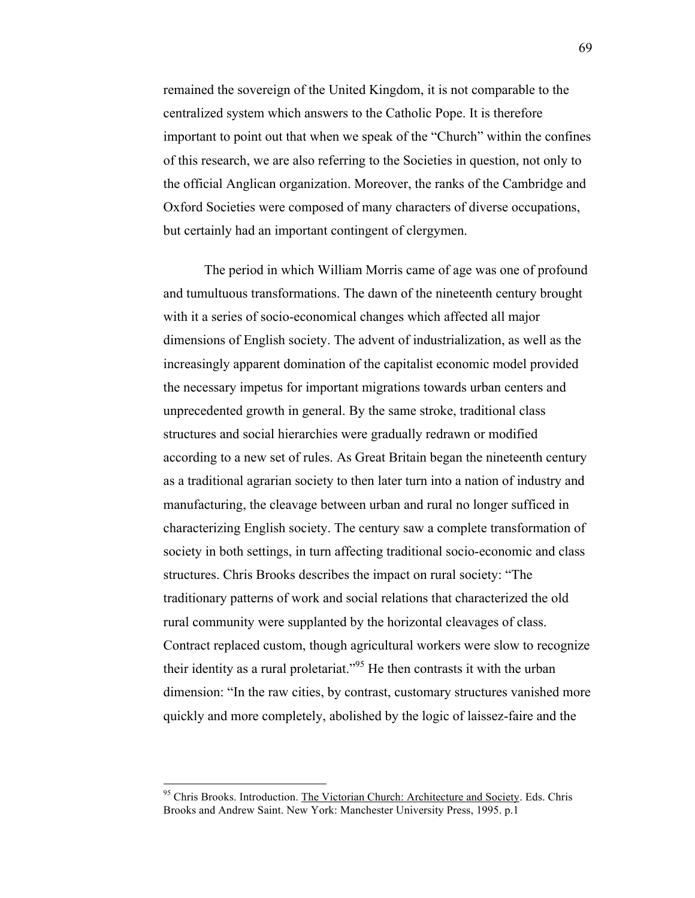remained the sovereign of the United Kingdom, it is not comparable to the centralized system which answers to the Catholic Pope. It is therefore important to point out that when we speak of the "Church" within the confines of this research, we are also referring to the Societies in question, not only to the official Anglican organization. Moreover, the ranks of the Cambridge and Oxford Societies were composed of many characters of diverse occupations, but certainly had an important contingent of clergymen.

The period in which William Morris came of age was one of profound and tumultuous transformations. The dawn of the nineteenth century brought with it a series of socio-economical changes which affected all major dimensions of English society. The advent of industrialization, as well as the increasingly apparent domination of the capitalist economic model provided the necessary impetus for important migrations towards urban centers and unprecedented growth in general. By the same stroke, traditional class structures and social hierarchies were gradually redrawn or modified according to a new set of rules. As Great Britain began the nineteenth century as a traditional agrarian society to then later turn into a nation of industry and manufacturing, the cleavage between urban and rural no longer sufficed in characterizing English society. The century saw a complete transformation of society in both settings, in turn affecting traditional socio-economic and class structures. Chris Brooks describes the impact on rural society: "The traditionary patterns of work and social relations that characterized the old rural community were supplanted by the horizontal cleavages of class. Contract replaced custom, though agricultural workers were slow to recognize their identity as a rural proletariat."[95] He then contrasts it with the urban dimension: "In the raw cities, by contrast, customary structures vanished more quickly and more completely, abolished by the logic of laissez-faire and the

---

[95] Chris Brooks. Introduction. The Victorian Church: Architecture and Society. Eds. Chris Brooks and Andrew Saint. New York: Manchester University Press, 1995. p.1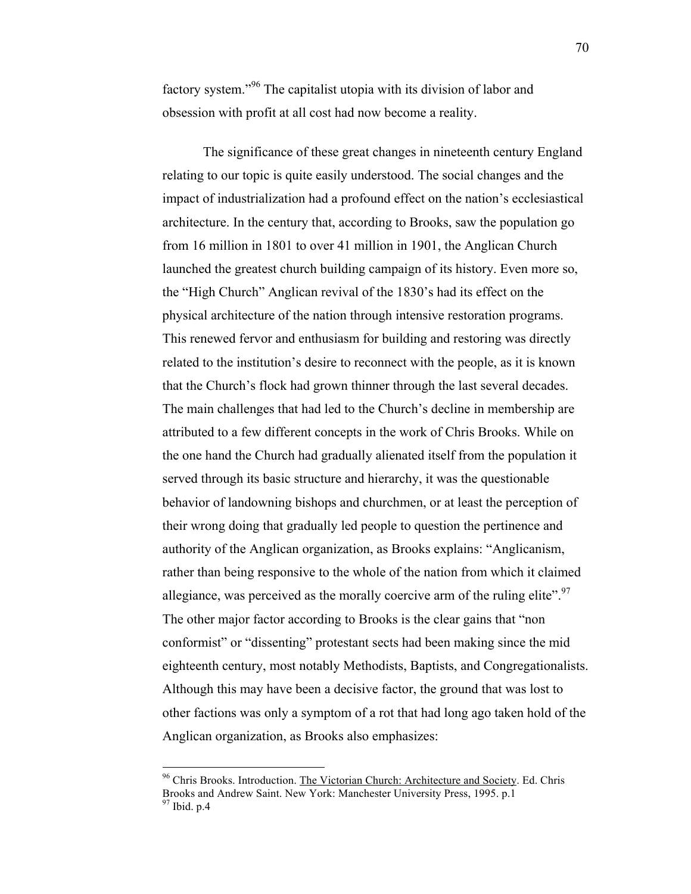factory system."[96] The capitalist utopia with its division of labor and obsession with profit at all cost had now become a reality.

The significance of these great changes in nineteenth century England relating to our topic is quite easily understood. The social changes and the impact of industrialization had a profound effect on the nation's ecclesiastical architecture. In the century that, according to Brooks, saw the population go from 16 million in 1801 to over 41 million in 1901, the Anglican Church launched the greatest church building campaign of its history. Even more so, the "High Church" Anglican revival of the 1830's had its effect on the physical architecture of the nation through intensive restoration programs. This renewed fervor and enthusiasm for building and restoring was directly related to the institution's desire to reconnect with the people, as it is known that the Church's flock had grown thinner through the last several decades. The main challenges that had led to the Church's decline in membership are attributed to a few different concepts in the work of Chris Brooks. While on the one hand the Church had gradually alienated itself from the population it served through its basic structure and hierarchy, it was the questionable behavior of landowning bishops and churchmen, or at least the perception of their wrong doing that gradually led people to question the pertinence and authority of the Anglican organization, as Brooks explains: "Anglicanism, rather than being responsive to the whole of the nation from which it claimed allegiance, was perceived as the morally coercive arm of the ruling elite".[97] The other major factor according to Brooks is the clear gains that "non conformist" or "dissenting" protestant sects had been making since the mid eighteenth century, most notably Methodists, Baptists, and Congregationalists. Although this may have been a decisive factor, the ground that was lost to other factions was only a symptom of a rot that had long ago taken hold of the Anglican organization, as Brooks also emphasizes:

---

[96] Chris Brooks. Introduction. The Victorian Church: Architecture and Society. Ed. Chris Brooks and Andrew Saint. New York: Manchester University Press, 1995. p.1

[97] Ibid. p.4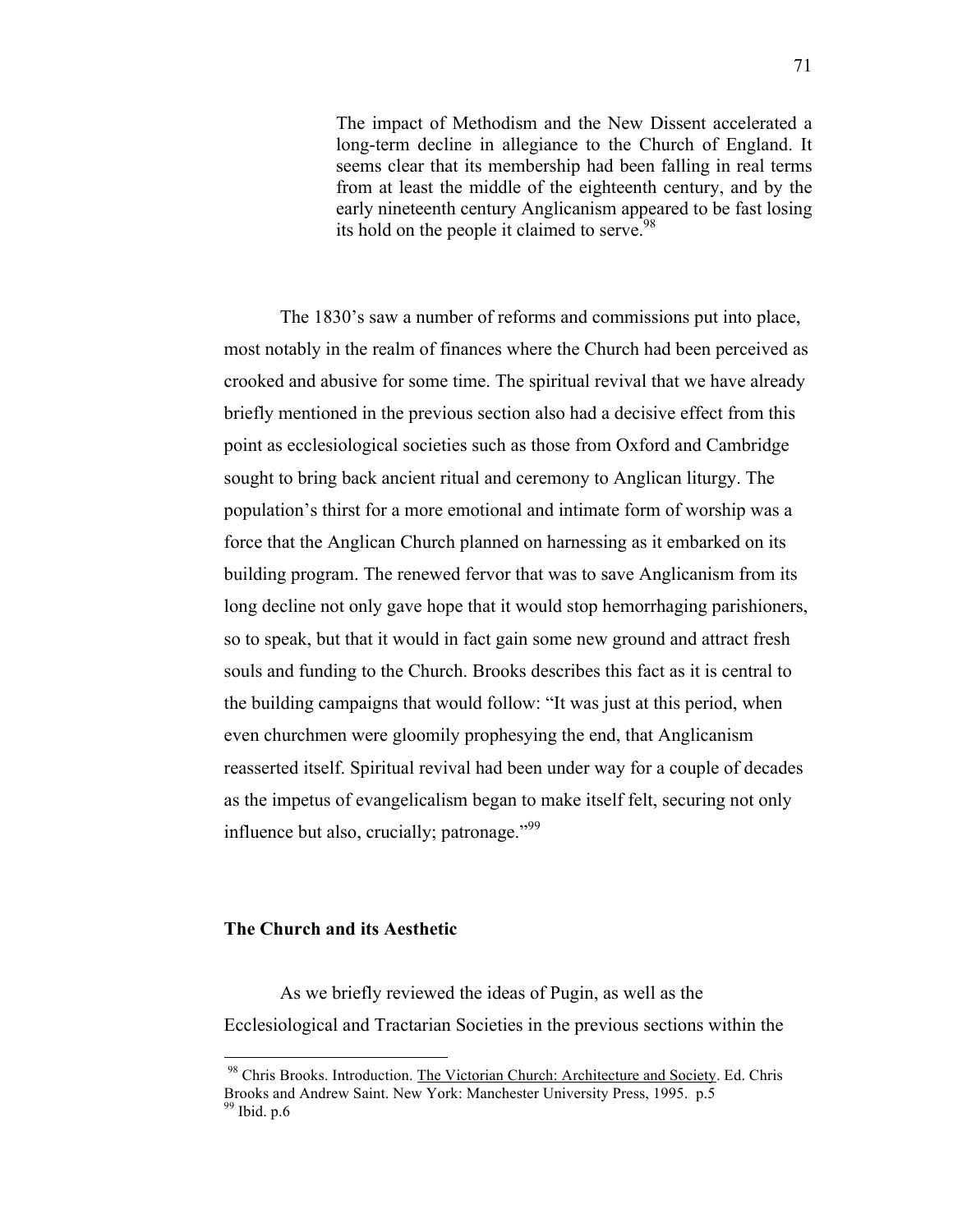> The impact of Methodism and the New Dissent accelerated a long-term decline in allegiance to the Church of England. It seems clear that its membership had been falling in real terms from at least the middle of the eighteenth century, and by the early nineteenth century Anglicanism appeared to be fast losing its hold on the people it claimed to serve.[98]

The 1830's saw a number of reforms and commissions put into place, most notably in the realm of finances where the Church had been perceived as crooked and abusive for some time. The spiritual revival that we have already briefly mentioned in the previous section also had a decisive effect from this point as ecclesiological societies such as those from Oxford and Cambridge sought to bring back ancient ritual and ceremony to Anglican liturgy. The population's thirst for a more emotional and intimate form of worship was a force that the Anglican Church planned on harnessing as it embarked on its building program. The renewed fervor that was to save Anglicanism from its long decline not only gave hope that it would stop hemorrhaging parishioners, so to speak, but that it would in fact gain some new ground and attract fresh souls and funding to the Church. Brooks describes this fact as it is central to the building campaigns that would follow: "It was just at this period, when even churchmen were gloomily prophesying the end, that Anglicanism reasserted itself. Spiritual revival had been under way for a couple of decades as the impetus of evangelicalism began to make itself felt, securing not only influence but also, crucially; patronage."[99]

**The Church and its Aesthetic**

As we briefly reviewed the ideas of Pugin, as well as the Ecclesiological and Tractarian Societies in the previous sections within the

---

[98] Chris Brooks. Introduction. <u>The Victorian Church: Architecture and Society</u>. Ed. Chris Brooks and Andrew Saint. New York: Manchester University Press, 1995. p.5

[99] Ibid. p.6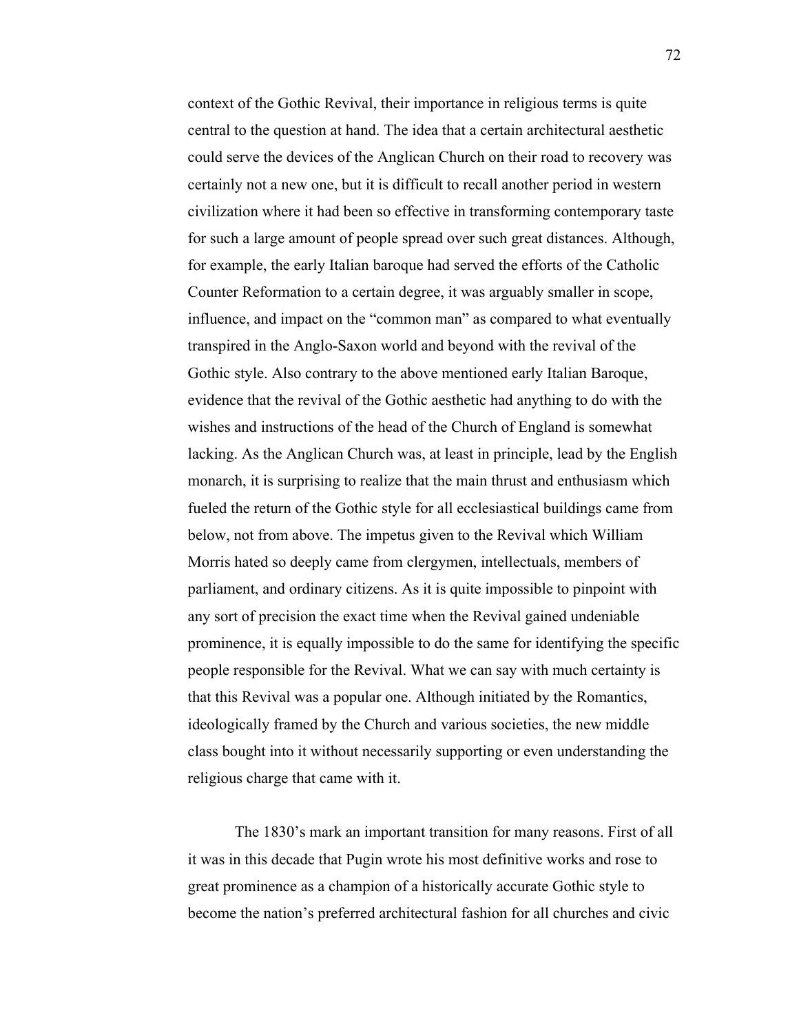context of the Gothic Revival, their importance in religious terms is quite central to the question at hand. The idea that a certain architectural aesthetic could serve the devices of the Anglican Church on their road to recovery was certainly not a new one, but it is difficult to recall another period in western civilization where it had been so effective in transforming contemporary taste for such a large amount of people spread over such great distances. Although, for example, the early Italian baroque had served the efforts of the Catholic Counter Reformation to a certain degree, it was arguably smaller in scope, influence, and impact on the "common man" as compared to what eventually transpired in the Anglo-Saxon world and beyond with the revival of the Gothic style. Also contrary to the above mentioned early Italian Baroque, evidence that the revival of the Gothic aesthetic had anything to do with the wishes and instructions of the head of the Church of England is somewhat lacking. As the Anglican Church was, at least in principle, lead by the English monarch, it is surprising to realize that the main thrust and enthusiasm which fueled the return of the Gothic style for all ecclesiastical buildings came from below, not from above. The impetus given to the Revival which William Morris hated so deeply came from clergymen, intellectuals, members of parliament, and ordinary citizens. As it is quite impossible to pinpoint with any sort of precision the exact time when the Revival gained undeniable prominence, it is equally impossible to do the same for identifying the specific people responsible for the Revival. What we can say with much certainty is that this Revival was a popular one. Although initiated by the Romantics, ideologically framed by the Church and various societies, the new middle class bought into it without necessarily supporting or even understanding the religious charge that came with it.

The 1830's mark an important transition for many reasons. First of all it was in this decade that Pugin wrote his most definitive works and rose to great prominence as a champion of a historically accurate Gothic style to become the nation's preferred architectural fashion for all churches and civic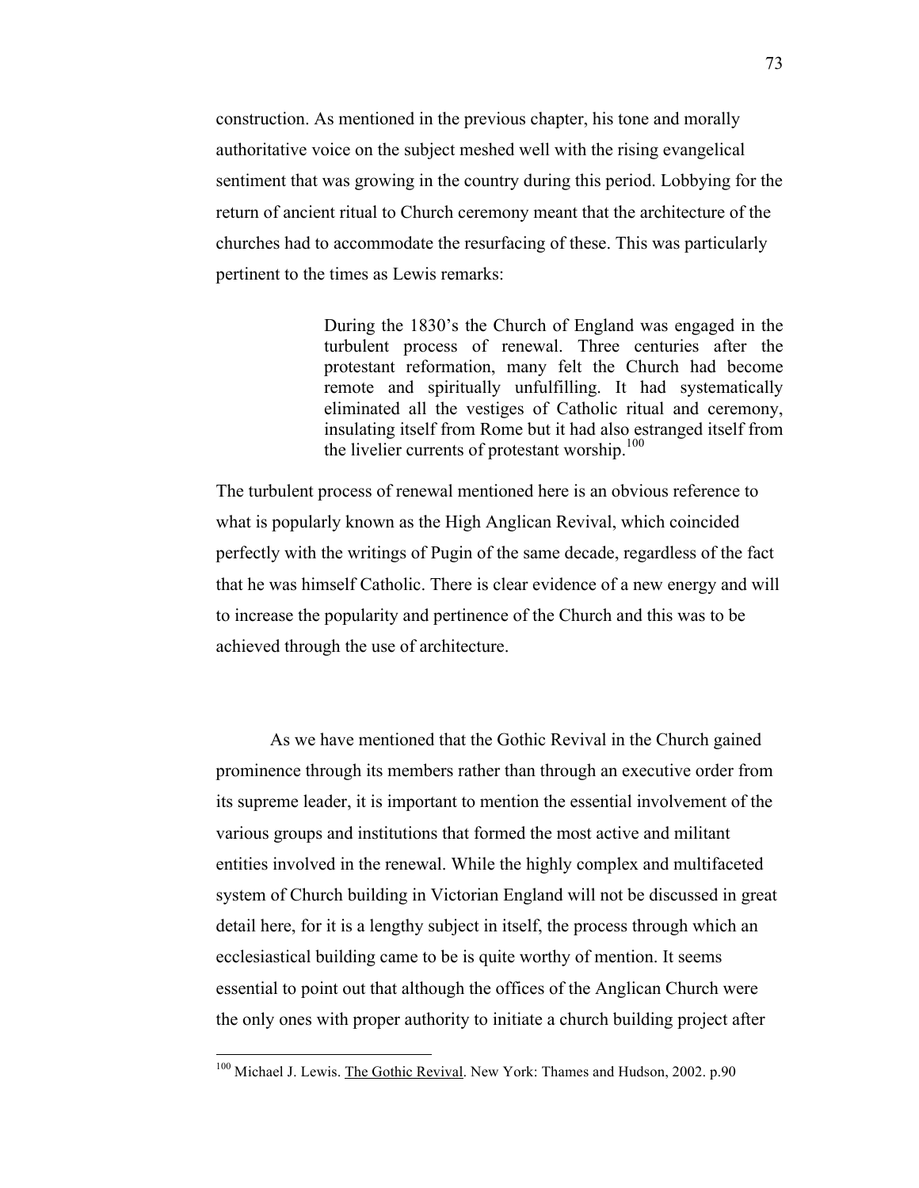construction. As mentioned in the previous chapter, his tone and morally authoritative voice on the subject meshed well with the rising evangelical sentiment that was growing in the country during this period. Lobbying for the return of ancient ritual to Church ceremony meant that the architecture of the churches had to accommodate the resurfacing of these. This was particularly pertinent to the times as Lewis remarks:

> During the 1830's the Church of England was engaged in the turbulent process of renewal. Three centuries after the protestant reformation, many felt the Church had become remote and spiritually unfulfilling. It had systematically eliminated all the vestiges of Catholic ritual and ceremony, insulating itself from Rome but it had also estranged itself from the livelier currents of protestant worship.[100]

The turbulent process of renewal mentioned here is an obvious reference to what is popularly known as the High Anglican Revival, which coincided perfectly with the writings of Pugin of the same decade, regardless of the fact that he was himself Catholic. There is clear evidence of a new energy and will to increase the popularity and pertinence of the Church and this was to be achieved through the use of architecture.

As we have mentioned that the Gothic Revival in the Church gained prominence through its members rather than through an executive order from its supreme leader, it is important to mention the essential involvement of the various groups and institutions that formed the most active and militant entities involved in the renewal. While the highly complex and multifaceted system of Church building in Victorian England will not be discussed in great detail here, for it is a lengthy subject in itself, the process through which an ecclesiastical building came to be is quite worthy of mention. It seems essential to point out that although the offices of the Anglican Church were the only ones with proper authority to initiate a church building project after

---

[100] Michael J. Lewis. The Gothic Revival. New York: Thames and Hudson, 2002. p.90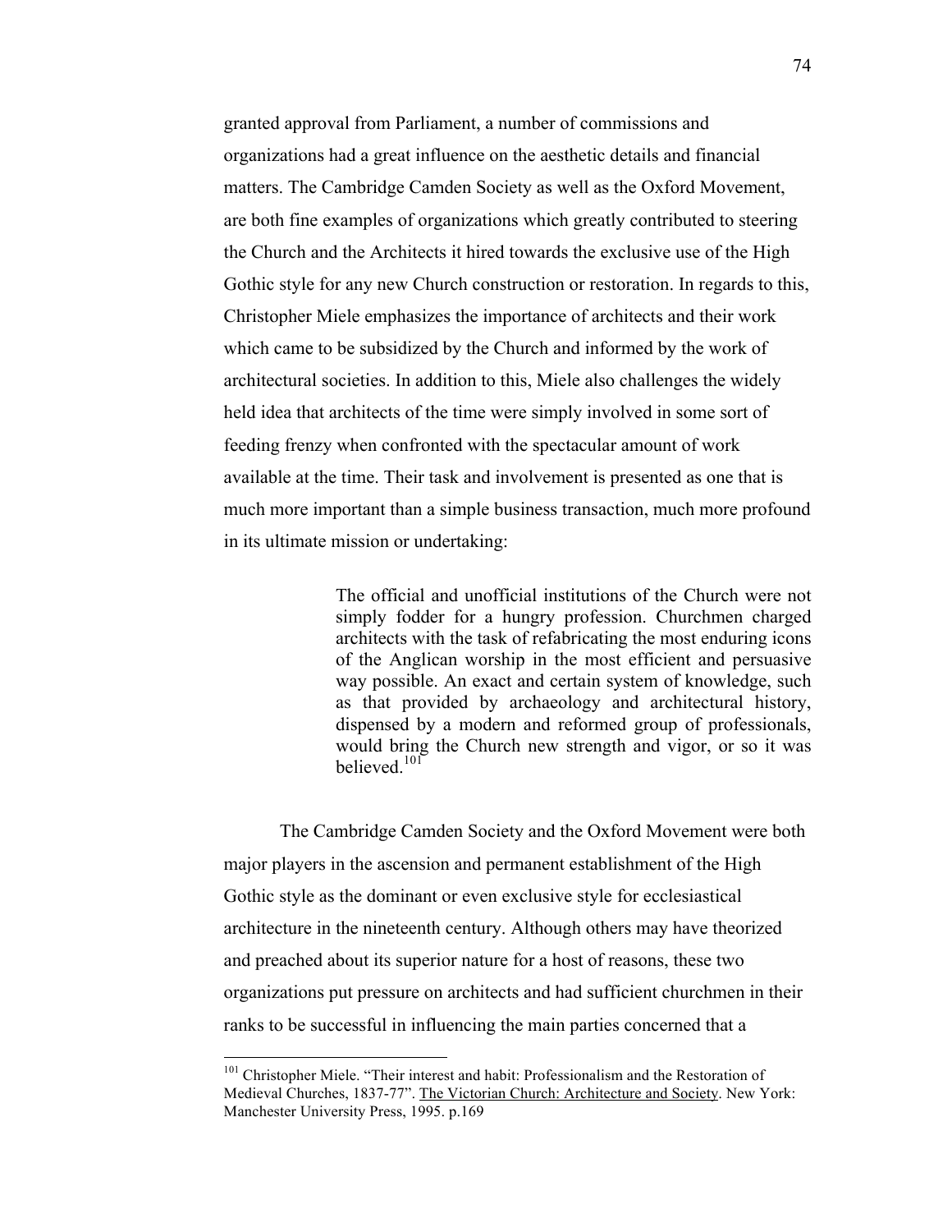granted approval from Parliament, a number of commissions and organizations had a great influence on the aesthetic details and financial matters. The Cambridge Camden Society as well as the Oxford Movement, are both fine examples of organizations which greatly contributed to steering the Church and the Architects it hired towards the exclusive use of the High Gothic style for any new Church construction or restoration. In regards to this, Christopher Miele emphasizes the importance of architects and their work which came to be subsidized by the Church and informed by the work of architectural societies. In addition to this, Miele also challenges the widely held idea that architects of the time were simply involved in some sort of feeding frenzy when confronted with the spectacular amount of work available at the time. Their task and involvement is presented as one that is much more important than a simple business transaction, much more profound in its ultimate mission or undertaking:

> The official and unofficial institutions of the Church were not simply fodder for a hungry profession. Churchmen charged architects with the task of refabricating the most enduring icons of the Anglican worship in the most efficient and persuasive way possible. An exact and certain system of knowledge, such as that provided by archaeology and architectural history, dispensed by a modern and reformed group of professionals, would bring the Church new strength and vigor, or so it was believed.[101]

The Cambridge Camden Society and the Oxford Movement were both major players in the ascension and permanent establishment of the High Gothic style as the dominant or even exclusive style for ecclesiastical architecture in the nineteenth century. Although others may have theorized and preached about its superior nature for a host of reasons, these two organizations put pressure on architects and had sufficient churchmen in their ranks to be successful in influencing the main parties concerned that a

---

[101] Christopher Miele. "Their interest and habit: Professionalism and the Restoration of Medieval Churches, 1837-77". The Victorian Church: Architecture and Society. New York: Manchester University Press, 1995. p.169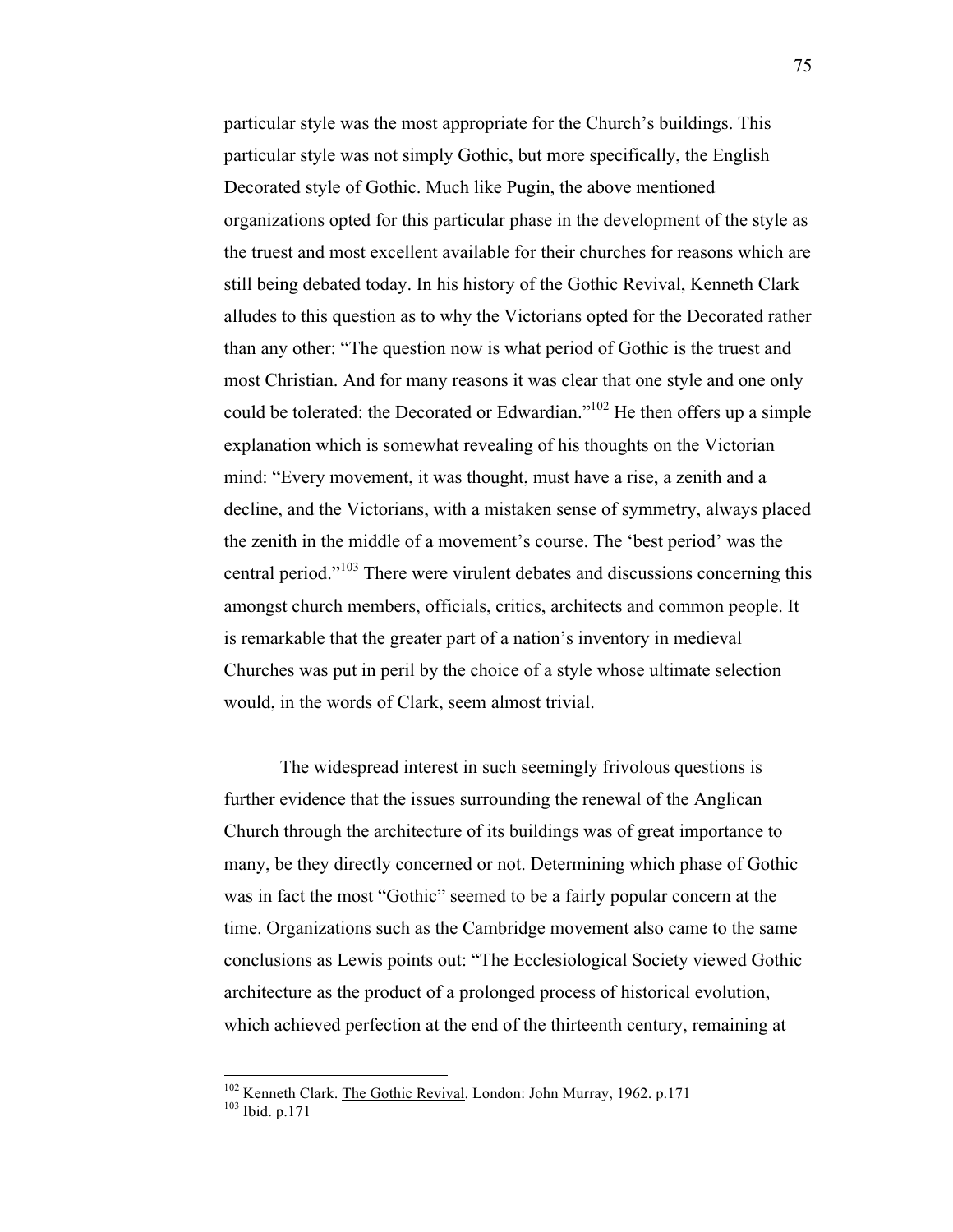particular style was the most appropriate for the Church's buildings. This particular style was not simply Gothic, but more specifically, the English Decorated style of Gothic. Much like Pugin, the above mentioned organizations opted for this particular phase in the development of the style as the truest and most excellent available for their churches for reasons which are still being debated today. In his history of the Gothic Revival, Kenneth Clark alludes to this question as to why the Victorians opted for the Decorated rather than any other: "The question now is what period of Gothic is the truest and most Christian. And for many reasons it was clear that one style and one only could be tolerated: the Decorated or Edwardian."[102] He then offers up a simple explanation which is somewhat revealing of his thoughts on the Victorian mind: "Every movement, it was thought, must have a rise, a zenith and a decline, and the Victorians, with a mistaken sense of symmetry, always placed the zenith in the middle of a movement's course. The 'best period' was the central period."[103] There were virulent debates and discussions concerning this amongst church members, officials, critics, architects and common people. It is remarkable that the greater part of a nation's inventory in medieval Churches was put in peril by the choice of a style whose ultimate selection would, in the words of Clark, seem almost trivial.

The widespread interest in such seemingly frivolous questions is further evidence that the issues surrounding the renewal of the Anglican Church through the architecture of its buildings was of great importance to many, be they directly concerned or not. Determining which phase of Gothic was in fact the most "Gothic" seemed to be a fairly popular concern at the time. Organizations such as the Cambridge movement also came to the same conclusions as Lewis points out: "The Ecclesiological Society viewed Gothic architecture as the product of a prolonged process of historical evolution, which achieved perfection at the end of the thirteenth century, remaining at

---

[102] Kenneth Clark. The Gothic Revival. London: John Murray, 1962. p.171

[103] Ibid. p.171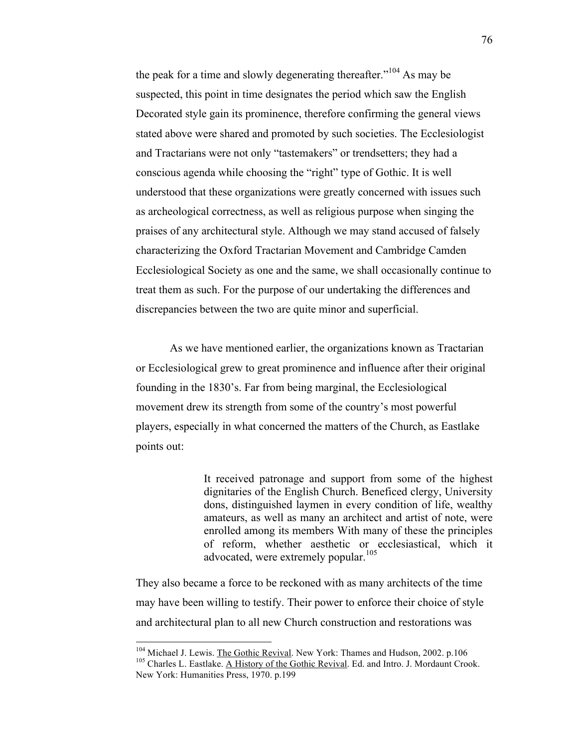the peak for a time and slowly degenerating thereafter."[104] As may be suspected, this point in time designates the period which saw the English Decorated style gain its prominence, therefore confirming the general views stated above were shared and promoted by such societies. The Ecclesiologist and Tractarians were not only "tastemakers" or trendsetters; they had a conscious agenda while choosing the "right" type of Gothic. It is well understood that these organizations were greatly concerned with issues such as archeological correctness, as well as religious purpose when singing the praises of any architectural style. Although we may stand accused of falsely characterizing the Oxford Tractarian Movement and Cambridge Camden Ecclesiological Society as one and the same, we shall occasionally continue to treat them as such. For the purpose of our undertaking the differences and discrepancies between the two are quite minor and superficial.

As we have mentioned earlier, the organizations known as Tractarian or Ecclesiological grew to great prominence and influence after their original founding in the 1830's. Far from being marginal, the Ecclesiological movement drew its strength from some of the country's most powerful players, especially in what concerned the matters of the Church, as Eastlake points out:

> It received patronage and support from some of the highest dignitaries of the English Church. Beneficed clergy, University dons, distinguished laymen in every condition of life, wealthy amateurs, as well as many an architect and artist of note, were enrolled among its members With many of these the principles of reform, whether aesthetic or ecclesiastical, which it advocated, were extremely popular.[105]

They also became a force to be reckoned with as many architects of the time may have been willing to testify. Their power to enforce their choice of style and architectural plan to all new Church construction and restorations was

---

[104] Michael J. Lewis. The Gothic Revival. New York: Thames and Hudson, 2002. p.106

[105] Charles L. Eastlake. A History of the Gothic Revival. Ed. and Intro. J. Mordaunt Crook. New York: Humanities Press, 1970. p.199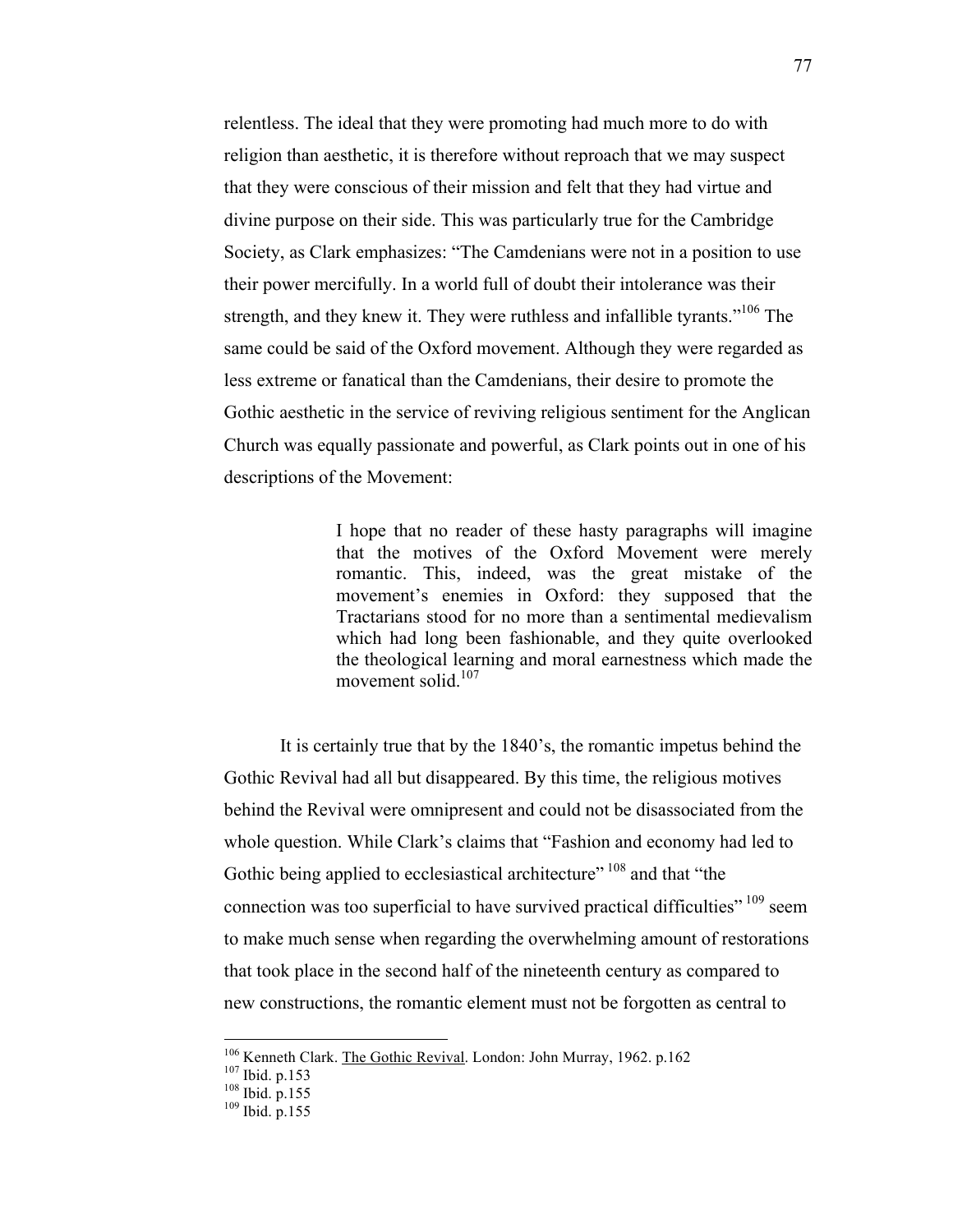relentless. The ideal that they were promoting had much more to do with religion than aesthetic, it is therefore without reproach that we may suspect that they were conscious of their mission and felt that they had virtue and divine purpose on their side. This was particularly true for the Cambridge Society, as Clark emphasizes: "The Camdenians were not in a position to use their power mercifully. In a world full of doubt their intolerance was their strength, and they knew it. They were ruthless and infallible tyrants."[106] The same could be said of the Oxford movement. Although they were regarded as less extreme or fanatical than the Camdenians, their desire to promote the Gothic aesthetic in the service of reviving religious sentiment for the Anglican Church was equally passionate and powerful, as Clark points out in one of his descriptions of the Movement:

> I hope that no reader of these hasty paragraphs will imagine that the motives of the Oxford Movement were merely romantic. This, indeed, was the great mistake of the movement's enemies in Oxford: they supposed that the Tractarians stood for no more than a sentimental medievalism which had long been fashionable, and they quite overlooked the theological learning and moral earnestness which made the movement solid.[107]

It is certainly true that by the 1840's, the romantic impetus behind the Gothic Revival had all but disappeared. By this time, the religious motives behind the Revival were omnipresent and could not be disassociated from the whole question. While Clark's claims that "Fashion and economy had led to Gothic being applied to ecclesiastical architecture" [108] and that "the connection was too superficial to have survived practical difficulties" [109] seem to make much sense when regarding the overwhelming amount of restorations that took place in the second half of the nineteenth century as compared to new constructions, the romantic element must not be forgotten as central to

---

[106] Kenneth Clark. The Gothic Revival. London: John Murray, 1962. p.162

[107] Ibid. p.153

[108] Ibid. p.155

[109] Ibid. p.155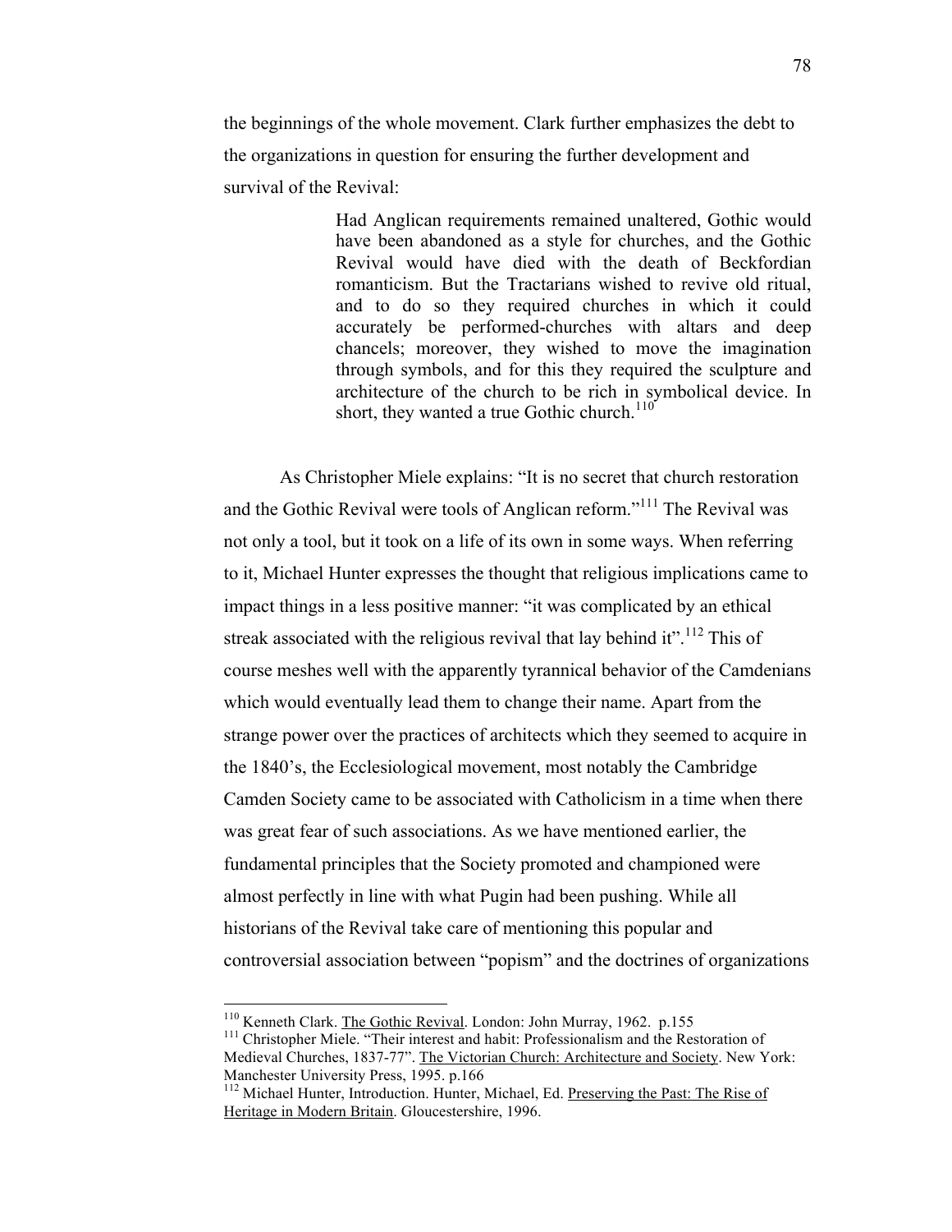the beginnings of the whole movement. Clark further emphasizes the debt to the organizations in question for ensuring the further development and survival of the Revival:

> Had Anglican requirements remained unaltered, Gothic would have been abandoned as a style for churches, and the Gothic Revival would have died with the death of Beckfordian romanticism. But the Tractarians wished to revive old ritual, and to do so they required churches in which it could accurately be performed-churches with altars and deep chancels; moreover, they wished to move the imagination through symbols, and for this they required the sculpture and architecture of the church to be rich in symbolical device. In short, they wanted a true Gothic church.[110]

As Christopher Miele explains: "It is no secret that church restoration and the Gothic Revival were tools of Anglican reform."[111] The Revival was not only a tool, but it took on a life of its own in some ways. When referring to it, Michael Hunter expresses the thought that religious implications came to impact things in a less positive manner: "it was complicated by an ethical streak associated with the religious revival that lay behind it".[112] This of course meshes well with the apparently tyrannical behavior of the Camdenians which would eventually lead them to change their name. Apart from the strange power over the practices of architects which they seemed to acquire in the 1840's, the Ecclesiological movement, most notably the Cambridge Camden Society came to be associated with Catholicism in a time when there was great fear of such associations. As we have mentioned earlier, the fundamental principles that the Society promoted and championed were almost perfectly in line with what Pugin had been pushing. While all historians of the Revival take care of mentioning this popular and controversial association between "popism" and the doctrines of organizations

---

[110] Kenneth Clark. The Gothic Revival. London: John Murray, 1962. p.155

[111] Christopher Miele. "Their interest and habit: Professionalism and the Restoration of Medieval Churches, 1837-77". The Victorian Church: Architecture and Society. New York: Manchester University Press, 1995. p.166

[112] Michael Hunter, Introduction. Hunter, Michael, Ed. Preserving the Past: The Rise of Heritage in Modern Britain. Gloucestershire, 1996.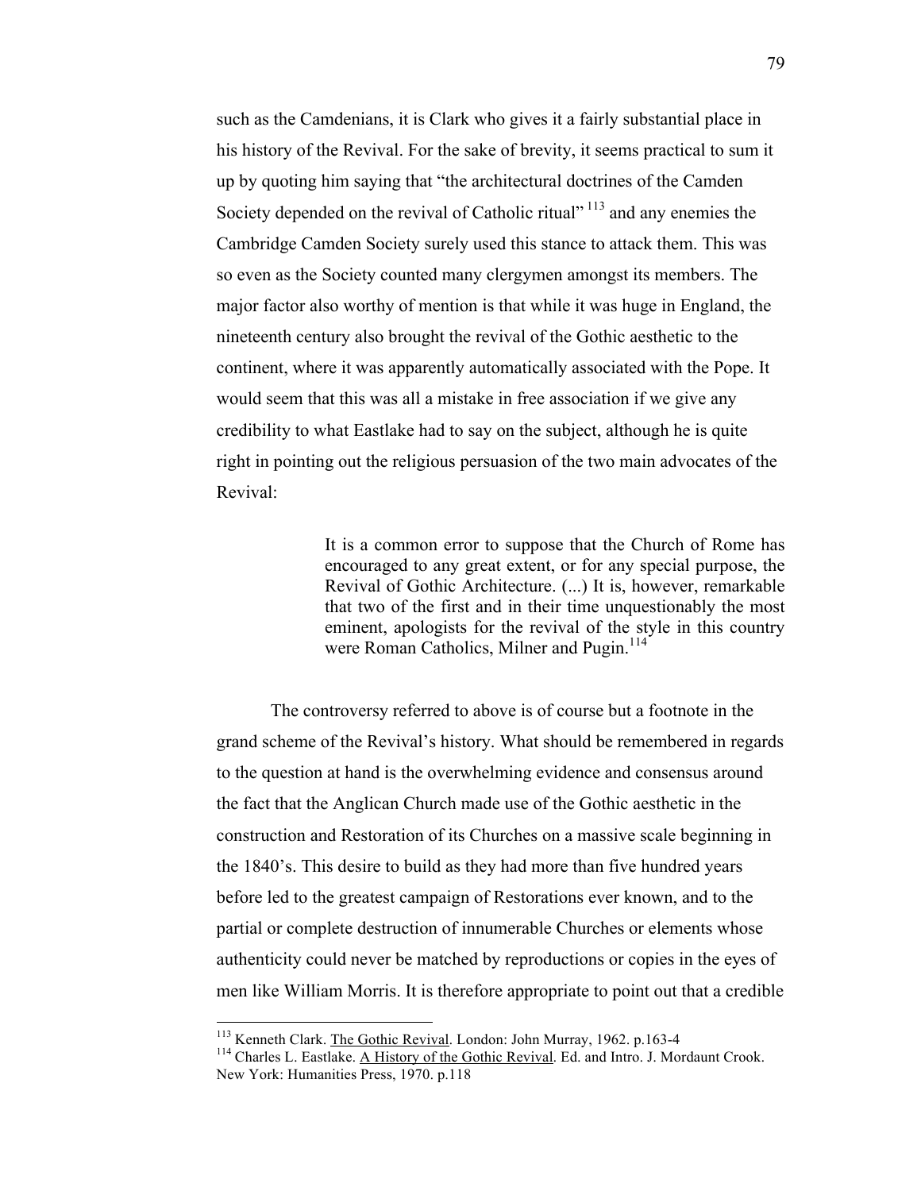such as the Camdenians, it is Clark who gives it a fairly substantial place in his history of the Revival. For the sake of brevity, it seems practical to sum it up by quoting him saying that "the architectural doctrines of the Camden Society depended on the revival of Catholic ritual" [113] and any enemies the Cambridge Camden Society surely used this stance to attack them. This was so even as the Society counted many clergymen amongst its members. The major factor also worthy of mention is that while it was huge in England, the nineteenth century also brought the revival of the Gothic aesthetic to the continent, where it was apparently automatically associated with the Pope. It would seem that this was all a mistake in free association if we give any credibility to what Eastlake had to say on the subject, although he is quite right in pointing out the religious persuasion of the two main advocates of the Revival:

> It is a common error to suppose that the Church of Rome has encouraged to any great extent, or for any special purpose, the Revival of Gothic Architecture. (...) It is, however, remarkable that two of the first and in their time unquestionably the most eminent, apologists for the revival of the style in this country were Roman Catholics, Milner and Pugin.[114]

The controversy referred to above is of course but a footnote in the grand scheme of the Revival's history. What should be remembered in regards to the question at hand is the overwhelming evidence and consensus around the fact that the Anglican Church made use of the Gothic aesthetic in the construction and Restoration of its Churches on a massive scale beginning in the 1840's. This desire to build as they had more than five hundred years before led to the greatest campaign of Restorations ever known, and to the partial or complete destruction of innumerable Churches or elements whose authenticity could never be matched by reproductions or copies in the eyes of men like William Morris. It is therefore appropriate to point out that a credible

---

[113] Kenneth Clark. The Gothic Revival. London: John Murray, 1962. p.163-4

[114] Charles L. Eastlake. A History of the Gothic Revival. Ed. and Intro. J. Mordaunt Crook. New York: Humanities Press, 1970. p.118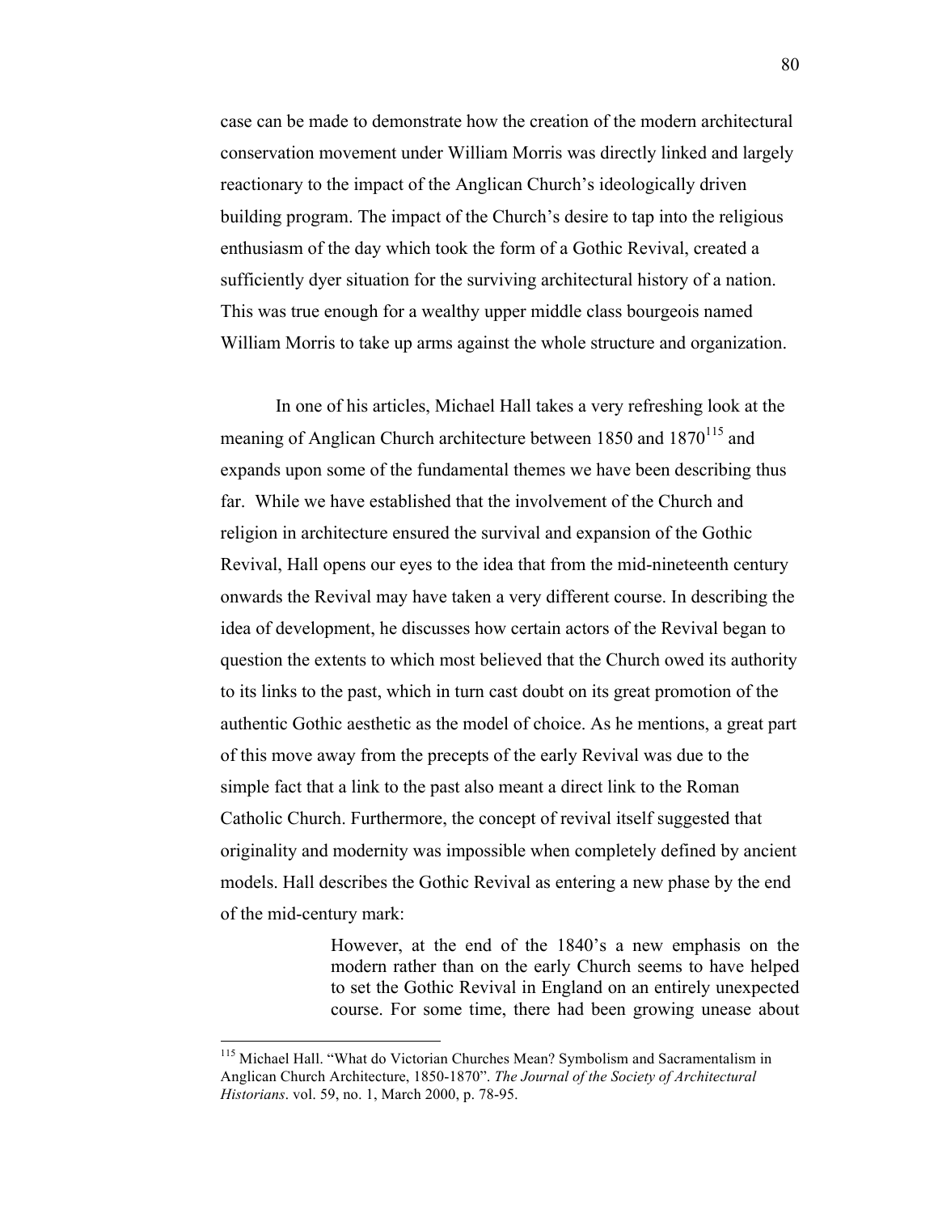case can be made to demonstrate how the creation of the modern architectural conservation movement under William Morris was directly linked and largely reactionary to the impact of the Anglican Church's ideologically driven building program. The impact of the Church's desire to tap into the religious enthusiasm of the day which took the form of a Gothic Revival, created a sufficiently dyer situation for the surviving architectural history of a nation. This was true enough for a wealthy upper middle class bourgeois named William Morris to take up arms against the whole structure and organization.

In one of his articles, Michael Hall takes a very refreshing look at the meaning of Anglican Church architecture between 1850 and 1870[115] and expands upon some of the fundamental themes we have been describing thus far. While we have established that the involvement of the Church and religion in architecture ensured the survival and expansion of the Gothic Revival, Hall opens our eyes to the idea that from the mid-nineteenth century onwards the Revival may have taken a very different course. In describing the idea of development, he discusses how certain actors of the Revival began to question the extents to which most believed that the Church owed its authority to its links to the past, which in turn cast doubt on its great promotion of the authentic Gothic aesthetic as the model of choice. As he mentions, a great part of this move away from the precepts of the early Revival was due to the simple fact that a link to the past also meant a direct link to the Roman Catholic Church. Furthermore, the concept of revival itself suggested that originality and modernity was impossible when completely defined by ancient models. Hall describes the Gothic Revival as entering a new phase by the end of the mid-century mark:

> However, at the end of the 1840's a new emphasis on the modern rather than on the early Church seems to have helped to set the Gothic Revival in England on an entirely unexpected course. For some time, there had been growing unease about

[115] Michael Hall. "What do Victorian Churches Mean? Symbolism and Sacramentalism in Anglican Church Architecture, 1850-1870". *The Journal of the Society of Architectural Historians*. vol. 59, no. 1, March 2000, p. 78-95.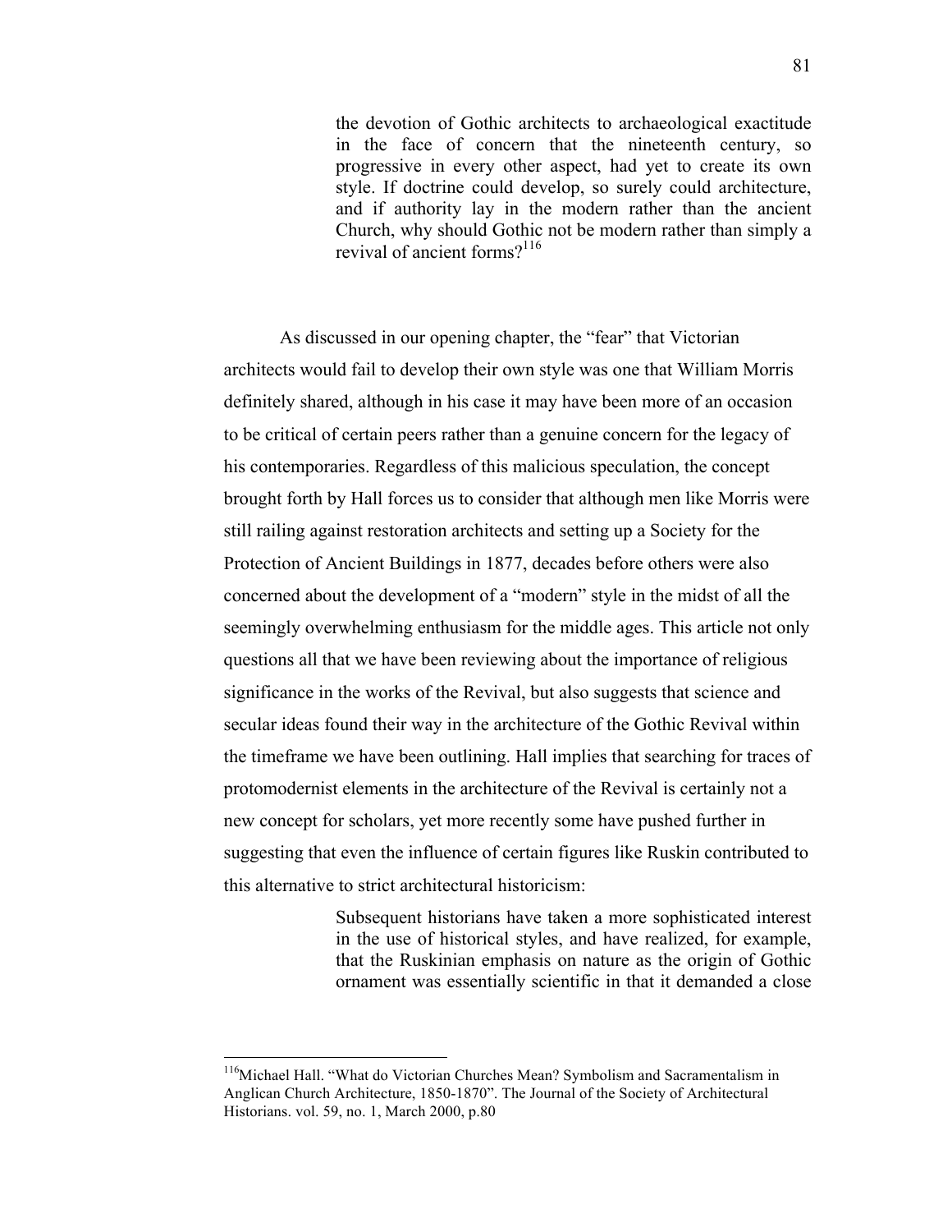> the devotion of Gothic architects to archaeological exactitude in the face of concern that the nineteenth century, so progressive in every other aspect, had yet to create its own style. If doctrine could develop, so surely could architecture, and if authority lay in the modern rather than the ancient Church, why should Gothic not be modern rather than simply a revival of ancient forms?[116]

As discussed in our opening chapter, the "fear" that Victorian architects would fail to develop their own style was one that William Morris definitely shared, although in his case it may have been more of an occasion to be critical of certain peers rather than a genuine concern for the legacy of his contemporaries. Regardless of this malicious speculation, the concept brought forth by Hall forces us to consider that although men like Morris were still railing against restoration architects and setting up a Society for the Protection of Ancient Buildings in 1877, decades before others were also concerned about the development of a "modern" style in the midst of all the seemingly overwhelming enthusiasm for the middle ages. This article not only questions all that we have been reviewing about the importance of religious significance in the works of the Revival, but also suggests that science and secular ideas found their way in the architecture of the Gothic Revival within the timeframe we have been outlining. Hall implies that searching for traces of protomodernist elements in the architecture of the Revival is certainly not a new concept for scholars, yet more recently some have pushed further in suggesting that even the influence of certain figures like Ruskin contributed to this alternative to strict architectural historicism:

> Subsequent historians have taken a more sophisticated interest in the use of historical styles, and have realized, for example, that the Ruskinian emphasis on nature as the origin of Gothic ornament was essentially scientific in that it demanded a close

---

[116] Michael Hall. "What do Victorian Churches Mean? Symbolism and Sacramentalism in Anglican Church Architecture, 1850-1870". The Journal of the Society of Architectural Historians. vol. 59, no. 1, March 2000, p.80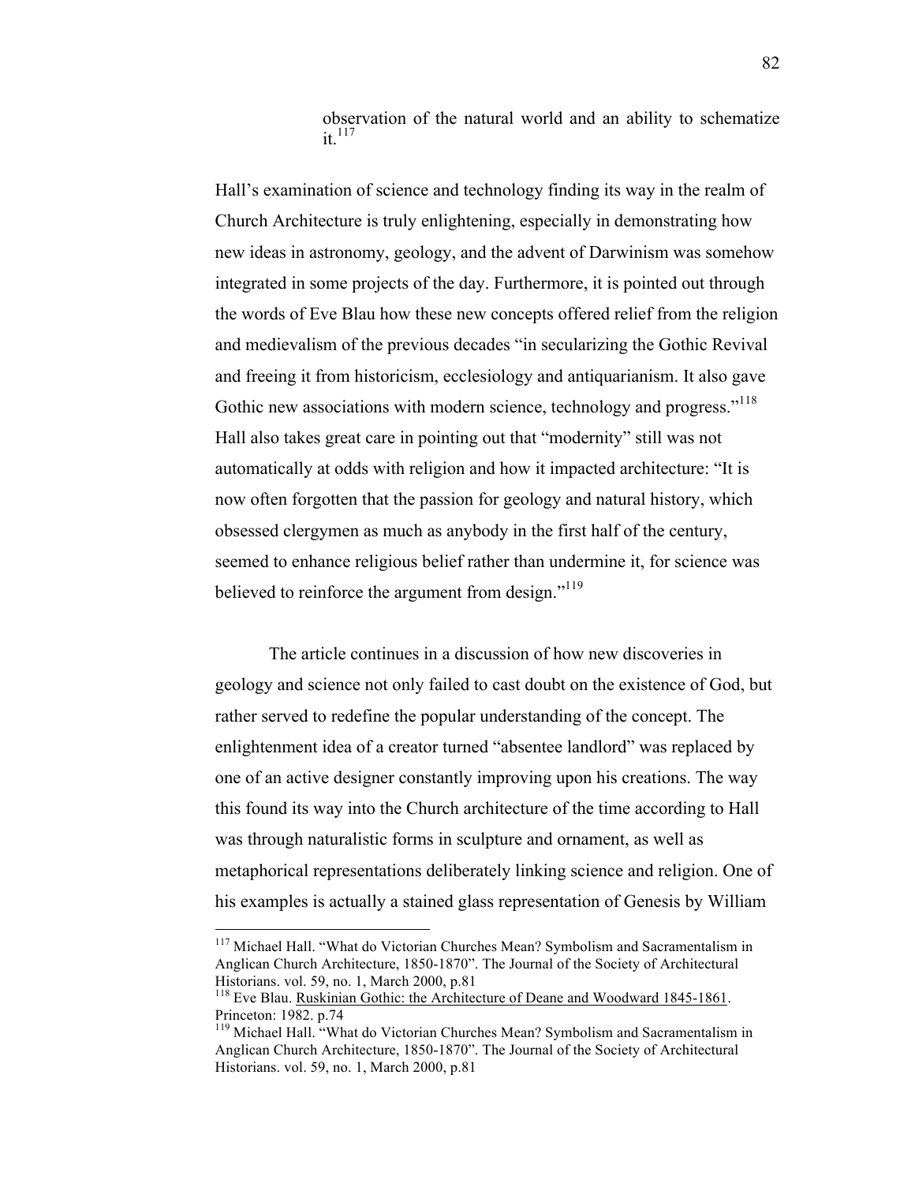> observation of the natural world and an ability to schematize it.[117]

Hall's examination of science and technology finding its way in the realm of Church Architecture is truly enlightening, especially in demonstrating how new ideas in astronomy, geology, and the advent of Darwinism was somehow integrated in some projects of the day. Furthermore, it is pointed out through the words of Eve Blau how these new concepts offered relief from the religion and medievalism of the previous decades "in secularizing the Gothic Revival and freeing it from historicism, ecclesiology and antiquarianism. It also gave Gothic new associations with modern science, technology and progress."[118] Hall also takes great care in pointing out that "modernity" still was not automatically at odds with religion and how it impacted architecture: "It is now often forgotten that the passion for geology and natural history, which obsessed clergymen as much as anybody in the first half of the century, seemed to enhance religious belief rather than undermine it, for science was believed to reinforce the argument from design."[119]

The article continues in a discussion of how new discoveries in geology and science not only failed to cast doubt on the existence of God, but rather served to redefine the popular understanding of the concept. The enlightenment idea of a creator turned "absentee landlord" was replaced by one of an active designer constantly improving upon his creations. The way this found its way into the Church architecture of the time according to Hall was through naturalistic forms in sculpture and ornament, as well as metaphorical representations deliberately linking science and religion. One of his examples is actually a stained glass representation of Genesis by William

---

[117] Michael Hall. "What do Victorian Churches Mean? Symbolism and Sacramentalism in Anglican Church Architecture, 1850-1870". The Journal of the Society of Architectural Historians. vol. 59, no. 1, March 2000, p.81

[118] Eve Blau. Ruskinian Gothic: the Architecture of Deane and Woodward 1845-1861. Princeton: 1982. p.74

[119] Michael Hall. "What do Victorian Churches Mean? Symbolism and Sacramentalism in Anglican Church Architecture, 1850-1870". The Journal of the Society of Architectural Historians. vol. 59, no. 1, March 2000, p.81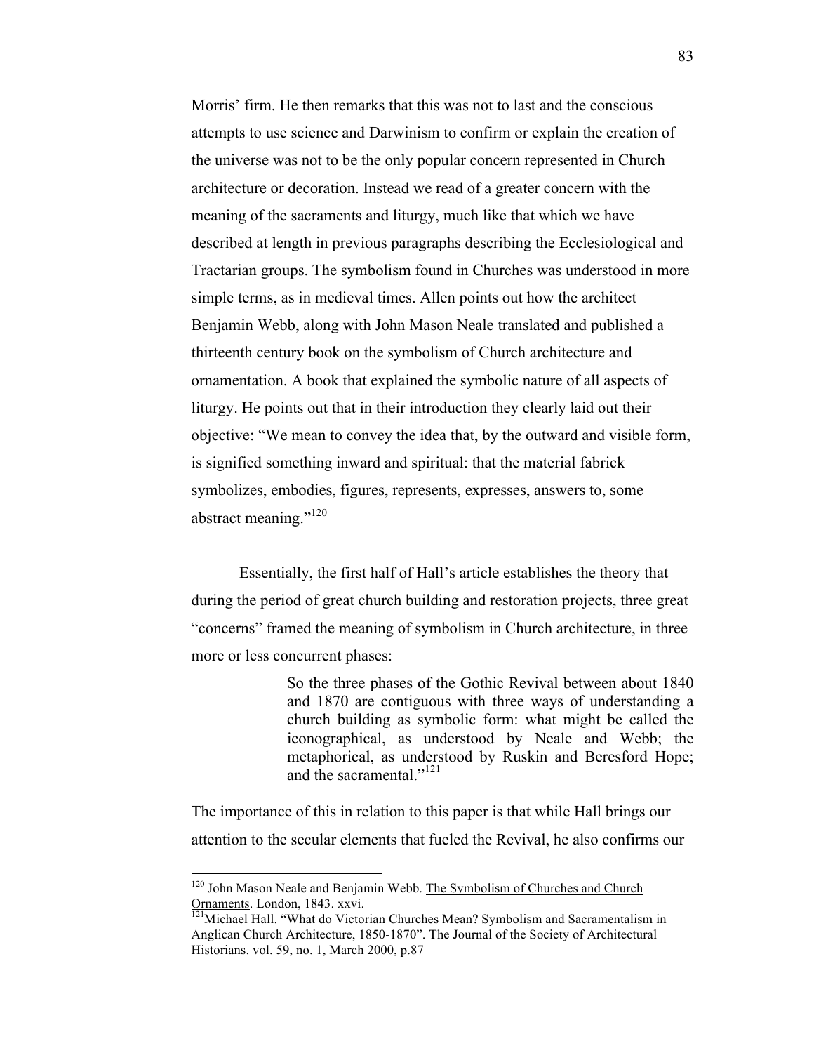Morris' firm. He then remarks that this was not to last and the conscious attempts to use science and Darwinism to confirm or explain the creation of the universe was not to be the only popular concern represented in Church architecture or decoration. Instead we read of a greater concern with the meaning of the sacraments and liturgy, much like that which we have described at length in previous paragraphs describing the Ecclesiological and Tractarian groups. The symbolism found in Churches was understood in more simple terms, as in medieval times. Allen points out how the architect Benjamin Webb, along with John Mason Neale translated and published a thirteenth century book on the symbolism of Church architecture and ornamentation. A book that explained the symbolic nature of all aspects of liturgy. He points out that in their introduction they clearly laid out their objective: "We mean to convey the idea that, by the outward and visible form, is signified something inward and spiritual: that the material fabrick symbolizes, embodies, figures, represents, expresses, answers to, some abstract meaning."[120]

Essentially, the first half of Hall's article establishes the theory that during the period of great church building and restoration projects, three great "concerns" framed the meaning of symbolism in Church architecture, in three more or less concurrent phases:

> So the three phases of the Gothic Revival between about 1840 and 1870 are contiguous with three ways of understanding a church building as symbolic form: what might be called the iconographical, as understood by Neale and Webb; the metaphorical, as understood by Ruskin and Beresford Hope; and the sacramental."[121]

The importance of this in relation to this paper is that while Hall brings our attention to the secular elements that fueled the Revival, he also confirms our

---

[120] John Mason Neale and Benjamin Webb. The Symbolism of Churches and Church Ornaments. London, 1843. xxvi.

[121] Michael Hall. "What do Victorian Churches Mean? Symbolism and Sacramentalism in Anglican Church Architecture, 1850-1870". The Journal of the Society of Architectural Historians. vol. 59, no. 1, March 2000, p.87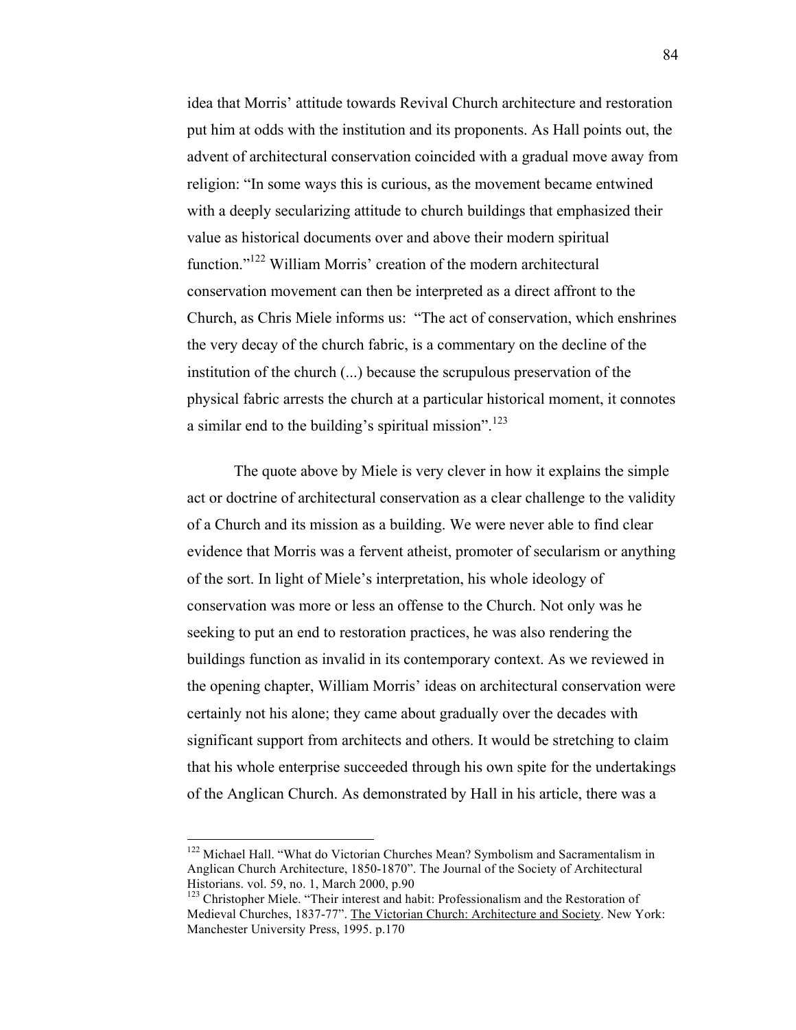idea that Morris' attitude towards Revival Church architecture and restoration put him at odds with the institution and its proponents. As Hall points out, the advent of architectural conservation coincided with a gradual move away from religion: "In some ways this is curious, as the movement became entwined with a deeply secularizing attitude to church buildings that emphasized their value as historical documents over and above their modern spiritual function."[122] William Morris' creation of the modern architectural conservation movement can then be interpreted as a direct affront to the Church, as Chris Miele informs us: "The act of conservation, which enshrines the very decay of the church fabric, is a commentary on the decline of the institution of the church (...) because the scrupulous preservation of the physical fabric arrests the church at a particular historical moment, it connotes a similar end to the building's spiritual mission".[123]

The quote above by Miele is very clever in how it explains the simple act or doctrine of architectural conservation as a clear challenge to the validity of a Church and its mission as a building. We were never able to find clear evidence that Morris was a fervent atheist, promoter of secularism or anything of the sort. In light of Miele's interpretation, his whole ideology of conservation was more or less an offense to the Church. Not only was he seeking to put an end to restoration practices, he was also rendering the buildings function as invalid in its contemporary context. As we reviewed in the opening chapter, William Morris' ideas on architectural conservation were certainly not his alone; they came about gradually over the decades with significant support from architects and others. It would be stretching to claim that his whole enterprise succeeded through his own spite for the undertakings of the Anglican Church. As demonstrated by Hall in his article, there was a

---

[122] Michael Hall. "What do Victorian Churches Mean? Symbolism and Sacramentalism in Anglican Church Architecture, 1850-1870". The Journal of the Society of Architectural Historians. vol. 59, no. 1, March 2000, p.90

[123] Christopher Miele. "Their interest and habit: Professionalism and the Restoration of Medieval Churches, 1837-77". The Victorian Church: Architecture and Society. New York: Manchester University Press, 1995. p.170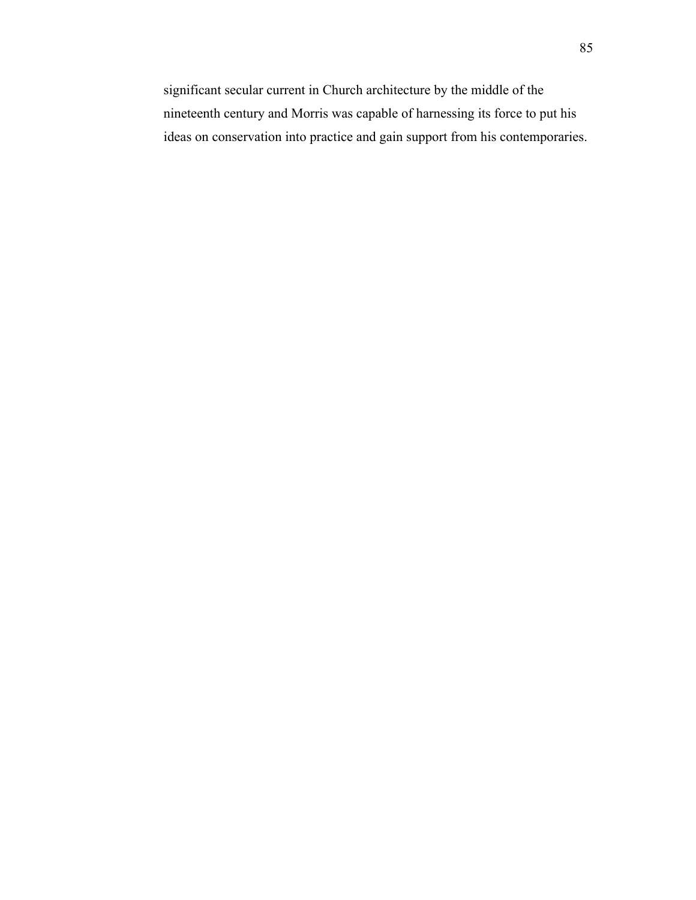significant secular current in Church architecture by the middle of the nineteenth century and Morris was capable of harnessing its force to put his ideas on conservation into practice and gain support from his contemporaries.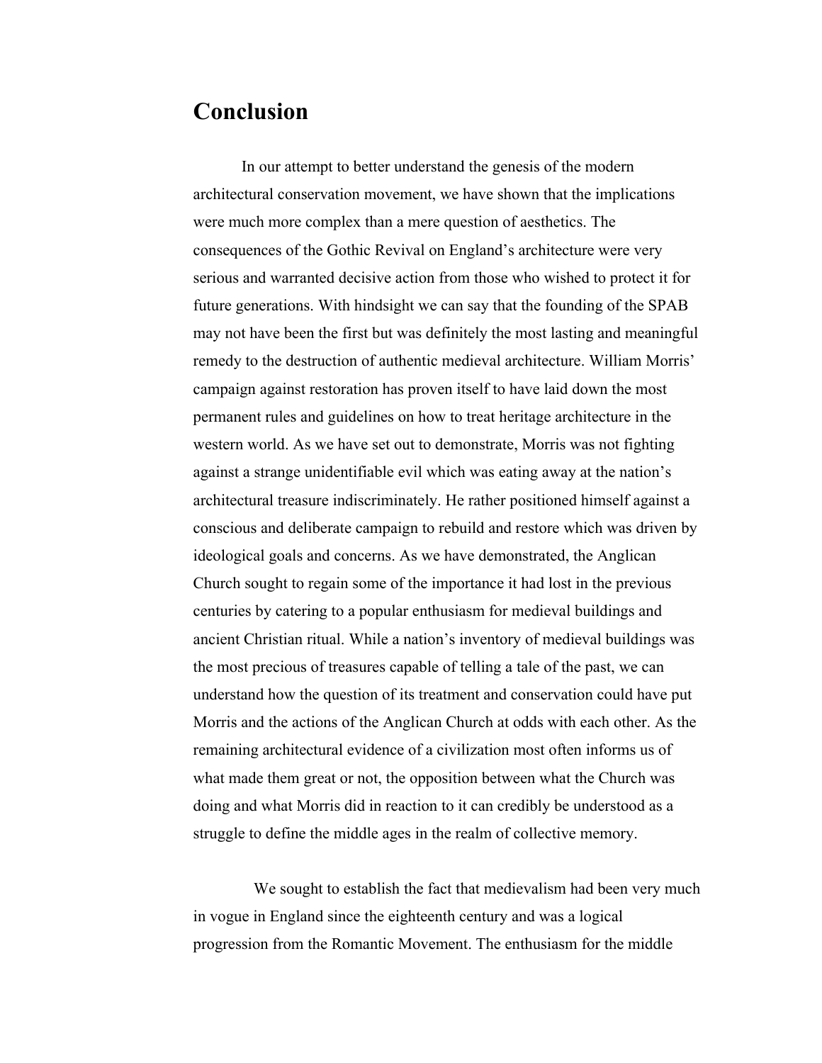# Conclusion

In our attempt to better understand the genesis of the modern architectural conservation movement, we have shown that the implications were much more complex than a mere question of aesthetics. The consequences of the Gothic Revival on England's architecture were very serious and warranted decisive action from those who wished to protect it for future generations. With hindsight we can say that the founding of the SPAB may not have been the first but was definitely the most lasting and meaningful remedy to the destruction of authentic medieval architecture. William Morris' campaign against restoration has proven itself to have laid down the most permanent rules and guidelines on how to treat heritage architecture in the western world. As we have set out to demonstrate, Morris was not fighting against a strange unidentifiable evil which was eating away at the nation's architectural treasure indiscriminately. He rather positioned himself against a conscious and deliberate campaign to rebuild and restore which was driven by ideological goals and concerns. As we have demonstrated, the Anglican Church sought to regain some of the importance it had lost in the previous centuries by catering to a popular enthusiasm for medieval buildings and ancient Christian ritual. While a nation's inventory of medieval buildings was the most precious of treasures capable of telling a tale of the past, we can understand how the question of its treatment and conservation could have put Morris and the actions of the Anglican Church at odds with each other. As the remaining architectural evidence of a civilization most often informs us of what made them great or not, the opposition between what the Church was doing and what Morris did in reaction to it can credibly be understood as a struggle to define the middle ages in the realm of collective memory.

We sought to establish the fact that medievalism had been very much in vogue in England since the eighteenth century and was a logical progression from the Romantic Movement. The enthusiasm for the middle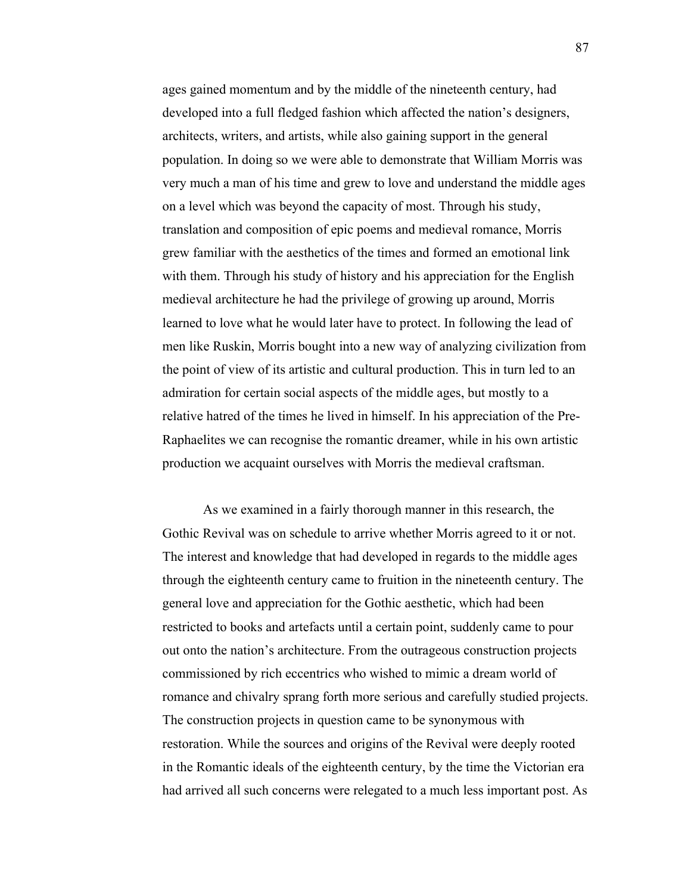ages gained momentum and by the middle of the nineteenth century, had developed into a full fledged fashion which affected the nation's designers, architects, writers, and artists, while also gaining support in the general population. In doing so we were able to demonstrate that William Morris was very much a man of his time and grew to love and understand the middle ages on a level which was beyond the capacity of most. Through his study, translation and composition of epic poems and medieval romance, Morris grew familiar with the aesthetics of the times and formed an emotional link with them. Through his study of history and his appreciation for the English medieval architecture he had the privilege of growing up around, Morris learned to love what he would later have to protect. In following the lead of men like Ruskin, Morris bought into a new way of analyzing civilization from the point of view of its artistic and cultural production. This in turn led to an admiration for certain social aspects of the middle ages, but mostly to a relative hatred of the times he lived in himself. In his appreciation of the Pre-Raphaelites we can recognise the romantic dreamer, while in his own artistic production we acquaint ourselves with Morris the medieval craftsman.

As we examined in a fairly thorough manner in this research, the Gothic Revival was on schedule to arrive whether Morris agreed to it or not. The interest and knowledge that had developed in regards to the middle ages through the eighteenth century came to fruition in the nineteenth century. The general love and appreciation for the Gothic aesthetic, which had been restricted to books and artefacts until a certain point, suddenly came to pour out onto the nation's architecture. From the outrageous construction projects commissioned by rich eccentrics who wished to mimic a dream world of romance and chivalry sprang forth more serious and carefully studied projects. The construction projects in question came to be synonymous with restoration. While the sources and origins of the Revival were deeply rooted in the Romantic ideals of the eighteenth century, by the time the Victorian era had arrived all such concerns were relegated to a much less important post. As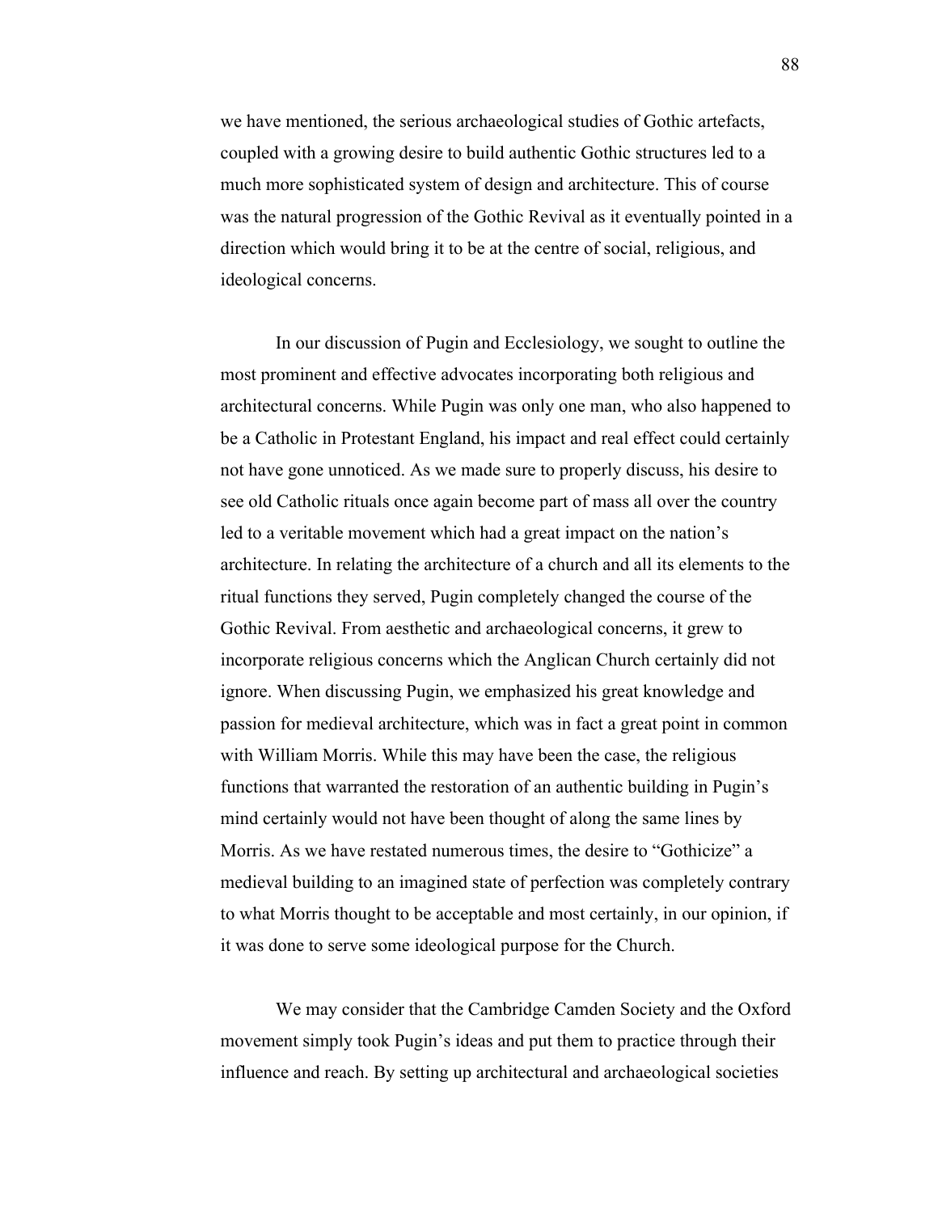we have mentioned, the serious archaeological studies of Gothic artefacts, coupled with a growing desire to build authentic Gothic structures led to a much more sophisticated system of design and architecture. This of course was the natural progression of the Gothic Revival as it eventually pointed in a direction which would bring it to be at the centre of social, religious, and ideological concerns.

In our discussion of Pugin and Ecclesiology, we sought to outline the most prominent and effective advocates incorporating both religious and architectural concerns. While Pugin was only one man, who also happened to be a Catholic in Protestant England, his impact and real effect could certainly not have gone unnoticed. As we made sure to properly discuss, his desire to see old Catholic rituals once again become part of mass all over the country led to a veritable movement which had a great impact on the nation's architecture. In relating the architecture of a church and all its elements to the ritual functions they served, Pugin completely changed the course of the Gothic Revival. From aesthetic and archaeological concerns, it grew to incorporate religious concerns which the Anglican Church certainly did not ignore. When discussing Pugin, we emphasized his great knowledge and passion for medieval architecture, which was in fact a great point in common with William Morris. While this may have been the case, the religious functions that warranted the restoration of an authentic building in Pugin's mind certainly would not have been thought of along the same lines by Morris. As we have restated numerous times, the desire to "Gothicize" a medieval building to an imagined state of perfection was completely contrary to what Morris thought to be acceptable and most certainly, in our opinion, if it was done to serve some ideological purpose for the Church.

We may consider that the Cambridge Camden Society and the Oxford movement simply took Pugin's ideas and put them to practice through their influence and reach. By setting up architectural and archaeological societies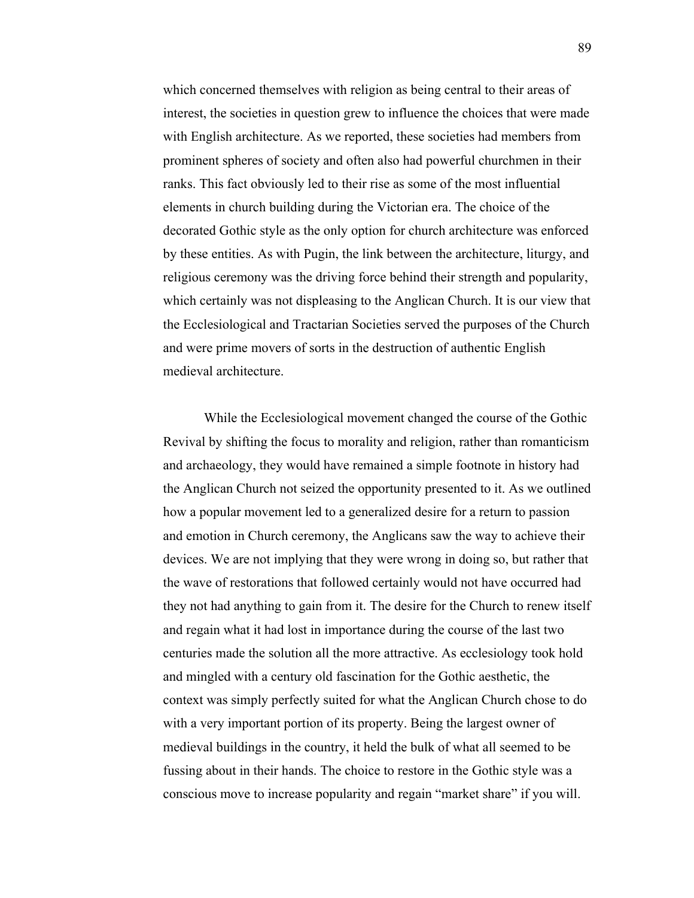which concerned themselves with religion as being central to their areas of interest, the societies in question grew to influence the choices that were made with English architecture. As we reported, these societies had members from prominent spheres of society and often also had powerful churchmen in their ranks. This fact obviously led to their rise as some of the most influential elements in church building during the Victorian era. The choice of the decorated Gothic style as the only option for church architecture was enforced by these entities. As with Pugin, the link between the architecture, liturgy, and religious ceremony was the driving force behind their strength and popularity, which certainly was not displeasing to the Anglican Church. It is our view that the Ecclesiological and Tractarian Societies served the purposes of the Church and were prime movers of sorts in the destruction of authentic English medieval architecture.

While the Ecclesiological movement changed the course of the Gothic Revival by shifting the focus to morality and religion, rather than romanticism and archaeology, they would have remained a simple footnote in history had the Anglican Church not seized the opportunity presented to it. As we outlined how a popular movement led to a generalized desire for a return to passion and emotion in Church ceremony, the Anglicans saw the way to achieve their devices. We are not implying that they were wrong in doing so, but rather that the wave of restorations that followed certainly would not have occurred had they not had anything to gain from it. The desire for the Church to renew itself and regain what it had lost in importance during the course of the last two centuries made the solution all the more attractive. As ecclesiology took hold and mingled with a century old fascination for the Gothic aesthetic, the context was simply perfectly suited for what the Anglican Church chose to do with a very important portion of its property. Being the largest owner of medieval buildings in the country, it held the bulk of what all seemed to be fussing about in their hands. The choice to restore in the Gothic style was a conscious move to increase popularity and regain "market share" if you will.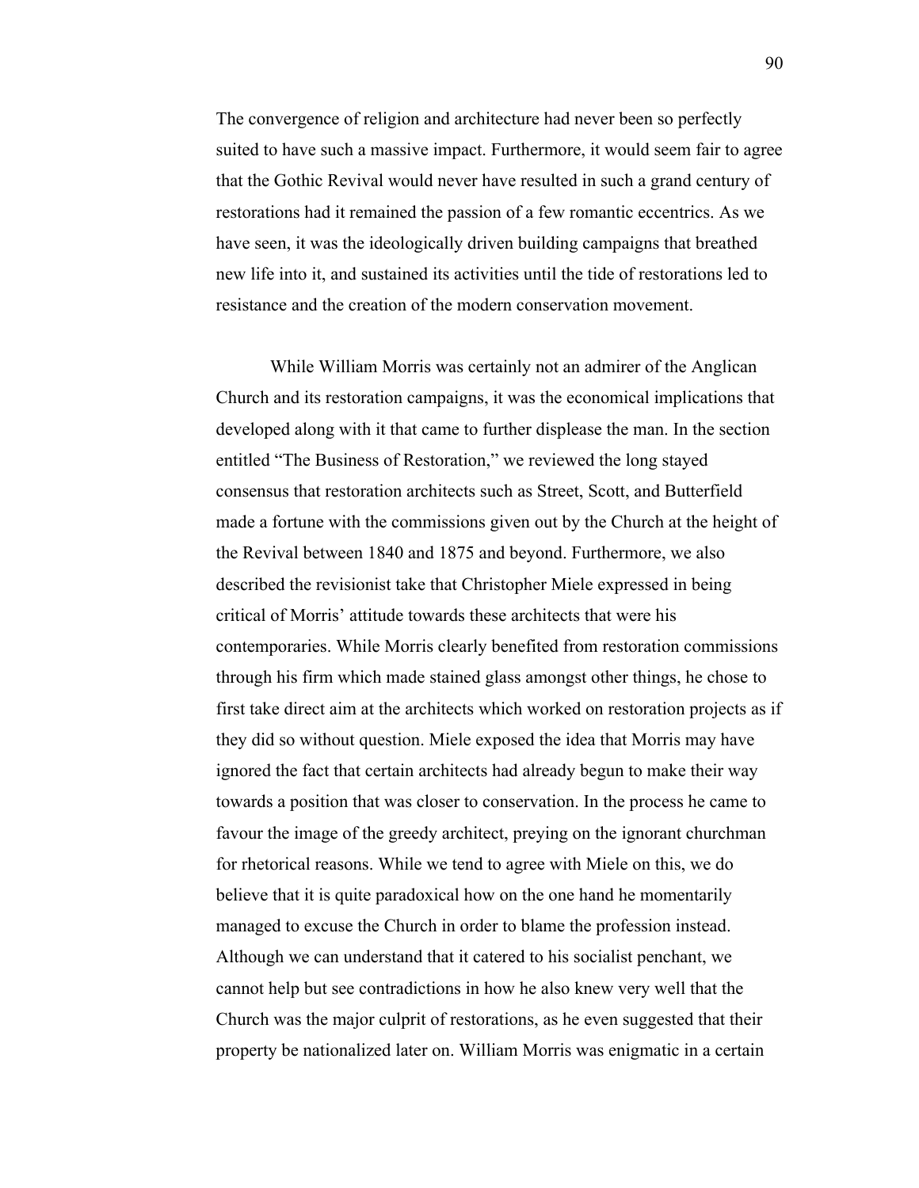The convergence of religion and architecture had never been so perfectly suited to have such a massive impact. Furthermore, it would seem fair to agree that the Gothic Revival would never have resulted in such a grand century of restorations had it remained the passion of a few romantic eccentrics. As we have seen, it was the ideologically driven building campaigns that breathed new life into it, and sustained its activities until the tide of restorations led to resistance and the creation of the modern conservation movement.

While William Morris was certainly not an admirer of the Anglican Church and its restoration campaigns, it was the economical implications that developed along with it that came to further displease the man. In the section entitled "The Business of Restoration," we reviewed the long stayed consensus that restoration architects such as Street, Scott, and Butterfield made a fortune with the commissions given out by the Church at the height of the Revival between 1840 and 1875 and beyond. Furthermore, we also described the revisionist take that Christopher Miele expressed in being critical of Morris' attitude towards these architects that were his contemporaries. While Morris clearly benefited from restoration commissions through his firm which made stained glass amongst other things, he chose to first take direct aim at the architects which worked on restoration projects as if they did so without question. Miele exposed the idea that Morris may have ignored the fact that certain architects had already begun to make their way towards a position that was closer to conservation. In the process he came to favour the image of the greedy architect, preying on the ignorant churchman for rhetorical reasons. While we tend to agree with Miele on this, we do believe that it is quite paradoxical how on the one hand he momentarily managed to excuse the Church in order to blame the profession instead. Although we can understand that it catered to his socialist penchant, we cannot help but see contradictions in how he also knew very well that the Church was the major culprit of restorations, as he even suggested that their property be nationalized later on. William Morris was enigmatic in a certain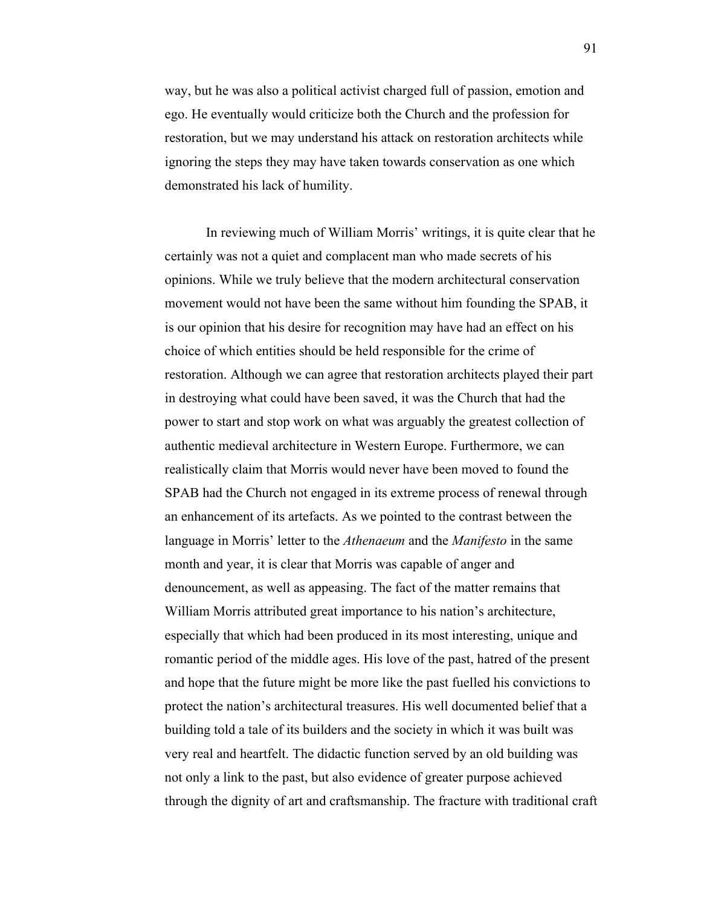way, but he was also a political activist charged full of passion, emotion and ego. He eventually would criticize both the Church and the profession for restoration, but we may understand his attack on restoration architects while ignoring the steps they may have taken towards conservation as one which demonstrated his lack of humility.

In reviewing much of William Morris' writings, it is quite clear that he certainly was not a quiet and complacent man who made secrets of his opinions. While we truly believe that the modern architectural conservation movement would not have been the same without him founding the SPAB, it is our opinion that his desire for recognition may have had an effect on his choice of which entities should be held responsible for the crime of restoration. Although we can agree that restoration architects played their part in destroying what could have been saved, it was the Church that had the power to start and stop work on what was arguably the greatest collection of authentic medieval architecture in Western Europe. Furthermore, we can realistically claim that Morris would never have been moved to found the SPAB had the Church not engaged in its extreme process of renewal through an enhancement of its artefacts. As we pointed to the contrast between the language in Morris' letter to the *Athenaeum* and the *Manifesto* in the same month and year, it is clear that Morris was capable of anger and denouncement, as well as appeasing. The fact of the matter remains that William Morris attributed great importance to his nation's architecture, especially that which had been produced in its most interesting, unique and romantic period of the middle ages. His love of the past, hatred of the present and hope that the future might be more like the past fuelled his convictions to protect the nation's architectural treasures. His well documented belief that a building told a tale of its builders and the society in which it was built was very real and heartfelt. The didactic function served by an old building was not only a link to the past, but also evidence of greater purpose achieved through the dignity of art and craftsmanship. The fracture with traditional craft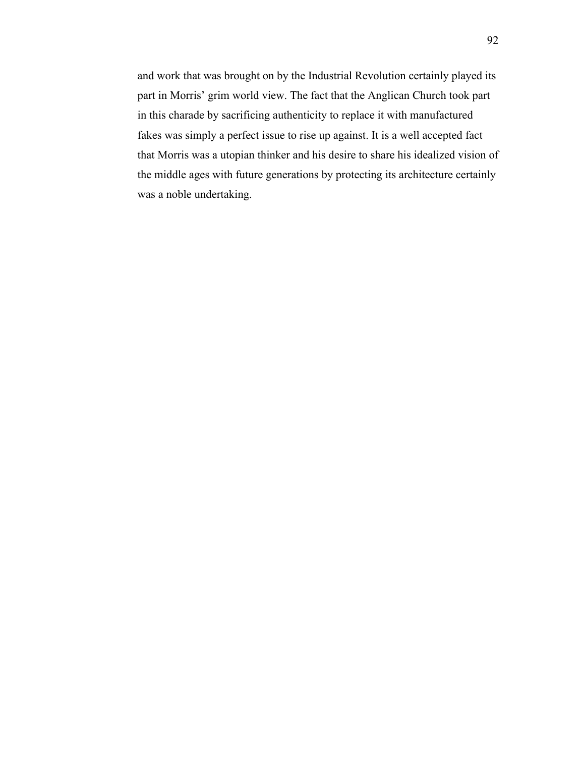and work that was brought on by the Industrial Revolution certainly played its part in Morris' grim world view. The fact that the Anglican Church took part in this charade by sacrificing authenticity to replace it with manufactured fakes was simply a perfect issue to rise up against. It is a well accepted fact that Morris was a utopian thinker and his desire to share his idealized vision of the middle ages with future generations by protecting its architecture certainly was a noble undertaking.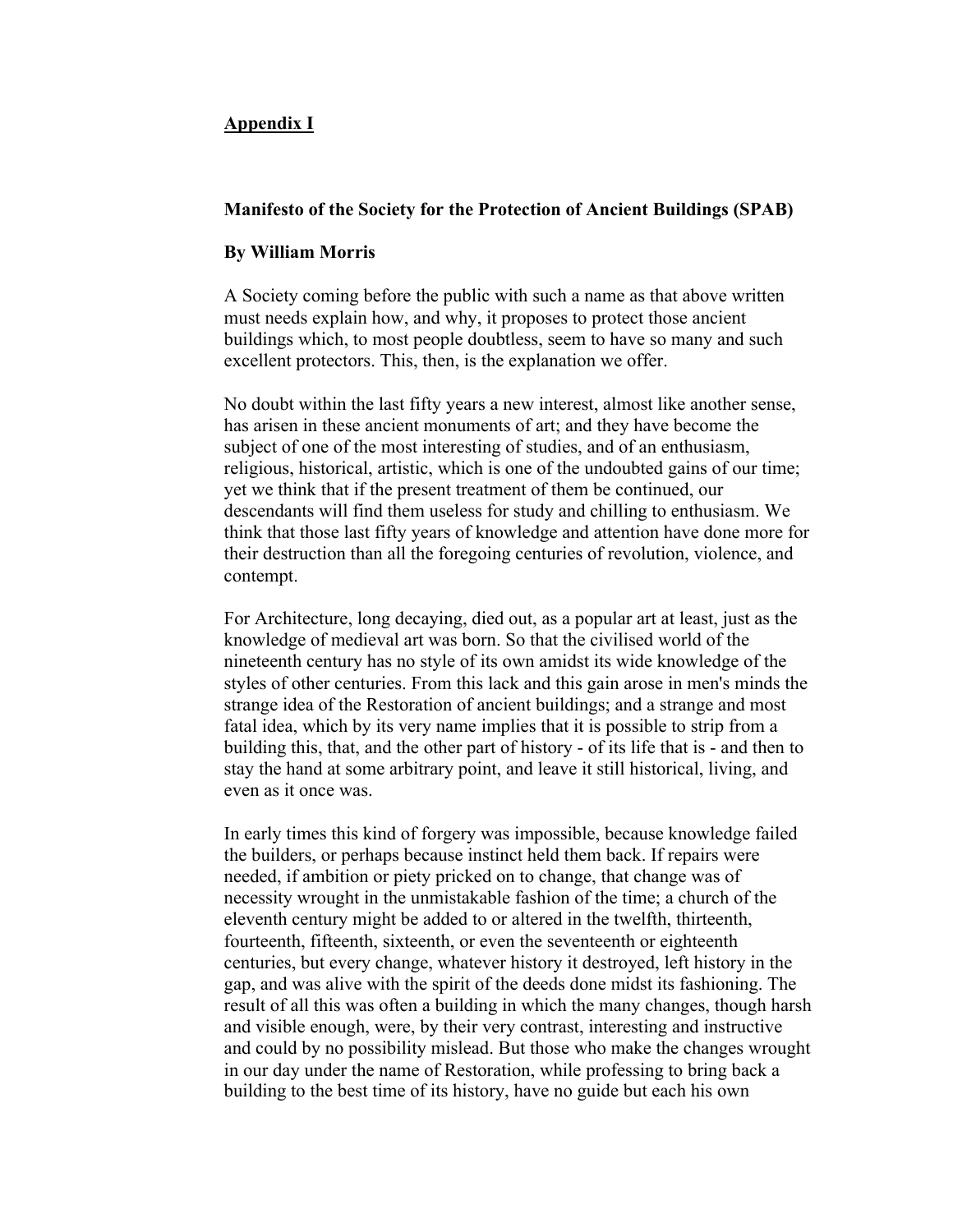## Appendix I

### Manifesto of the Society for the Protection of Ancient Buildings (SPAB)

**By William Morris**

A Society coming before the public with such a name as that above written must needs explain how, and why, it proposes to protect those ancient buildings which, to most people doubtless, seem to have so many and such excellent protectors. This, then, is the explanation we offer.

No doubt within the last fifty years a new interest, almost like another sense, has arisen in these ancient monuments of art; and they have become the subject of one of the most interesting of studies, and of an enthusiasm, religious, historical, artistic, which is one of the undoubted gains of our time; yet we think that if the present treatment of them be continued, our descendants will find them useless for study and chilling to enthusiasm. We think that those last fifty years of knowledge and attention have done more for their destruction than all the foregoing centuries of revolution, violence, and contempt.

For Architecture, long decaying, died out, as a popular art at least, just as the knowledge of medieval art was born. So that the civilised world of the nineteenth century has no style of its own amidst its wide knowledge of the styles of other centuries. From this lack and this gain arose in men's minds the strange idea of the Restoration of ancient buildings; and a strange and most fatal idea, which by its very name implies that it is possible to strip from a building this, that, and the other part of history - of its life that is - and then to stay the hand at some arbitrary point, and leave it still historical, living, and even as it once was.

In early times this kind of forgery was impossible, because knowledge failed the builders, or perhaps because instinct held them back. If repairs were needed, if ambition or piety pricked on to change, that change was of necessity wrought in the unmistakable fashion of the time; a church of the eleventh century might be added to or altered in the twelfth, thirteenth, fourteenth, fifteenth, sixteenth, or even the seventeenth or eighteenth centuries, but every change, whatever history it destroyed, left history in the gap, and was alive with the spirit of the deeds done midst its fashioning. The result of all this was often a building in which the many changes, though harsh and visible enough, were, by their very contrast, interesting and instructive and could by no possibility mislead. But those who make the changes wrought in our day under the name of Restoration, while professing to bring back a building to the best time of its history, have no guide but each his own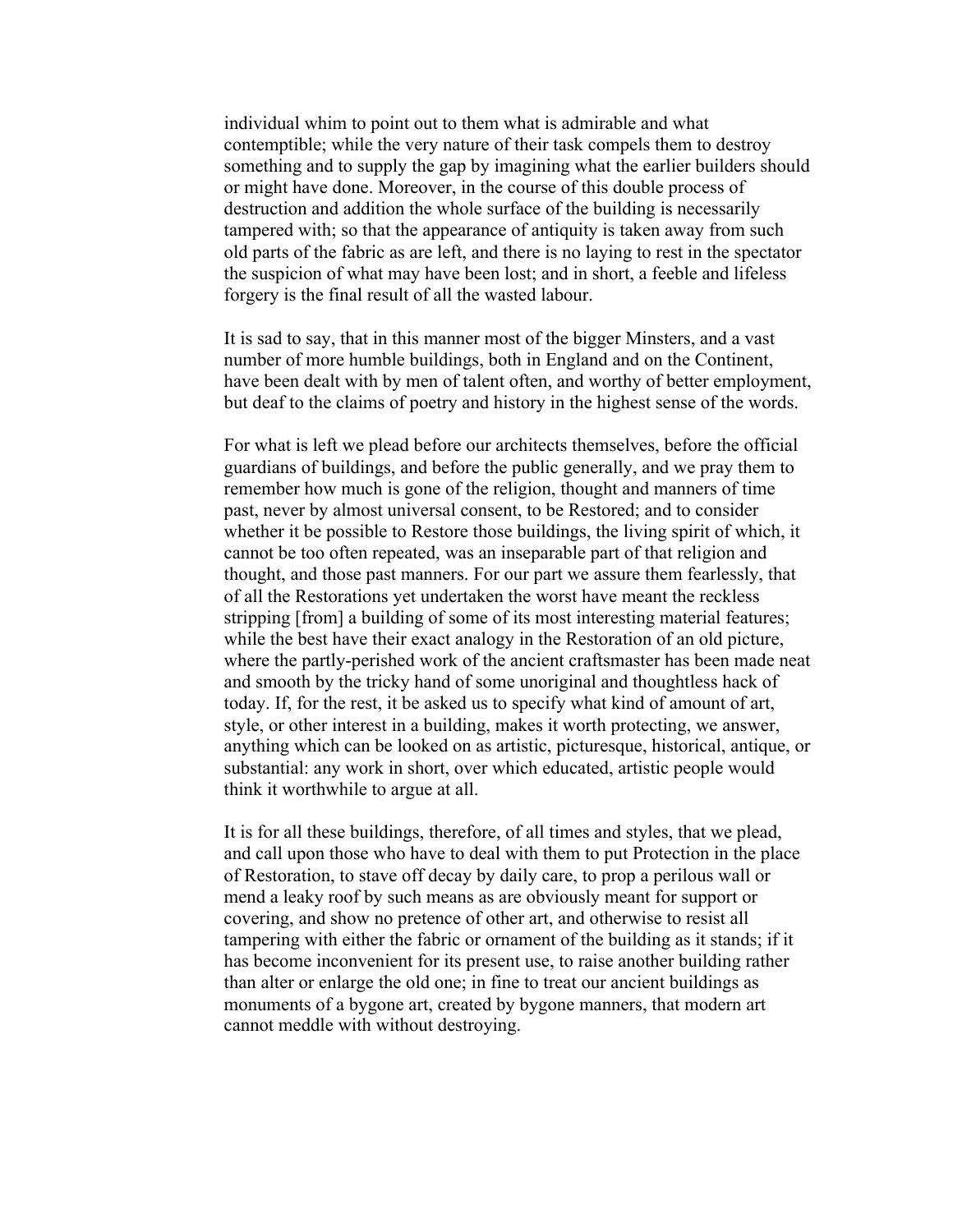individual whim to point out to them what is admirable and what contemptible; while the very nature of their task compels them to destroy something and to supply the gap by imagining what the earlier builders should or might have done. Moreover, in the course of this double process of destruction and addition the whole surface of the building is necessarily tampered with; so that the appearance of antiquity is taken away from such old parts of the fabric as are left, and there is no laying to rest in the spectator the suspicion of what may have been lost; and in short, a feeble and lifeless forgery is the final result of all the wasted labour.

It is sad to say, that in this manner most of the bigger Minsters, and a vast number of more humble buildings, both in England and on the Continent, have been dealt with by men of talent often, and worthy of better employment, but deaf to the claims of poetry and history in the highest sense of the words.

For what is left we plead before our architects themselves, before the official guardians of buildings, and before the public generally, and we pray them to remember how much is gone of the religion, thought and manners of time past, never by almost universal consent, to be Restored; and to consider whether it be possible to Restore those buildings, the living spirit of which, it cannot be too often repeated, was an inseparable part of that religion and thought, and those past manners. For our part we assure them fearlessly, that of all the Restorations yet undertaken the worst have meant the reckless stripping [from] a building of some of its most interesting material features; while the best have their exact analogy in the Restoration of an old picture, where the partly-perished work of the ancient craftsmaster has been made neat and smooth by the tricky hand of some unoriginal and thoughtless hack of today. If, for the rest, it be asked us to specify what kind of amount of art, style, or other interest in a building, makes it worth protecting, we answer, anything which can be looked on as artistic, picturesque, historical, antique, or substantial: any work in short, over which educated, artistic people would think it worthwhile to argue at all.

It is for all these buildings, therefore, of all times and styles, that we plead, and call upon those who have to deal with them to put Protection in the place of Restoration, to stave off decay by daily care, to prop a perilous wall or mend a leaky roof by such means as are obviously meant for support or covering, and show no pretence of other art, and otherwise to resist all tampering with either the fabric or ornament of the building as it stands; if it has become inconvenient for its present use, to raise another building rather than alter or enlarge the old one; in fine to treat our ancient buildings as monuments of a bygone art, created by bygone manners, that modern art cannot meddle with without destroying.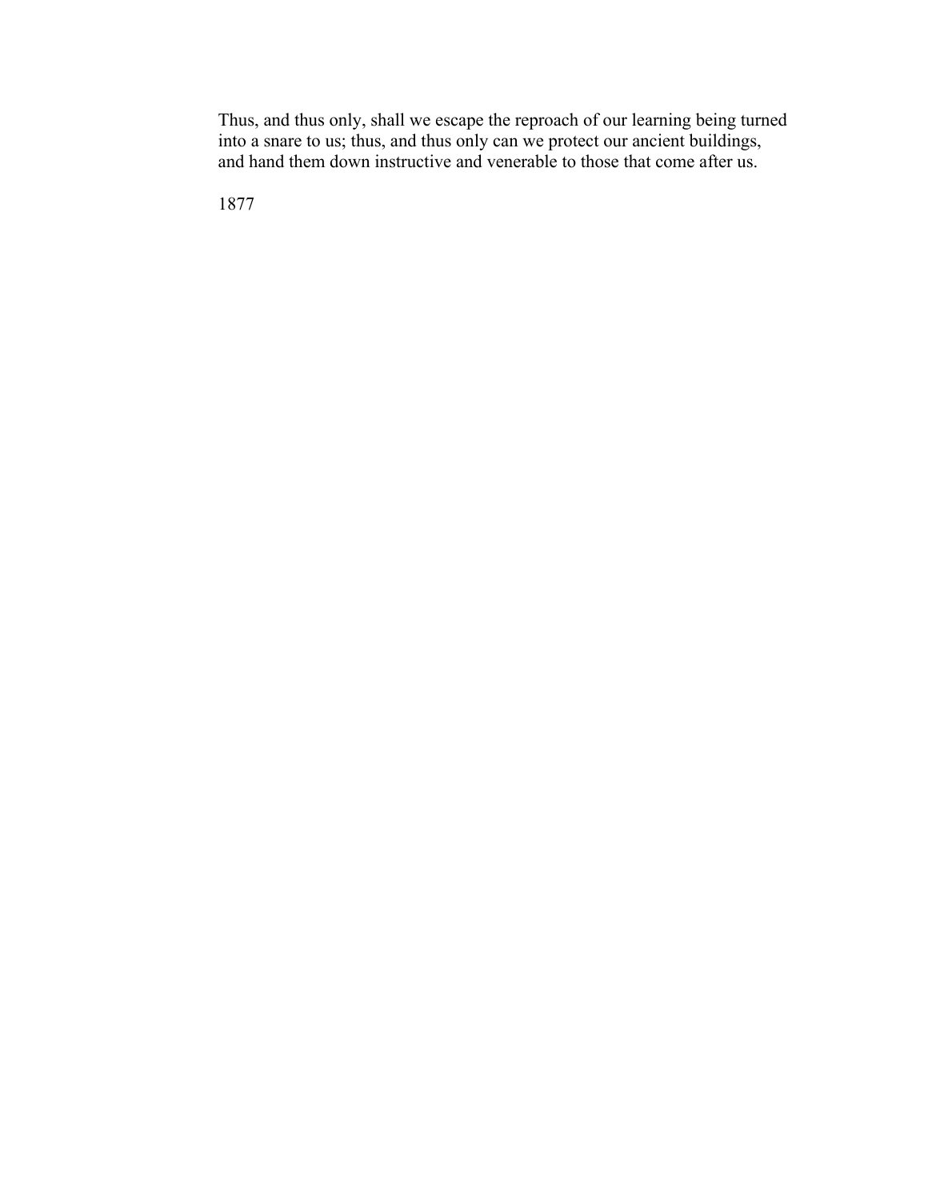Thus, and thus only, shall we escape the reproach of our learning being turned into a snare to us; thus, and thus only can we protect our ancient buildings, and hand them down instructive and venerable to those that come after us.

1877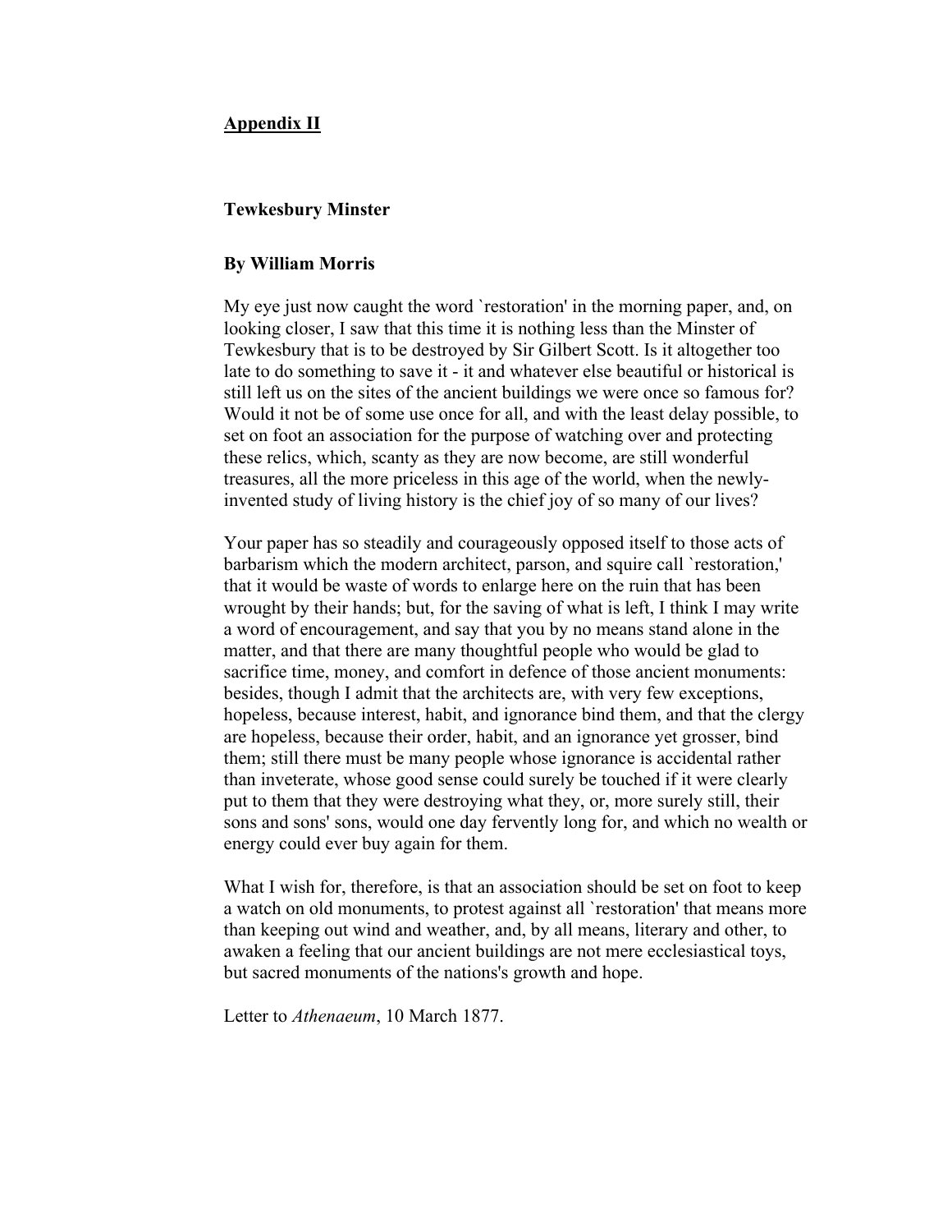## Appendix II

### Tewkesbury Minster

**By William Morris**

My eye just now caught the word `restoration' in the morning paper, and, on looking closer, I saw that this time it is nothing less than the Minster of Tewkesbury that is to be destroyed by Sir Gilbert Scott. Is it altogether too late to do something to save it - it and whatever else beautiful or historical is still left us on the sites of the ancient buildings we were once so famous for? Would it not be of some use once for all, and with the least delay possible, to set on foot an association for the purpose of watching over and protecting these relics, which, scanty as they are now become, are still wonderful treasures, all the more priceless in this age of the world, when the newly-invented study of living history is the chief joy of so many of our lives?

Your paper has so steadily and courageously opposed itself to those acts of barbarism which the modern architect, parson, and squire call `restoration,' that it would be waste of words to enlarge here on the ruin that has been wrought by their hands; but, for the saving of what is left, I think I may write a word of encouragement, and say that you by no means stand alone in the matter, and that there are many thoughtful people who would be glad to sacrifice time, money, and comfort in defence of those ancient monuments: besides, though I admit that the architects are, with very few exceptions, hopeless, because interest, habit, and ignorance bind them, and that the clergy are hopeless, because their order, habit, and an ignorance yet grosser, bind them; still there must be many people whose ignorance is accidental rather than inveterate, whose good sense could surely be touched if it were clearly put to them that they were destroying what they, or, more surely still, their sons and sons' sons, would one day fervently long for, and which no wealth or energy could ever buy again for them.

What I wish for, therefore, is that an association should be set on foot to keep a watch on old monuments, to protest against all `restoration' that means more than keeping out wind and weather, and, by all means, literary and other, to awaken a feeling that our ancient buildings are not mere ecclesiastical toys, but sacred monuments of the nations's growth and hope.

Letter to *Athenaeum*, 10 March 1877.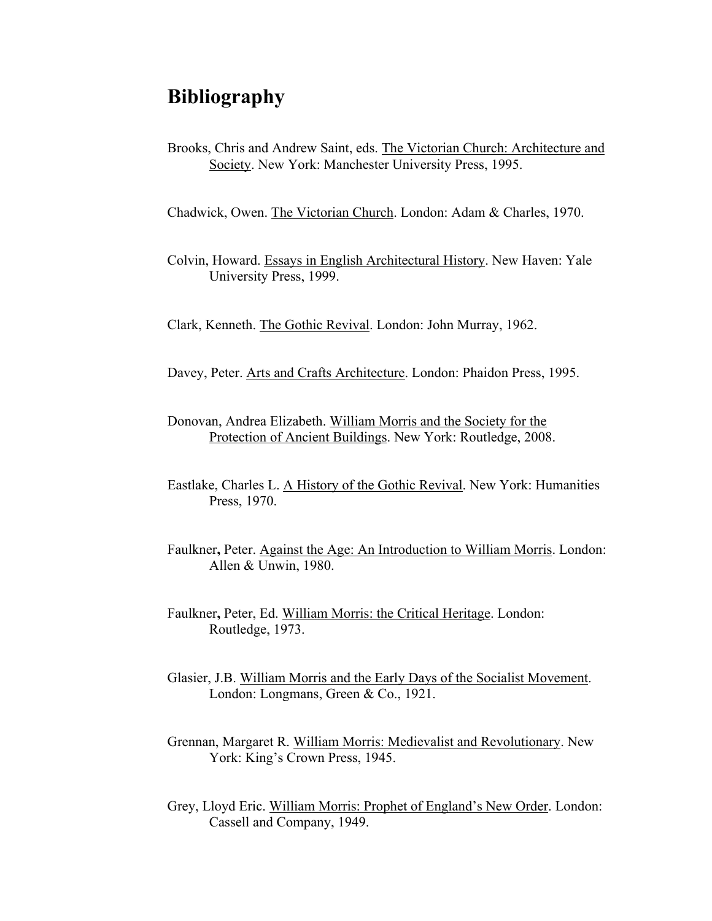# Bibliography

Brooks, Chris and Andrew Saint, eds. The Victorian Church: Architecture and Society. New York: Manchester University Press, 1995.

Chadwick, Owen. The Victorian Church. London: Adam & Charles, 1970.

Colvin, Howard. Essays in English Architectural History. New Haven: Yale University Press, 1999.

Clark, Kenneth. The Gothic Revival. London: John Murray, 1962.

Davey, Peter. Arts and Crafts Architecture. London: Phaidon Press, 1995.

Donovan, Andrea Elizabeth. William Morris and the Society for the Protection of Ancient Buildings. New York: Routledge, 2008.

Eastlake, Charles L. A History of the Gothic Revival. New York: Humanities Press, 1970.

Faulkner**,** Peter. Against the Age: An Introduction to William Morris. London: Allen & Unwin, 1980.

Faulkner**,** Peter, Ed. William Morris: the Critical Heritage. London: Routledge, 1973.

Glasier, J.B. William Morris and the Early Days of the Socialist Movement. London: Longmans, Green & Co., 1921.

Grennan, Margaret R. William Morris: Medievalist and Revolutionary. New York: King's Crown Press, 1945.

Grey, Lloyd Eric. William Morris: Prophet of England's New Order. London: Cassell and Company, 1949.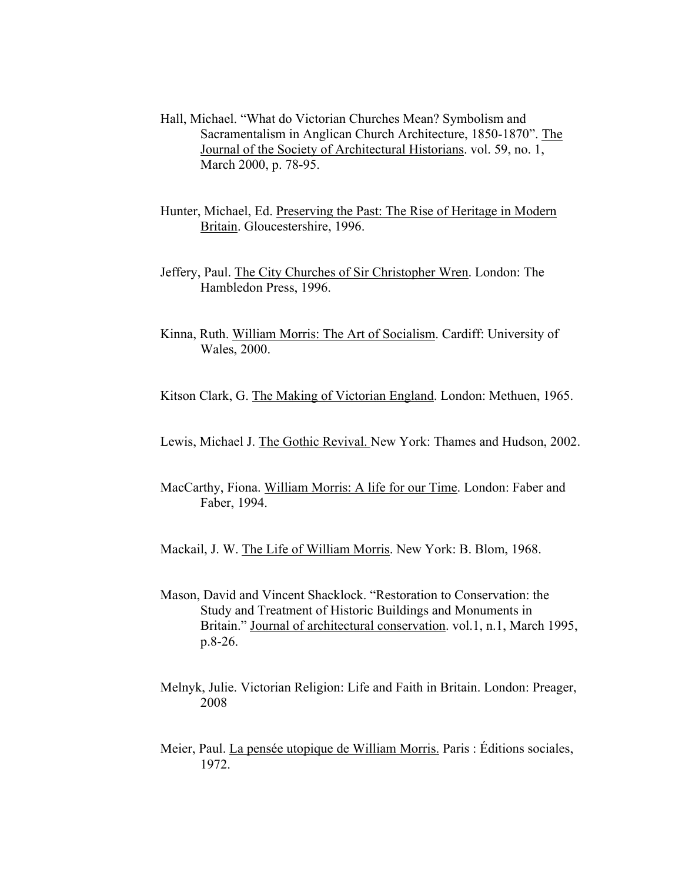Hall, Michael. "What do Victorian Churches Mean? Symbolism and Sacramentalism in Anglican Church Architecture, 1850-1870". The Journal of the Society of Architectural Historians. vol. 59, no. 1, March 2000, p. 78-95.

Hunter, Michael, Ed. Preserving the Past: The Rise of Heritage in Modern Britain. Gloucestershire, 1996.

Jeffery, Paul. The City Churches of Sir Christopher Wren. London: The Hambledon Press, 1996.

Kinna, Ruth. William Morris: The Art of Socialism. Cardiff: University of Wales, 2000.

Kitson Clark, G. The Making of Victorian England. London: Methuen, 1965.

Lewis, Michael J. The Gothic Revival. New York: Thames and Hudson, 2002.

MacCarthy, Fiona. William Morris: A life for our Time. London: Faber and Faber, 1994.

Mackail, J. W. The Life of William Morris. New York: B. Blom, 1968.

Mason, David and Vincent Shacklock. "Restoration to Conservation: the Study and Treatment of Historic Buildings and Monuments in Britain." Journal of architectural conservation. vol.1, n.1, March 1995, p.8-26.

Melnyk, Julie. Victorian Religion: Life and Faith in Britain. London: Preager, 2008

Meier, Paul. La pensée utopique de William Morris. Paris : Éditions sociales, 1972.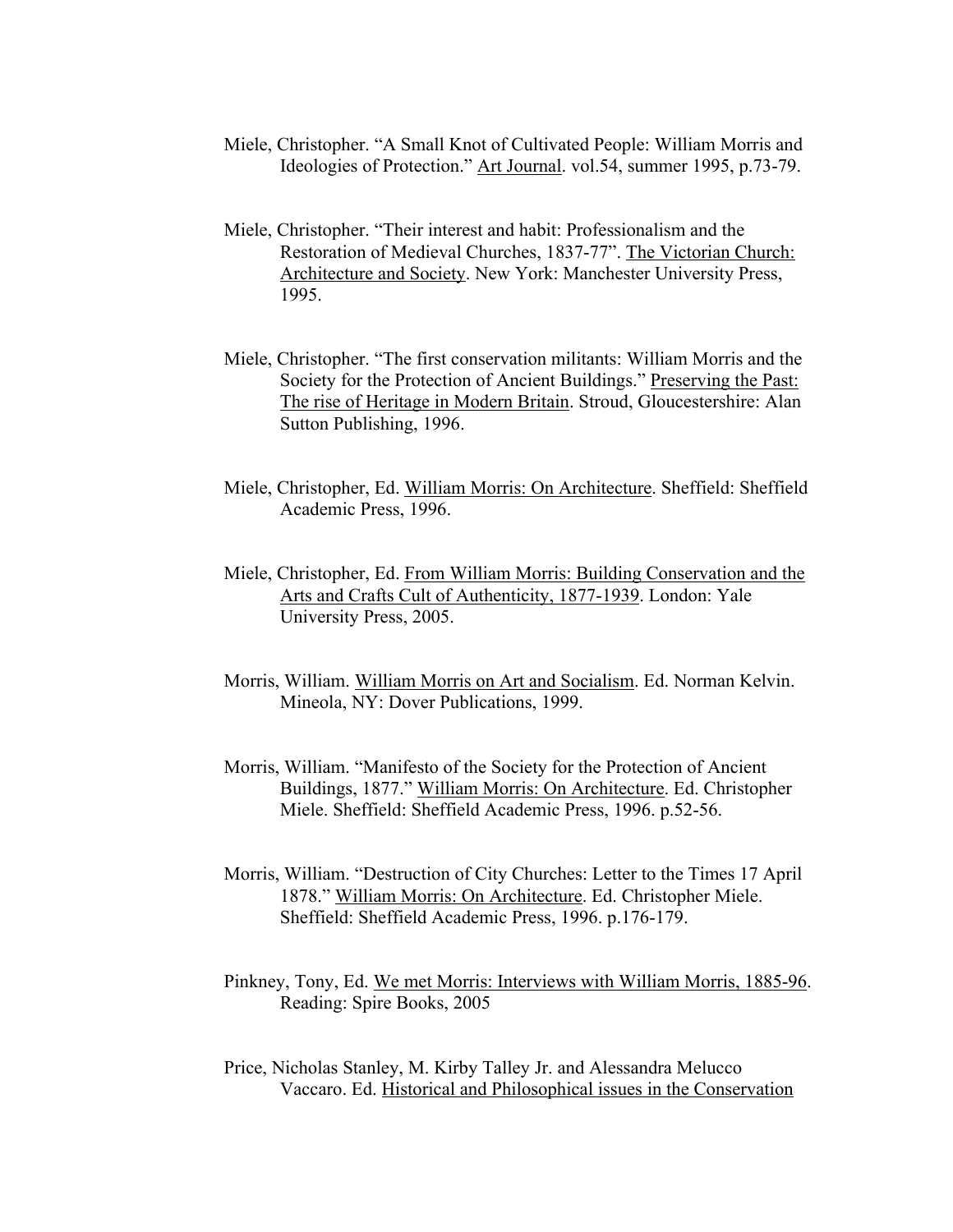Miele, Christopher. “A Small Knot of Cultivated People: William Morris and Ideologies of Protection.” Art Journal. vol.54, summer 1995, p.73-79.

Miele, Christopher. “Their interest and habit: Professionalism and the Restoration of Medieval Churches, 1837-77”. The Victorian Church: Architecture and Society. New York: Manchester University Press, 1995.

Miele, Christopher. “The first conservation militants: William Morris and the Society for the Protection of Ancient Buildings.” Preserving the Past: The rise of Heritage in Modern Britain. Stroud, Gloucestershire: Alan Sutton Publishing, 1996.

Miele, Christopher, Ed. William Morris: On Architecture. Sheffield: Sheffield Academic Press, 1996.

Miele, Christopher, Ed. From William Morris: Building Conservation and the Arts and Crafts Cult of Authenticity, 1877-1939. London: Yale University Press, 2005.

Morris, William. William Morris on Art and Socialism. Ed. Norman Kelvin. Mineola, NY: Dover Publications, 1999.

Morris, William. “Manifesto of the Society for the Protection of Ancient Buildings, 1877.” William Morris: On Architecture. Ed. Christopher Miele. Sheffield: Sheffield Academic Press, 1996. p.52-56.

Morris, William. “Destruction of City Churches: Letter to the Times 17 April 1878.” William Morris: On Architecture. Ed. Christopher Miele. Sheffield: Sheffield Academic Press, 1996. p.176-179.

Pinkney, Tony, Ed. We met Morris: Interviews with William Morris, 1885-96. Reading: Spire Books, 2005

Price, Nicholas Stanley, M. Kirby Talley Jr. and Alessandra Melucco Vaccaro. Ed. Historical and Philosophical issues in the Conservation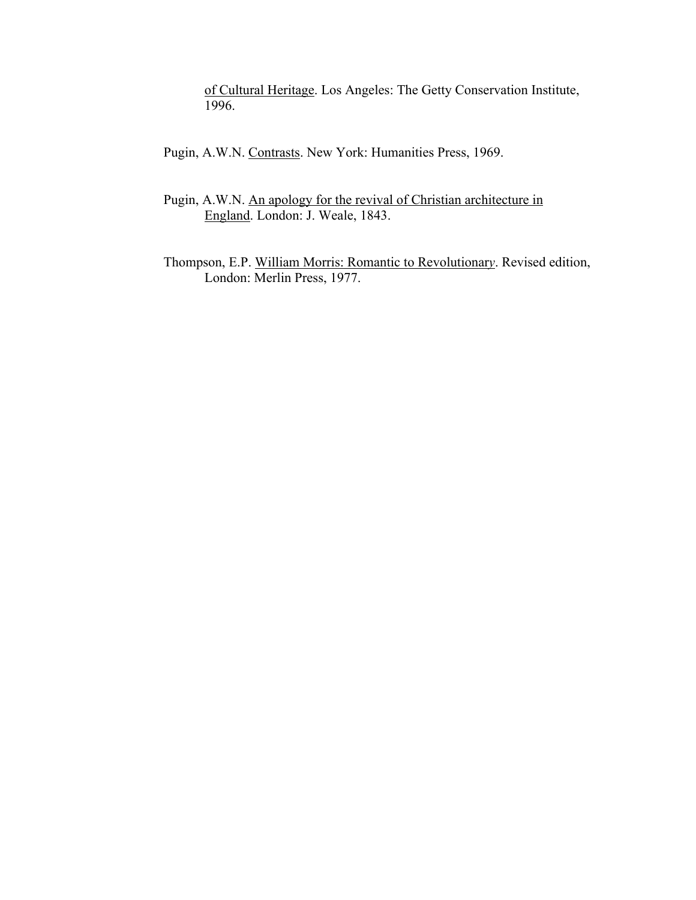of Cultural Heritage. Los Angeles: The Getty Conservation Institute, 1996.

Pugin, A.W.N. Contrasts. New York: Humanities Press, 1969.

Pugin, A.W.N. An apology for the revival of Christian architecture in England. London: J. Weale, 1843.

Thompson, E.P. William Morris: Romantic to Revolutionary. Revised edition, London: Merlin Press, 1977.